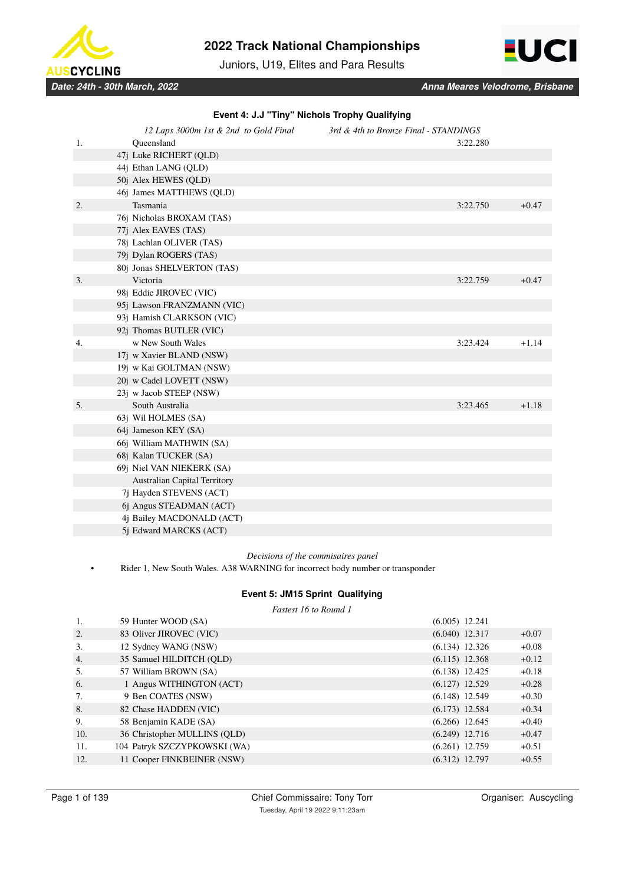# 2022 Track National Championships

Juniors, U19, Elites and Para Results

*Date: 24th - 30th March, 2022* — *Anna Meares Velodrome, Brisbane*

### Event 4: J.J "Tiny" Nichols Trophy Qualifying

*12 Laps 3000m 1st & 2nd to Gold Final* — *3rd & 4th to Bronze Final - STANDINGS*

| Pos | Rider / Team | Time | Gap |
|---|---|---|---|
| 1. | Queensland | 3:22.280 | |
| | 47j Luke RICHERT (QLD) | | |
| | 44j Ethan LANG (QLD) | | |
| | 50j Alex HEWES (QLD) | | |
| | 46j James MATTHEWS (QLD) | | |
| 2. | Tasmania | 3:22.750 | +0.47 |
| | 76j Nicholas BROXAM (TAS) | | |
| | 77j Alex EAVES (TAS) | | |
| | 78j Lachlan OLIVER (TAS) | | |
| | 79j Dylan ROGERS (TAS) | | |
| | 80j Jonas SHELVERTON (TAS) | | |
| 3. | Victoria | 3:22.759 | +0.47 |
| | 98j Eddie JIROVEC (VIC) | | |
| | 95j Lawson FRANZMANN (VIC) | | |
| | 93j Hamish CLARKSON (VIC) | | |
| | 92j Thomas BUTLER (VIC) | | |
| 4. | w New South Wales | 3:23.424 | +1.14 |
| | 17j w Xavier BLAND (NSW) | | |
| | 19j w Kai GOLTMAN (NSW) | | |
| | 20j w Cadel LOVETT (NSW) | | |
| | 23j w Jacob STEEP (NSW) | | |
| 5. | South Australia | 3:23.465 | +1.18 |
| | 63j Wil HOLMES (SA) | | |
| | 64j Jameson KEY (SA) | | |
| | 66j William MATHWIN (SA) | | |
| | 68j Kalan TUCKER (SA) | | |
| | 69j Niel VAN NIEKERK (SA) | | |
| | Australian Capital Territory | | |
| | 7j Hayden STEVENS (ACT) | | |
| | 6j Angus STEADMAN (ACT) | | |
| | 4j Bailey MACDONALD (ACT) | | |
| | 5j Edward MARCKS (ACT) | | |

*Decisions of the commisaires panel*

- Rider 1, New South Wales. A38 WARNING for incorrect body number or transponder

### Event 5: JM15 Sprint Qualifying

*Fastest 16 to Round 1*

| Pos | Rider | Split | Time | Gap |
|---|---|---|---|---|
| 1. | 59 Hunter WOOD (SA) | (6.005) | 12.241 | |
| 2. | 83 Oliver JIROVEC (VIC) | (6.040) | 12.317 | +0.07 |
| 3. | 12 Sydney WANG (NSW) | (6.134) | 12.326 | +0.08 |
| 4. | 35 Samuel HILDITCH (QLD) | (6.115) | 12.368 | +0.12 |
| 5. | 57 William BROWN (SA) | (6.138) | 12.425 | +0.18 |
| 6. | 1 Angus WITHINGTON (ACT) | (6.127) | 12.529 | +0.28 |
| 7. | 9 Ben COATES (NSW) | (6.148) | 12.549 | +0.30 |
| 8. | 82 Chase HADDEN (VIC) | (6.173) | 12.584 | +0.34 |
| 9. | 58 Benjamin KADE (SA) | (6.266) | 12.645 | +0.40 |
| 10. | 36 Christopher MULLINS (QLD) | (6.249) | 12.716 | +0.47 |
| 11. | 104 Patryk SZCZYPKOWSKI (WA) | (6.261) | 12.759 | +0.51 |
| 12. | 11 Cooper FINKBEINER (NSW) | (6.312) | 12.797 | +0.55 |

Chief Commissaire: Tony Torr — Organiser: Auscycling
Tuesday, April 19 2022 9:11:23am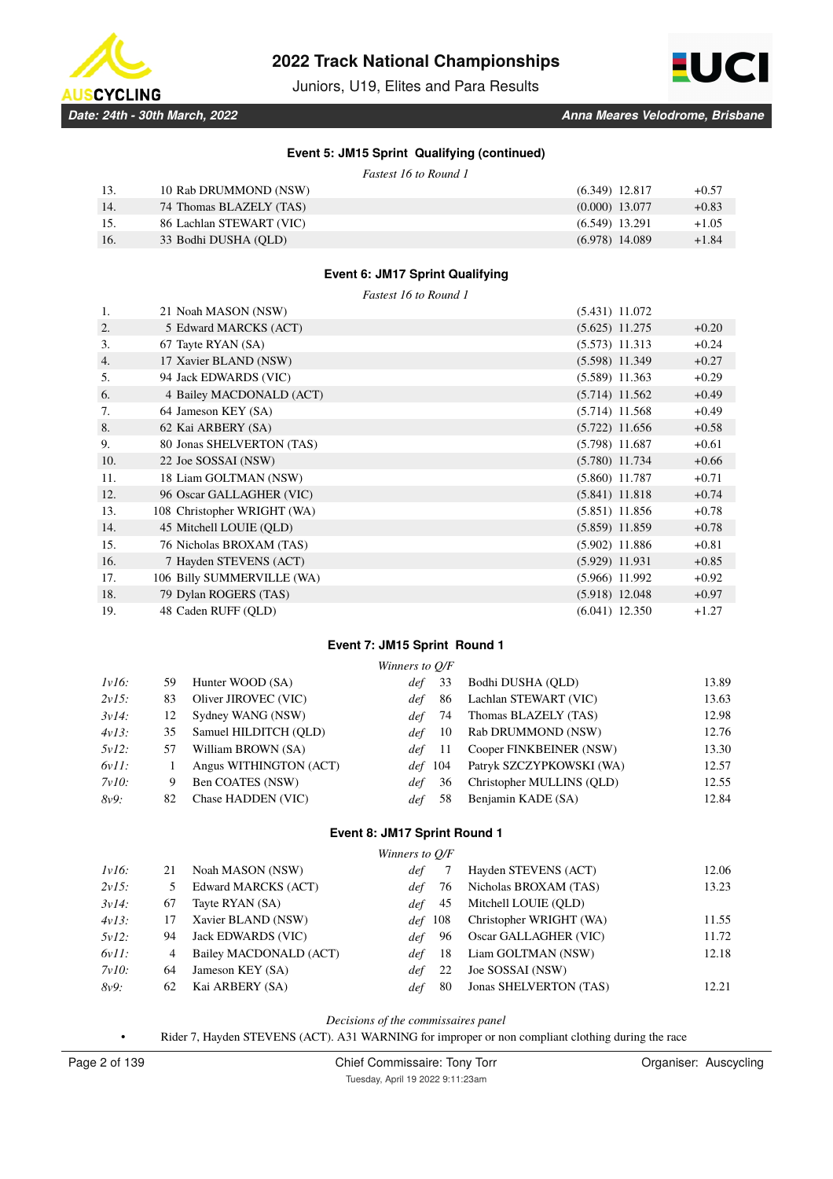### Event 5: JM15 Sprint Qualifying (continued)

*Fastest 16 to Round 1*

| | | | |
|---|---|---|---|
| 13. | 10 Rab DRUMMOND (NSW) | (6.349) 12.817 | +0.57 |
| 14. | 74 Thomas BLAZELY (TAS) | (0.000) 13.077 | +0.83 |
| 15. | 86 Lachlan STEWART (VIC) | (6.549) 13.291 | +1.05 |
| 16. | 33 Bodhi DUSHA (QLD) | (6.978) 14.089 | +1.84 |

### Event 6: JM17 Sprint Qualifying

*Fastest 16 to Round 1*

| | | | |
|---|---|---|---|
| 1. | 21 Noah MASON (NSW) | (5.431) 11.072 | |
| 2. | 5 Edward MARCKS (ACT) | (5.625) 11.275 | +0.20 |
| 3. | 67 Tayte RYAN (SA) | (5.573) 11.313 | +0.24 |
| 4. | 17 Xavier BLAND (NSW) | (5.598) 11.349 | +0.27 |
| 5. | 94 Jack EDWARDS (VIC) | (5.589) 11.363 | +0.29 |
| 6. | 4 Bailey MACDONALD (ACT) | (5.714) 11.562 | +0.49 |
| 7. | 64 Jameson KEY (SA) | (5.714) 11.568 | +0.49 |
| 8. | 62 Kai ARBERY (SA) | (5.722) 11.656 | +0.58 |
| 9. | 80 Jonas SHELVERTON (TAS) | (5.798) 11.687 | +0.61 |
| 10. | 22 Joe SOSSAI (NSW) | (5.780) 11.734 | +0.66 |
| 11. | 18 Liam GOLTMAN (NSW) | (5.860) 11.787 | +0.71 |
| 12. | 96 Oscar GALLAGHER (VIC) | (5.841) 11.818 | +0.74 |
| 13. | 108 Christopher WRIGHT (WA) | (5.851) 11.856 | +0.78 |
| 14. | 45 Mitchell LOUIE (QLD) | (5.859) 11.859 | +0.78 |
| 15. | 76 Nicholas BROXAM (TAS) | (5.902) 11.886 | +0.81 |
| 16. | 7 Hayden STEVENS (ACT) | (5.929) 11.931 | +0.85 |
| 17. | 106 Billy SUMMERVILLE (WA) | (5.966) 11.992 | +0.92 |
| 18. | 79 Dylan ROGERS (TAS) | (5.918) 12.048 | +0.97 |
| 19. | 48 Caden RUFF (QLD) | (6.041) 12.350 | +1.27 |

### Event 7: JM15 Sprint Round 1

*Winners to Q/F*

| | | | | | | |
|---|---|---|---|---|---|---|
| *1v16:* | 59 | Hunter WOOD (SA) | *def* 33 | Bodhi DUSHA (QLD) | 13.89 |
| *2v15:* | 83 | Oliver JIROVEC (VIC) | *def* 86 | Lachlan STEWART (VIC) | 13.63 |
| *3v14:* | 12 | Sydney WANG (NSW) | *def* 74 | Thomas BLAZELY (TAS) | 12.98 |
| *4v13:* | 35 | Samuel HILDITCH (QLD) | *def* 10 | Rab DRUMMOND (NSW) | 12.76 |
| *5v12:* | 57 | William BROWN (SA) | *def* 11 | Cooper FINKBEINER (NSW) | 13.30 |
| *6v11:* | 1 | Angus WITHINGTON (ACT) | *def* 104 | Patryk SZCZYPKOWSKI (WA) | 12.57 |
| *7v10:* | 9 | Ben COATES (NSW) | *def* 36 | Christopher MULLINS (QLD) | 12.55 |
| *8v9:* | 82 | Chase HADDEN (VIC) | *def* 58 | Benjamin KADE (SA) | 12.84 |

### Event 8: JM17 Sprint Round 1

*Winners to Q/F*

| | | | | | |
|---|---|---|---|---|---|
| *1v16:* | 21 | Noah MASON (NSW) | *def* 7 | Hayden STEVENS (ACT) | 12.06 |
| *2v15:* | 5 | Edward MARCKS (ACT) | *def* 76 | Nicholas BROXAM (TAS) | 13.23 |
| *3v14:* | 67 | Tayte RYAN (SA) | *def* 45 | Mitchell LOUIE (QLD) | |
| *4v13:* | 17 | Xavier BLAND (NSW) | *def* 108 | Christopher WRIGHT (WA) | 11.55 |
| *5v12:* | 94 | Jack EDWARDS (VIC) | *def* 96 | Oscar GALLAGHER (VIC) | 11.72 |
| *6v11:* | 4 | Bailey MACDONALD (ACT) | *def* 18 | Liam GOLTMAN (NSW) | 12.18 |
| *7v10:* | 64 | Jameson KEY (SA) | *def* 22 | Joe SOSSAI (NSW) | |
| *8v9:* | 62 | Kai ARBERY (SA) | *def* 80 | Jonas SHELVERTON (TAS) | 12.21 |

*Decisions of the commissaires panel*

- Rider 7, Hayden STEVENS (ACT). A31 WARNING for improper or non compliant clothing during the race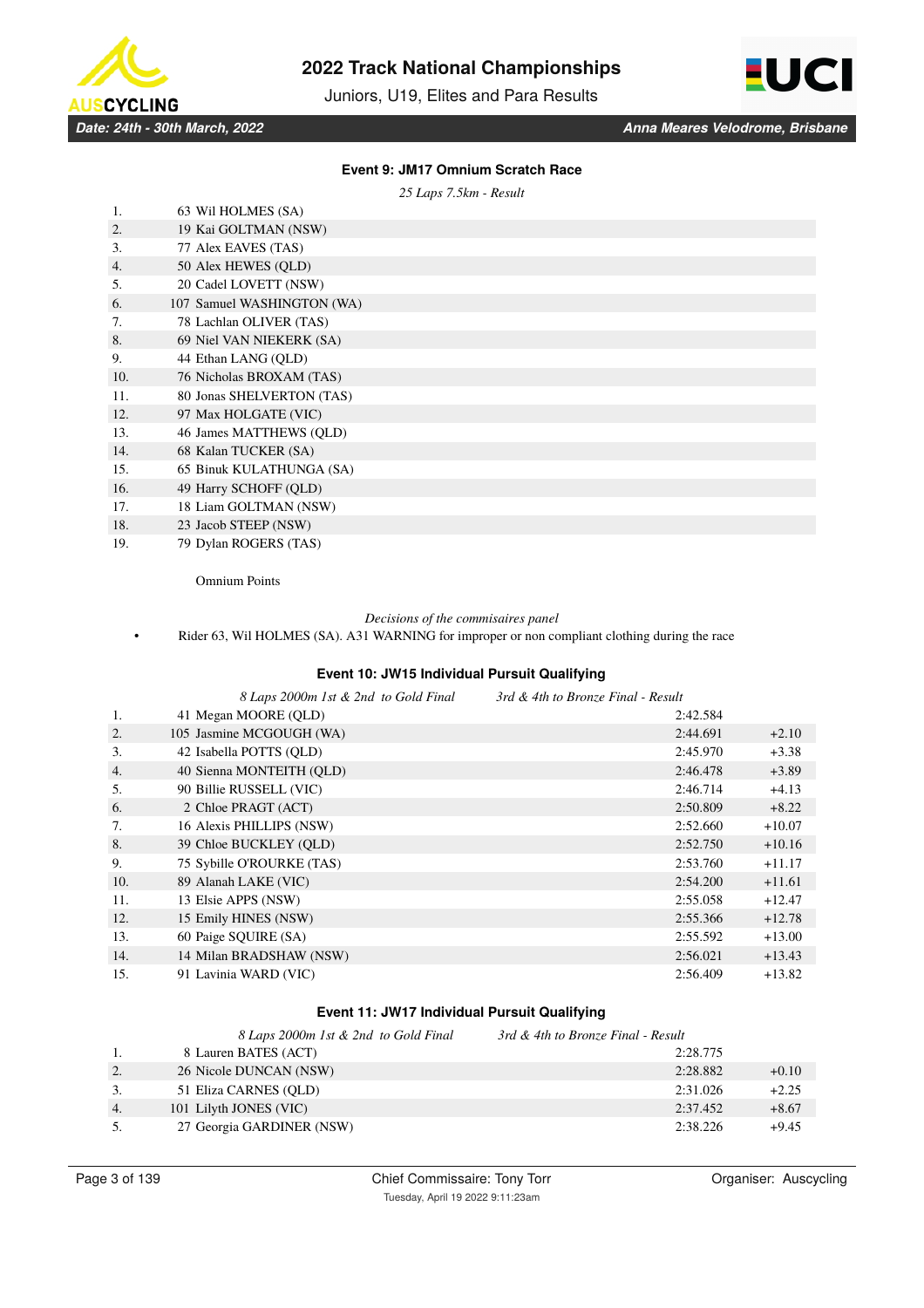# 2022 Track National Championships

Juniors, U19, Elites and Para Results

*Date: 24th - 30th March, 2022* | *Anna Meares Velodrome, Brisbane*

### Event 9: JM17 Omnium Scratch Race

*25 Laps 7.5km - Result*

| | |
|---|---|
| 1. | 63 Wil HOLMES (SA) |
| 2. | 19 Kai GOLTMAN (NSW) |
| 3. | 77 Alex EAVES (TAS) |
| 4. | 50 Alex HEWES (QLD) |
| 5. | 20 Cadel LOVETT (NSW) |
| 6. | 107 Samuel WASHINGTON (WA) |
| 7. | 78 Lachlan OLIVER (TAS) |
| 8. | 69 Niel VAN NIEKERK (SA) |
| 9. | 44 Ethan LANG (QLD) |
| 10. | 76 Nicholas BROXAM (TAS) |
| 11. | 80 Jonas SHELVERTON (TAS) |
| 12. | 97 Max HOLGATE (VIC) |
| 13. | 46 James MATTHEWS (QLD) |
| 14. | 68 Kalan TUCKER (SA) |
| 15. | 65 Binuk KULATHUNGA (SA) |
| 16. | 49 Harry SCHOFF (QLD) |
| 17. | 18 Liam GOLTMAN (NSW) |
| 18. | 23 Jacob STEEP (NSW) |
| 19. | 79 Dylan ROGERS (TAS) |

Omnium Points

*Decisions of the commisaires panel*

- Rider 63, Wil HOLMES (SA). A31 WARNING for improper or non compliant clothing during the race

### Event 10: JW15 Individual Pursuit Qualifying

*8 Laps 2000m 1st & 2nd to Gold Final* | *3rd & 4th to Bronze Final - Result*

| | | | |
|---|---|---|---|
| 1. | 41 Megan MOORE (QLD) | 2:42.584 | |
| 2. | 105 Jasmine MCGOUGH (WA) | 2:44.691 | +2.10 |
| 3. | 42 Isabella POTTS (QLD) | 2:45.970 | +3.38 |
| 4. | 40 Sienna MONTEITH (QLD) | 2:46.478 | +3.89 |
| 5. | 90 Billie RUSSELL (VIC) | 2:46.714 | +4.13 |
| 6. | 2 Chloe PRAGT (ACT) | 2:50.809 | +8.22 |
| 7. | 16 Alexis PHILLIPS (NSW) | 2:52.660 | +10.07 |
| 8. | 39 Chloe BUCKLEY (QLD) | 2:52.750 | +10.16 |
| 9. | 75 Sybille O'ROURKE (TAS) | 2:53.760 | +11.17 |
| 10. | 89 Alanah LAKE (VIC) | 2:54.200 | +11.61 |
| 11. | 13 Elsie APPS (NSW) | 2:55.058 | +12.47 |
| 12. | 15 Emily HINES (NSW) | 2:55.366 | +12.78 |
| 13. | 60 Paige SQUIRE (SA) | 2:55.592 | +13.00 |
| 14. | 14 Milan BRADSHAW (NSW) | 2:56.021 | +13.43 |
| 15. | 91 Lavinia WARD (VIC) | 2:56.409 | +13.82 |

### Event 11: JW17 Individual Pursuit Qualifying

*8 Laps 2000m 1st & 2nd to Gold Final* | *3rd & 4th to Bronze Final - Result*

| | | | |
|---|---|---|---|
| 1. | 8 Lauren BATES (ACT) | 2:28.775 | |
| 2. | 26 Nicole DUNCAN (NSW) | 2:28.882 | +0.10 |
| 3. | 51 Eliza CARNES (QLD) | 2:31.026 | +2.25 |
| 4. | 101 Lilyth JONES (VIC) | 2:37.452 | +8.67 |
| 5. | 27 Georgia GARDINER (NSW) | 2:38.226 | +9.45 |

Chief Commissaire: Tony Torr | Organiser: Auscycling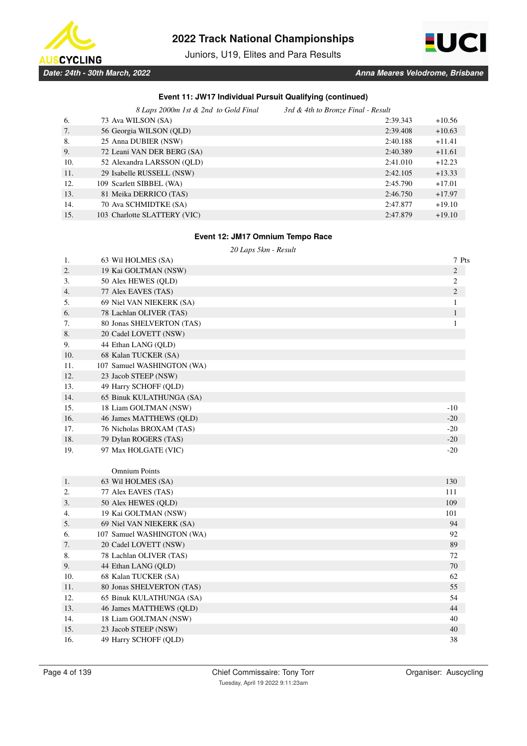### Event 11: JW17 Individual Pursuit Qualifying (continued)

*8 Laps 2000m 1st & 2nd to Gold Final — 3rd & 4th to Bronze Final - Result*

| Pos | Rider | Time | Gap |
|---|---|---|---|
| 6. | 73 Ava WILSON (SA) | 2:39.343 | +10.56 |
| 7. | 56 Georgia WILSON (QLD) | 2:39.408 | +10.63 |
| 8. | 25 Anna DUBIER (NSW) | 2:40.188 | +11.41 |
| 9. | 72 Leani VAN DER BERG (SA) | 2:40.389 | +11.61 |
| 10. | 52 Alexandra LARSSON (QLD) | 2:41.010 | +12.23 |
| 11. | 29 Isabelle RUSSELL (NSW) | 2:42.105 | +13.33 |
| 12. | 109 Scarlett SIBBEL (WA) | 2:45.790 | +17.01 |
| 13. | 81 Meika DERRICO (TAS) | 2:46.750 | +17.97 |
| 14. | 70 Ava SCHMIDTKE (SA) | 2:47.877 | +19.10 |
| 15. | 103 Charlotte SLATTERY (VIC) | 2:47.879 | +19.10 |

### Event 12: JM17 Omnium Tempo Race

*20 Laps 5km - Result*

| Pos | Rider | Pts |
|---|---|---|
| 1. | 63 Wil HOLMES (SA) | 7 |
| 2. | 19 Kai GOLTMAN (NSW) | 2 |
| 3. | 50 Alex HEWES (QLD) | 2 |
| 4. | 77 Alex EAVES (TAS) | 2 |
| 5. | 69 Niel VAN NIEKERK (SA) | 1 |
| 6. | 78 Lachlan OLIVER (TAS) | 1 |
| 7. | 80 Jonas SHELVERTON (TAS) | 1 |
| 8. | 20 Cadel LOVETT (NSW) | |
| 9. | 44 Ethan LANG (QLD) | |
| 10. | 68 Kalan TUCKER (SA) | |
| 11. | 107 Samuel WASHINGTON (WA) | |
| 12. | 23 Jacob STEEP (NSW) | |
| 13. | 49 Harry SCHOFF (QLD) | |
| 14. | 65 Binuk KULATHUNGA (SA) | |
| 15. | 18 Liam GOLTMAN (NSW) | -10 |
| 16. | 46 James MATTHEWS (QLD) | -20 |
| 17. | 76 Nicholas BROXAM (TAS) | -20 |
| 18. | 79 Dylan ROGERS (TAS) | -20 |
| 19. | 97 Max HOLGATE (VIC) | -20 |

Omnium Points

| Pos | Rider | Points |
|---|---|---|
| 1. | 63 Wil HOLMES (SA) | 130 |
| 2. | 77 Alex EAVES (TAS) | 111 |
| 3. | 50 Alex HEWES (QLD) | 109 |
| 4. | 19 Kai GOLTMAN (NSW) | 101 |
| 5. | 69 Niel VAN NIEKERK (SA) | 94 |
| 6. | 107 Samuel WASHINGTON (WA) | 92 |
| 7. | 20 Cadel LOVETT (NSW) | 89 |
| 8. | 78 Lachlan OLIVER (TAS) | 72 |
| 9. | 44 Ethan LANG (QLD) | 70 |
| 10. | 68 Kalan TUCKER (SA) | 62 |
| 11. | 80 Jonas SHELVERTON (TAS) | 55 |
| 12. | 65 Binuk KULATHUNGA (SA) | 54 |
| 13. | 46 James MATTHEWS (QLD) | 44 |
| 14. | 18 Liam GOLTMAN (NSW) | 40 |
| 15. | 23 Jacob STEEP (NSW) | 40 |
| 16. | 49 Harry SCHOFF (QLD) | 38 |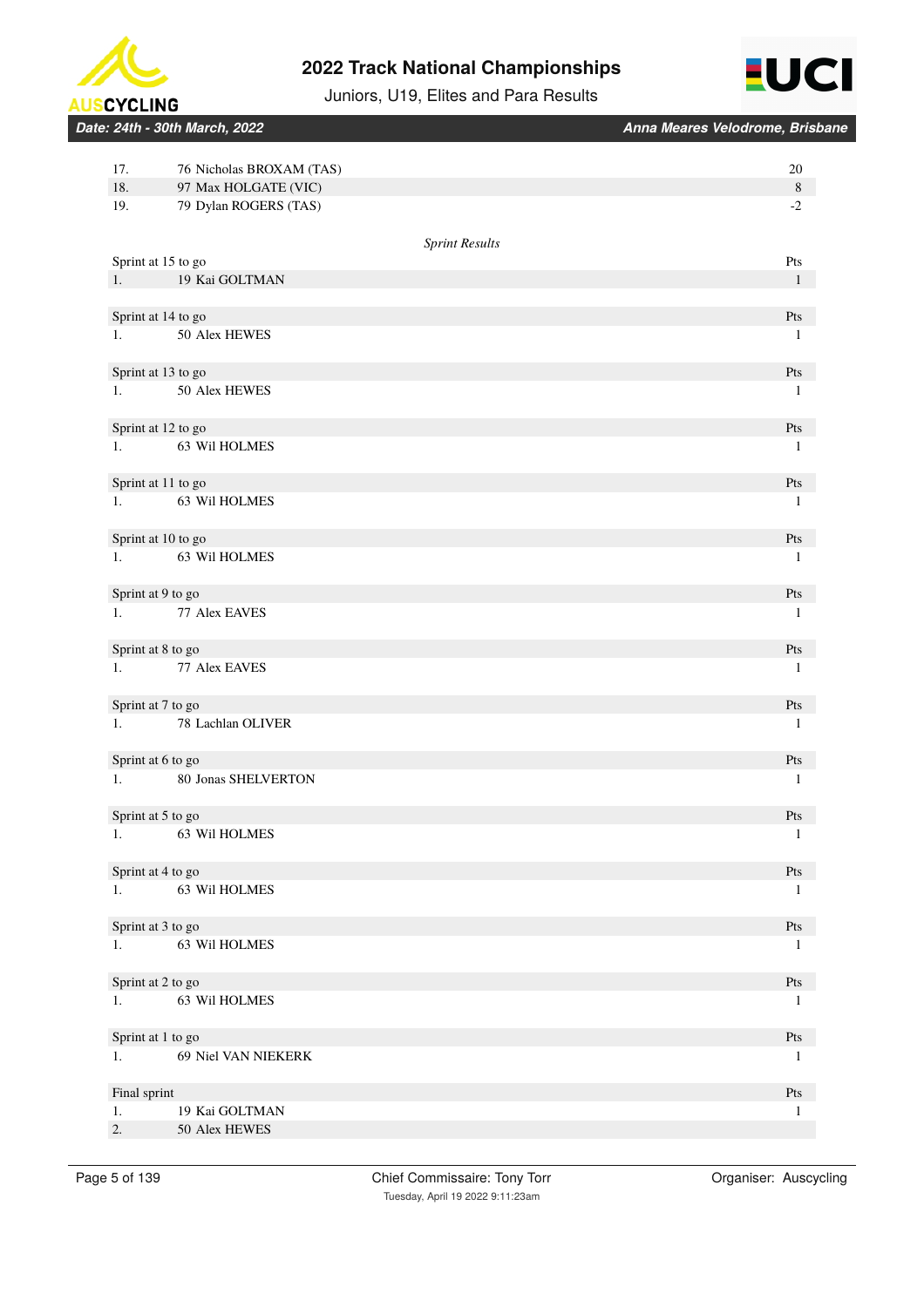| | | |
|---|---|---|
| 17. | 76 Nicholas BROXAM (TAS) | 20 |
| 18. | 97 Max HOLGATE (VIC) | 8 |
| 19. | 79 Dylan ROGERS (TAS) | -2 |

*Sprint Results*

| Sprint at 15 to go | | Pts |
|---|---|---|
| 1. | 19 Kai GOLTMAN | 1 |

| Sprint at 14 to go | | Pts |
|---|---|---|
| 1. | 50 Alex HEWES | 1 |

| Sprint at 13 to go | | Pts |
|---|---|---|
| 1. | 50 Alex HEWES | 1 |

| Sprint at 12 to go | | Pts |
|---|---|---|
| 1. | 63 Wil HOLMES | 1 |

| Sprint at 11 to go | | Pts |
|---|---|---|
| 1. | 63 Wil HOLMES | 1 |

| Sprint at 10 to go | | Pts |
|---|---|---|
| 1. | 63 Wil HOLMES | 1 |

| Sprint at 9 to go | | Pts |
|---|---|---|
| 1. | 77 Alex EAVES | 1 |

| Sprint at 8 to go | | Pts |
|---|---|---|
| 1. | 77 Alex EAVES | 1 |

| Sprint at 7 to go | | Pts |
|---|---|---|
| 1. | 78 Lachlan OLIVER | 1 |

| Sprint at 6 to go | | Pts |
|---|---|---|
| 1. | 80 Jonas SHELVERTON | 1 |

| Sprint at 5 to go | | Pts |
|---|---|---|
| 1. | 63 Wil HOLMES | 1 |

| Sprint at 4 to go | | Pts |
|---|---|---|
| 1. | 63 Wil HOLMES | 1 |

| Sprint at 3 to go | | Pts |
|---|---|---|
| 1. | 63 Wil HOLMES | 1 |

| Sprint at 2 to go | | Pts |
|---|---|---|
| 1. | 63 Wil HOLMES | 1 |

| Sprint at 1 to go | | Pts |
|---|---|---|
| 1. | 69 Niel VAN NIEKERK | 1 |

| Final sprint | | Pts |
|---|---|---|
| 1. | 19 Kai GOLTMAN | 1 |
| 2. | 50 Alex HEWES | |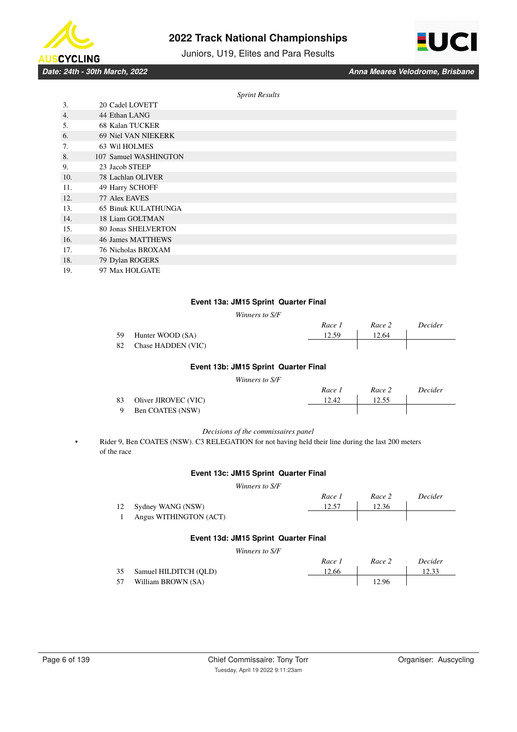*Sprint Results*

| | |
|---|---|
| 3. | 20 Cadel LOVETT |
| 4. | 44 Ethan LANG |
| 5. | 68 Kalan TUCKER |
| 6. | 69 Niel VAN NIEKERK |
| 7. | 63 Wil HOLMES |
| 8. | 107 Samuel WASHINGTON |
| 9. | 23 Jacob STEEP |
| 10. | 78 Lachlan OLIVER |
| 11. | 49 Harry SCHOFF |
| 12. | 77 Alex EAVES |
| 13. | 65 Binuk KULATHUNGA |
| 14. | 18 Liam GOLTMAN |
| 15. | 80 Jonas SHELVERTON |
| 16. | 46 James MATTHEWS |
| 17. | 76 Nicholas BROXAM |
| 18. | 79 Dylan ROGERS |
| 19. | 97 Max HOLGATE |

## Event 13a: JM15 Sprint Quarter Final

*Winners to S/F*

| | | Race 1 | Race 2 | Decider |
|---|---|---|---|---|
| 59 | Hunter WOOD (SA) | 12.59 | 12.64 | |
| 82 | Chase HADDEN (VIC) | | | |

## Event 13b: JM15 Sprint Quarter Final

*Winners to S/F*

| | | Race 1 | Race 2 | Decider |
|---|---|---|---|---|
| 83 | Oliver JIROVEC (VIC) | 12.42 | 12.55 | |
| 9 | Ben COATES (NSW) | | | |

*Decisions of the commissaires panel*

- Rider 9, Ben COATES (NSW). C3 RELEGATION for not having held their line during the last 200 meters of the race

## Event 13c: JM15 Sprint Quarter Final

*Winners to S/F*

| | | Race 1 | Race 2 | Decider |
|---|---|---|---|---|
| 12 | Sydney WANG (NSW) | 12.57 | 12.36 | |
| 1 | Angus WITHINGTON (ACT) | | | |

## Event 13d: JM15 Sprint Quarter Final

*Winners to S/F*

| | | Race 1 | Race 2 | Decider |
|---|---|---|---|---|
| 35 | Samuel HILDITCH (QLD) | 12.66 | | 12.33 |
| 57 | William BROWN (SA) | | 12.96 | |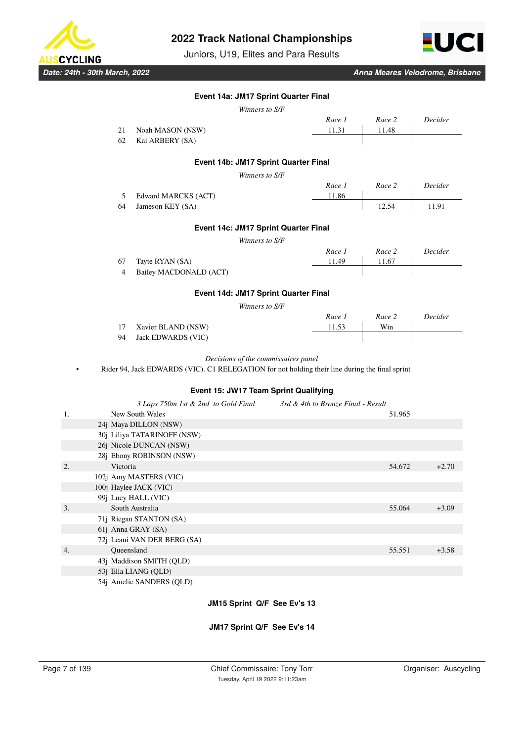### Event 14a: JM17 Sprint Quarter Final

*Winners to S/F*

| No. | Name | Race 1 | Race 2 | Decider |
|---|---|---|---|---|
| 21 | Noah MASON (NSW) | 11.31 | 11.48 | |
| 62 | Kai ARBERY (SA) | | | |

### Event 14b: JM17 Sprint Quarter Final

*Winners to S/F*

| No. | Name | Race 1 | Race 2 | Decider |
|---|---|---|---|---|
| 5 | Edward MARCKS (ACT) | 11.86 | | |
| 64 | Jameson KEY (SA) | | 12.54 | 11.91 |

### Event 14c: JM17 Sprint Quarter Final

*Winners to S/F*

| No. | Name | Race 1 | Race 2 | Decider |
|---|---|---|---|---|
| 67 | Tayte RYAN (SA) | 11.49 | 11.67 | |
| 4 | Bailey MACDONALD (ACT) | | | |

### Event 14d: JM17 Sprint Quarter Final

*Winners to S/F*

| No. | Name | Race 1 | Race 2 | Decider |
|---|---|---|---|---|
| 17 | Xavier BLAND (NSW) | 11.53 | Win | |
| 94 | Jack EDWARDS (VIC) | | | |

*Decisions of the commissaires panel*

- Rider 94, Jack EDWARDS (VIC). C1 RELEGATION for not holding their line during the final sprint

### Event 15: JW17 Team Sprint Qualifying

*3 Laps 750m 1st & 2nd to Gold Final* *3rd & 4th to Bronze Final - Result*

| Pos | Team / Riders | Time | Gap |
|---|---|---|---|
| 1. | New South Wales | 51.965 | |
| | 24j Maya DILLON (NSW) | | |
| | 30j Liliya TATARINOFF (NSW) | | |
| | 26j Nicole DUNCAN (NSW) | | |
| | 28j Ebony ROBINSON (NSW) | | |
| 2. | Victoria | 54.672 | +2.70 |
| | 102j Amy MASTERS (VIC) | | |
| | 100j Haylee JACK (VIC) | | |
| | 99j Lucy HALL (VIC) | | |
| 3. | South Australia | 55.064 | +3.09 |
| | 71j Riegan STANTON (SA) | | |
| | 61j Anna GRAY (SA) | | |
| | 72j Leani VAN DER BERG (SA) | | |
| 4. | Queensland | 55.551 | +3.58 |
| | 43j Maddison SMITH (QLD) | | |
| | 53j Ella LIANG (QLD) | | |
| | 54j Amelie SANDERS (QLD) | | |

**JM15 Sprint Q/F See Ev's 13**

**JM17 Sprint Q/F See Ev's 14**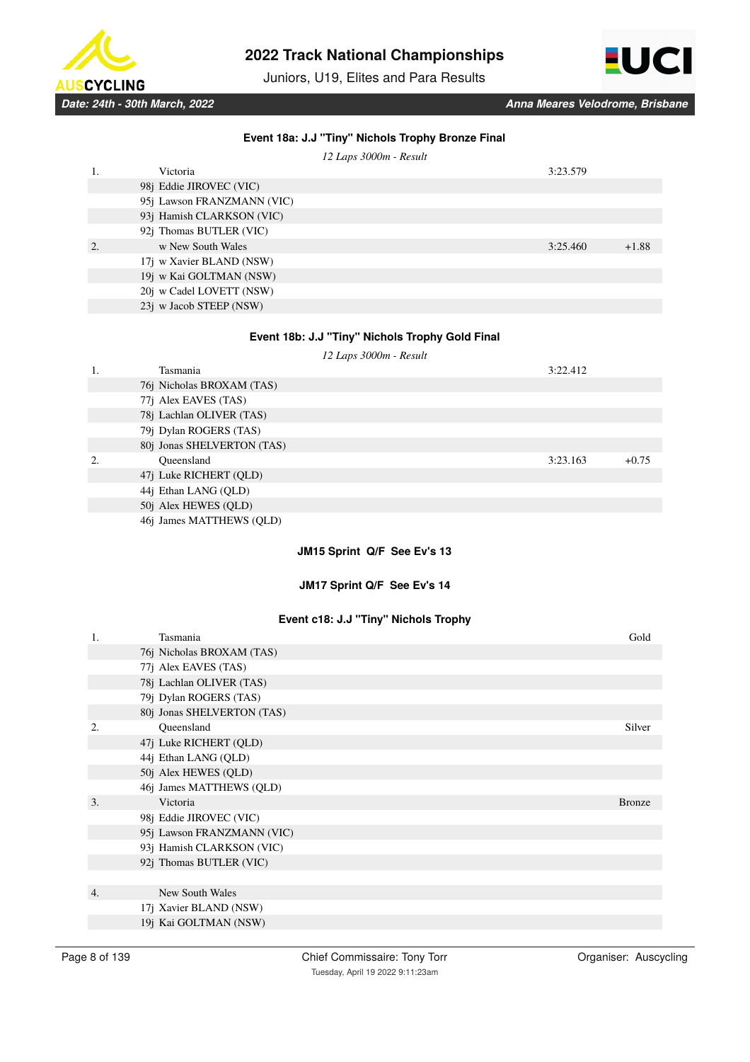### Event 18a: J.J "Tiny" Nichols Trophy Bronze Final

*12 Laps 3000m - Result*

| | | | |
|---|---|---|---|
| 1. | Victoria | 3:23.579 | |
| | 98j Eddie JIROVEC (VIC) | | |
| | 95j Lawson FRANZMANN (VIC) | | |
| | 93j Hamish CLARKSON (VIC) | | |
| | 92j Thomas BUTLER (VIC) | | |
| 2. | w New South Wales | 3:25.460 | +1.88 |
| | 17j w Xavier BLAND (NSW) | | |
| | 19j w Kai GOLTMAN (NSW) | | |
| | 20j w Cadel LOVETT (NSW) | | |
| | 23j w Jacob STEEP (NSW) | | |

### Event 18b: J.J "Tiny" Nichols Trophy Gold Final

*12 Laps 3000m - Result*

| | | | |
|---|---|---|---|
| 1. | Tasmania | 3:22.412 | |
| | 76j Nicholas BROXAM (TAS) | | |
| | 77j Alex EAVES (TAS) | | |
| | 78j Lachlan OLIVER (TAS) | | |
| | 79j Dylan ROGERS (TAS) | | |
| | 80j Jonas SHELVERTON (TAS) | | |
| 2. | Queensland | 3:23.163 | +0.75 |
| | 47j Luke RICHERT (QLD) | | |
| | 44j Ethan LANG (QLD) | | |
| | 50j Alex HEWES (QLD) | | |
| | 46j James MATTHEWS (QLD) | | |

**JM15 Sprint Q/F See Ev's 13**

**JM17 Sprint Q/F See Ev's 14**

### Event c18: J.J "Tiny" Nichols Trophy

| | | |
|---|---|---|
| 1. | Tasmania | Gold |
| | 76j Nicholas BROXAM (TAS) | |
| | 77j Alex EAVES (TAS) | |
| | 78j Lachlan OLIVER (TAS) | |
| | 79j Dylan ROGERS (TAS) | |
| | 80j Jonas SHELVERTON (TAS) | |
| 2. | Queensland | Silver |
| | 47j Luke RICHERT (QLD) | |
| | 44j Ethan LANG (QLD) | |
| | 50j Alex HEWES (QLD) | |
| | 46j James MATTHEWS (QLD) | |
| 3. | Victoria | Bronze |
| | 98j Eddie JIROVEC (VIC) | |
| | 95j Lawson FRANZMANN (VIC) | |
| | 93j Hamish CLARKSON (VIC) | |
| | 92j Thomas BUTLER (VIC) | |
| 4. | New South Wales | |
| | 17j Xavier BLAND (NSW) | |
| | 19j Kai GOLTMAN (NSW) | |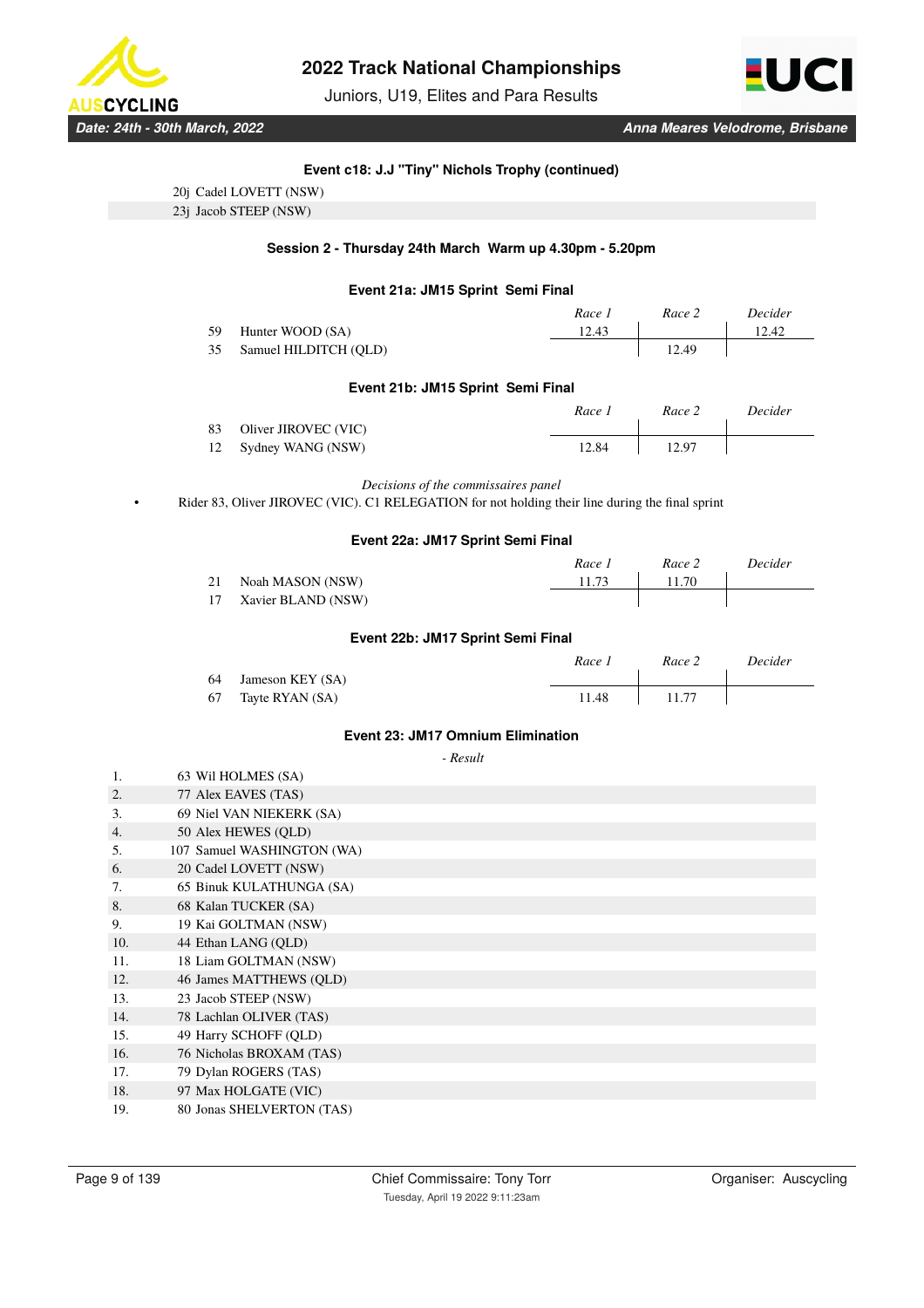### Event c18: J.J "Tiny" Nichols Trophy (continued)

20j Cadel LOVETT (NSW)
23j Jacob STEEP (NSW)

### Session 2 - Thursday 24th March Warm up 4.30pm - 5.20pm

### Event 21a: JM15 Sprint Semi Final

| | | Race 1 | Race 2 | Decider |
|---|---|---|---|---|
| 59 | Hunter WOOD (SA) | 12.43 | | 12.42 |
| 35 | Samuel HILDITCH (QLD) | | 12.49 | |

### Event 21b: JM15 Sprint Semi Final

| | | Race 1 | Race 2 | Decider |
|---|---|---|---|---|
| 83 | Oliver JIROVEC (VIC) | | | |
| 12 | Sydney WANG (NSW) | 12.84 | 12.97 | |

*Decisions of the commissaires panel*

- Rider 83, Oliver JIROVEC (VIC). C1 RELEGATION for not holding their line during the final sprint

### Event 22a: JM17 Sprint Semi Final

| | | Race 1 | Race 2 | Decider |
|---|---|---|---|---|
| 21 | Noah MASON (NSW) | 11.73 | 11.70 | |
| 17 | Xavier BLAND (NSW) | | | |

### Event 22b: JM17 Sprint Semi Final

| | | Race 1 | Race 2 | Decider |
|---|---|---|---|---|
| 64 | Jameson KEY (SA) | | | |
| 67 | Tayte RYAN (SA) | 11.48 | 11.77 | |

### Event 23: JM17 Omnium Elimination

*- Result*

| | |
|---|---|
| 1. | 63 Wil HOLMES (SA) |
| 2. | 77 Alex EAVES (TAS) |
| 3. | 69 Niel VAN NIEKERK (SA) |
| 4. | 50 Alex HEWES (QLD) |
| 5. | 107 Samuel WASHINGTON (WA) |
| 6. | 20 Cadel LOVETT (NSW) |
| 7. | 65 Binuk KULATHUNGA (SA) |
| 8. | 68 Kalan TUCKER (SA) |
| 9. | 19 Kai GOLTMAN (NSW) |
| 10. | 44 Ethan LANG (QLD) |
| 11. | 18 Liam GOLTMAN (NSW) |
| 12. | 46 James MATTHEWS (QLD) |
| 13. | 23 Jacob STEEP (NSW) |
| 14. | 78 Lachlan OLIVER (TAS) |
| 15. | 49 Harry SCHOFF (QLD) |
| 16. | 76 Nicholas BROXAM (TAS) |
| 17. | 79 Dylan ROGERS (TAS) |
| 18. | 97 Max HOLGATE (VIC) |
| 19. | 80 Jonas SHELVERTON (TAS) |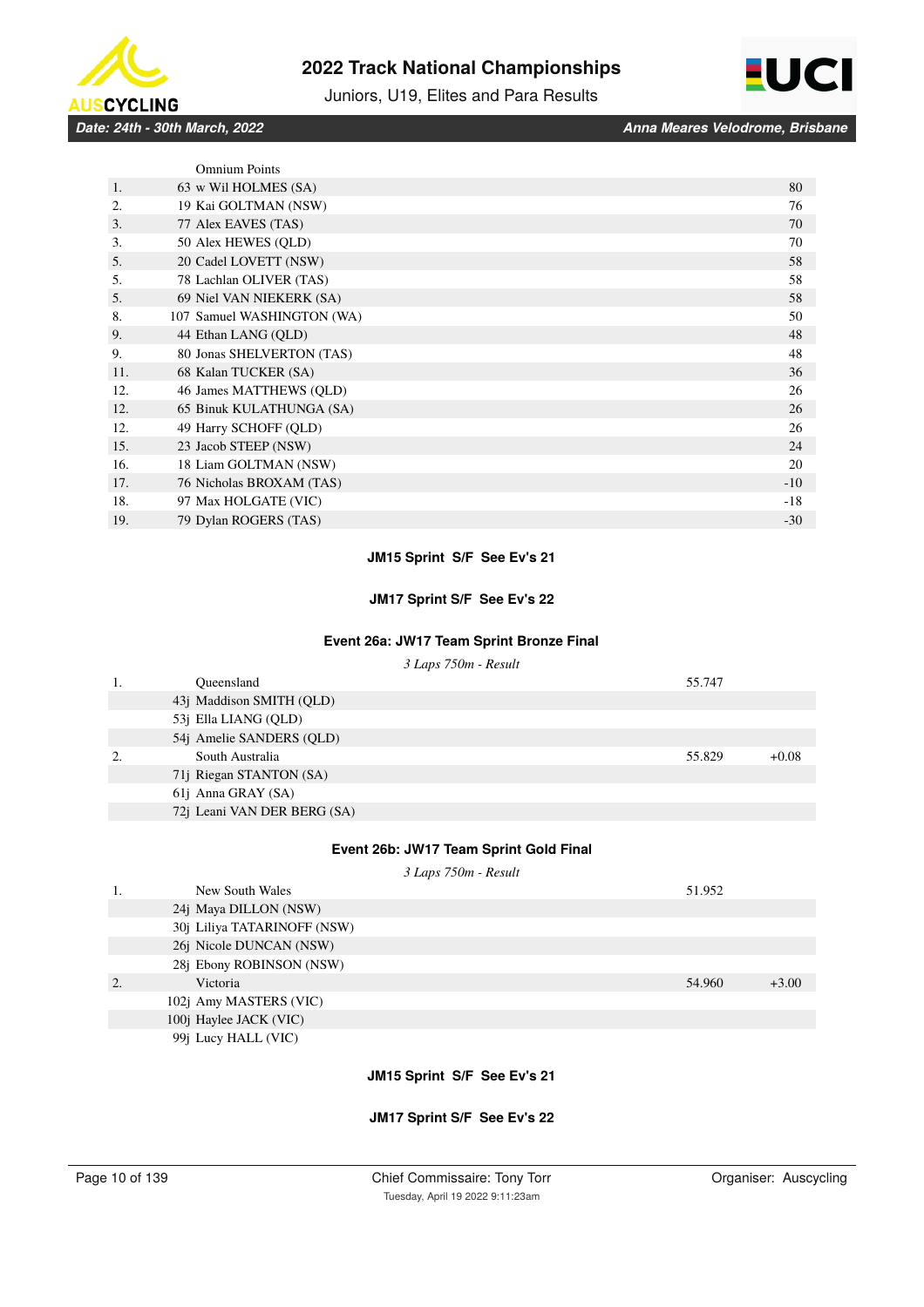| | Omnium Points | |
|---|---|---|
| 1. | 63 w Wil HOLMES (SA) | 80 |
| 2. | 19 Kai GOLTMAN (NSW) | 76 |
| 3. | 77 Alex EAVES (TAS) | 70 |
| 3. | 50 Alex HEWES (QLD) | 70 |
| 5. | 20 Cadel LOVETT (NSW) | 58 |
| 5. | 78 Lachlan OLIVER (TAS) | 58 |
| 5. | 69 Niel VAN NIEKERK (SA) | 58 |
| 8. | 107 Samuel WASHINGTON (WA) | 50 |
| 9. | 44 Ethan LANG (QLD) | 48 |
| 9. | 80 Jonas SHELVERTON (TAS) | 48 |
| 11. | 68 Kalan TUCKER (SA) | 36 |
| 12. | 46 James MATTHEWS (QLD) | 26 |
| 12. | 65 Binuk KULATHUNGA (SA) | 26 |
| 12. | 49 Harry SCHOFF (QLD) | 26 |
| 15. | 23 Jacob STEEP (NSW) | 24 |
| 16. | 18 Liam GOLTMAN (NSW) | 20 |
| 17. | 76 Nicholas BROXAM (TAS) | -10 |
| 18. | 97 Max HOLGATE (VIC) | -18 |
| 19. | 79 Dylan ROGERS (TAS) | -30 |

**JM15 Sprint S/F See Ev's 21**

**JM17 Sprint S/F See Ev's 22**

### Event 26a: JW17 Team Sprint Bronze Final

*3 Laps 750m - Result*

| | | Time | Gap |
|---|---|---|---|
| 1. | Queensland | 55.747 | |
| | 43j Maddison SMITH (QLD) | | |
| | 53j Ella LIANG (QLD) | | |
| | 54j Amelie SANDERS (QLD) | | |
| 2. | South Australia | 55.829 | +0.08 |
| | 71j Riegan STANTON (SA) | | |
| | 61j Anna GRAY (SA) | | |
| | 72j Leani VAN DER BERG (SA) | | |

### Event 26b: JW17 Team Sprint Gold Final

*3 Laps 750m - Result*

| | | Time | Gap |
|---|---|---|---|
| 1. | New South Wales | 51.952 | |
| | 24j Maya DILLON (NSW) | | |
| | 30j Liliya TATARINOFF (NSW) | | |
| | 26j Nicole DUNCAN (NSW) | | |
| | 28j Ebony ROBINSON (NSW) | | |
| 2. | Victoria | 54.960 | +3.00 |
| | 102j Amy MASTERS (VIC) | | |
| | 100j Haylee JACK (VIC) | | |
| | 99j Lucy HALL (VIC) | | |

**JM15 Sprint S/F See Ev's 21**

**JM17 Sprint S/F See Ev's 22**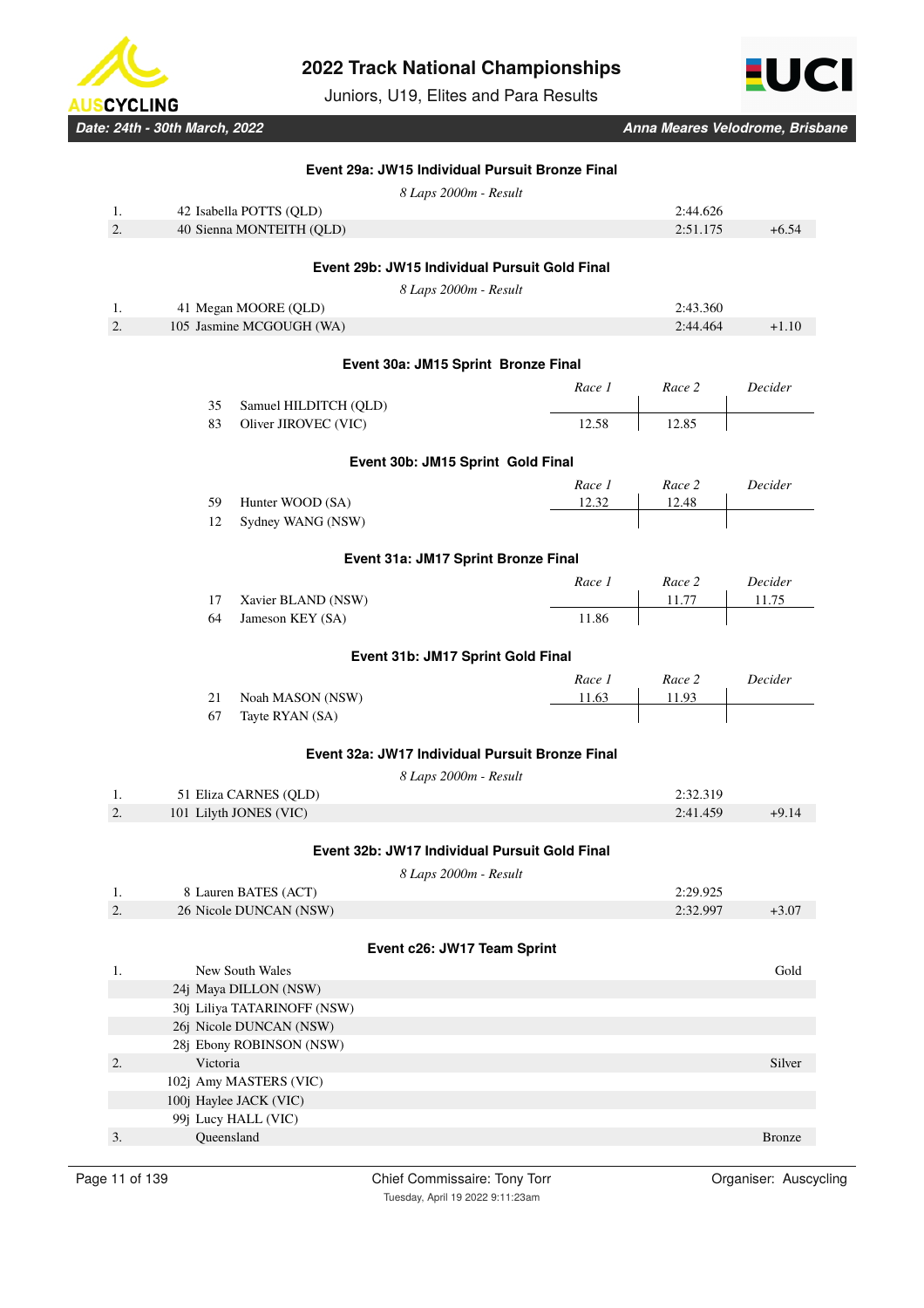## Event 29a: JW15 Individual Pursuit Bronze Final

*8 Laps 2000m - Result*

| Pos | Athlete | Time | Gap |
|---|---|---|---|
| 1. | 42 Isabella POTTS (QLD) | 2:44.626 | |
| 2. | 40 Sienna MONTEITH (QLD) | 2:51.175 | +6.54 |

## Event 29b: JW15 Individual Pursuit Gold Final

*8 Laps 2000m - Result*

| Pos | Athlete | Time | Gap |
|---|---|---|---|
| 1. | 41 Megan MOORE (QLD) | 2:43.360 | |
| 2. | 105 Jasmine MCGOUGH (WA) | 2:44.464 | +1.10 |

## Event 30a: JM15 Sprint Bronze Final

| No. | Athlete | *Race 1* | *Race 2* | *Decider* |
|---|---|---|---|---|
| 35 | Samuel HILDITCH (QLD) | | | |
| 83 | Oliver JIROVEC (VIC) | 12.58 | 12.85 | |

## Event 30b: JM15 Sprint Gold Final

| No. | Athlete | *Race 1* | *Race 2* | *Decider* |
|---|---|---|---|---|
| 59 | Hunter WOOD (SA) | 12.32 | 12.48 | |
| 12 | Sydney WANG (NSW) | | | |

## Event 31a: JM17 Sprint Bronze Final

| No. | Athlete | *Race 1* | *Race 2* | *Decider* |
|---|---|---|---|---|
| 17 | Xavier BLAND (NSW) | | 11.77 | 11.75 |
| 64 | Jameson KEY (SA) | 11.86 | | |

## Event 31b: JM17 Sprint Gold Final

| No. | Athlete | *Race 1* | *Race 2* | *Decider* |
|---|---|---|---|---|
| 21 | Noah MASON (NSW) | 11.63 | 11.93 | |
| 67 | Tayte RYAN (SA) | | | |

## Event 32a: JW17 Individual Pursuit Bronze Final

*8 Laps 2000m - Result*

| Pos | Athlete | Time | Gap |
|---|---|---|---|
| 1. | 51 Eliza CARNES (QLD) | 2:32.319 | |
| 2. | 101 Lilyth JONES (VIC) | 2:41.459 | +9.14 |

## Event 32b: JW17 Individual Pursuit Gold Final

*8 Laps 2000m - Result*

| Pos | Athlete | Time | Gap |
|---|---|---|---|
| 1. | 8 Lauren BATES (ACT) | 2:29.925 | |
| 2. | 26 Nicole DUNCAN (NSW) | 2:32.997 | +3.07 |

## Event c26: JW17 Team Sprint

| Pos | Team / Athlete | Result |
|---|---|---|
| 1. | New South Wales | Gold |
| | 24j Maya DILLON (NSW) | |
| | 30j Liliya TATARINOFF (NSW) | |
| | 26j Nicole DUNCAN (NSW) | |
| | 28j Ebony ROBINSON (NSW) | |
| 2. | Victoria | Silver |
| | 102j Amy MASTERS (VIC) | |
| | 100j Haylee JACK (VIC) | |
| | 99j Lucy HALL (VIC) | |
| 3. | Queensland | Bronze |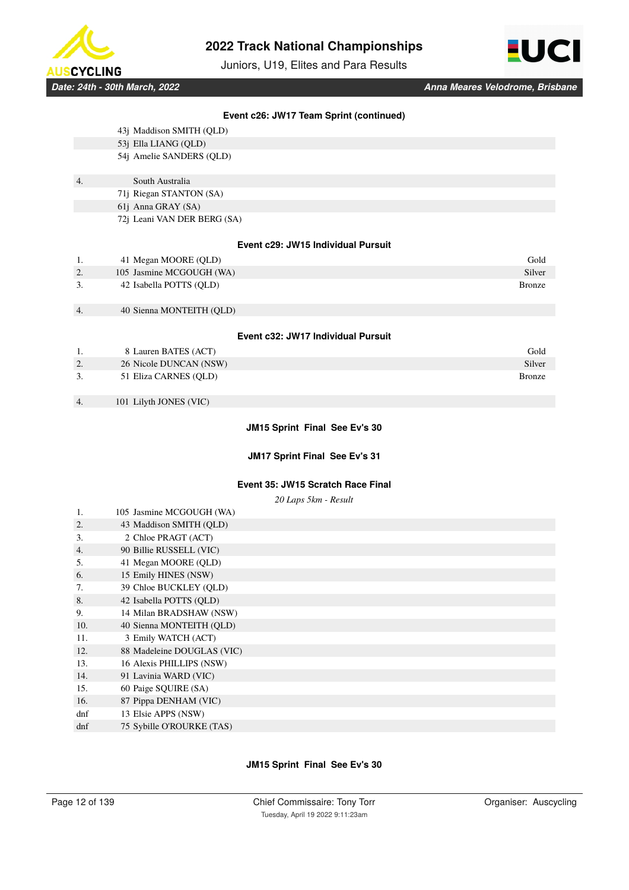### Event c26: JW17 Team Sprint (continued)

| | | |
|---|---|---|
| | 43j Maddison SMITH (QLD) | |
| | 53j Ella LIANG (QLD) | |
| | 54j Amelie SANDERS (QLD) | |
| 4. | South Australia | |
| | 71j Riegan STANTON (SA) | |
| | 61j Anna GRAY (SA) | |
| | 72j Leani VAN DER BERG (SA) | |

### Event c29: JW15 Individual Pursuit

| | | |
|---|---|---|
| 1. | 41 Megan MOORE (QLD) | Gold |
| 2. | 105 Jasmine MCGOUGH (WA) | Silver |
| 3. | 42 Isabella POTTS (QLD) | Bronze |
| 4. | 40 Sienna MONTEITH (QLD) | |

### Event c32: JW17 Individual Pursuit

| | | |
|---|---|---|
| 1. | 8 Lauren BATES (ACT) | Gold |
| 2. | 26 Nicole DUNCAN (NSW) | Silver |
| 3. | 51 Eliza CARNES (QLD) | Bronze |
| 4. | 101 Lilyth JONES (VIC) | |

### JM15 Sprint Final See Ev's 30

### JM17 Sprint Final See Ev's 31

### Event 35: JW15 Scratch Race Final

*20 Laps 5km - Result*

| | |
|---|---|
| 1. | 105 Jasmine MCGOUGH (WA) |
| 2. | 43 Maddison SMITH (QLD) |
| 3. | 2 Chloe PRAGT (ACT) |
| 4. | 90 Billie RUSSELL (VIC) |
| 5. | 41 Megan MOORE (QLD) |
| 6. | 15 Emily HINES (NSW) |
| 7. | 39 Chloe BUCKLEY (QLD) |
| 8. | 42 Isabella POTTS (QLD) |
| 9. | 14 Milan BRADSHAW (NSW) |
| 10. | 40 Sienna MONTEITH (QLD) |
| 11. | 3 Emily WATCH (ACT) |
| 12. | 88 Madeleine DOUGLAS (VIC) |
| 13. | 16 Alexis PHILLIPS (NSW) |
| 14. | 91 Lavinia WARD (VIC) |
| 15. | 60 Paige SQUIRE (SA) |
| 16. | 87 Pippa DENHAM (VIC) |
| dnf | 13 Elsie APPS (NSW) |
| dnf | 75 Sybille O'ROURKE (TAS) |

### JM15 Sprint Final See Ev's 30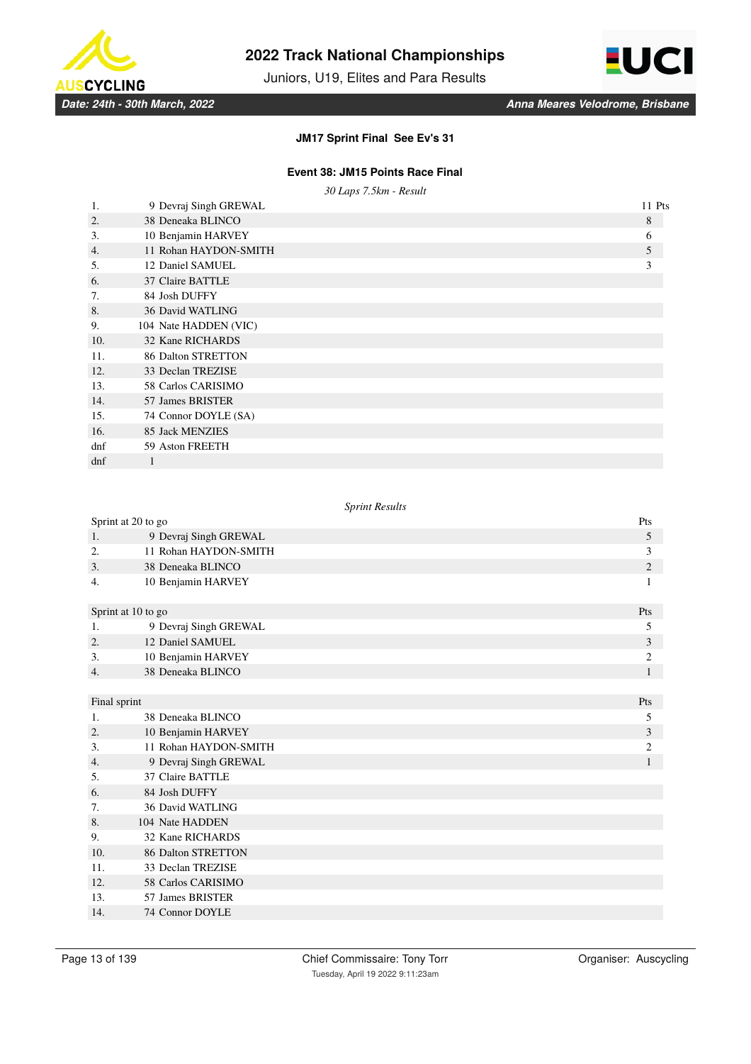#### JM17 Sprint Final See Ev's 31

#### Event 38: JM15 Points Race Final

*30 Laps 7.5km - Result*

| Pos | No | Name | Pts |
|---|---|---|---|
| 1. | 9 | Devraj Singh GREWAL | 11 |
| 2. | 38 | Deneaka BLINCO | 8 |
| 3. | 10 | Benjamin HARVEY | 6 |
| 4. | 11 | Rohan HAYDON-SMITH | 5 |
| 5. | 12 | Daniel SAMUEL | 3 |
| 6. | 37 | Claire BATTLE | |
| 7. | 84 | Josh DUFFY | |
| 8. | 36 | David WATLING | |
| 9. | 104 | Nate HADDEN (VIC) | |
| 10. | 32 | Kane RICHARDS | |
| 11. | 86 | Dalton STRETTON | |
| 12. | 33 | Declan TREZISE | |
| 13. | 58 | Carlos CARISIMO | |
| 14. | 57 | James BRISTER | |
| 15. | 74 | Connor DOYLE (SA) | |
| 16. | 85 | Jack MENZIES | |
| dnf | 59 | Aston FREETH | |
| dnf | 1 | | |

*Sprint Results*

| Sprint at 20 to go | | | Pts |
|---|---|---|---|
| 1. | 9 | Devraj Singh GREWAL | 5 |
| 2. | 11 | Rohan HAYDON-SMITH | 3 |
| 3. | 38 | Deneaka BLINCO | 2 |
| 4. | 10 | Benjamin HARVEY | 1 |

| Sprint at 10 to go | | | Pts |
|---|---|---|---|
| 1. | 9 | Devraj Singh GREWAL | 5 |
| 2. | 12 | Daniel SAMUEL | 3 |
| 3. | 10 | Benjamin HARVEY | 2 |
| 4. | 38 | Deneaka BLINCO | 1 |

| Final sprint | | | Pts |
|---|---|---|---|
| 1. | 38 | Deneaka BLINCO | 5 |
| 2. | 10 | Benjamin HARVEY | 3 |
| 3. | 11 | Rohan HAYDON-SMITH | 2 |
| 4. | 9 | Devraj Singh GREWAL | 1 |
| 5. | 37 | Claire BATTLE | |
| 6. | 84 | Josh DUFFY | |
| 7. | 36 | David WATLING | |
| 8. | 104 | Nate HADDEN | |
| 9. | 32 | Kane RICHARDS | |
| 10. | 86 | Dalton STRETTON | |
| 11. | 33 | Declan TREZISE | |
| 12. | 58 | Carlos CARISIMO | |
| 13. | 57 | James BRISTER | |
| 14. | 74 | Connor DOYLE | |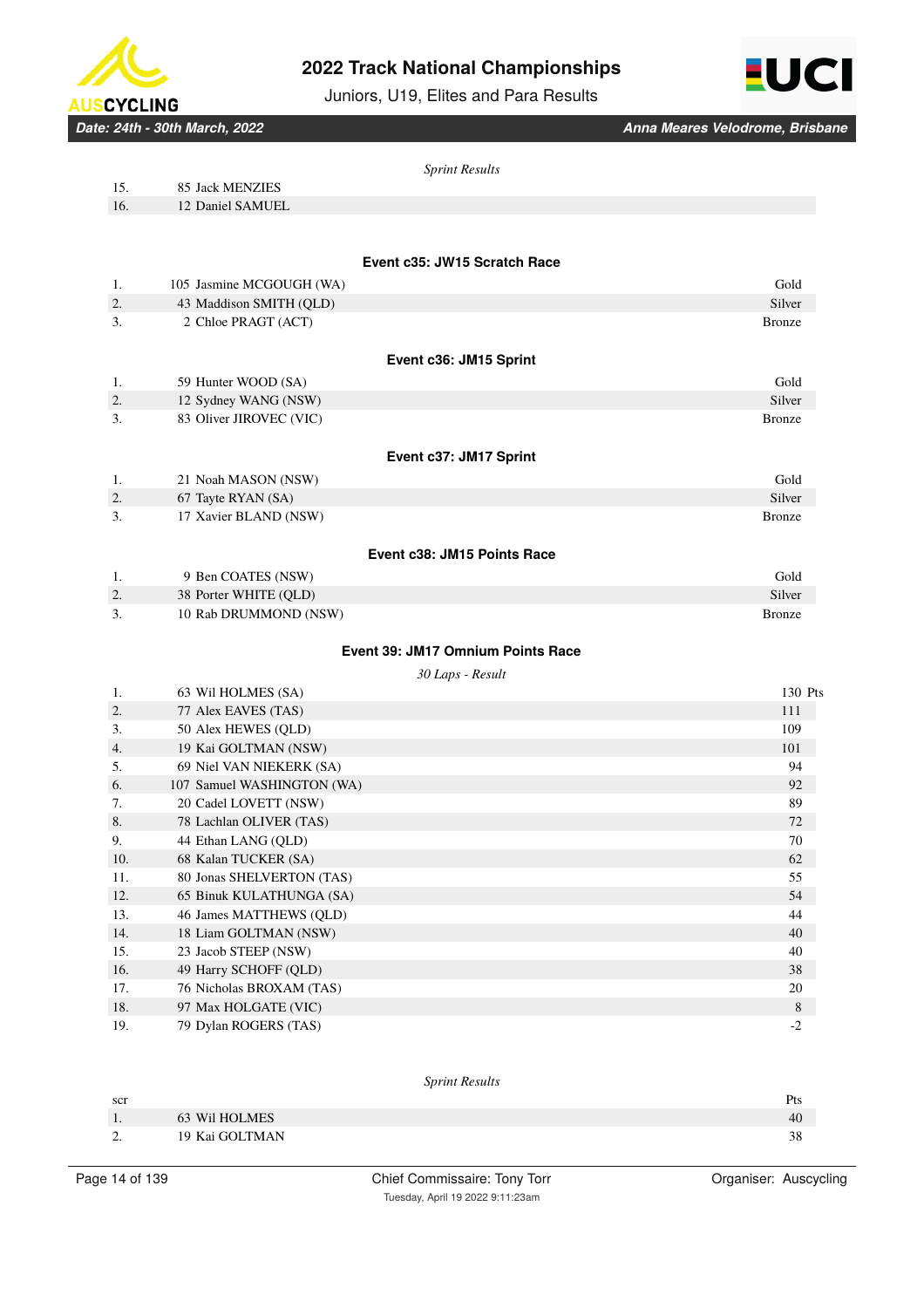*Sprint Results*

| | |
|---|---|
| 15. | 85 Jack MENZIES |
| 16. | 12 Daniel SAMUEL |

### Event c35: JW15 Scratch Race

| | | |
|---|---|---|
| 1. | 105 Jasmine MCGOUGH (WA) | Gold |
| 2. | 43 Maddison SMITH (QLD) | Silver |
| 3. | 2 Chloe PRAGT (ACT) | Bronze |

### Event c36: JM15 Sprint

| | | |
|---|---|---|
| 1. | 59 Hunter WOOD (SA) | Gold |
| 2. | 12 Sydney WANG (NSW) | Silver |
| 3. | 83 Oliver JIROVEC (VIC) | Bronze |

### Event c37: JM17 Sprint

| | | |
|---|---|---|
| 1. | 21 Noah MASON (NSW) | Gold |
| 2. | 67 Tayte RYAN (SA) | Silver |
| 3. | 17 Xavier BLAND (NSW) | Bronze |

### Event c38: JM15 Points Race

| | | |
|---|---|---|
| 1. | 9 Ben COATES (NSW) | Gold |
| 2. | 38 Porter WHITE (QLD) | Silver |
| 3. | 10 Rab DRUMMOND (NSW) | Bronze |

### Event 39: JM17 Omnium Points Race

*30 Laps - Result*

| | | Pts |
|---|---|---|
| 1. | 63 Wil HOLMES (SA) | 130 |
| 2. | 77 Alex EAVES (TAS) | 111 |
| 3. | 50 Alex HEWES (QLD) | 109 |
| 4. | 19 Kai GOLTMAN (NSW) | 101 |
| 5. | 69 Niel VAN NIEKERK (SA) | 94 |
| 6. | 107 Samuel WASHINGTON (WA) | 92 |
| 7. | 20 Cadel LOVETT (NSW) | 89 |
| 8. | 78 Lachlan OLIVER (TAS) | 72 |
| 9. | 44 Ethan LANG (QLD) | 70 |
| 10. | 68 Kalan TUCKER (SA) | 62 |
| 11. | 80 Jonas SHELVERTON (TAS) | 55 |
| 12. | 65 Binuk KULATHUNGA (SA) | 54 |
| 13. | 46 James MATTHEWS (QLD) | 44 |
| 14. | 18 Liam GOLTMAN (NSW) | 40 |
| 15. | 23 Jacob STEEP (NSW) | 40 |
| 16. | 49 Harry SCHOFF (QLD) | 38 |
| 17. | 76 Nicholas BROXAM (TAS) | 20 |
| 18. | 97 Max HOLGATE (VIC) | 8 |
| 19. | 79 Dylan ROGERS (TAS) | -2 |

*Sprint Results*

| scr | | Pts |
|---|---|---|
| 1. | 63 Wil HOLMES | 40 |
| 2. | 19 Kai GOLTMAN | 38 |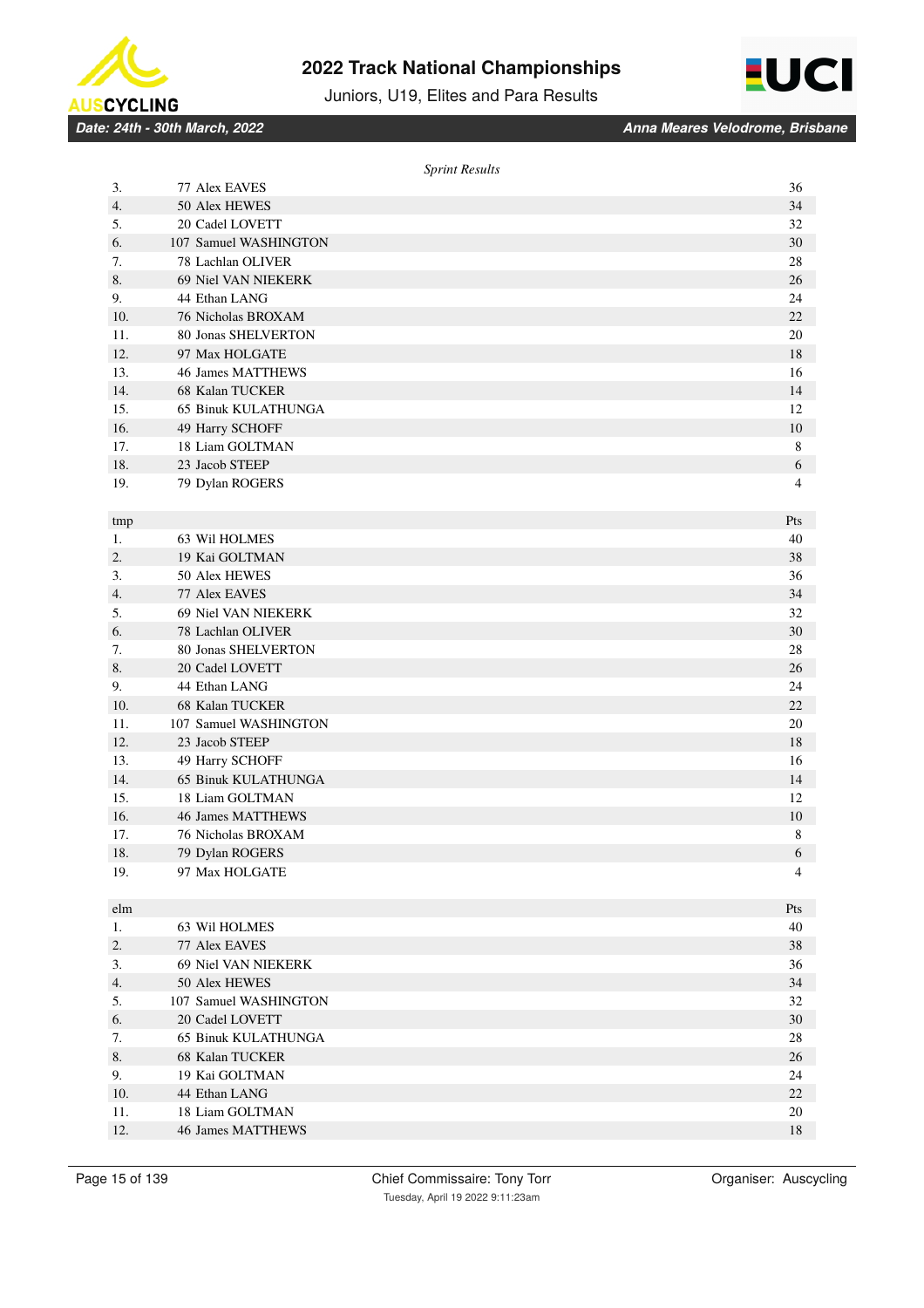*Sprint Results*

| | | |
|---|---|---|
| 3. | 77 Alex EAVES | 36 |
| 4. | 50 Alex HEWES | 34 |
| 5. | 20 Cadel LOVETT | 32 |
| 6. | 107 Samuel WASHINGTON | 30 |
| 7. | 78 Lachlan OLIVER | 28 |
| 8. | 69 Niel VAN NIEKERK | 26 |
| 9. | 44 Ethan LANG | 24 |
| 10. | 76 Nicholas BROXAM | 22 |
| 11. | 80 Jonas SHELVERTON | 20 |
| 12. | 97 Max HOLGATE | 18 |
| 13. | 46 James MATTHEWS | 16 |
| 14. | 68 Kalan TUCKER | 14 |
| 15. | 65 Binuk KULATHUNGA | 12 |
| 16. | 49 Harry SCHOFF | 10 |
| 17. | 18 Liam GOLTMAN | 8 |
| 18. | 23 Jacob STEEP | 6 |
| 19. | 79 Dylan ROGERS | 4 |

| tmp | | Pts |
|---|---|---|
| 1. | 63 Wil HOLMES | 40 |
| 2. | 19 Kai GOLTMAN | 38 |
| 3. | 50 Alex HEWES | 36 |
| 4. | 77 Alex EAVES | 34 |
| 5. | 69 Niel VAN NIEKERK | 32 |
| 6. | 78 Lachlan OLIVER | 30 |
| 7. | 80 Jonas SHELVERTON | 28 |
| 8. | 20 Cadel LOVETT | 26 |
| 9. | 44 Ethan LANG | 24 |
| 10. | 68 Kalan TUCKER | 22 |
| 11. | 107 Samuel WASHINGTON | 20 |
| 12. | 23 Jacob STEEP | 18 |
| 13. | 49 Harry SCHOFF | 16 |
| 14. | 65 Binuk KULATHUNGA | 14 |
| 15. | 18 Liam GOLTMAN | 12 |
| 16. | 46 James MATTHEWS | 10 |
| 17. | 76 Nicholas BROXAM | 8 |
| 18. | 79 Dylan ROGERS | 6 |
| 19. | 97 Max HOLGATE | 4 |

| elm | | Pts |
|---|---|---|
| 1. | 63 Wil HOLMES | 40 |
| 2. | 77 Alex EAVES | 38 |
| 3. | 69 Niel VAN NIEKERK | 36 |
| 4. | 50 Alex HEWES | 34 |
| 5. | 107 Samuel WASHINGTON | 32 |
| 6. | 20 Cadel LOVETT | 30 |
| 7. | 65 Binuk KULATHUNGA | 28 |
| 8. | 68 Kalan TUCKER | 26 |
| 9. | 19 Kai GOLTMAN | 24 |
| 10. | 44 Ethan LANG | 22 |
| 11. | 18 Liam GOLTMAN | 20 |
| 12. | 46 James MATTHEWS | 18 |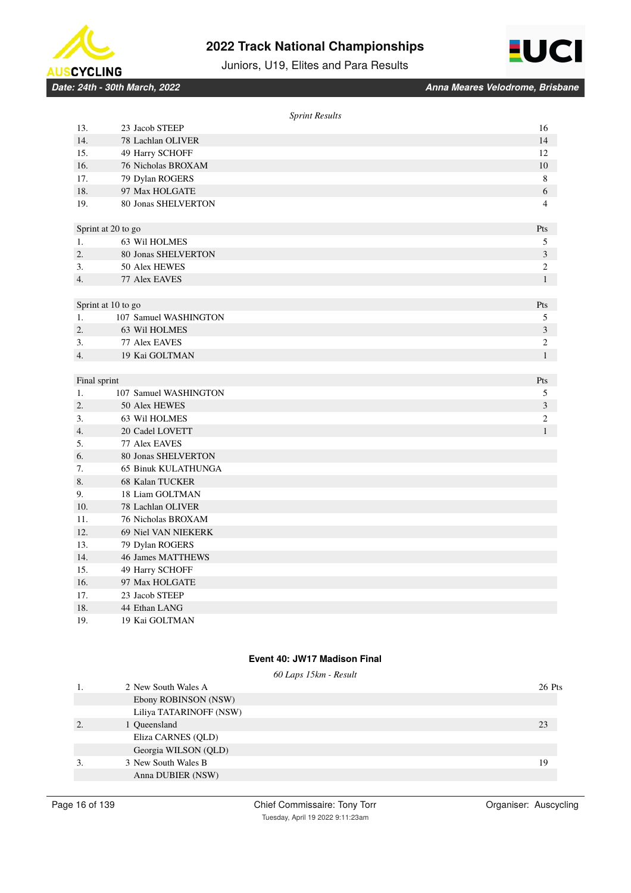*Sprint Results*

| | | |
|---|---|---|
| 13. | 23 Jacob STEEP | 16 |
| 14. | 78 Lachlan OLIVER | 14 |
| 15. | 49 Harry SCHOFF | 12 |
| 16. | 76 Nicholas BROXAM | 10 |
| 17. | 79 Dylan ROGERS | 8 |
| 18. | 97 Max HOLGATE | 6 |
| 19. | 80 Jonas SHELVERTON | 4 |

| Sprint at 20 to go | | Pts |
|---|---|---|
| 1. | 63 Wil HOLMES | 5 |
| 2. | 80 Jonas SHELVERTON | 3 |
| 3. | 50 Alex HEWES | 2 |
| 4. | 77 Alex EAVES | 1 |

| Sprint at 10 to go | | Pts |
|---|---|---|
| 1. | 107 Samuel WASHINGTON | 5 |
| 2. | 63 Wil HOLMES | 3 |
| 3. | 77 Alex EAVES | 2 |
| 4. | 19 Kai GOLTMAN | 1 |

| Final sprint | | Pts |
|---|---|---|
| 1. | 107 Samuel WASHINGTON | 5 |
| 2. | 50 Alex HEWES | 3 |
| 3. | 63 Wil HOLMES | 2 |
| 4. | 20 Cadel LOVETT | 1 |
| 5. | 77 Alex EAVES | |
| 6. | 80 Jonas SHELVERTON | |
| 7. | 65 Binuk KULATHUNGA | |
| 8. | 68 Kalan TUCKER | |
| 9. | 18 Liam GOLTMAN | |
| 10. | 78 Lachlan OLIVER | |
| 11. | 76 Nicholas BROXAM | |
| 12. | 69 Niel VAN NIEKERK | |
| 13. | 79 Dylan ROGERS | |
| 14. | 46 James MATTHEWS | |
| 15. | 49 Harry SCHOFF | |
| 16. | 97 Max HOLGATE | |
| 17. | 23 Jacob STEEP | |
| 18. | 44 Ethan LANG | |
| 19. | 19 Kai GOLTMAN | |

## Event 40: JW17 Madison Final

*60 Laps 15km - Result*

| | | |
|---|---|---|
| 1. | 2 New South Wales A | 26 Pts |
| | Ebony ROBINSON (NSW) | |
| | Liliya TATARINOFF (NSW) | |
| 2. | 1 Queensland | 23 |
| | Eliza CARNES (QLD) | |
| | Georgia WILSON (QLD) | |
| 3. | 3 New South Wales B | 19 |
| | Anna DUBIER (NSW) | |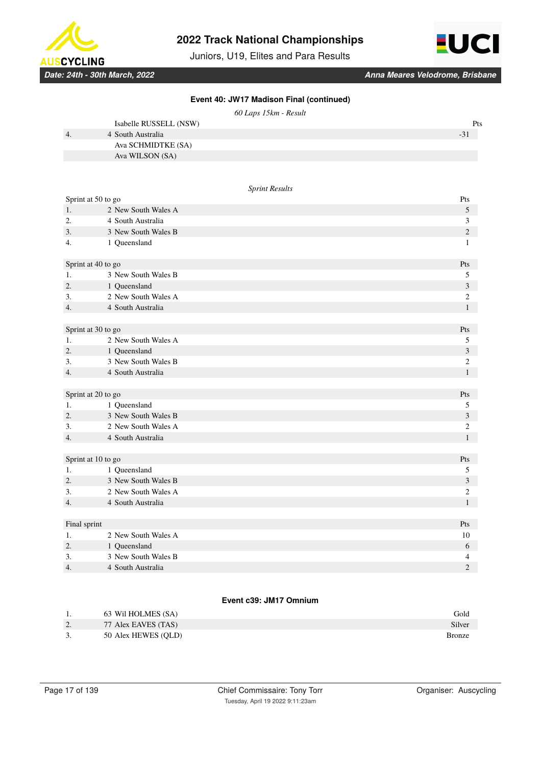### Event 40: JW17 Madison Final (continued)

*60 Laps 15km - Result*

| | | Pts |
|---|---|---|
| | Isabelle RUSSELL (NSW) | |
| 4. | 4 South Australia | -31 |
| | Ava SCHMIDTKE (SA) | |
| | Ava WILSON (SA) | |

*Sprint Results*

| Sprint at 50 to go | | Pts |
|---|---|---|
| 1. | 2 New South Wales A | 5 |
| 2. | 4 South Australia | 3 |
| 3. | 3 New South Wales B | 2 |
| 4. | 1 Queensland | 1 |

| Sprint at 40 to go | | Pts |
|---|---|---|
| 1. | 3 New South Wales B | 5 |
| 2. | 1 Queensland | 3 |
| 3. | 2 New South Wales A | 2 |
| 4. | 4 South Australia | 1 |

| Sprint at 30 to go | | Pts |
|---|---|---|
| 1. | 2 New South Wales A | 5 |
| 2. | 1 Queensland | 3 |
| 3. | 3 New South Wales B | 2 |
| 4. | 4 South Australia | 1 |

| Sprint at 20 to go | | Pts |
|---|---|---|
| 1. | 1 Queensland | 5 |
| 2. | 3 New South Wales B | 3 |
| 3. | 2 New South Wales A | 2 |
| 4. | 4 South Australia | 1 |

| Sprint at 10 to go | | Pts |
|---|---|---|
| 1. | 1 Queensland | 5 |
| 2. | 3 New South Wales B | 3 |
| 3. | 2 New South Wales A | 2 |
| 4. | 4 South Australia | 1 |

| Final sprint | | Pts |
|---|---|---|
| 1. | 2 New South Wales A | 10 |
| 2. | 1 Queensland | 6 |
| 3. | 3 New South Wales B | 4 |
| 4. | 4 South Australia | 2 |

### Event c39: JM17 Omnium

| | | |
|---|---|---|
| 1. | 63 Wil HOLMES (SA) | Gold |
| 2. | 77 Alex EAVES (TAS) | Silver |
| 3. | 50 Alex HEWES (QLD) | Bronze |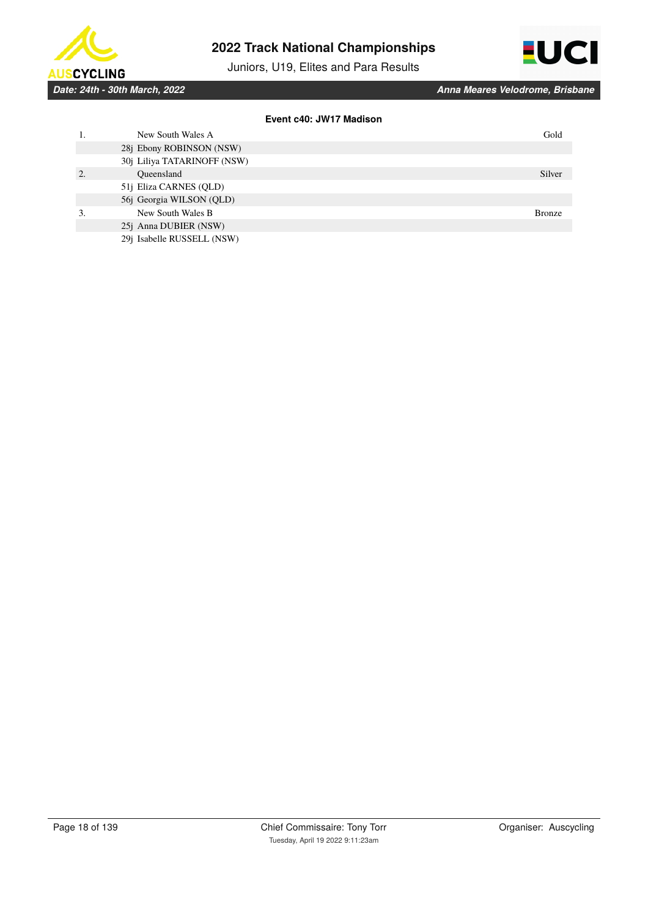### Event c40: JW17 Madison

| | | |
|---|---|---|
| 1. | New South Wales A | Gold |
| | 28j Ebony ROBINSON (NSW) | |
| | 30j Liliya TATARINOFF (NSW) | |
| 2. | Queensland | Silver |
| | 51j Eliza CARNES (QLD) | |
| | 56j Georgia WILSON (QLD) | |
| 3. | New South Wales B | Bronze |
| | 25j Anna DUBIER (NSW) | |
| | 29j Isabelle RUSSELL (NSW) | |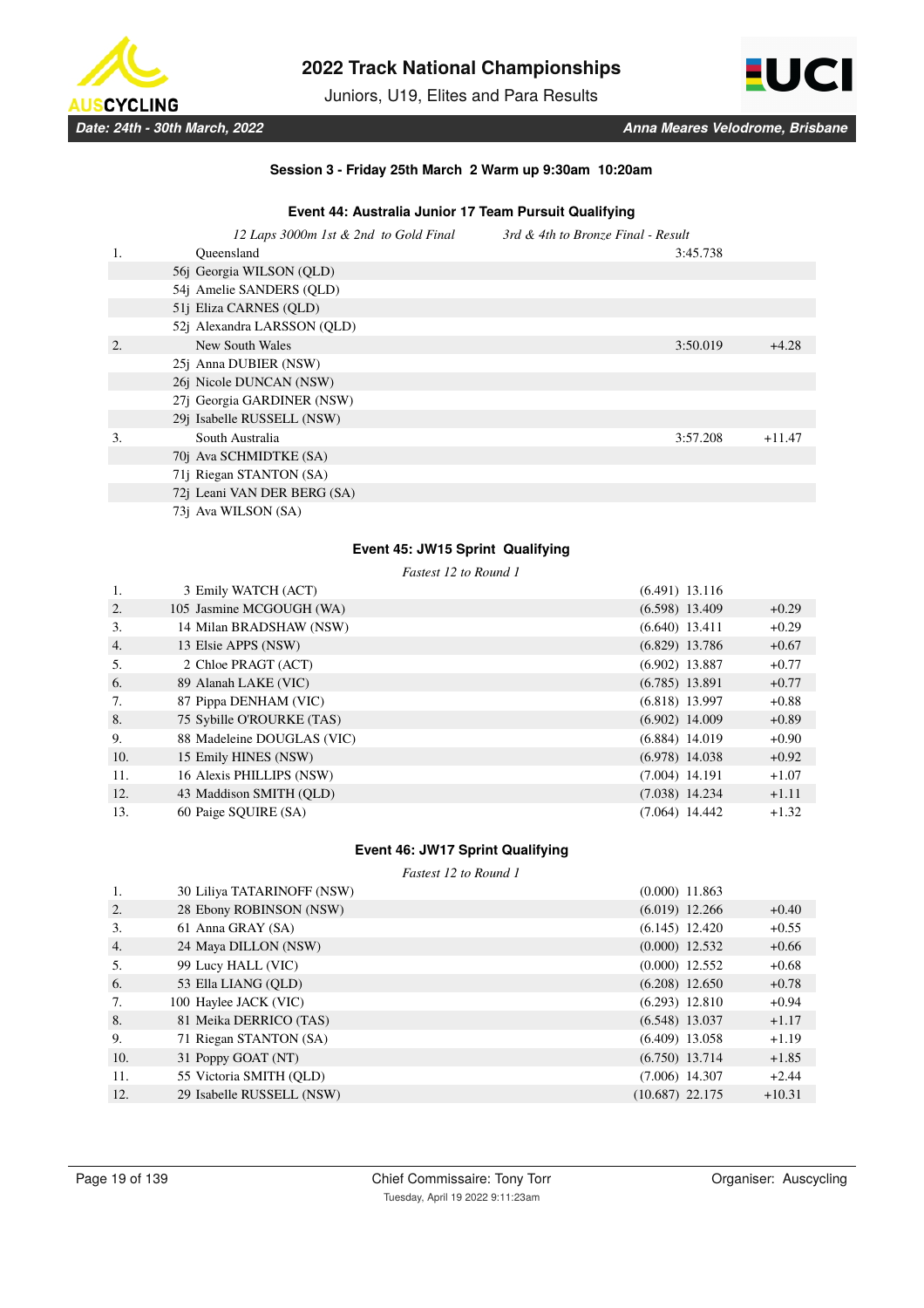### Session 3 - Friday 25th March 2 Warm up 9:30am 10:20am

#### Event 44: Australia Junior 17 Team Pursuit Qualifying

*12 Laps 3000m 1st & 2nd to Gold Final* *3rd & 4th to Bronze Final - Result*

| Pos | Team / Rider | Time | Gap |
|---|---|---|---|
| 1. | Queensland | 3:45.738 | |
| | 56j Georgia WILSON (QLD) | | |
| | 54j Amelie SANDERS (QLD) | | |
| | 51j Eliza CARNES (QLD) | | |
| | 52j Alexandra LARSSON (QLD) | | |
| 2. | New South Wales | 3:50.019 | +4.28 |
| | 25j Anna DUBIER (NSW) | | |
| | 26j Nicole DUNCAN (NSW) | | |
| | 27j Georgia GARDINER (NSW) | | |
| | 29j Isabelle RUSSELL (NSW) | | |
| 3. | South Australia | 3:57.208 | +11.47 |
| | 70j Ava SCHMIDTKE (SA) | | |
| | 71j Riegan STANTON (SA) | | |
| | 72j Leani VAN DER BERG (SA) | | |
| | 73j Ava WILSON (SA) | | |

#### Event 45: JW15 Sprint Qualifying

*Fastest 12 to Round 1*

| Pos | Rider | Time | Gap |
|---|---|---|---|
| 1. | 3 Emily WATCH (ACT) | (6.491) 13.116 | |
| 2. | 105 Jasmine MCGOUGH (WA) | (6.598) 13.409 | +0.29 |
| 3. | 14 Milan BRADSHAW (NSW) | (6.640) 13.411 | +0.29 |
| 4. | 13 Elsie APPS (NSW) | (6.829) 13.786 | +0.67 |
| 5. | 2 Chloe PRAGT (ACT) | (6.902) 13.887 | +0.77 |
| 6. | 89 Alanah LAKE (VIC) | (6.785) 13.891 | +0.77 |
| 7. | 87 Pippa DENHAM (VIC) | (6.818) 13.997 | +0.88 |
| 8. | 75 Sybille O'ROURKE (TAS) | (6.902) 14.009 | +0.89 |
| 9. | 88 Madeleine DOUGLAS (VIC) | (6.884) 14.019 | +0.90 |
| 10. | 15 Emily HINES (NSW) | (6.978) 14.038 | +0.92 |
| 11. | 16 Alexis PHILLIPS (NSW) | (7.004) 14.191 | +1.07 |
| 12. | 43 Maddison SMITH (QLD) | (7.038) 14.234 | +1.11 |
| 13. | 60 Paige SQUIRE (SA) | (7.064) 14.442 | +1.32 |

#### Event 46: JW17 Sprint Qualifying

*Fastest 12 to Round 1*

| Pos | Rider | Time | Gap |
|---|---|---|---|
| 1. | 30 Liliya TATARINOFF (NSW) | (0.000) 11.863 | |
| 2. | 28 Ebony ROBINSON (NSW) | (6.019) 12.266 | +0.40 |
| 3. | 61 Anna GRAY (SA) | (6.145) 12.420 | +0.55 |
| 4. | 24 Maya DILLON (NSW) | (0.000) 12.532 | +0.66 |
| 5. | 99 Lucy HALL (VIC) | (0.000) 12.552 | +0.68 |
| 6. | 53 Ella LIANG (QLD) | (6.208) 12.650 | +0.78 |
| 7. | 100 Haylee JACK (VIC) | (6.293) 12.810 | +0.94 |
| 8. | 81 Meika DERRICO (TAS) | (6.548) 13.037 | +1.17 |
| 9. | 71 Riegan STANTON (SA) | (6.409) 13.058 | +1.19 |
| 10. | 31 Poppy GOAT (NT) | (6.750) 13.714 | +1.85 |
| 11. | 55 Victoria SMITH (QLD) | (7.006) 14.307 | +2.44 |
| 12. | 29 Isabelle RUSSELL (NSW) | (10.687) 22.175 | +10.31 |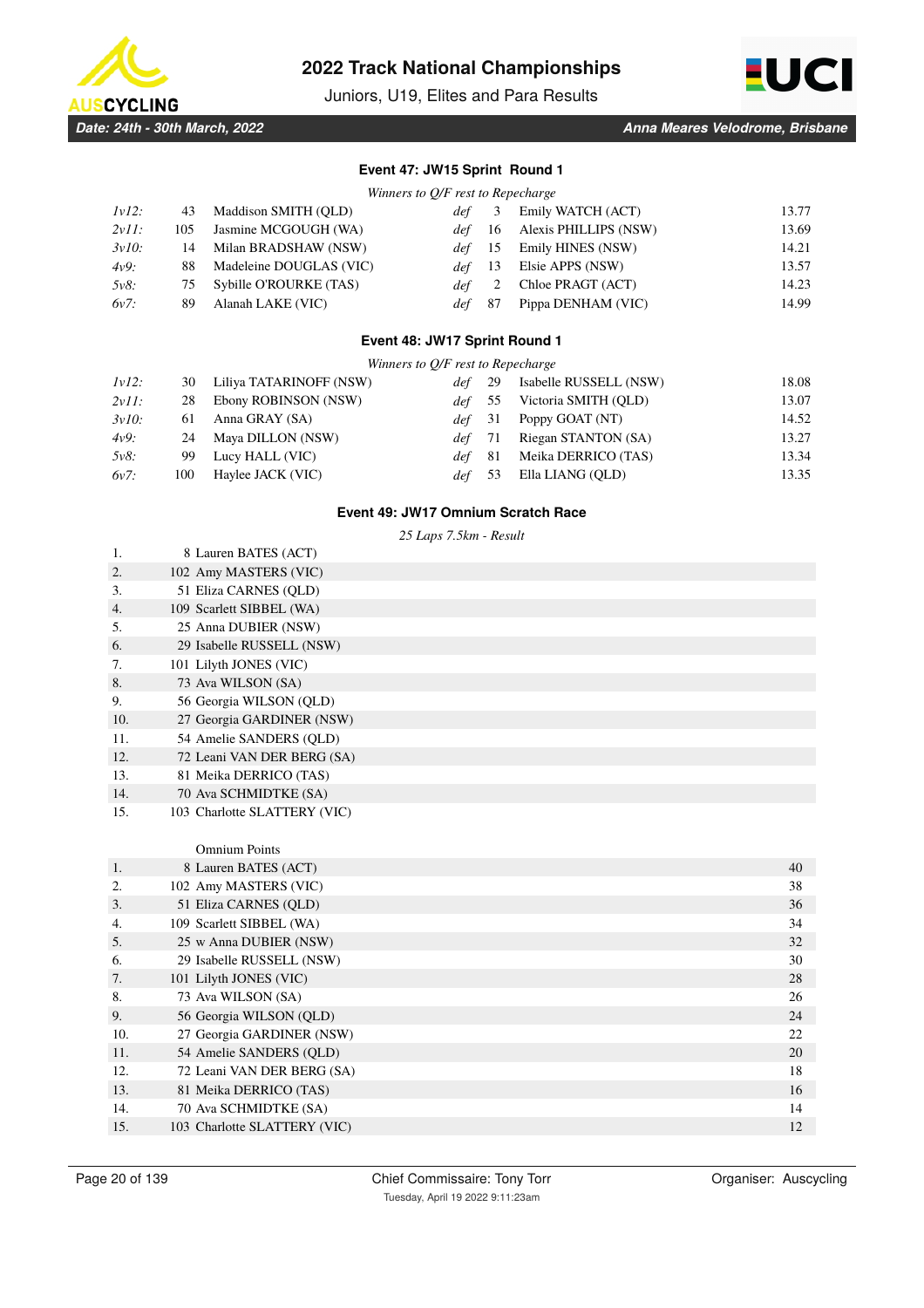# 2022 Track National Championships

Juniors, U19, Elites and Para Results

*Date: 24th - 30th March, 2022* — *Anna Meares Velodrome, Brisbane*

### Event 47: JW15 Sprint Round 1

*Winners to Q/F rest to Repechage*

| Heat | No. | Winner | | No. | Loser | Time |
|---|---|---|---|---|---|---|
| *1v12:* | 43 | Maddison SMITH (QLD) | *def* | 3 | Emily WATCH (ACT) | 13.77 |
| *2v11:* | 105 | Jasmine MCGOUGH (WA) | *def* | 16 | Alexis PHILLIPS (NSW) | 13.69 |
| *3v10:* | 14 | Milan BRADSHAW (NSW) | *def* | 15 | Emily HINES (NSW) | 14.21 |
| *4v9:* | 88 | Madeleine DOUGLAS (VIC) | *def* | 13 | Elsie APPS (NSW) | 13.57 |
| *5v8:* | 75 | Sybille O'ROURKE (TAS) | *def* | 2 | Chloe PRAGT (ACT) | 14.23 |
| *6v7:* | 89 | Alanah LAKE (VIC) | *def* | 87 | Pippa DENHAM (VIC) | 14.99 |

### Event 48: JW17 Sprint Round 1

*Winners to Q/F rest to Repechage*

| Heat | No. | Winner | | No. | Loser | Time |
|---|---|---|---|---|---|---|
| *1v12:* | 30 | Liliya TATARINOFF (NSW) | *def* | 29 | Isabelle RUSSELL (NSW) | 18.08 |
| *2v11:* | 28 | Ebony ROBINSON (NSW) | *def* | 55 | Victoria SMITH (QLD) | 13.07 |
| *3v10:* | 61 | Anna GRAY (SA) | *def* | 31 | Poppy GOAT (NT) | 14.52 |
| *4v9:* | 24 | Maya DILLON (NSW) | *def* | 71 | Riegan STANTON (SA) | 13.27 |
| *5v8:* | 99 | Lucy HALL (VIC) | *def* | 81 | Meika DERRICO (TAS) | 13.34 |
| *6v7:* | 100 | Haylee JACK (VIC) | *def* | 53 | Ella LIANG (QLD) | 13.35 |

### Event 49: JW17 Omnium Scratch Race

*25 Laps 7.5km - Result*

| Place | No. | Name |
|---|---|---|
| 1. | 8 | Lauren BATES (ACT) |
| 2. | 102 | Amy MASTERS (VIC) |
| 3. | 51 | Eliza CARNES (QLD) |
| 4. | 109 | Scarlett SIBBEL (WA) |
| 5. | 25 | Anna DUBIER (NSW) |
| 6. | 29 | Isabelle RUSSELL (NSW) |
| 7. | 101 | Lilyth JONES (VIC) |
| 8. | 73 | Ava WILSON (SA) |
| 9. | 56 | Georgia WILSON (QLD) |
| 10. | 27 | Georgia GARDINER (NSW) |
| 11. | 54 | Amelie SANDERS (QLD) |
| 12. | 72 | Leani VAN DER BERG (SA) |
| 13. | 81 | Meika DERRICO (TAS) |
| 14. | 70 | Ava SCHMIDTKE (SA) |
| 15. | 103 | Charlotte SLATTERY (VIC) |

Omnium Points

| Place | No. | Name | Points |
|---|---|---|---|
| 1. | 8 | Lauren BATES (ACT) | 40 |
| 2. | 102 | Amy MASTERS (VIC) | 38 |
| 3. | 51 | Eliza CARNES (QLD) | 36 |
| 4. | 109 | Scarlett SIBBEL (WA) | 34 |
| 5. | 25 | w Anna DUBIER (NSW) | 32 |
| 6. | 29 | Isabelle RUSSELL (NSW) | 30 |
| 7. | 101 | Lilyth JONES (VIC) | 28 |
| 8. | 73 | Ava WILSON (SA) | 26 |
| 9. | 56 | Georgia WILSON (QLD) | 24 |
| 10. | 27 | Georgia GARDINER (NSW) | 22 |
| 11. | 54 | Amelie SANDERS (QLD) | 20 |
| 12. | 72 | Leani VAN DER BERG (SA) | 18 |
| 13. | 81 | Meika DERRICO (TAS) | 16 |
| 14. | 70 | Ava SCHMIDTKE (SA) | 14 |
| 15. | 103 | Charlotte SLATTERY (VIC) | 12 |

Chief Commissaire: Tony Torr — Organiser: Auscycling

Tuesday, April 19 2022 9:11:23am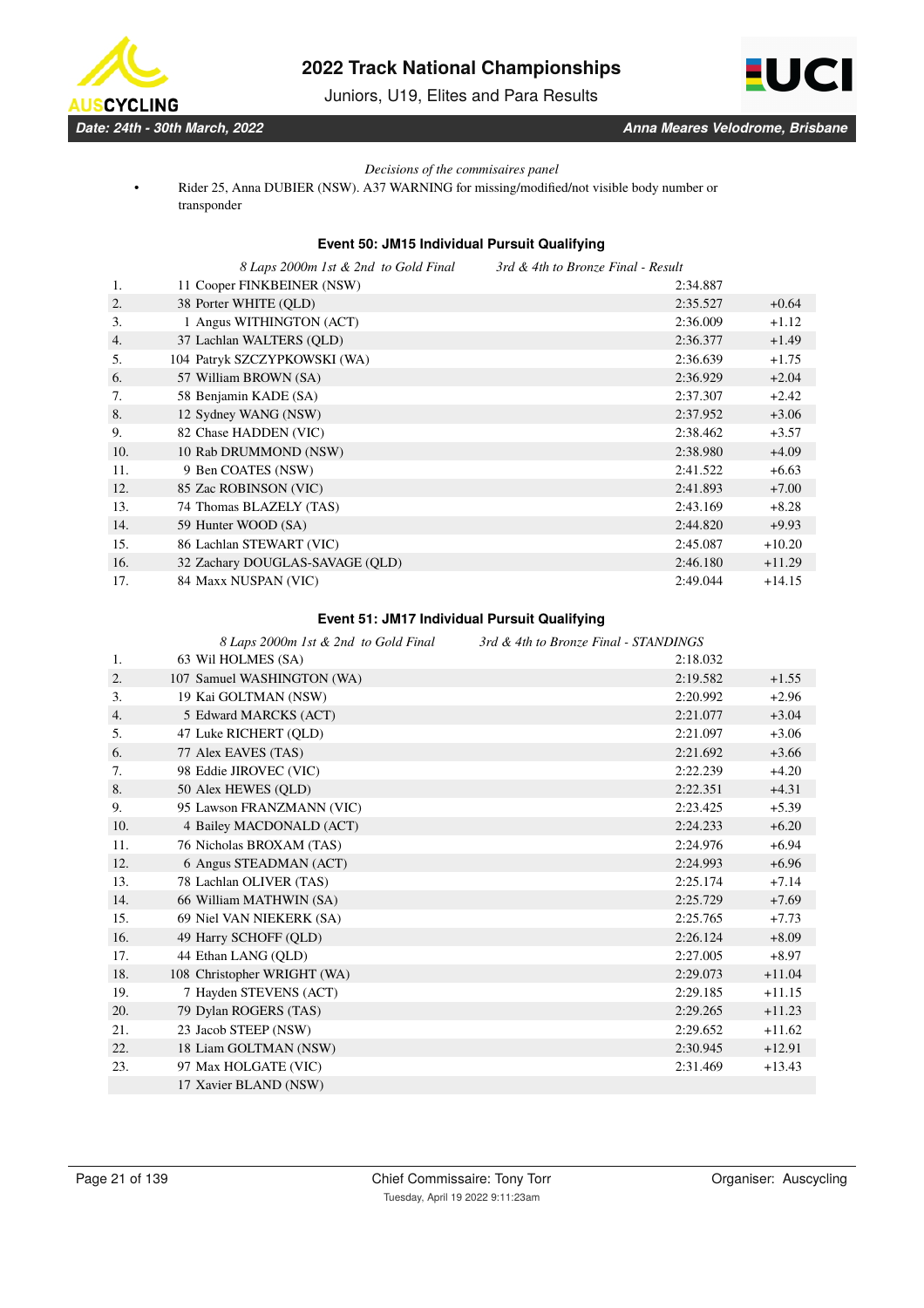*Decisions of the commisaires panel*

- Rider 25, Anna DUBIER (NSW). A37 WARNING for missing/modified/not visible body number or transponder

### Event 50: JM15 Individual Pursuit Qualifying

*8 Laps 2000m 1st & 2nd to Gold Final 3rd & 4th to Bronze Final - Result*

| | | | |
|---|---|---|---|
| 1. | 11 Cooper FINKBEINER (NSW) | 2:34.887 | |
| 2. | 38 Porter WHITE (QLD) | 2:35.527 | +0.64 |
| 3. | 1 Angus WITHINGTON (ACT) | 2:36.009 | +1.12 |
| 4. | 37 Lachlan WALTERS (QLD) | 2:36.377 | +1.49 |
| 5. | 104 Patryk SZCZYPKOWSKI (WA) | 2:36.639 | +1.75 |
| 6. | 57 William BROWN (SA) | 2:36.929 | +2.04 |
| 7. | 58 Benjamin KADE (SA) | 2:37.307 | +2.42 |
| 8. | 12 Sydney WANG (NSW) | 2:37.952 | +3.06 |
| 9. | 82 Chase HADDEN (VIC) | 2:38.462 | +3.57 |
| 10. | 10 Rab DRUMMOND (NSW) | 2:38.980 | +4.09 |
| 11. | 9 Ben COATES (NSW) | 2:41.522 | +6.63 |
| 12. | 85 Zac ROBINSON (VIC) | 2:41.893 | +7.00 |
| 13. | 74 Thomas BLAZELY (TAS) | 2:43.169 | +8.28 |
| 14. | 59 Hunter WOOD (SA) | 2:44.820 | +9.93 |
| 15. | 86 Lachlan STEWART (VIC) | 2:45.087 | +10.20 |
| 16. | 32 Zachary DOUGLAS-SAVAGE (QLD) | 2:46.180 | +11.29 |
| 17. | 84 Maxx NUSPAN (VIC) | 2:49.044 | +14.15 |

### Event 51: JM17 Individual Pursuit Qualifying

*8 Laps 2000m 1st & 2nd to Gold Final 3rd & 4th to Bronze Final - STANDINGS*

| | | | |
|---|---|---|---|
| 1. | 63 Wil HOLMES (SA) | 2:18.032 | |
| 2. | 107 Samuel WASHINGTON (WA) | 2:19.582 | +1.55 |
| 3. | 19 Kai GOLTMAN (NSW) | 2:20.992 | +2.96 |
| 4. | 5 Edward MARCKS (ACT) | 2:21.077 | +3.04 |
| 5. | 47 Luke RICHERT (QLD) | 2:21.097 | +3.06 |
| 6. | 77 Alex EAVES (TAS) | 2:21.692 | +3.66 |
| 7. | 98 Eddie JIROVEC (VIC) | 2:22.239 | +4.20 |
| 8. | 50 Alex HEWES (QLD) | 2:22.351 | +4.31 |
| 9. | 95 Lawson FRANZMANN (VIC) | 2:23.425 | +5.39 |
| 10. | 4 Bailey MACDONALD (ACT) | 2:24.233 | +6.20 |
| 11. | 76 Nicholas BROXAM (TAS) | 2:24.976 | +6.94 |
| 12. | 6 Angus STEADMAN (ACT) | 2:24.993 | +6.96 |
| 13. | 78 Lachlan OLIVER (TAS) | 2:25.174 | +7.14 |
| 14. | 66 William MATHWIN (SA) | 2:25.729 | +7.69 |
| 15. | 69 Niel VAN NIEKERK (SA) | 2:25.765 | +7.73 |
| 16. | 49 Harry SCHOFF (QLD) | 2:26.124 | +8.09 |
| 17. | 44 Ethan LANG (QLD) | 2:27.005 | +8.97 |
| 18. | 108 Christopher WRIGHT (WA) | 2:29.073 | +11.04 |
| 19. | 7 Hayden STEVENS (ACT) | 2:29.185 | +11.15 |
| 20. | 79 Dylan ROGERS (TAS) | 2:29.265 | +11.23 |
| 21. | 23 Jacob STEEP (NSW) | 2:29.652 | +11.62 |
| 22. | 18 Liam GOLTMAN (NSW) | 2:30.945 | +12.91 |
| 23. | 97 Max HOLGATE (VIC) | 2:31.469 | +13.43 |
| | 17 Xavier BLAND (NSW) | | |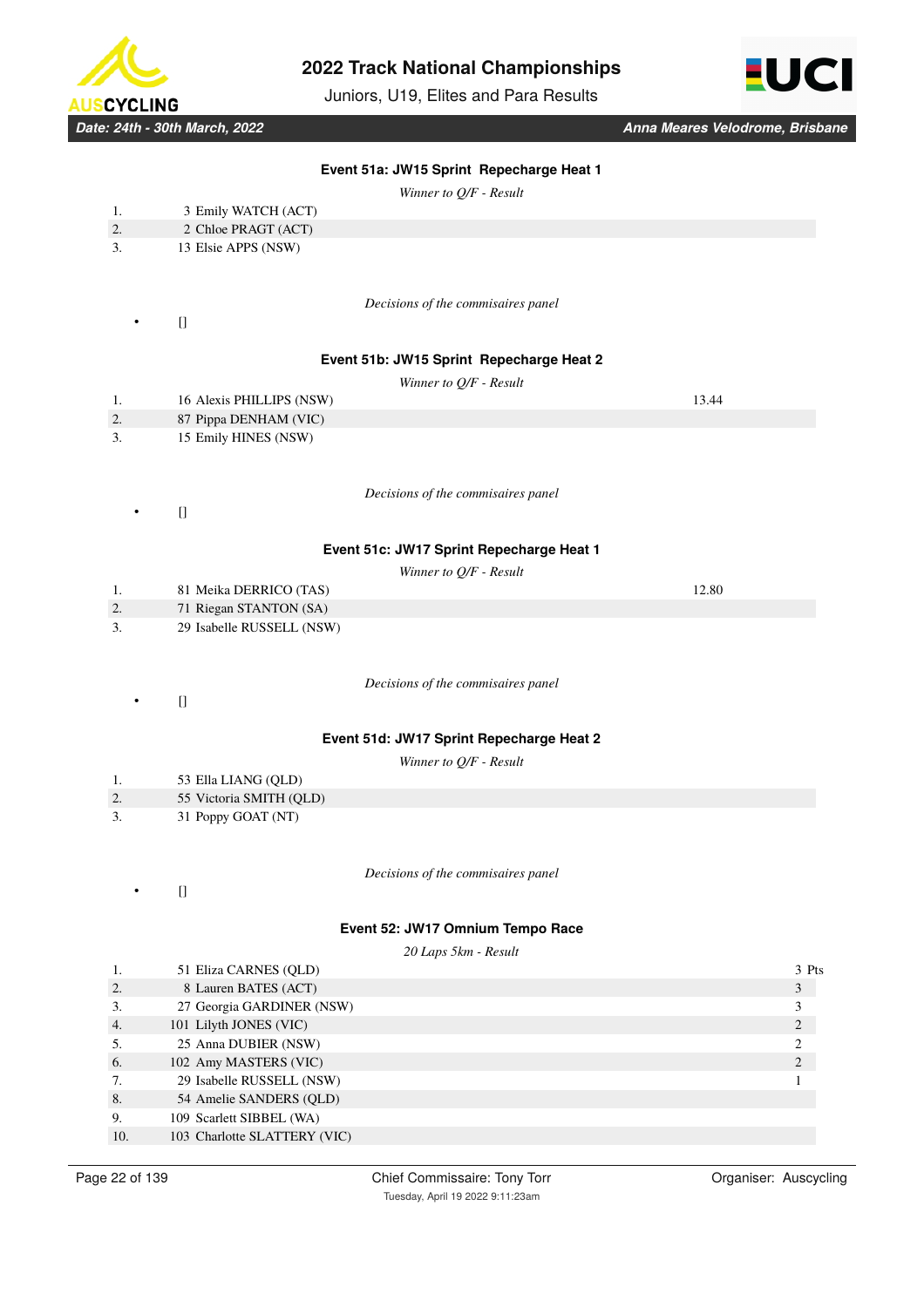### Event 51a: JW15 Sprint Repecharge Heat 1

*Winner to Q/F - Result*

| | | |
|---|---|---|
| 1. | 3 Emily WATCH (ACT) | |
| 2. | 2 Chloe PRAGT (ACT) | |
| 3. | 13 Elsie APPS (NSW) | |

*Decisions of the commisaires panel*

- []

### Event 51b: JW15 Sprint Repecharge Heat 2

*Winner to Q/F - Result*

| | | |
|---|---|---|
| 1. | 16 Alexis PHILLIPS (NSW) | 13.44 |
| 2. | 87 Pippa DENHAM (VIC) | |
| 3. | 15 Emily HINES (NSW) | |

*Decisions of the commisaires panel*

- []

### Event 51c: JW17 Sprint Repecharge Heat 1

*Winner to Q/F - Result*

| | | |
|---|---|---|
| 1. | 81 Meika DERRICO (TAS) | 12.80 |
| 2. | 71 Riegan STANTON (SA) | |
| 3. | 29 Isabelle RUSSELL (NSW) | |

*Decisions of the commisaires panel*

- []

### Event 51d: JW17 Sprint Repecharge Heat 2

*Winner to Q/F - Result*

| | | |
|---|---|---|
| 1. | 53 Ella LIANG (QLD) | |
| 2. | 55 Victoria SMITH (QLD) | |
| 3. | 31 Poppy GOAT (NT) | |

*Decisions of the commisaires panel*

- []

### Event 52: JW17 Omnium Tempo Race

*20 Laps 5km - Result*

| | | |
|---|---|---|
| 1. | 51 Eliza CARNES (QLD) | 3 Pts |
| 2. | 8 Lauren BATES (ACT) | 3 |
| 3. | 27 Georgia GARDINER (NSW) | 3 |
| 4. | 101 Lilyth JONES (VIC) | 2 |
| 5. | 25 Anna DUBIER (NSW) | 2 |
| 6. | 102 Amy MASTERS (VIC) | 2 |
| 7. | 29 Isabelle RUSSELL (NSW) | 1 |
| 8. | 54 Amelie SANDERS (QLD) | |
| 9. | 109 Scarlett SIBBEL (WA) | |
| 10. | 103 Charlotte SLATTERY (VIC) | |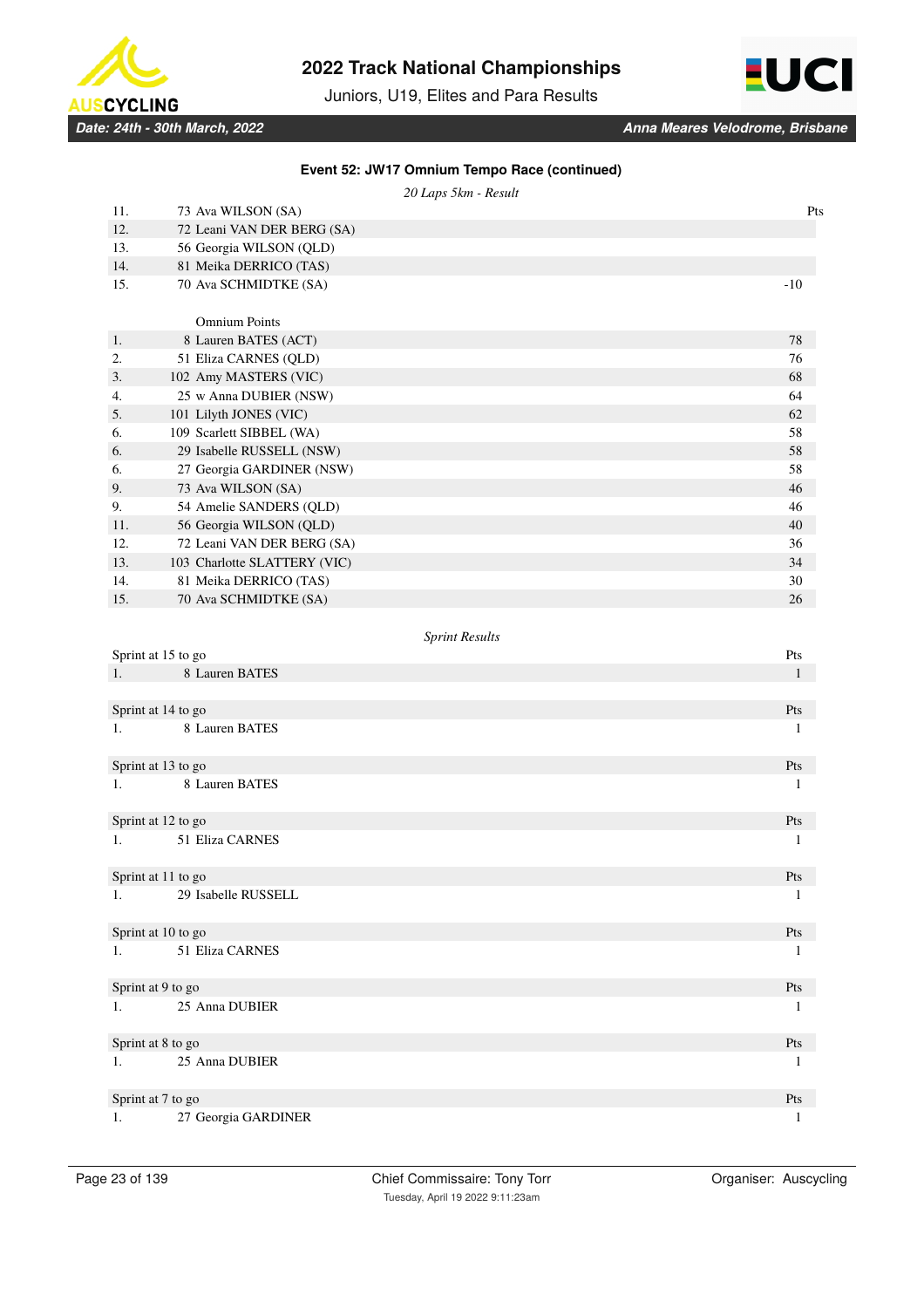### Event 52: JW17 Omnium Tempo Race (continued)

*20 Laps 5km - Result*

| | | Pts |
|---|---|---|
| 11. | 73 Ava WILSON (SA) | |
| 12. | 72 Leani VAN DER BERG (SA) | |
| 13. | 56 Georgia WILSON (QLD) | |
| 14. | 81 Meika DERRICO (TAS) | |
| 15. | 70 Ava SCHMIDTKE (SA) | -10 |

Omnium Points

| | | |
|---|---|---|
| 1. | 8 Lauren BATES (ACT) | 78 |
| 2. | 51 Eliza CARNES (QLD) | 76 |
| 3. | 102 Amy MASTERS (VIC) | 68 |
| 4. | 25 w Anna DUBIER (NSW) | 64 |
| 5. | 101 Lilyth JONES (VIC) | 62 |
| 6. | 109 Scarlett SIBBEL (WA) | 58 |
| 6. | 29 Isabelle RUSSELL (NSW) | 58 |
| 6. | 27 Georgia GARDINER (NSW) | 58 |
| 9. | 73 Ava WILSON (SA) | 46 |
| 9. | 54 Amelie SANDERS (QLD) | 46 |
| 11. | 56 Georgia WILSON (QLD) | 40 |
| 12. | 72 Leani VAN DER BERG (SA) | 36 |
| 13. | 103 Charlotte SLATTERY (VIC) | 34 |
| 14. | 81 Meika DERRICO (TAS) | 30 |
| 15. | 70 Ava SCHMIDTKE (SA) | 26 |

*Sprint Results*

| Sprint at 15 to go | | Pts |
|---|---|---|
| 1. | 8 Lauren BATES | 1 |

| Sprint at 14 to go | | Pts |
|---|---|---|
| 1. | 8 Lauren BATES | 1 |

| Sprint at 13 to go | | Pts |
|---|---|---|
| 1. | 8 Lauren BATES | 1 |

| Sprint at 12 to go | | Pts |
|---|---|---|
| 1. | 51 Eliza CARNES | 1 |

| Sprint at 11 to go | | Pts |
|---|---|---|
| 1. | 29 Isabelle RUSSELL | 1 |

| Sprint at 10 to go | | Pts |
|---|---|---|
| 1. | 51 Eliza CARNES | 1 |

| Sprint at 9 to go | | Pts |
|---|---|---|
| 1. | 25 Anna DUBIER | 1 |

| Sprint at 8 to go | | Pts |
|---|---|---|
| 1. | 25 Anna DUBIER | 1 |

| Sprint at 7 to go | | Pts |
|---|---|---|
| 1. | 27 Georgia GARDINER | 1 |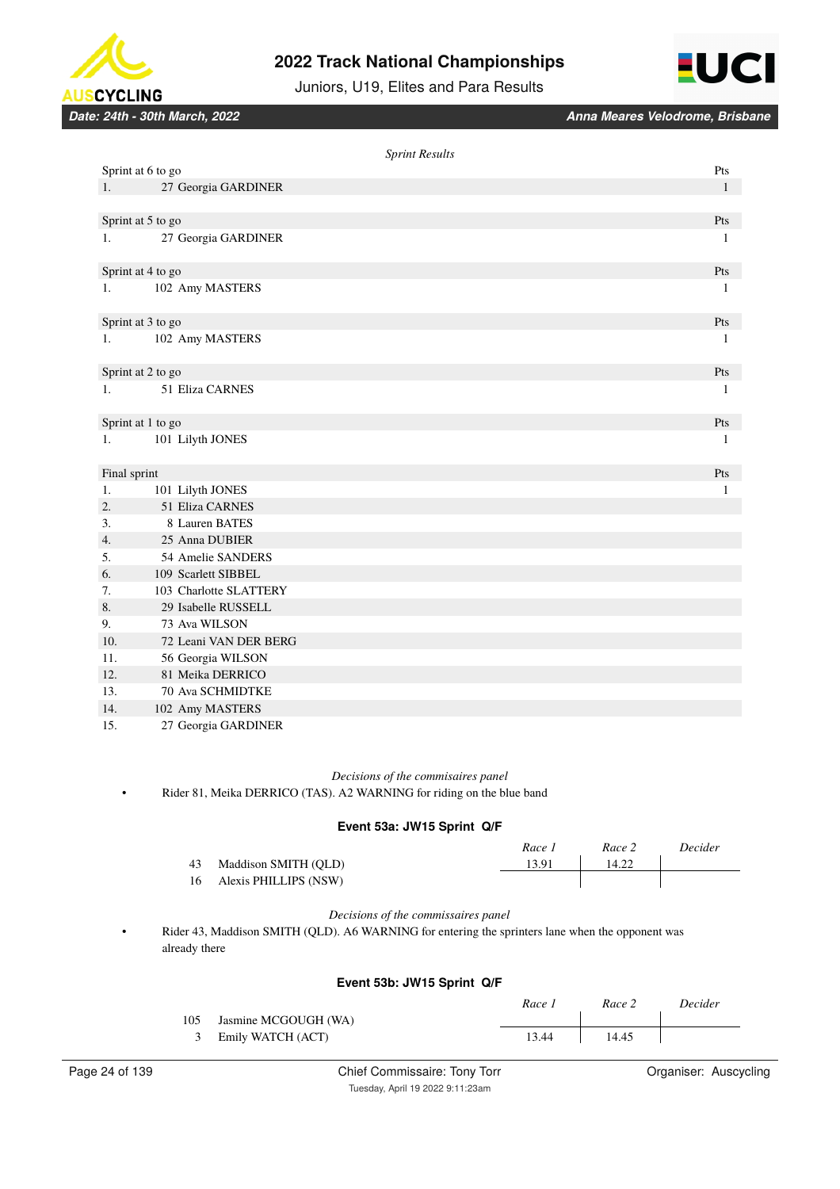*Sprint Results*

| Sprint at 6 to go | | Pts |
|---|---|---|
| 1. | 27 Georgia GARDINER | 1 |

| Sprint at 5 to go | | Pts |
|---|---|---|
| 1. | 27 Georgia GARDINER | 1 |

| Sprint at 4 to go | | Pts |
|---|---|---|
| 1. | 102 Amy MASTERS | 1 |

| Sprint at 3 to go | | Pts |
|---|---|---|
| 1. | 102 Amy MASTERS | 1 |

| Sprint at 2 to go | | Pts |
|---|---|---|
| 1. | 51 Eliza CARNES | 1 |

| Sprint at 1 to go | | Pts |
|---|---|---|
| 1. | 101 Lilyth JONES | 1 |

| Final sprint | | Pts |
|---|---|---|
| 1. | 101 Lilyth JONES | 1 |
| 2. | 51 Eliza CARNES | |
| 3. | 8 Lauren BATES | |
| 4. | 25 Anna DUBIER | |
| 5. | 54 Amelie SANDERS | |
| 6. | 109 Scarlett SIBBEL | |
| 7. | 103 Charlotte SLATTERY | |
| 8. | 29 Isabelle RUSSELL | |
| 9. | 73 Ava WILSON | |
| 10. | 72 Leani VAN DER BERG | |
| 11. | 56 Georgia WILSON | |
| 12. | 81 Meika DERRICO | |
| 13. | 70 Ava SCHMIDTKE | |
| 14. | 102 Amy MASTERS | |
| 15. | 27 Georgia GARDINER | |

*Decisions of the commisaires panel*

- Rider 81, Meika DERRICO (TAS). A2 WARNING for riding on the blue band

### Event 53a: JW15 Sprint Q/F

| | | *Race 1* | *Race 2* | *Decider* |
|---|---|---|---|---|
| 43 | Maddison SMITH (QLD) | 13.91 | 14.22 | |
| 16 | Alexis PHILLIPS (NSW) | | | |

*Decisions of the commisaires panel*

- Rider 43, Maddison SMITH (QLD). A6 WARNING for entering the sprinters lane when the opponent was already there

### Event 53b: JW15 Sprint Q/F

| | | *Race 1* | *Race 2* | *Decider* |
|---|---|---|---|---|
| 105 | Jasmine MCGOUGH (WA) | | | |
| 3 | Emily WATCH (ACT) | 13.44 | 14.45 | |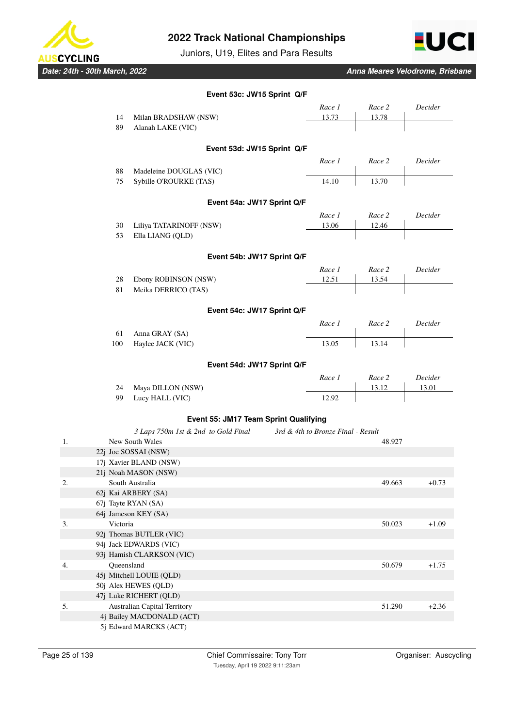### Event 53c: JW15 Sprint Q/F

| | | Race 1 | Race 2 | Decider |
|---|---|---|---|---|
| 14 | Milan BRADSHAW (NSW) | 13.73 | 13.78 | |
| 89 | Alanah LAKE (VIC) | | | |

### Event 53d: JW15 Sprint Q/F

| | | Race 1 | Race 2 | Decider |
|---|---|---|---|---|
| 88 | Madeleine DOUGLAS (VIC) | | | |
| 75 | Sybille O'ROURKE (TAS) | 14.10 | 13.70 | |

### Event 54a: JW17 Sprint Q/F

| | | Race 1 | Race 2 | Decider |
|---|---|---|---|---|
| 30 | Liliya TATARINOFF (NSW) | 13.06 | 12.46 | |
| 53 | Ella LIANG (QLD) | | | |

### Event 54b: JW17 Sprint Q/F

| | | Race 1 | Race 2 | Decider |
|---|---|---|---|---|
| 28 | Ebony ROBINSON (NSW) | 12.51 | 13.54 | |
| 81 | Meika DERRICO (TAS) | | | |

### Event 54c: JW17 Sprint Q/F

| | | Race 1 | Race 2 | Decider |
|---|---|---|---|---|
| 61 | Anna GRAY (SA) | | | |
| 100 | Haylee JACK (VIC) | 13.05 | 13.14 | |

### Event 54d: JW17 Sprint Q/F

| | | Race 1 | Race 2 | Decider |
|---|---|---|---|---|
| 24 | Maya DILLON (NSW) | | 13.12 | 13.01 |
| 99 | Lucy HALL (VIC) | 12.92 | | |

### Event 55: JM17 Team Sprint Qualifying

*3 Laps 750m 1st & 2nd to Gold Final* *3rd & 4th to Bronze Final - Result*

| | | Time | Gap |
|---|---|---|---|
| 1. | New South Wales | 48.927 | |
| | 22j Joe SOSSAI (NSW) | | |
| | 17j Xavier BLAND (NSW) | | |
| | 21j Noah MASON (NSW) | | |
| 2. | South Australia | 49.663 | +0.73 |
| | 62j Kai ARBERY (SA) | | |
| | 67j Tayte RYAN (SA) | | |
| | 64j Jameson KEY (SA) | | |
| 3. | Victoria | 50.023 | +1.09 |
| | 92j Thomas BUTLER (VIC) | | |
| | 94j Jack EDWARDS (VIC) | | |
| | 93j Hamish CLARKSON (VIC) | | |
| 4. | Queensland | 50.679 | +1.75 |
| | 45j Mitchell LOUIE (QLD) | | |
| | 50j Alex HEWES (QLD) | | |
| | 47j Luke RICHERT (QLD) | | |
| 5. | Australian Capital Territory | 51.290 | +2.36 |
| | 4j Bailey MACDONALD (ACT) | | |
| | 5j Edward MARCKS (ACT) | | |

Chief Commissaire: Tony Torr
Tuesday, April 19 2022 9:11:23am
Organiser: Auscycling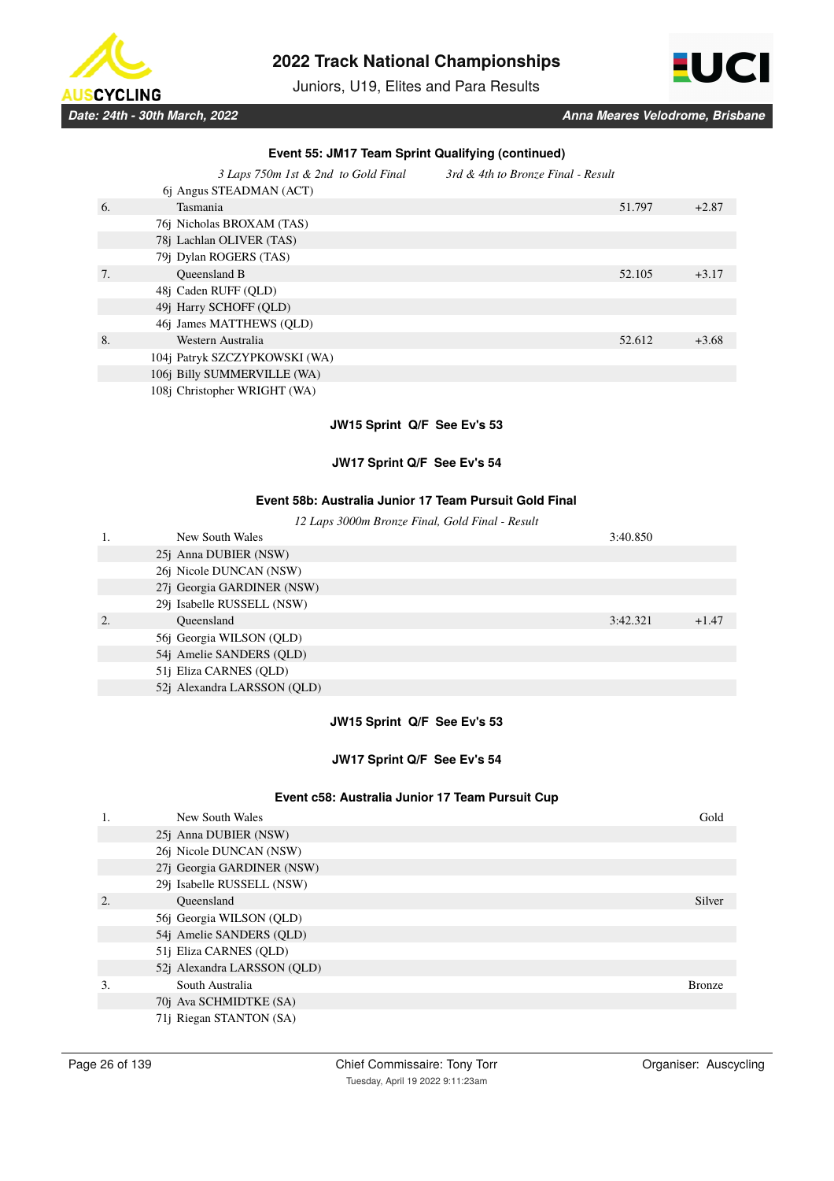### Event 55: JM17 Team Sprint Qualifying (continued)

*3 Laps 750m 1st & 2nd to Gold Final* *3rd & 4th to Bronze Final - Result*

| | | | |
|---|---|---|---|
| | 6j Angus STEADMAN (ACT) | | |
| 6. | Tasmania | 51.797 | +2.87 |
| | 76j Nicholas BROXAM (TAS) | | |
| | 78j Lachlan OLIVER (TAS) | | |
| | 79j Dylan ROGERS (TAS) | | |
| 7. | Queensland B | 52.105 | +3.17 |
| | 48j Caden RUFF (QLD) | | |
| | 49j Harry SCHOFF (QLD) | | |
| | 46j James MATTHEWS (QLD) | | |
| 8. | Western Australia | 52.612 | +3.68 |
| | 104j Patryk SZCZYPKOWSKI (WA) | | |
| | 106j Billy SUMMERVILLE (WA) | | |
| | 108j Christopher WRIGHT (WA) | | |

**JW15 Sprint Q/F See Ev's 53**

**JW17 Sprint Q/F See Ev's 54**

### Event 58b: Australia Junior 17 Team Pursuit Gold Final

*12 Laps 3000m Bronze Final, Gold Final - Result*

| | | | |
|---|---|---|---|
| 1. | New South Wales | 3:40.850 | |
| | 25j Anna DUBIER (NSW) | | |
| | 26j Nicole DUNCAN (NSW) | | |
| | 27j Georgia GARDINER (NSW) | | |
| | 29j Isabelle RUSSELL (NSW) | | |
| 2. | Queensland | 3:42.321 | +1.47 |
| | 56j Georgia WILSON (QLD) | | |
| | 54j Amelie SANDERS (QLD) | | |
| | 51j Eliza CARNES (QLD) | | |
| | 52j Alexandra LARSSON (QLD) | | |

**JW15 Sprint Q/F See Ev's 53**

**JW17 Sprint Q/F See Ev's 54**

### Event c58: Australia Junior 17 Team Pursuit Cup

| | | |
|---|---|---|
| 1. | New South Wales | Gold |
| | 25j Anna DUBIER (NSW) | |
| | 26j Nicole DUNCAN (NSW) | |
| | 27j Georgia GARDINER (NSW) | |
| | 29j Isabelle RUSSELL (NSW) | |
| 2. | Queensland | Silver |
| | 56j Georgia WILSON (QLD) | |
| | 54j Amelie SANDERS (QLD) | |
| | 51j Eliza CARNES (QLD) | |
| | 52j Alexandra LARSSON (QLD) | |
| 3. | South Australia | Bronze |
| | 70j Ava SCHMIDTKE (SA) | |
| | 71j Riegan STANTON (SA) | |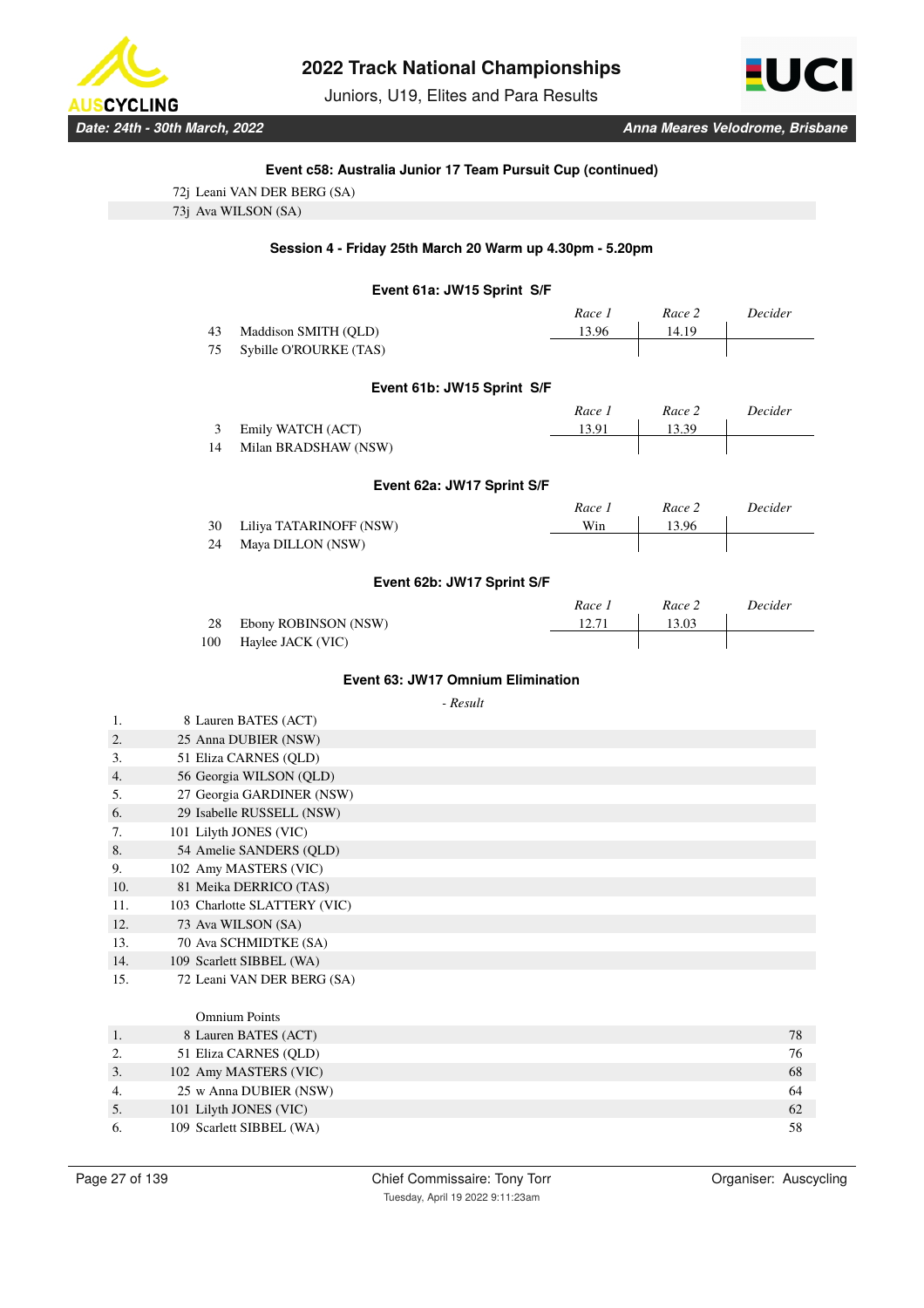### Event c58: Australia Junior 17 Team Pursuit Cup (continued)

72j Leani VAN DER BERG (SA)
73j Ava WILSON (SA)

### Session 4 - Friday 25th March 20 Warm up 4.30pm - 5.20pm

#### Event 61a: JW15 Sprint S/F

| | | Race 1 | Race 2 | Decider |
|---|---|---|---|---|
| 43 | Maddison SMITH (QLD) | 13.96 | 14.19 | |
| 75 | Sybille O'ROURKE (TAS) | | | |

#### Event 61b: JW15 Sprint S/F

| | | Race 1 | Race 2 | Decider |
|---|---|---|---|---|
| 3 | Emily WATCH (ACT) | 13.91 | 13.39 | |
| 14 | Milan BRADSHAW (NSW) | | | |

#### Event 62a: JW17 Sprint S/F

| | | Race 1 | Race 2 | Decider |
|---|---|---|---|---|
| 30 | Liliya TATARINOFF (NSW) | Win | 13.96 | |
| 24 | Maya DILLON (NSW) | | | |

#### Event 62b: JW17 Sprint S/F

| | | Race 1 | Race 2 | Decider |
|---|---|---|---|---|
| 28 | Ebony ROBINSON (NSW) | 12.71 | 13.03 | |
| 100 | Haylee JACK (VIC) | | | |

#### Event 63: JW17 Omnium Elimination

*- Result*

| Pos | No. | Name |
|---|---|---|
| 1. | 8 | Lauren BATES (ACT) |
| 2. | 25 | Anna DUBIER (NSW) |
| 3. | 51 | Eliza CARNES (QLD) |
| 4. | 56 | Georgia WILSON (QLD) |
| 5. | 27 | Georgia GARDINER (NSW) |
| 6. | 29 | Isabelle RUSSELL (NSW) |
| 7. | 101 | Lilyth JONES (VIC) |
| 8. | 54 | Amelie SANDERS (QLD) |
| 9. | 102 | Amy MASTERS (VIC) |
| 10. | 81 | Meika DERRICO (TAS) |
| 11. | 103 | Charlotte SLATTERY (VIC) |
| 12. | 73 | Ava WILSON (SA) |
| 13. | 70 | Ava SCHMIDTKE (SA) |
| 14. | 109 | Scarlett SIBBEL (WA) |
| 15. | 72 | Leani VAN DER BERG (SA) |

Omnium Points

| Pos | No. | Name | Points |
|---|---|---|---|
| 1. | 8 | Lauren BATES (ACT) | 78 |
| 2. | 51 | Eliza CARNES (QLD) | 76 |
| 3. | 102 | Amy MASTERS (VIC) | 68 |
| 4. | 25 w | Anna DUBIER (NSW) | 64 |
| 5. | 101 | Lilyth JONES (VIC) | 62 |
| 6. | 109 | Scarlett SIBBEL (WA) | 58 |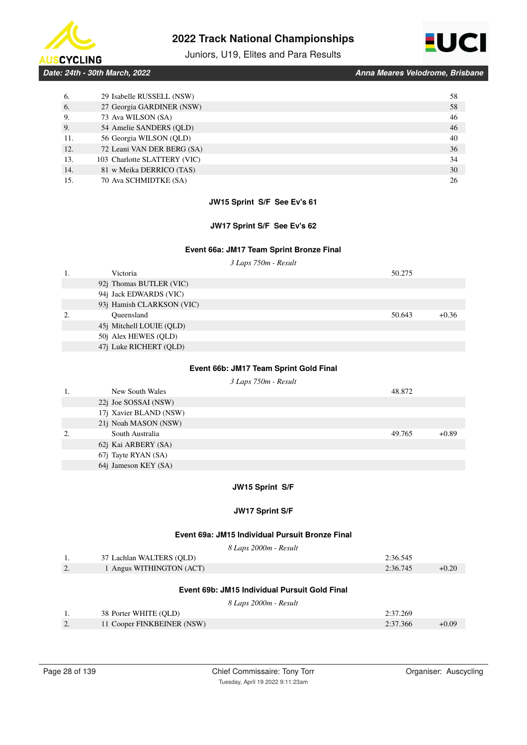| | | |
|---|---|---|
| 6. | 29 Isabelle RUSSELL (NSW) | 58 |
| 6. | 27 Georgia GARDINER (NSW) | 58 |
| 9. | 73 Ava WILSON (SA) | 46 |
| 9. | 54 Amelie SANDERS (QLD) | 46 |
| 11. | 56 Georgia WILSON (QLD) | 40 |
| 12. | 72 Leani VAN DER BERG (SA) | 36 |
| 13. | 103 Charlotte SLATTERY (VIC) | 34 |
| 14. | 81 w Meika DERRICO (TAS) | 30 |
| 15. | 70 Ava SCHMIDTKE (SA) | 26 |

### JW15 Sprint S/F See Ev's 61

### JW17 Sprint S/F See Ev's 62

### Event 66a: JM17 Team Sprint Bronze Final

*3 Laps 750m - Result*

| | | | |
|---|---|---|---|
| 1. | Victoria | 50.275 | |
| | 92j Thomas BUTLER (VIC) | | |
| | 94j Jack EDWARDS (VIC) | | |
| | 93j Hamish CLARKSON (VIC) | | |
| 2. | Queensland | 50.643 | +0.36 |
| | 45j Mitchell LOUIE (QLD) | | |
| | 50j Alex HEWES (QLD) | | |
| | 47j Luke RICHERT (QLD) | | |

### Event 66b: JM17 Team Sprint Gold Final

*3 Laps 750m - Result*

| | | | |
|---|---|---|---|
| 1. | New South Wales | 48.872 | |
| | 22j Joe SOSSAI (NSW) | | |
| | 17j Xavier BLAND (NSW) | | |
| | 21j Noah MASON (NSW) | | |
| 2. | South Australia | 49.765 | +0.89 |
| | 62j Kai ARBERY (SA) | | |
| | 67j Tayte RYAN (SA) | | |
| | 64j Jameson KEY (SA) | | |

### JW15 Sprint S/F

### JW17 Sprint S/F

### Event 69a: JM15 Individual Pursuit Bronze Final

*8 Laps 2000m - Result*

| | | | |
|---|---|---|---|
| 1. | 37 Lachlan WALTERS (QLD) | 2:36.545 | |
| 2. | 1 Angus WITHINGTON (ACT) | 2:36.745 | +0.20 |

### Event 69b: JM15 Individual Pursuit Gold Final

*8 Laps 2000m - Result*

| | | | |
|---|---|---|---|
| 1. | 38 Porter WHITE (QLD) | 2:37.269 | |
| 2. | 11 Cooper FINKBEINER (NSW) | 2:37.366 | +0.09 |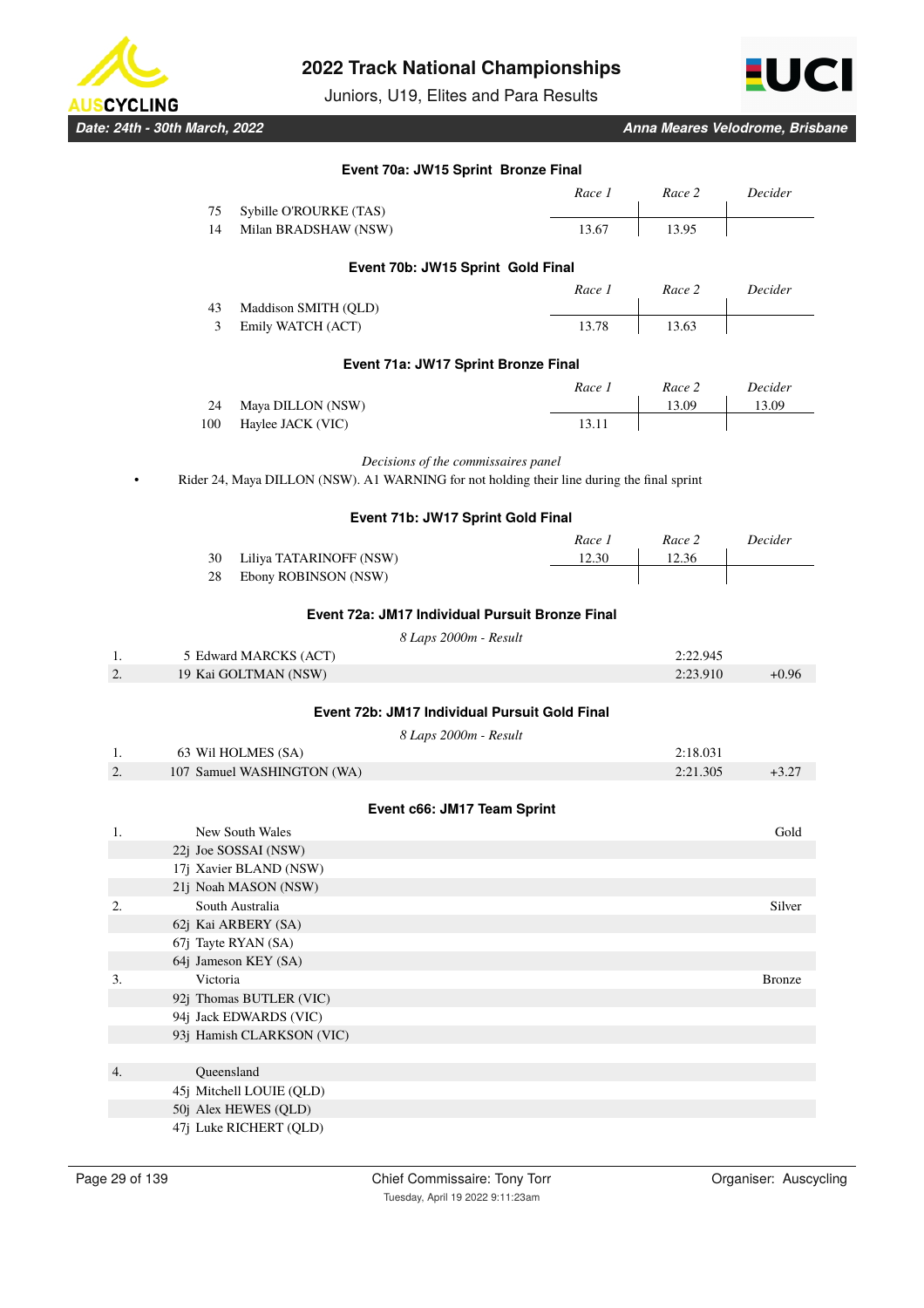### Event 70a: JW15 Sprint Bronze Final

| No. | Rider | Race 1 | Race 2 | Decider |
|---|---|---|---|---|
| 75 | Sybille O'ROURKE (TAS) | | | |
| 14 | Milan BRADSHAW (NSW) | 13.67 | 13.95 | |

### Event 70b: JW15 Sprint Gold Final

| No. | Rider | Race 1 | Race 2 | Decider |
|---|---|---|---|---|
| 43 | Maddison SMITH (QLD) | | | |
| 3 | Emily WATCH (ACT) | 13.78 | 13.63 | |

### Event 71a: JW17 Sprint Bronze Final

| No. | Rider | Race 1 | Race 2 | Decider |
|---|---|---|---|---|
| 24 | Maya DILLON (NSW) | | 13.09 | 13.09 |
| 100 | Haylee JACK (VIC) | 13.11 | | |

*Decisions of the commissaires panel*

- Rider 24, Maya DILLON (NSW). A1 WARNING for not holding their line during the final sprint

### Event 71b: JW17 Sprint Gold Final

| No. | Rider | Race 1 | Race 2 | Decider |
|---|---|---|---|---|
| 30 | Liliya TATARINOFF (NSW) | 12.30 | 12.36 | |
| 28 | Ebony ROBINSON (NSW) | | | |

### Event 72a: JM17 Individual Pursuit Bronze Final

*8 Laps 2000m - Result*

| Rank | No. | Rider | Time | Gap |
|---|---|---|---|---|
| 1. | 5 | Edward MARCKS (ACT) | 2:22.945 | |
| 2. | 19 | Kai GOLTMAN (NSW) | 2:23.910 | +0.96 |

### Event 72b: JM17 Individual Pursuit Gold Final

*8 Laps 2000m - Result*

| Rank | No. | Rider | Time | Gap |
|---|---|---|---|---|
| 1. | 63 | Wil HOLMES (SA) | 2:18.031 | |
| 2. | 107 | Samuel WASHINGTON (WA) | 2:21.305 | +3.27 |

### Event c66: JM17 Team Sprint

| Rank | No. | Team / Rider | Medal |
|---|---|---|---|
| 1. | | New South Wales | Gold |
| | 22j | Joe SOSSAI (NSW) | |
| | 17j | Xavier BLAND (NSW) | |
| | 21j | Noah MASON (NSW) | |
| 2. | | South Australia | Silver |
| | 62j | Kai ARBERY (SA) | |
| | 67j | Tayte RYAN (SA) | |
| | 64j | Jameson KEY (SA) | |
| 3. | | Victoria | Bronze |
| | 92j | Thomas BUTLER (VIC) | |
| | 94j | Jack EDWARDS (VIC) | |
| | 93j | Hamish CLARKSON (VIC) | |
| 4. | | Queensland | |
| | 45j | Mitchell LOUIE (QLD) | |
| | 50j | Alex HEWES (QLD) | |
| | 47j | Luke RICHERT (QLD) | |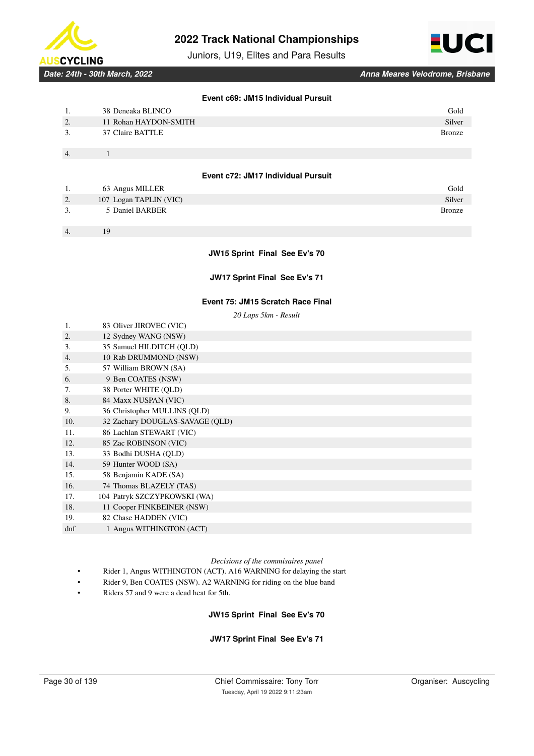### Event c69: JM15 Individual Pursuit

| | | |
|---|---|---|
| 1. | 38 Deneaka BLINCO | Gold |
| 2. | 11 Rohan HAYDON-SMITH | Silver |
| 3. | 37 Claire BATTLE | Bronze |
| 4. | 1 | |

### Event c72: JM17 Individual Pursuit

| | | |
|---|---|---|
| 1. | 63 Angus MILLER | Gold |
| 2. | 107 Logan TAPLIN (VIC) | Silver |
| 3. | 5 Daniel BARBER | Bronze |
| 4. | 19 | |

### JW15 Sprint Final See Ev's 70

### JW17 Sprint Final See Ev's 71

### Event 75: JM15 Scratch Race Final

*20 Laps 5km - Result*

| | |
|---|---|
| 1. | 83 Oliver JIROVEC (VIC) |
| 2. | 12 Sydney WANG (NSW) |
| 3. | 35 Samuel HILDITCH (QLD) |
| 4. | 10 Rab DRUMMOND (NSW) |
| 5. | 57 William BROWN (SA) |
| 6. | 9 Ben COATES (NSW) |
| 7. | 38 Porter WHITE (QLD) |
| 8. | 84 Maxx NUSPAN (VIC) |
| 9. | 36 Christopher MULLINS (QLD) |
| 10. | 32 Zachary DOUGLAS-SAVAGE (QLD) |
| 11. | 86 Lachlan STEWART (VIC) |
| 12. | 85 Zac ROBINSON (VIC) |
| 13. | 33 Bodhi DUSHA (QLD) |
| 14. | 59 Hunter WOOD (SA) |
| 15. | 58 Benjamin KADE (SA) |
| 16. | 74 Thomas BLAZELY (TAS) |
| 17. | 104 Patryk SZCZYPKOWSKI (WA) |
| 18. | 11 Cooper FINKBEINER (NSW) |
| 19. | 82 Chase HADDEN (VIC) |
| dnf | 1 Angus WITHINGTON (ACT) |

*Decisions of the commisaires panel*

- Rider 1, Angus WITHINGTON (ACT). A16 WARNING for delaying the start
- Rider 9, Ben COATES (NSW). A2 WARNING for riding on the blue band
- Riders 57 and 9 were a dead heat for 5th.

### JW15 Sprint Final See Ev's 70

### JW17 Sprint Final See Ev's 71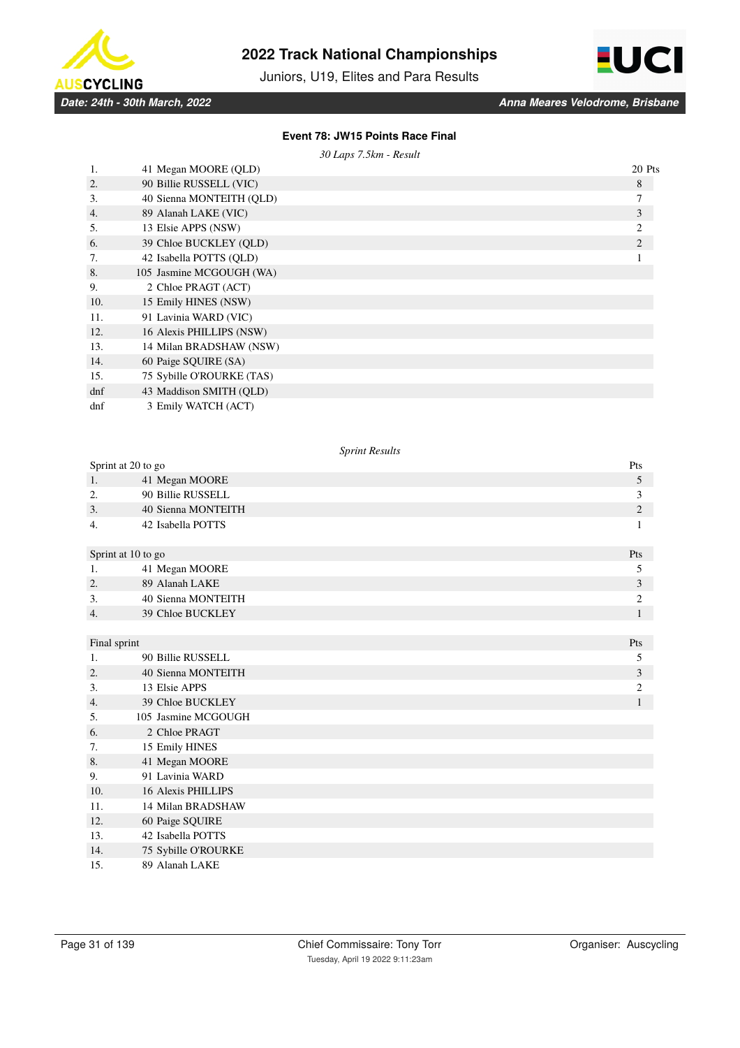# 2022 Track National Championships

Juniors, U19, Elites and Para Results

*Date: 24th - 30th March, 2022* — *Anna Meares Velodrome, Brisbane*

### Event 78: JW15 Points Race Final

*30 Laps 7.5km - Result*

| Pos | Rider | Pts |
|---|---|---|
| 1. | 41 Megan MOORE (QLD) | 20 Pts |
| 2. | 90 Billie RUSSELL (VIC) | 8 |
| 3. | 40 Sienna MONTEITH (QLD) | 7 |
| 4. | 89 Alanah LAKE (VIC) | 3 |
| 5. | 13 Elsie APPS (NSW) | 2 |
| 6. | 39 Chloe BUCKLEY (QLD) | 2 |
| 7. | 42 Isabella POTTS (QLD) | 1 |
| 8. | 105 Jasmine MCGOUGH (WA) | |
| 9. | 2 Chloe PRAGT (ACT) | |
| 10. | 15 Emily HINES (NSW) | |
| 11. | 91 Lavinia WARD (VIC) | |
| 12. | 16 Alexis PHILLIPS (NSW) | |
| 13. | 14 Milan BRADSHAW (NSW) | |
| 14. | 60 Paige SQUIRE (SA) | |
| 15. | 75 Sybille O'ROURKE (TAS) | |
| dnf | 43 Maddison SMITH (QLD) | |
| dnf | 3 Emily WATCH (ACT) | |

*Sprint Results*

| Sprint at 20 to go | | Pts |
|---|---|---|
| 1. | 41 Megan MOORE | 5 |
| 2. | 90 Billie RUSSELL | 3 |
| 3. | 40 Sienna MONTEITH | 2 |
| 4. | 42 Isabella POTTS | 1 |

| Sprint at 10 to go | | Pts |
|---|---|---|
| 1. | 41 Megan MOORE | 5 |
| 2. | 89 Alanah LAKE | 3 |
| 3. | 40 Sienna MONTEITH | 2 |
| 4. | 39 Chloe BUCKLEY | 1 |

| Final sprint | | Pts |
|---|---|---|
| 1. | 90 Billie RUSSELL | 5 |
| 2. | 40 Sienna MONTEITH | 3 |
| 3. | 13 Elsie APPS | 2 |
| 4. | 39 Chloe BUCKLEY | 1 |
| 5. | 105 Jasmine MCGOUGH | |
| 6. | 2 Chloe PRAGT | |
| 7. | 15 Emily HINES | |
| 8. | 41 Megan MOORE | |
| 9. | 91 Lavinia WARD | |
| 10. | 16 Alexis PHILLIPS | |
| 11. | 14 Milan BRADSHAW | |
| 12. | 60 Paige SQUIRE | |
| 13. | 42 Isabella POTTS | |
| 14. | 75 Sybille O'ROURKE | |
| 15. | 89 Alanah LAKE | |

Chief Commissaire: Tony Torr — Organiser: Auscycling

Tuesday, April 19 2022 9:11:23am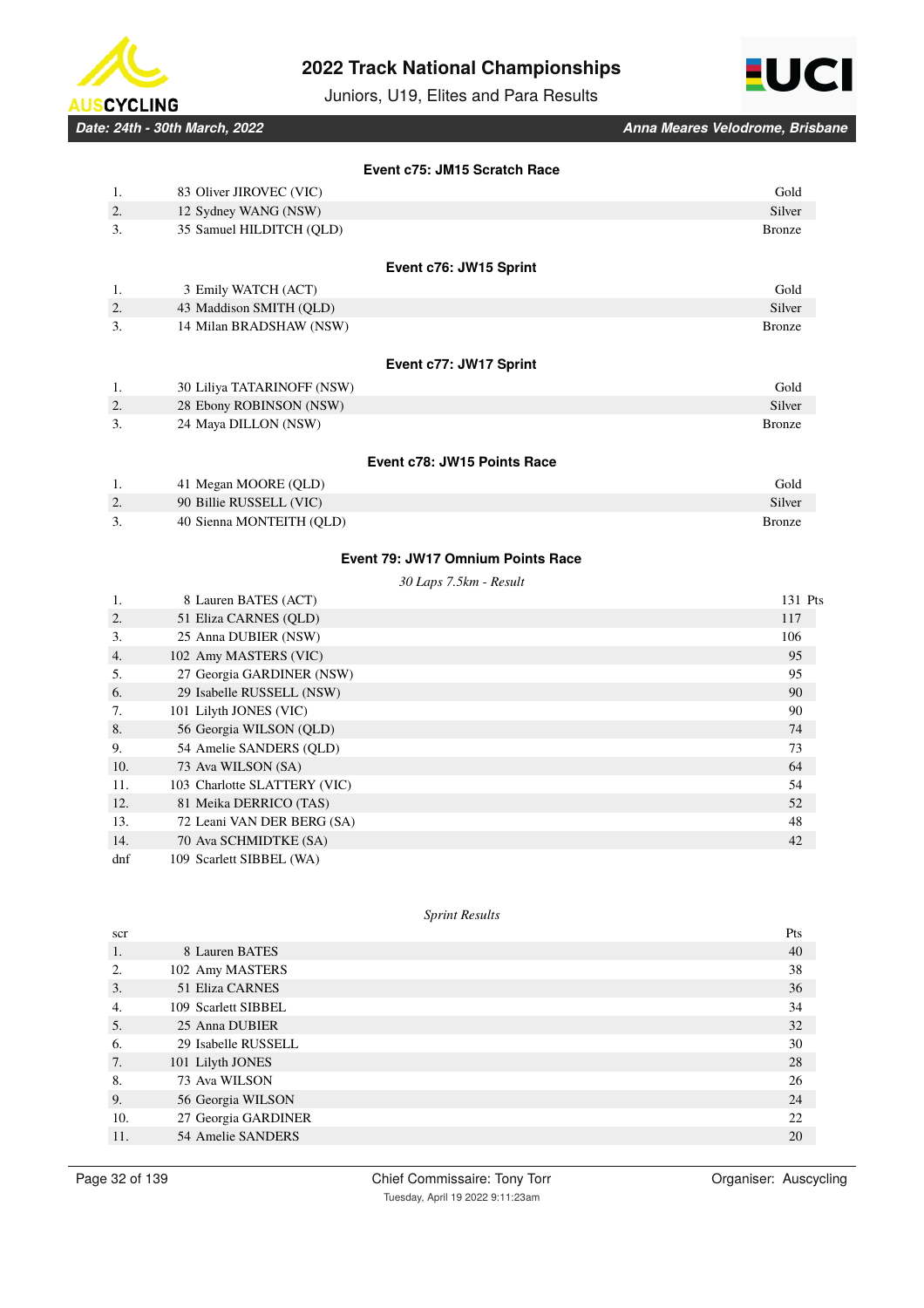### Event c75: JM15 Scratch Race

| | | |
|---|---|---|
| 1. | 83 Oliver JIROVEC (VIC) | Gold |
| 2. | 12 Sydney WANG (NSW) | Silver |
| 3. | 35 Samuel HILDITCH (QLD) | Bronze |

### Event c76: JW15 Sprint

| | | |
|---|---|---|
| 1. | 3 Emily WATCH (ACT) | Gold |
| 2. | 43 Maddison SMITH (QLD) | Silver |
| 3. | 14 Milan BRADSHAW (NSW) | Bronze |

### Event c77: JW17 Sprint

| | | |
|---|---|---|
| 1. | 30 Liliya TATARINOFF (NSW) | Gold |
| 2. | 28 Ebony ROBINSON (NSW) | Silver |
| 3. | 24 Maya DILLON (NSW) | Bronze |

### Event c78: JW15 Points Race

| | | |
|---|---|---|
| 1. | 41 Megan MOORE (QLD) | Gold |
| 2. | 90 Billie RUSSELL (VIC) | Silver |
| 3. | 40 Sienna MONTEITH (QLD) | Bronze |

### Event 79: JW17 Omnium Points Race

*30 Laps 7.5km - Result*

| | | |
|---|---|---|
| 1. | 8 Lauren BATES (ACT) | 131 Pts |
| 2. | 51 Eliza CARNES (QLD) | 117 |
| 3. | 25 Anna DUBIER (NSW) | 106 |
| 4. | 102 Amy MASTERS (VIC) | 95 |
| 5. | 27 Georgia GARDINER (NSW) | 95 |
| 6. | 29 Isabelle RUSSELL (NSW) | 90 |
| 7. | 101 Lilyth JONES (VIC) | 90 |
| 8. | 56 Georgia WILSON (QLD) | 74 |
| 9. | 54 Amelie SANDERS (QLD) | 73 |
| 10. | 73 Ava WILSON (SA) | 64 |
| 11. | 103 Charlotte SLATTERY (VIC) | 54 |
| 12. | 81 Meika DERRICO (TAS) | 52 |
| 13. | 72 Leani VAN DER BERG (SA) | 48 |
| 14. | 70 Ava SCHMIDTKE (SA) | 42 |
| dnf | 109 Scarlett SIBBEL (WA) | |

*Sprint Results*

| scr | | Pts |
|---|---|---|
| 1. | 8 Lauren BATES | 40 |
| 2. | 102 Amy MASTERS | 38 |
| 3. | 51 Eliza CARNES | 36 |
| 4. | 109 Scarlett SIBBEL | 34 |
| 5. | 25 Anna DUBIER | 32 |
| 6. | 29 Isabelle RUSSELL | 30 |
| 7. | 101 Lilyth JONES | 28 |
| 8. | 73 Ava WILSON | 26 |
| 9. | 56 Georgia WILSON | 24 |
| 10. | 27 Georgia GARDINER | 22 |
| 11. | 54 Amelie SANDERS | 20 |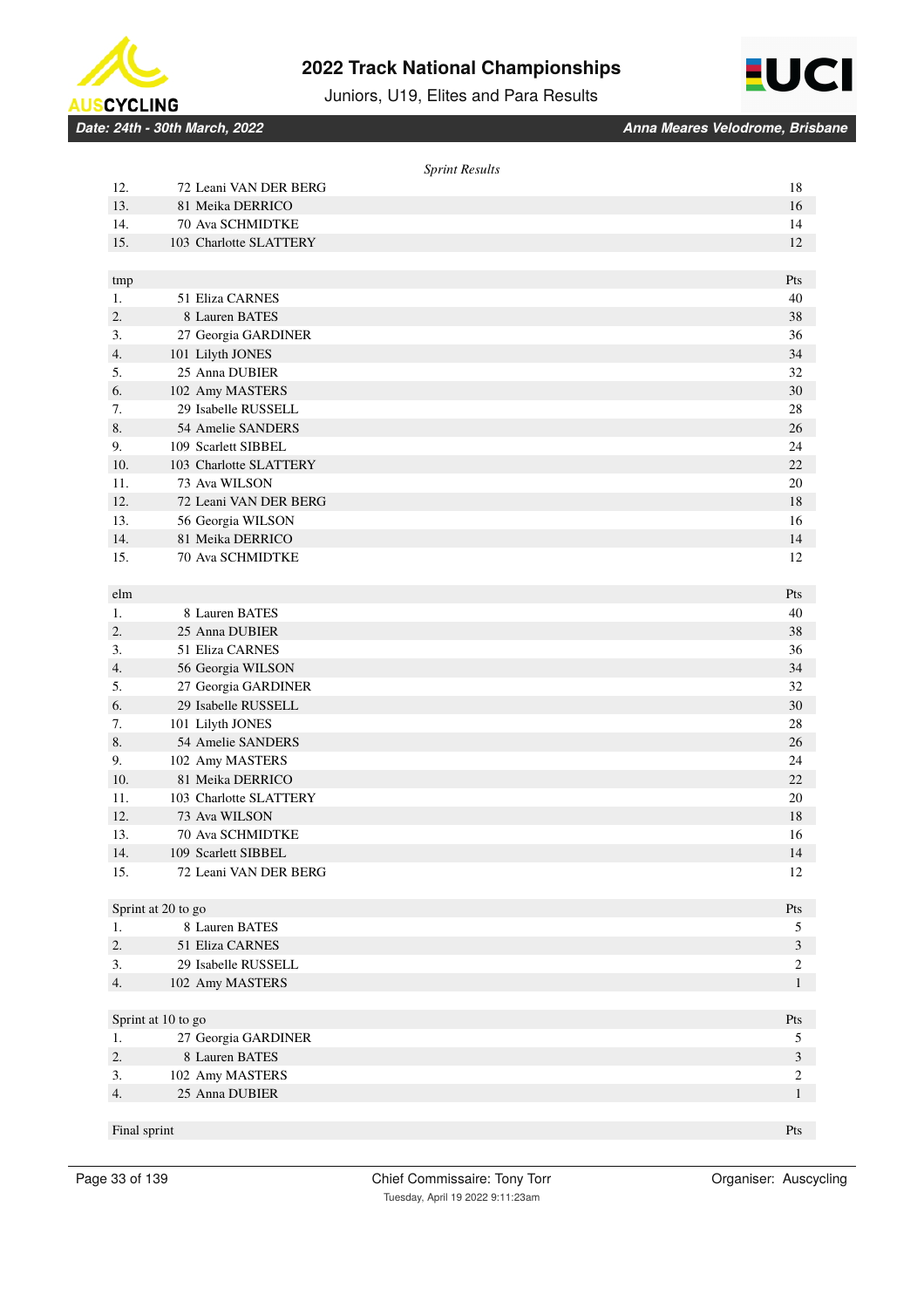*Sprint Results*

| | | |
|---|---|---|
| 12. | 72 Leani VAN DER BERG | 18 |
| 13. | 81 Meika DERRICO | 16 |
| 14. | 70 Ava SCHMIDTKE | 14 |
| 15. | 103 Charlotte SLATTERY | 12 |

| tmp | | Pts |
|---|---|---|
| 1. | 51 Eliza CARNES | 40 |
| 2. | 8 Lauren BATES | 38 |
| 3. | 27 Georgia GARDINER | 36 |
| 4. | 101 Lilyth JONES | 34 |
| 5. | 25 Anna DUBIER | 32 |
| 6. | 102 Amy MASTERS | 30 |
| 7. | 29 Isabelle RUSSELL | 28 |
| 8. | 54 Amelie SANDERS | 26 |
| 9. | 109 Scarlett SIBBEL | 24 |
| 10. | 103 Charlotte SLATTERY | 22 |
| 11. | 73 Ava WILSON | 20 |
| 12. | 72 Leani VAN DER BERG | 18 |
| 13. | 56 Georgia WILSON | 16 |
| 14. | 81 Meika DERRICO | 14 |
| 15. | 70 Ava SCHMIDTKE | 12 |

| elm | | Pts |
|---|---|---|
| 1. | 8 Lauren BATES | 40 |
| 2. | 25 Anna DUBIER | 38 |
| 3. | 51 Eliza CARNES | 36 |
| 4. | 56 Georgia WILSON | 34 |
| 5. | 27 Georgia GARDINER | 32 |
| 6. | 29 Isabelle RUSSELL | 30 |
| 7. | 101 Lilyth JONES | 28 |
| 8. | 54 Amelie SANDERS | 26 |
| 9. | 102 Amy MASTERS | 24 |
| 10. | 81 Meika DERRICO | 22 |
| 11. | 103 Charlotte SLATTERY | 20 |
| 12. | 73 Ava WILSON | 18 |
| 13. | 70 Ava SCHMIDTKE | 16 |
| 14. | 109 Scarlett SIBBEL | 14 |
| 15. | 72 Leani VAN DER BERG | 12 |

| Sprint at 20 to go | | Pts |
|---|---|---|
| 1. | 8 Lauren BATES | 5 |
| 2. | 51 Eliza CARNES | 3 |
| 3. | 29 Isabelle RUSSELL | 2 |
| 4. | 102 Amy MASTERS | 1 |

| Sprint at 10 to go | | Pts |
|---|---|---|
| 1. | 27 Georgia GARDINER | 5 |
| 2. | 8 Lauren BATES | 3 |
| 3. | 102 Amy MASTERS | 2 |
| 4. | 25 Anna DUBIER | 1 |

| Final sprint | | Pts |
|---|---|---|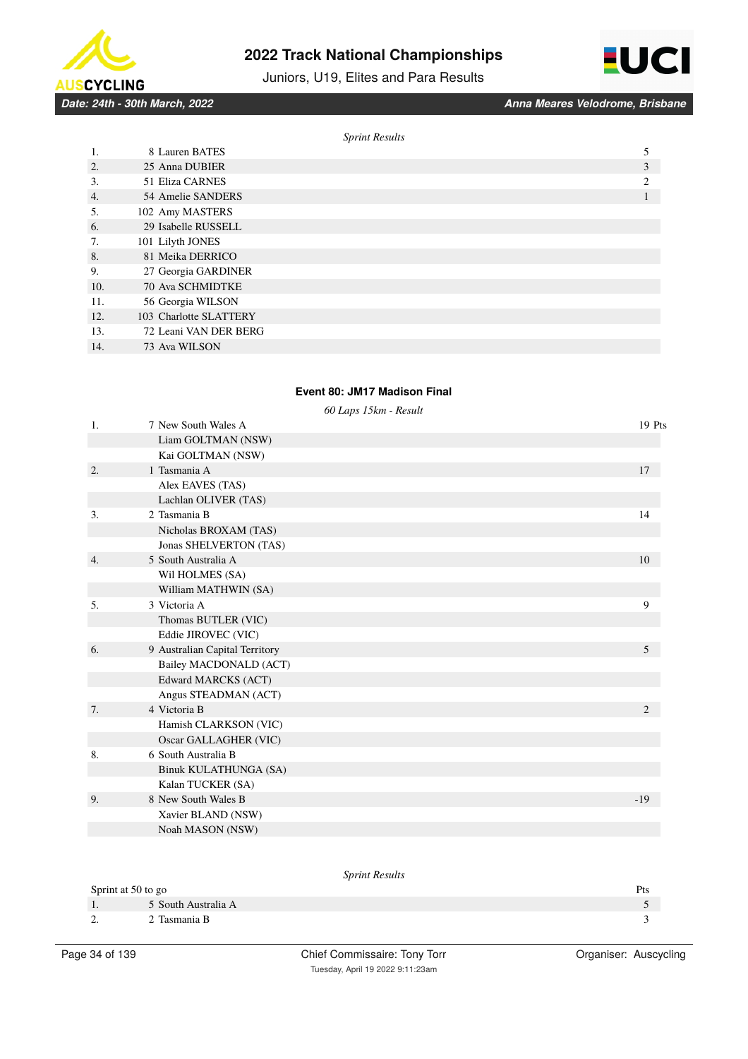*Sprint Results*

| | | |
|---|---|---|
| 1. | 8 Lauren BATES | 5 |
| 2. | 25 Anna DUBIER | 3 |
| 3. | 51 Eliza CARNES | 2 |
| 4. | 54 Amelie SANDERS | 1 |
| 5. | 102 Amy MASTERS | |
| 6. | 29 Isabelle RUSSELL | |
| 7. | 101 Lilyth JONES | |
| 8. | 81 Meika DERRICO | |
| 9. | 27 Georgia GARDINER | |
| 10. | 70 Ava SCHMIDTKE | |
| 11. | 56 Georgia WILSON | |
| 12. | 103 Charlotte SLATTERY | |
| 13. | 72 Leani VAN DER BERG | |
| 14. | 73 Ava WILSON | |

## Event 80: JM17 Madison Final

*60 Laps 15km - Result*

| | | |
|---|---|---|
| 1. | 7 New South Wales A | 19 Pts |
| | Liam GOLTMAN (NSW) | |
| | Kai GOLTMAN (NSW) | |
| 2. | 1 Tasmania A | 17 |
| | Alex EAVES (TAS) | |
| | Lachlan OLIVER (TAS) | |
| 3. | 2 Tasmania B | 14 |
| | Nicholas BROXAM (TAS) | |
| | Jonas SHELVERTON (TAS) | |
| 4. | 5 South Australia A | 10 |
| | Wil HOLMES (SA) | |
| | William MATHWIN (SA) | |
| 5. | 3 Victoria A | 9 |
| | Thomas BUTLER (VIC) | |
| | Eddie JIROVEC (VIC) | |
| 6. | 9 Australian Capital Territory | 5 |
| | Bailey MACDONALD (ACT) | |
| | Edward MARCKS (ACT) | |
| | Angus STEADMAN (ACT) | |
| 7. | 4 Victoria B | 2 |
| | Hamish CLARKSON (VIC) | |
| | Oscar GALLAGHER (VIC) | |
| 8. | 6 South Australia B | |
| | Binuk KULATHUNGA (SA) | |
| | Kalan TUCKER (SA) | |
| 9. | 8 New South Wales B | -19 |
| | Xavier BLAND (NSW) | |
| | Noah MASON (NSW) | |

*Sprint Results*

| Sprint at 50 to go | | Pts |
|---|---|---|
| 1. | 5 South Australia A | 5 |
| 2. | 2 Tasmania B | 3 |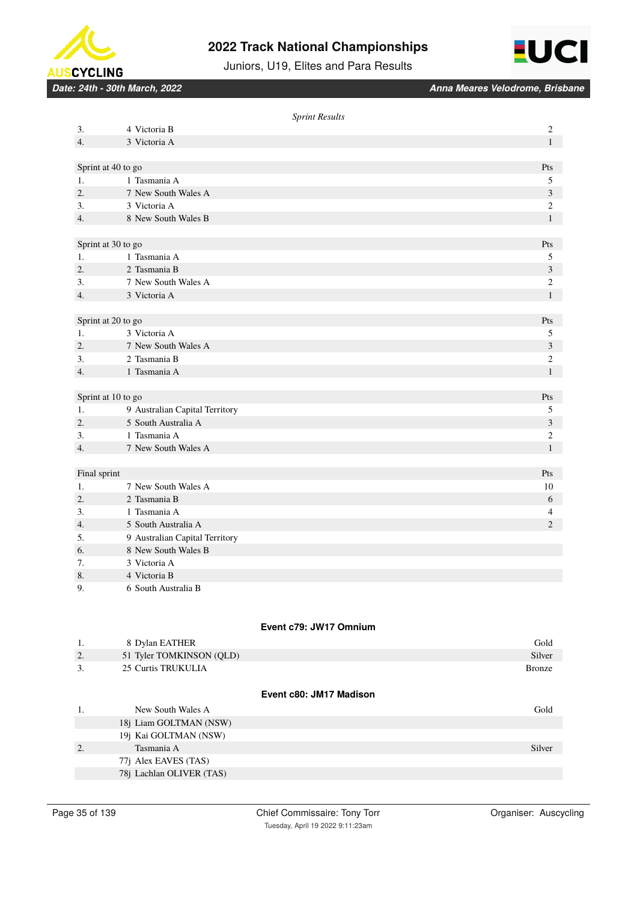*Sprint Results*

| | | |
|---|---|---|
| 3. | 4 Victoria B | 2 |
| 4. | 3 Victoria A | 1 |

| Sprint at 40 to go | | Pts |
|---|---|---|
| 1. | 1 Tasmania A | 5 |
| 2. | 7 New South Wales A | 3 |
| 3. | 3 Victoria A | 2 |
| 4. | 8 New South Wales B | 1 |

| Sprint at 30 to go | | Pts |
|---|---|---|
| 1. | 1 Tasmania A | 5 |
| 2. | 2 Tasmania B | 3 |
| 3. | 7 New South Wales A | 2 |
| 4. | 3 Victoria A | 1 |

| Sprint at 20 to go | | Pts |
|---|---|---|
| 1. | 3 Victoria A | 5 |
| 2. | 7 New South Wales A | 3 |
| 3. | 2 Tasmania B | 2 |
| 4. | 1 Tasmania A | 1 |

| Sprint at 10 to go | | Pts |
|---|---|---|
| 1. | 9 Australian Capital Territory | 5 |
| 2. | 5 South Australia A | 3 |
| 3. | 1 Tasmania A | 2 |
| 4. | 7 New South Wales A | 1 |

| Final sprint | | Pts |
|---|---|---|
| 1. | 7 New South Wales A | 10 |
| 2. | 2 Tasmania B | 6 |
| 3. | 1 Tasmania A | 4 |
| 4. | 5 South Australia A | 2 |
| 5. | 9 Australian Capital Territory | |
| 6. | 8 New South Wales B | |
| 7. | 3 Victoria A | |
| 8. | 4 Victoria B | |
| 9. | 6 South Australia B | |

### Event c79: JW17 Omnium

| | | |
|---|---|---|
| 1. | 8 Dylan EATHER | Gold |
| 2. | 51 Tyler TOMKINSON (QLD) | Silver |
| 3. | 25 Curtis TRUKULIA | Bronze |

### Event c80: JM17 Madison

| | | |
|---|---|---|
| 1. | New South Wales A | Gold |
| | 18j Liam GOLTMAN (NSW) | |
| | 19j Kai GOLTMAN (NSW) | |
| 2. | Tasmania A | Silver |
| | 77j Alex EAVES (TAS) | |
| | 78j Lachlan OLIVER (TAS) | |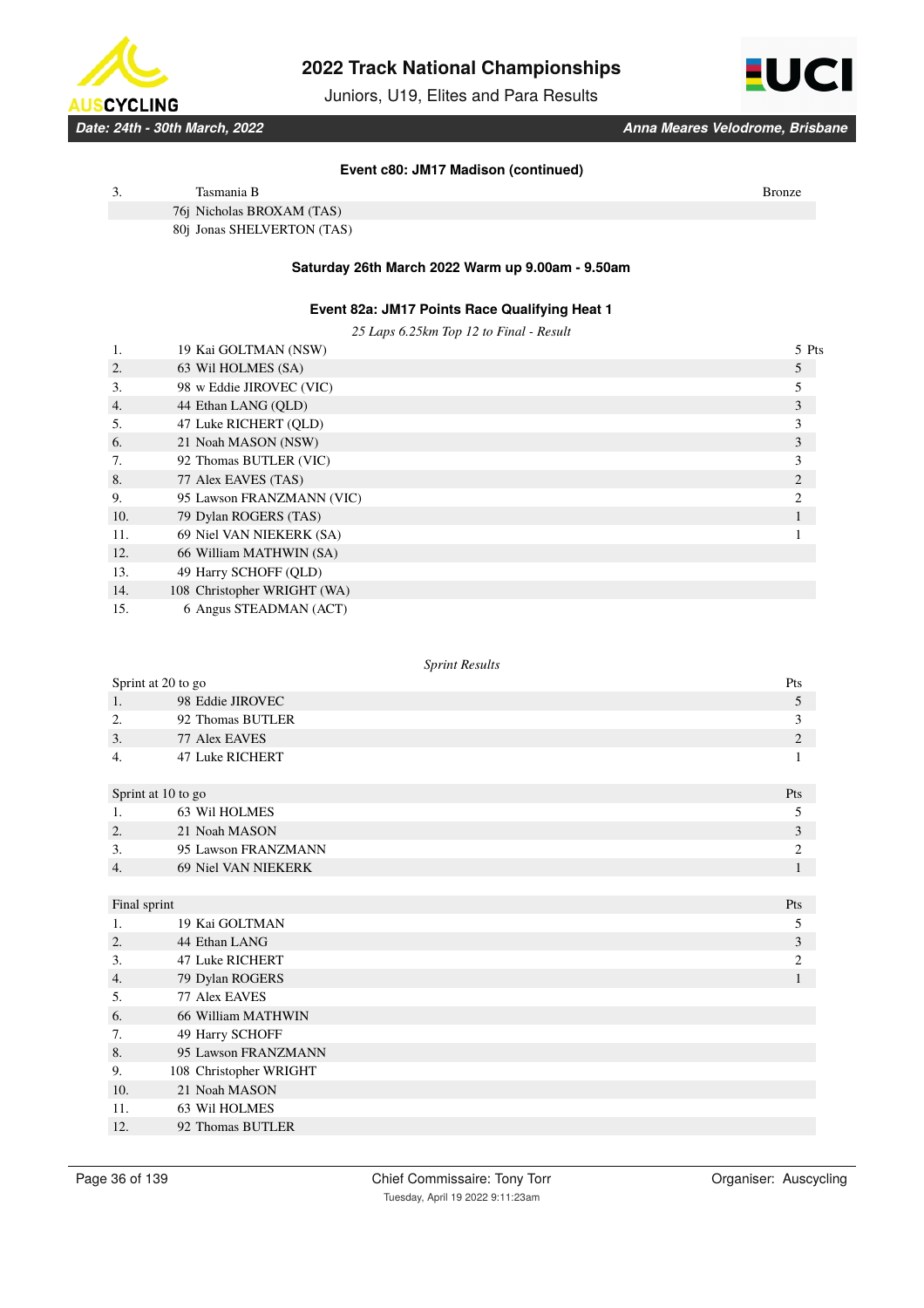### Event c80: JM17 Madison (continued)

| | | |
|---|---|---|
| 3. | Tasmania B | Bronze |
| | 76j Nicholas BROXAM (TAS) | |
| | 80j Jonas SHELVERTON (TAS) | |

**Saturday 26th March 2022 Warm up 9.00am - 9.50am**

### Event 82a: JM17 Points Race Qualifying Heat 1

*25 Laps 6.25km Top 12 to Final - Result*

| | | |
|---|---|---|
| 1. | 19 Kai GOLTMAN (NSW) | 5 Pts |
| 2. | 63 Wil HOLMES (SA) | 5 |
| 3. | 98 w Eddie JIROVEC (VIC) | 5 |
| 4. | 44 Ethan LANG (QLD) | 3 |
| 5. | 47 Luke RICHERT (QLD) | 3 |
| 6. | 21 Noah MASON (NSW) | 3 |
| 7. | 92 Thomas BUTLER (VIC) | 3 |
| 8. | 77 Alex EAVES (TAS) | 2 |
| 9. | 95 Lawson FRANZMANN (VIC) | 2 |
| 10. | 79 Dylan ROGERS (TAS) | 1 |
| 11. | 69 Niel VAN NIEKERK (SA) | 1 |
| 12. | 66 William MATHWIN (SA) | |
| 13. | 49 Harry SCHOFF (QLD) | |
| 14. | 108 Christopher WRIGHT (WA) | |
| 15. | 6 Angus STEADMAN (ACT) | |

*Sprint Results*

| Sprint at 20 to go | | Pts |
|---|---|---|
| 1. | 98 Eddie JIROVEC | 5 |
| 2. | 92 Thomas BUTLER | 3 |
| 3. | 77 Alex EAVES | 2 |
| 4. | 47 Luke RICHERT | 1 |

| Sprint at 10 to go | | Pts |
|---|---|---|
| 1. | 63 Wil HOLMES | 5 |
| 2. | 21 Noah MASON | 3 |
| 3. | 95 Lawson FRANZMANN | 2 |
| 4. | 69 Niel VAN NIEKERK | 1 |

| Final sprint | | Pts |
|---|---|---|
| 1. | 19 Kai GOLTMAN | 5 |
| 2. | 44 Ethan LANG | 3 |
| 3. | 47 Luke RICHERT | 2 |
| 4. | 79 Dylan ROGERS | 1 |
| 5. | 77 Alex EAVES | |
| 6. | 66 William MATHWIN | |
| 7. | 49 Harry SCHOFF | |
| 8. | 95 Lawson FRANZMANN | |
| 9. | 108 Christopher WRIGHT | |
| 10. | 21 Noah MASON | |
| 11. | 63 Wil HOLMES | |
| 12. | 92 Thomas BUTLER | |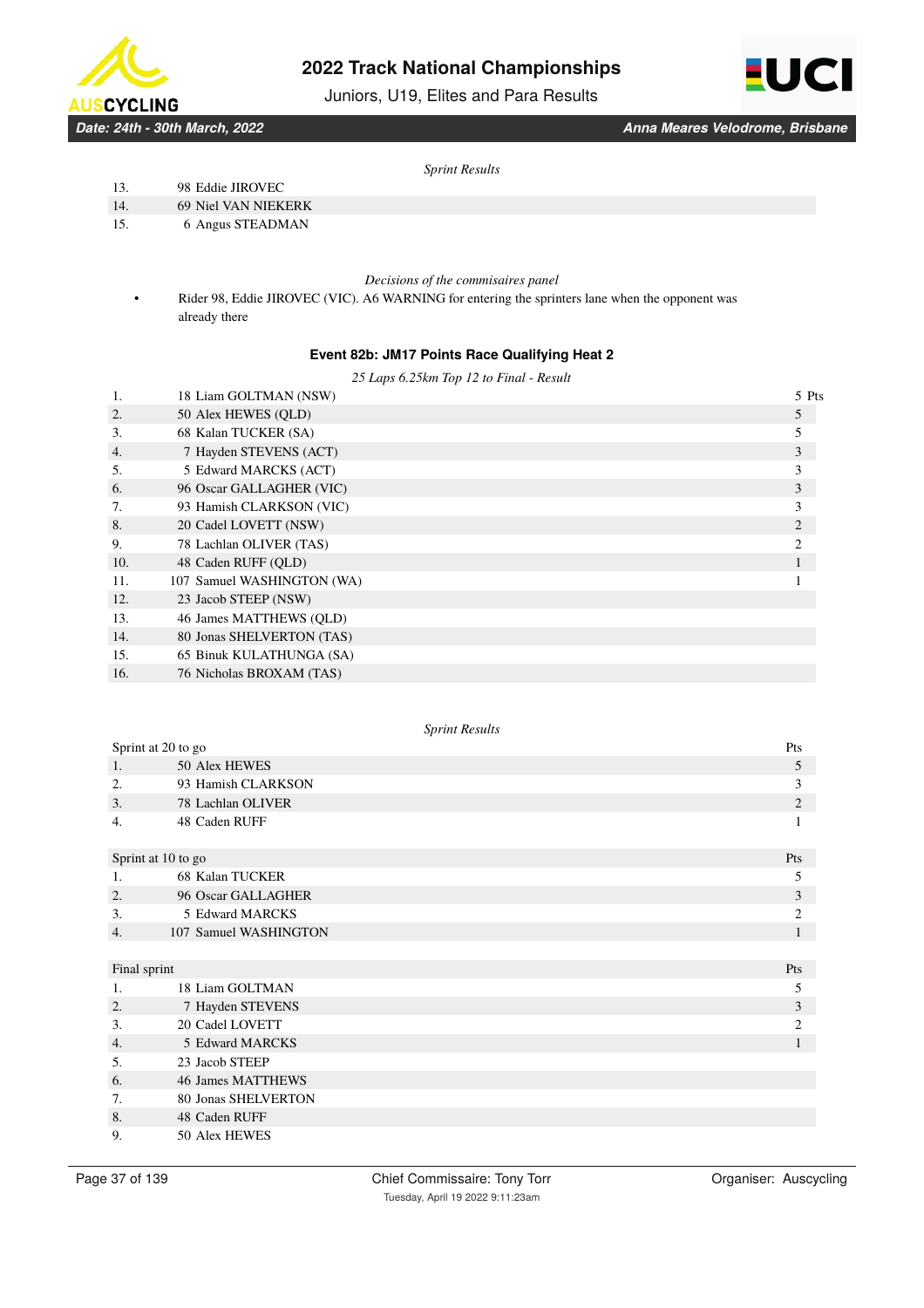*Sprint Results*

| | |
|---|---|
| 13. | 98 Eddie JIROVEC |
| 14. | 69 Niel VAN NIEKERK |
| 15. | 6 Angus STEADMAN |

*Decisions of the commisaires panel*

- Rider 98, Eddie JIROVEC (VIC). A6 WARNING for entering the sprinters lane when the opponent was already there

### Event 82b: JM17 Points Race Qualifying Heat 2

*25 Laps 6.25km Top 12 to Final - Result*

| | | |
|---|---|---|
| 1. | 18 Liam GOLTMAN (NSW) | 5 Pts |
| 2. | 50 Alex HEWES (QLD) | 5 |
| 3. | 68 Kalan TUCKER (SA) | 5 |
| 4. | 7 Hayden STEVENS (ACT) | 3 |
| 5. | 5 Edward MARCKS (ACT) | 3 |
| 6. | 96 Oscar GALLAGHER (VIC) | 3 |
| 7. | 93 Hamish CLARKSON (VIC) | 3 |
| 8. | 20 Cadel LOVETT (NSW) | 2 |
| 9. | 78 Lachlan OLIVER (TAS) | 2 |
| 10. | 48 Caden RUFF (QLD) | 1 |
| 11. | 107 Samuel WASHINGTON (WA) | 1 |
| 12. | 23 Jacob STEEP (NSW) | |
| 13. | 46 James MATTHEWS (QLD) | |
| 14. | 80 Jonas SHELVERTON (TAS) | |
| 15. | 65 Binuk KULATHUNGA (SA) | |
| 16. | 76 Nicholas BROXAM (TAS) | |

*Sprint Results*

| Sprint at 20 to go | | Pts |
|---|---|---|
| 1. | 50 Alex HEWES | 5 |
| 2. | 93 Hamish CLARKSON | 3 |
| 3. | 78 Lachlan OLIVER | 2 |
| 4. | 48 Caden RUFF | 1 |

| Sprint at 10 to go | | Pts |
|---|---|---|
| 1. | 68 Kalan TUCKER | 5 |
| 2. | 96 Oscar GALLAGHER | 3 |
| 3. | 5 Edward MARCKS | 2 |
| 4. | 107 Samuel WASHINGTON | 1 |

| Final sprint | | Pts |
|---|---|---|
| 1. | 18 Liam GOLTMAN | 5 |
| 2. | 7 Hayden STEVENS | 3 |
| 3. | 20 Cadel LOVETT | 2 |
| 4. | 5 Edward MARCKS | 1 |
| 5. | 23 Jacob STEEP | |
| 6. | 46 James MATTHEWS | |
| 7. | 80 Jonas SHELVERTON | |
| 8. | 48 Caden RUFF | |
| 9. | 50 Alex HEWES | |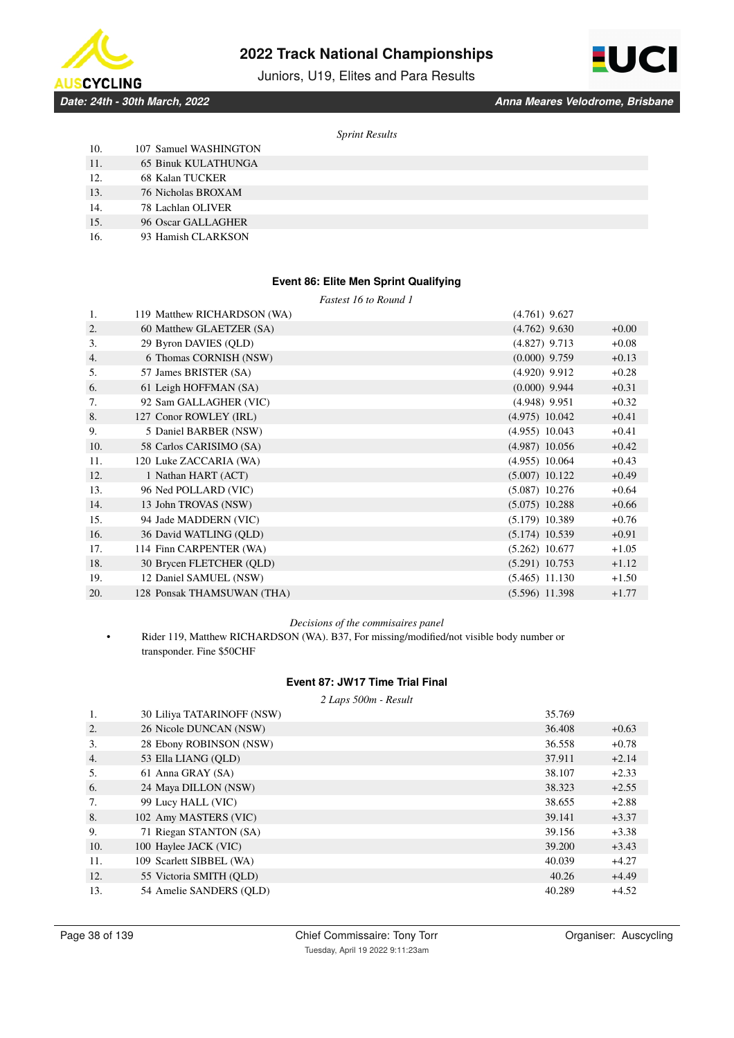*Sprint Results*

| | |
|---|---|
| 10. | 107 Samuel WASHINGTON |
| 11. | 65 Binuk KULATHUNGA |
| 12. | 68 Kalan TUCKER |
| 13. | 76 Nicholas BROXAM |
| 14. | 78 Lachlan OLIVER |
| 15. | 96 Oscar GALLAGHER |
| 16. | 93 Hamish CLARKSON |

### Event 86: Elite Men Sprint Qualifying

*Fastest 16 to Round 1*

| | | | |
|---|---|---|---|
| 1. | 119 Matthew RICHARDSON (WA) | (4.761) 9.627 | |
| 2. | 60 Matthew GLAETZER (SA) | (4.762) 9.630 | +0.00 |
| 3. | 29 Byron DAVIES (QLD) | (4.827) 9.713 | +0.08 |
| 4. | 6 Thomas CORNISH (NSW) | (0.000) 9.759 | +0.13 |
| 5. | 57 James BRISTER (SA) | (4.920) 9.912 | +0.28 |
| 6. | 61 Leigh HOFFMAN (SA) | (0.000) 9.944 | +0.31 |
| 7. | 92 Sam GALLAGHER (VIC) | (4.948) 9.951 | +0.32 |
| 8. | 127 Conor ROWLEY (IRL) | (4.975) 10.042 | +0.41 |
| 9. | 5 Daniel BARBER (NSW) | (4.955) 10.043 | +0.41 |
| 10. | 58 Carlos CARISIMO (SA) | (4.987) 10.056 | +0.42 |
| 11. | 120 Luke ZACCARIA (WA) | (4.955) 10.064 | +0.43 |
| 12. | 1 Nathan HART (ACT) | (5.007) 10.122 | +0.49 |
| 13. | 96 Ned POLLARD (VIC) | (5.087) 10.276 | +0.64 |
| 14. | 13 John TROVAS (NSW) | (5.075) 10.288 | +0.66 |
| 15. | 94 Jade MADDERN (VIC) | (5.179) 10.389 | +0.76 |
| 16. | 36 David WATLING (QLD) | (5.174) 10.539 | +0.91 |
| 17. | 114 Finn CARPENTER (WA) | (5.262) 10.677 | +1.05 |
| 18. | 30 Brycen FLETCHER (QLD) | (5.291) 10.753 | +1.12 |
| 19. | 12 Daniel SAMUEL (NSW) | (5.465) 11.130 | +1.50 |
| 20. | 128 Ponsak THAMSUWAN (THA) | (5.596) 11.398 | +1.77 |

*Decisions of the commisaires panel*

- Rider 119, Matthew RICHARDSON (WA). B37, For missing/modified/not visible body number or transponder. Fine $50CHF

### Event 87: JW17 Time Trial Final

*2 Laps 500m - Result*

| | | | |
|---|---|---|---|
| 1. | 30 Liliya TATARINOFF (NSW) | 35.769 | |
| 2. | 26 Nicole DUNCAN (NSW) | 36.408 | +0.63 |
| 3. | 28 Ebony ROBINSON (NSW) | 36.558 | +0.78 |
| 4. | 53 Ella LIANG (QLD) | 37.911 | +2.14 |
| 5. | 61 Anna GRAY (SA) | 38.107 | +2.33 |
| 6. | 24 Maya DILLON (NSW) | 38.323 | +2.55 |
| 7. | 99 Lucy HALL (VIC) | 38.655 | +2.88 |
| 8. | 102 Amy MASTERS (VIC) | 39.141 | +3.37 |
| 9. | 71 Riegan STANTON (SA) | 39.156 | +3.38 |
| 10. | 100 Haylee JACK (VIC) | 39.200 | +3.43 |
| 11. | 109 Scarlett SIBBEL (WA) | 40.039 | +4.27 |
| 12. | 55 Victoria SMITH (QLD) | 40.26 | +4.49 |
| 13. | 54 Amelie SANDERS (QLD) | 40.289 | +4.52 |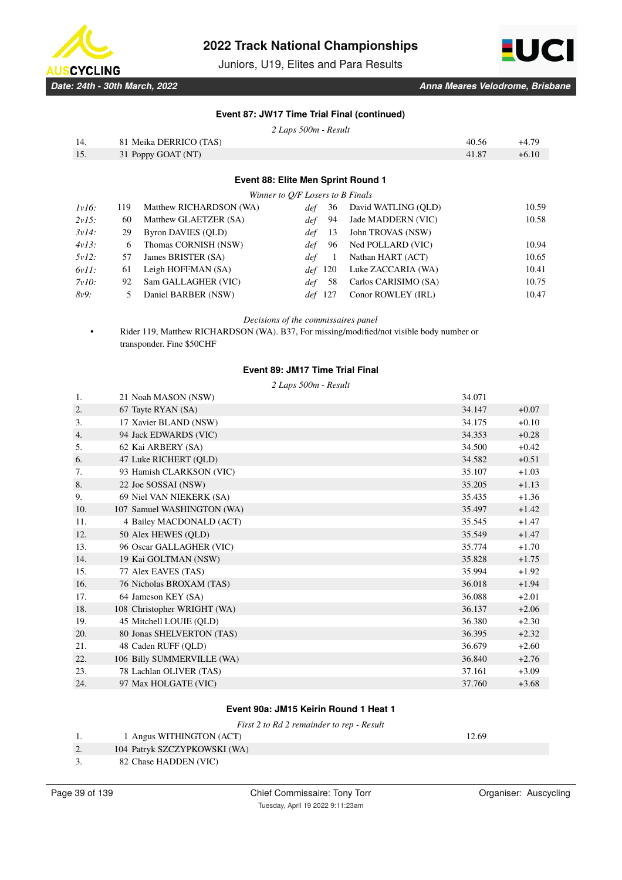### Event 87: JW17 Time Trial Final (continued)

*2 Laps 500m - Result*

| | | | |
|---|---|---|---|
| 14. | 81 Meika DERRICO (TAS) | 40.56 | +4.79 |
| 15. | 31 Poppy GOAT (NT) | 41.87 | +6.10 |

### Event 88: Elite Men Sprint Round 1

*Winner to Q/F Losers to B Finals*

| | | | | | | |
|---|---|---|---|---|---|---|
| *1v16:* | 119 | Matthew RICHARDSON (WA) | *def* 36 | David WATLING (QLD) | | 10.59 |
| *2v15:* | 60 | Matthew GLAETZER (SA) | *def* 94 | Jade MADDERN (VIC) | | 10.58 |
| *3v14:* | 29 | Byron DAVIES (QLD) | *def* 13 | John TROVAS (NSW) | | |
| *4v13:* | 6 | Thomas CORNISH (NSW) | *def* 96 | Ned POLLARD (VIC) | | 10.94 |
| *5v12:* | 57 | James BRISTER (SA) | *def* 1 | Nathan HART (ACT) | | 10.65 |
| *6v11:* | 61 | Leigh HOFFMAN (SA) | *def* 120 | Luke ZACCARIA (WA) | | 10.41 |
| *7v10:* | 92 | Sam GALLAGHER (VIC) | *def* 58 | Carlos CARISIMO (SA) | | 10.75 |
| *8v9:* | 5 | Daniel BARBER (NSW) | *def* 127 | Conor ROWLEY (IRL) | | 10.47 |

*Decisions of the commissaires panel*

- Rider 119, Matthew RICHARDSON (WA). B37, For missing/modified/not visible body number or transponder. Fine $50CHF

### Event 89: JM17 Time Trial Final

*2 Laps 500m - Result*

| | | | |
|---|---|---|---|
| 1. | 21 Noah MASON (NSW) | 34.071 | |
| 2. | 67 Tayte RYAN (SA) | 34.147 | +0.07 |
| 3. | 17 Xavier BLAND (NSW) | 34.175 | +0.10 |
| 4. | 94 Jack EDWARDS (VIC) | 34.353 | +0.28 |
| 5. | 62 Kai ARBERY (SA) | 34.500 | +0.42 |
| 6. | 47 Luke RICHERT (QLD) | 34.582 | +0.51 |
| 7. | 93 Hamish CLARKSON (VIC) | 35.107 | +1.03 |
| 8. | 22 Joe SOSSAI (NSW) | 35.205 | +1.13 |
| 9. | 69 Niel VAN NIEKERK (SA) | 35.435 | +1.36 |
| 10. | 107 Samuel WASHINGTON (WA) | 35.497 | +1.42 |
| 11. | 4 Bailey MACDONALD (ACT) | 35.545 | +1.47 |
| 12. | 50 Alex HEWES (QLD) | 35.549 | +1.47 |
| 13. | 96 Oscar GALLAGHER (VIC) | 35.774 | +1.70 |
| 14. | 19 Kai GOLTMAN (NSW) | 35.828 | +1.75 |
| 15. | 77 Alex EAVES (TAS) | 35.994 | +1.92 |
| 16. | 76 Nicholas BROXAM (TAS) | 36.018 | +1.94 |
| 17. | 64 Jameson KEY (SA) | 36.088 | +2.01 |
| 18. | 108 Christopher WRIGHT (WA) | 36.137 | +2.06 |
| 19. | 45 Mitchell LOUIE (QLD) | 36.380 | +2.30 |
| 20. | 80 Jonas SHELVERTON (TAS) | 36.395 | +2.32 |
| 21. | 48 Caden RUFF (QLD) | 36.679 | +2.60 |
| 22. | 106 Billy SUMMERVILLE (WA) | 36.840 | +2.76 |
| 23. | 78 Lachlan OLIVER (TAS) | 37.161 | +3.09 |
| 24. | 97 Max HOLGATE (VIC) | 37.760 | +3.68 |

### Event 90a: JM15 Keirin Round 1 Heat 1

*First 2 to Rd 2 remainder to rep - Result*

| | | |
|---|---|---|
| 1. | 1 Angus WITHINGTON (ACT) | 12.69 |
| 2. | 104 Patryk SZCZYPKOWSKI (WA) | |
| 3. | 82 Chase HADDEN (VIC) | |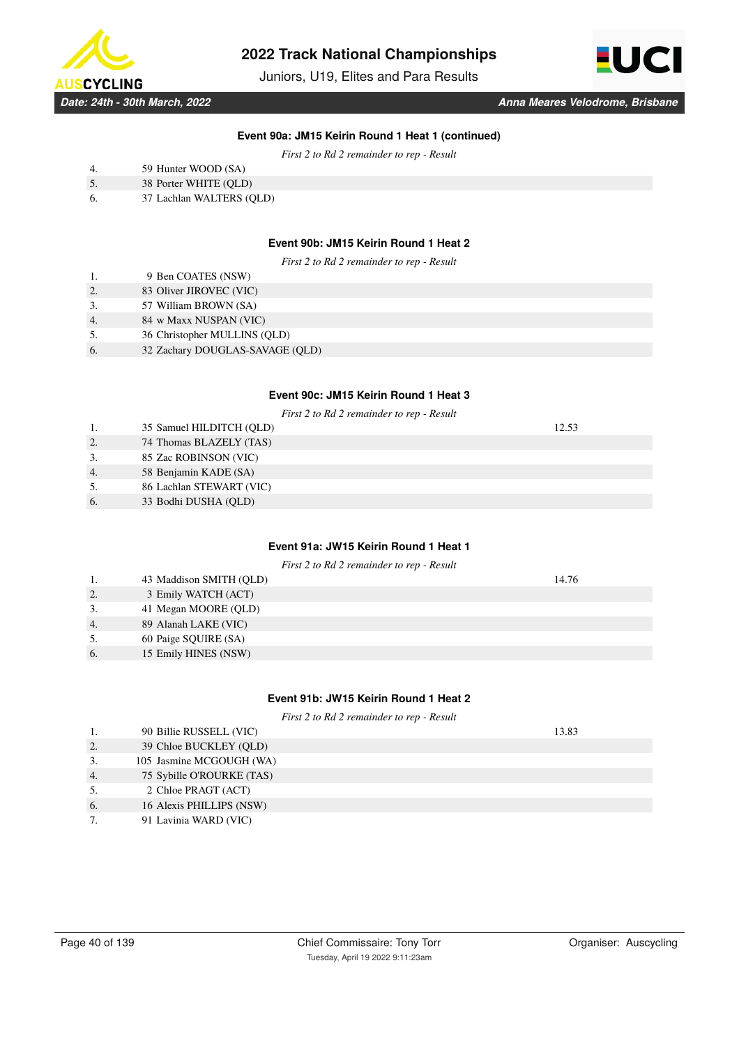### Event 90a: JM15 Keirin Round 1 Heat 1 (continued)

*First 2 to Rd 2 remainder to rep - Result*

| | | |
|---|---|---|
| 4. | 59 Hunter WOOD (SA) | |
| 5. | 38 Porter WHITE (QLD) | |
| 6. | 37 Lachlan WALTERS (QLD) | |

### Event 90b: JM15 Keirin Round 1 Heat 2

*First 2 to Rd 2 remainder to rep - Result*

| | | |
|---|---|---|
| 1. | 9 Ben COATES (NSW) | |
| 2. | 83 Oliver JIROVEC (VIC) | |
| 3. | 57 William BROWN (SA) | |
| 4. | 84 w Maxx NUSPAN (VIC) | |
| 5. | 36 Christopher MULLINS (QLD) | |
| 6. | 32 Zachary DOUGLAS-SAVAGE (QLD) | |

### Event 90c: JM15 Keirin Round 1 Heat 3

*First 2 to Rd 2 remainder to rep - Result*

| | | |
|---|---|---|
| 1. | 35 Samuel HILDITCH (QLD) | 12.53 |
| 2. | 74 Thomas BLAZELY (TAS) | |
| 3. | 85 Zac ROBINSON (VIC) | |
| 4. | 58 Benjamin KADE (SA) | |
| 5. | 86 Lachlan STEWART (VIC) | |
| 6. | 33 Bodhi DUSHA (QLD) | |

### Event 91a: JW15 Keirin Round 1 Heat 1

*First 2 to Rd 2 remainder to rep - Result*

| | | |
|---|---|---|
| 1. | 43 Maddison SMITH (QLD) | 14.76 |
| 2. | 3 Emily WATCH (ACT) | |
| 3. | 41 Megan MOORE (QLD) | |
| 4. | 89 Alanah LAKE (VIC) | |
| 5. | 60 Paige SQUIRE (SA) | |
| 6. | 15 Emily HINES (NSW) | |

### Event 91b: JW15 Keirin Round 1 Heat 2

*First 2 to Rd 2 remainder to rep - Result*

| | | |
|---|---|---|
| 1. | 90 Billie RUSSELL (VIC) | 13.83 |
| 2. | 39 Chloe BUCKLEY (QLD) | |
| 3. | 105 Jasmine MCGOUGH (WA) | |
| 4. | 75 Sybille O'ROURKE (TAS) | |
| 5. | 2 Chloe PRAGT (ACT) | |
| 6. | 16 Alexis PHILLIPS (NSW) | |
| 7. | 91 Lavinia WARD (VIC) | |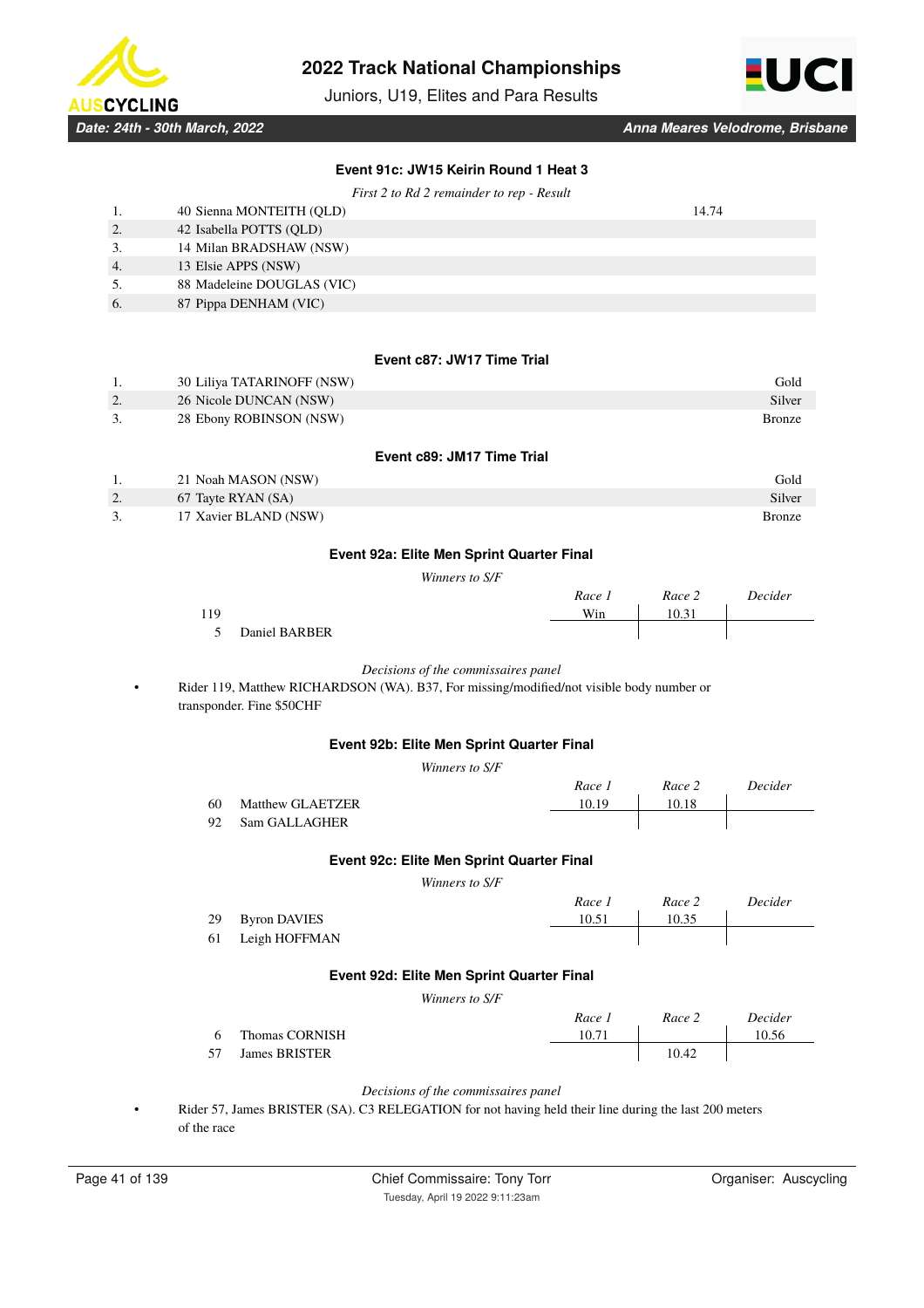### Event 91c: JW15 Keirin Round 1 Heat 3

*First 2 to Rd 2 remainder to rep - Result*

| | | |
|---|---|---|
| 1. | 40 Sienna MONTEITH (QLD) | 14.74 |
| 2. | 42 Isabella POTTS (QLD) | |
| 3. | 14 Milan BRADSHAW (NSW) | |
| 4. | 13 Elsie APPS (NSW) | |
| 5. | 88 Madeleine DOUGLAS (VIC) | |
| 6. | 87 Pippa DENHAM (VIC) | |

### Event c87: JW17 Time Trial

| | | |
|---|---|---|
| 1. | 30 Liliya TATARINOFF (NSW) | Gold |
| 2. | 26 Nicole DUNCAN (NSW) | Silver |
| 3. | 28 Ebony ROBINSON (NSW) | Bronze |

### Event c89: JM17 Time Trial

| | | |
|---|---|---|
| 1. | 21 Noah MASON (NSW) | Gold |
| 2. | 67 Tayte RYAN (SA) | Silver |
| 3. | 17 Xavier BLAND (NSW) | Bronze |

### Event 92a: Elite Men Sprint Quarter Final

*Winners to S/F*

| | | *Race 1* | *Race 2* | *Decider* |
|---|---|---|---|---|
| 119 | | Win | 10.31 | |
| 5 | Daniel BARBER | | | |

*Decisions of the commissaires panel*

- Rider 119, Matthew RICHARDSON (WA). B37, For missing/modified/not visible body number or transponder. Fine $50CHF

### Event 92b: Elite Men Sprint Quarter Final

*Winners to S/F*

| | | *Race 1* | *Race 2* | *Decider* |
|---|---|---|---|---|
| 60 | Matthew GLAETZER | 10.19 | 10.18 | |
| 92 | Sam GALLAGHER | | | |

### Event 92c: Elite Men Sprint Quarter Final

*Winners to S/F*

| | | *Race 1* | *Race 2* | *Decider* |
|---|---|---|---|---|
| 29 | Byron DAVIES | 10.51 | 10.35 | |
| 61 | Leigh HOFFMAN | | | |

### Event 92d: Elite Men Sprint Quarter Final

*Winners to S/F*

| | | *Race 1* | *Race 2* | *Decider* |
|---|---|---|---|---|
| 6 | Thomas CORNISH | 10.71 | | 10.56 |
| 57 | James BRISTER | | 10.42 | |

*Decisions of the commissaires panel*

- Rider 57, James BRISTER (SA). C3 RELEGATION for not having held their line during the last 200 meters of the race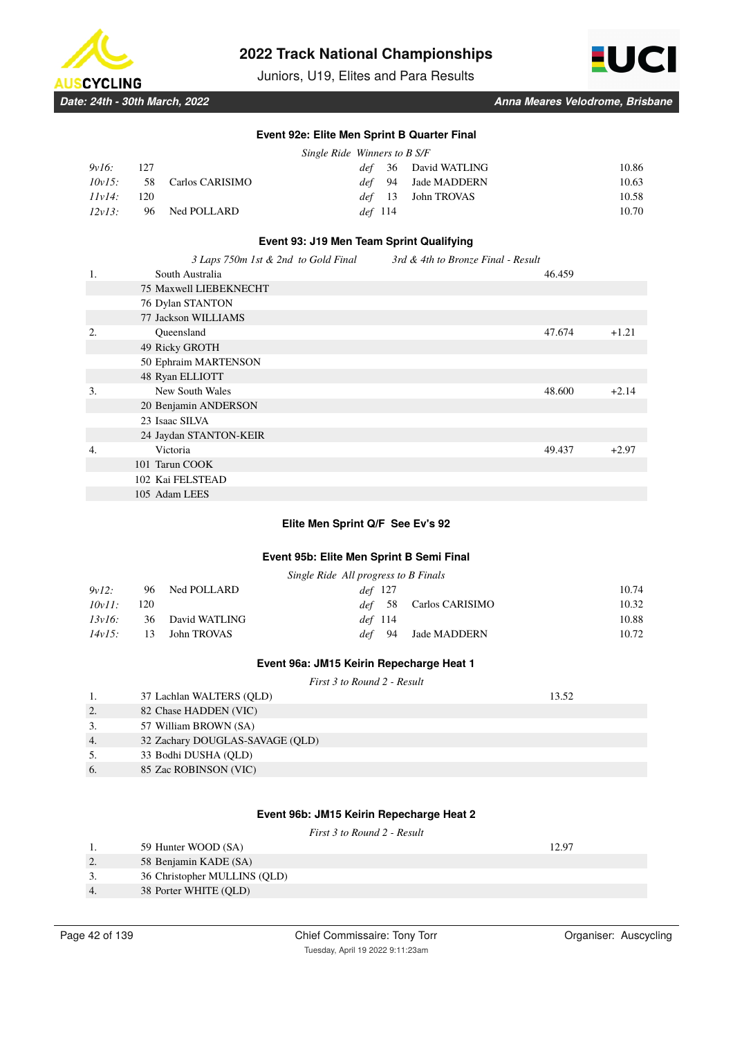### Event 92e: Elite Men Sprint B Quarter Final

*Single Ride Winners to B S/F*

| Heat | No. | Name | | No. | Name | Time |
|---|---|---|---|---|---|---|
| *9v16:* | 127 | | *def* | 36 | David WATLING | 10.86 |
| *10v15:* | 58 | Carlos CARISIMO | *def* | 94 | Jade MADDERN | 10.63 |
| *11v14:* | 120 | | *def* | 13 | John TROVAS | 10.58 |
| *12v13:* | 96 | Ned POLLARD | *def* | 114 | | 10.70 |

### Event 93: J19 Men Team Sprint Qualifying

*3 Laps 750m 1st & 2nd to Gold Final &nbsp;&nbsp; 3rd & 4th to Bronze Final - Result*

| Pos | Team / Rider | Time | Gap |
|---|---|---|---|
| 1. | South Australia | 46.459 | |
| | 75 Maxwell LIEBEKNECHT | | |
| | 76 Dylan STANTON | | |
| | 77 Jackson WILLIAMS | | |
| 2. | Queensland | 47.674 | +1.21 |
| | 49 Ricky GROTH | | |
| | 50 Ephraim MARTENSON | | |
| | 48 Ryan ELLIOTT | | |
| 3. | New South Wales | 48.600 | +2.14 |
| | 20 Benjamin ANDERSON | | |
| | 23 Isaac SILVA | | |
| | 24 Jaydan STANTON-KEIR | | |
| 4. | Victoria | 49.437 | +2.97 |
| | 101 Tarun COOK | | |
| | 102 Kai FELSTEAD | | |
| | 105 Adam LEES | | |

### Elite Men Sprint Q/F See Ev's 92

### Event 95b: Elite Men Sprint B Semi Final

*Single Ride All progress to B Finals*

| Heat | No. | Name | | No. | Name | Time |
|---|---|---|---|---|---|---|
| *9v12:* | 96 | Ned POLLARD | *def* | 127 | | 10.74 |
| *10v11:* | 120 | | *def* | 58 | Carlos CARISIMO | 10.32 |
| *13v16:* | 36 | David WATLING | *def* | 114 | | 10.88 |
| *14v15:* | 13 | John TROVAS | *def* | 94 | Jade MADDERN | 10.72 |

### Event 96a: JM15 Keirin Repechage Heat 1

*First 3 to Round 2 - Result*

| Pos | Rider | Time |
|---|---|---|
| 1. | 37 Lachlan WALTERS (QLD) | 13.52 |
| 2. | 82 Chase HADDEN (VIC) | |
| 3. | 57 William BROWN (SA) | |
| 4. | 32 Zachary DOUGLAS-SAVAGE (QLD) | |
| 5. | 33 Bodhi DUSHA (QLD) | |
| 6. | 85 Zac ROBINSON (VIC) | |

### Event 96b: JM15 Keirin Repechage Heat 2

*First 3 to Round 2 - Result*

| Pos | Rider | Time |
|---|---|---|
| 1. | 59 Hunter WOOD (SA) | 12.97 |
| 2. | 58 Benjamin KADE (SA) | |
| 3. | 36 Christopher MULLINS (QLD) | |
| 4. | 38 Porter WHITE (QLD) | |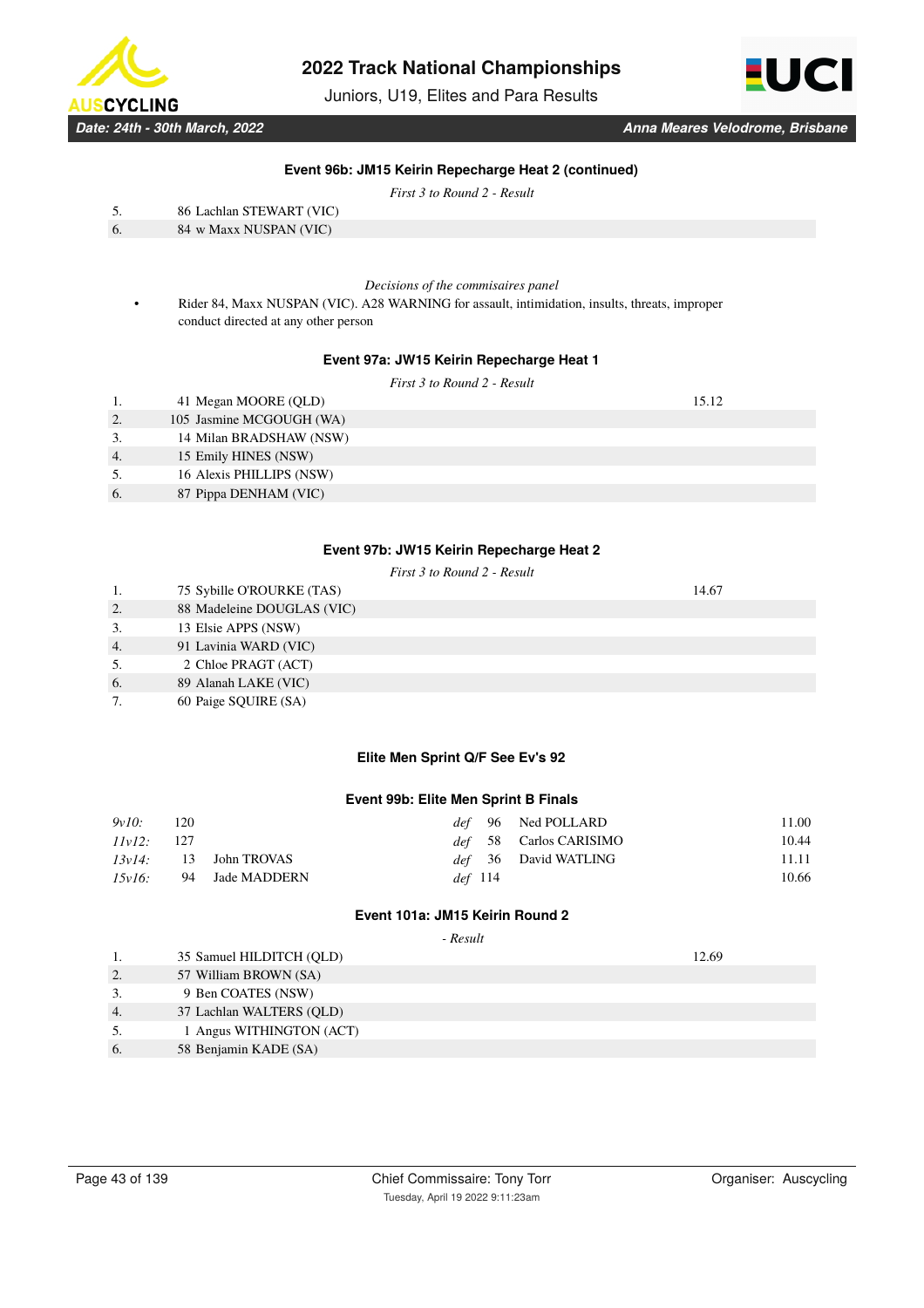### Event 96b: JM15 Keirin Repecharge Heat 2 (continued)

*First 3 to Round 2 - Result*

| | | |
|---|---|---|
| 5. | 86 Lachlan STEWART (VIC) | |
| 6. | 84 w Maxx NUSPAN (VIC) | |

*Decisions of the commisaires panel*

- Rider 84, Maxx NUSPAN (VIC). A28 WARNING for assault, intimidation, insults, threats, improper conduct directed at any other person

### Event 97a: JW15 Keirin Repecharge Heat 1

*First 3 to Round 2 - Result*

| | | |
|---|---|---|
| 1. | 41 Megan MOORE (QLD) | 15.12 |
| 2. | 105 Jasmine MCGOUGH (WA) | |
| 3. | 14 Milan BRADSHAW (NSW) | |
| 4. | 15 Emily HINES (NSW) | |
| 5. | 16 Alexis PHILLIPS (NSW) | |
| 6. | 87 Pippa DENHAM (VIC) | |

### Event 97b: JW15 Keirin Repecharge Heat 2

*First 3 to Round 2 - Result*

| | | |
|---|---|---|
| 1. | 75 Sybille O'ROURKE (TAS) | 14.67 |
| 2. | 88 Madeleine DOUGLAS (VIC) | |
| 3. | 13 Elsie APPS (NSW) | |
| 4. | 91 Lavinia WARD (VIC) | |
| 5. | 2 Chloe PRAGT (ACT) | |
| 6. | 89 Alanah LAKE (VIC) | |
| 7. | 60 Paige SQUIRE (SA) | |

### Elite Men Sprint Q/F See Ev's 92

### Event 99b: Elite Men Sprint B Finals

| | | | | | | |
|---|---|---|---|---|---|---|
| *9v10:* | 120 | | *def* | 96 | Ned POLLARD | 11.00 |
| *11v12:* | 127 | | *def* | 58 | Carlos CARISIMO | 10.44 |
| *13v14:* | 13 | John TROVAS | *def* | 36 | David WATLING | 11.11 |
| *15v16:* | 94 | Jade MADDERN | *def* | 114 | | 10.66 |

### Event 101a: JM15 Keirin Round 2

*- Result*

| | | |
|---|---|---|
| 1. | 35 Samuel HILDITCH (QLD) | 12.69 |
| 2. | 57 William BROWN (SA) | |
| 3. | 9 Ben COATES (NSW) | |
| 4. | 37 Lachlan WALTERS (QLD) | |
| 5. | 1 Angus WITHINGTON (ACT) | |
| 6. | 58 Benjamin KADE (SA) | |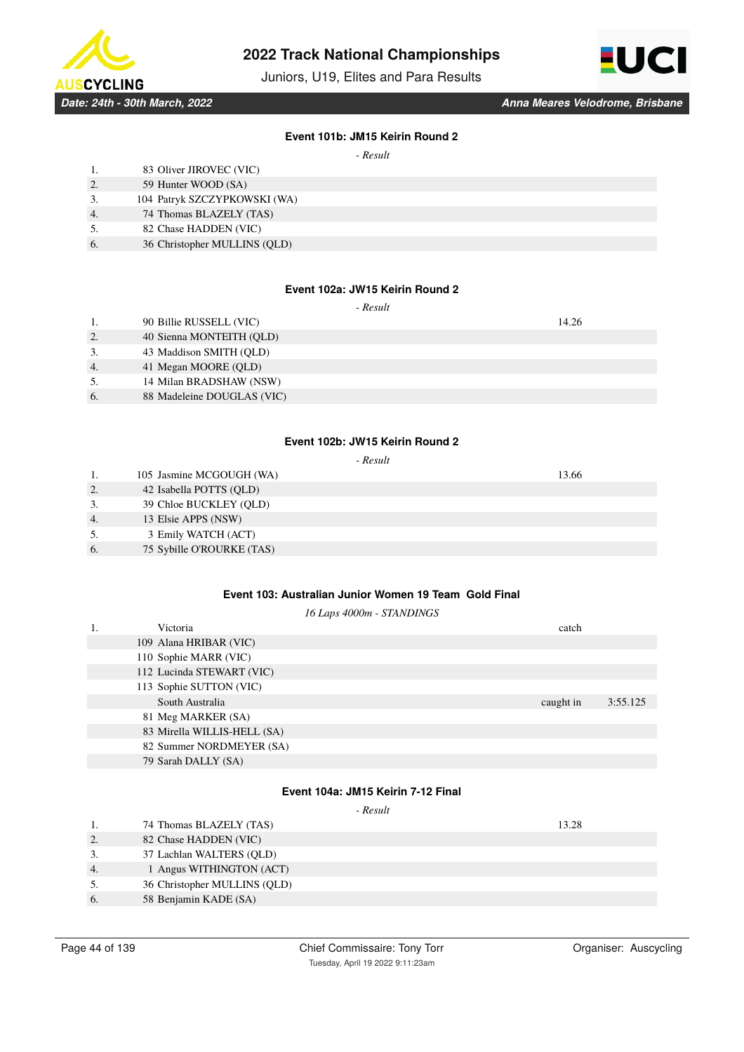#### Event 101b: JM15 Keirin Round 2

*- Result*

| | | |
|---|---|---|
| 1. | 83 Oliver JIROVEC (VIC) | |
| 2. | 59 Hunter WOOD (SA) | |
| 3. | 104 Patryk SZCZYPKOWSKI (WA) | |
| 4. | 74 Thomas BLAZELY (TAS) | |
| 5. | 82 Chase HADDEN (VIC) | |
| 6. | 36 Christopher MULLINS (QLD) | |

#### Event 102a: JW15 Keirin Round 2

*- Result*

| | | |
|---|---|---|
| 1. | 90 Billie RUSSELL (VIC) | 14.26 |
| 2. | 40 Sienna MONTEITH (QLD) | |
| 3. | 43 Maddison SMITH (QLD) | |
| 4. | 41 Megan MOORE (QLD) | |
| 5. | 14 Milan BRADSHAW (NSW) | |
| 6. | 88 Madeleine DOUGLAS (VIC) | |

#### Event 102b: JW15 Keirin Round 2

*- Result*

| | | |
|---|---|---|
| 1. | 105 Jasmine MCGOUGH (WA) | 13.66 |
| 2. | 42 Isabella POTTS (QLD) | |
| 3. | 39 Chloe BUCKLEY (QLD) | |
| 4. | 13 Elsie APPS (NSW) | |
| 5. | 3 Emily WATCH (ACT) | |
| 6. | 75 Sybille O'ROURKE (TAS) | |

#### Event 103: Australian Junior Women 19 Team Gold Final

*16 Laps 4000m - STANDINGS*

| | | | |
|---|---|---|---|
| 1. | Victoria | catch | |
| | 109 Alana HRIBAR (VIC) | | |
| | 110 Sophie MARR (VIC) | | |
| | 112 Lucinda STEWART (VIC) | | |
| | 113 Sophie SUTTON (VIC) | | |
| | South Australia | caught in | 3:55.125 |
| | 81 Meg MARKER (SA) | | |
| | 83 Mirella WILLIS-HELL (SA) | | |
| | 82 Summer NORDMEYER (SA) | | |
| | 79 Sarah DALLY (SA) | | |

#### Event 104a: JM15 Keirin 7-12 Final

*- Result*

| | | |
|---|---|---|
| 1. | 74 Thomas BLAZELY (TAS) | 13.28 |
| 2. | 82 Chase HADDEN (VIC) | |
| 3. | 37 Lachlan WALTERS (QLD) | |
| 4. | 1 Angus WITHINGTON (ACT) | |
| 5. | 36 Christopher MULLINS (QLD) | |
| 6. | 58 Benjamin KADE (SA) | |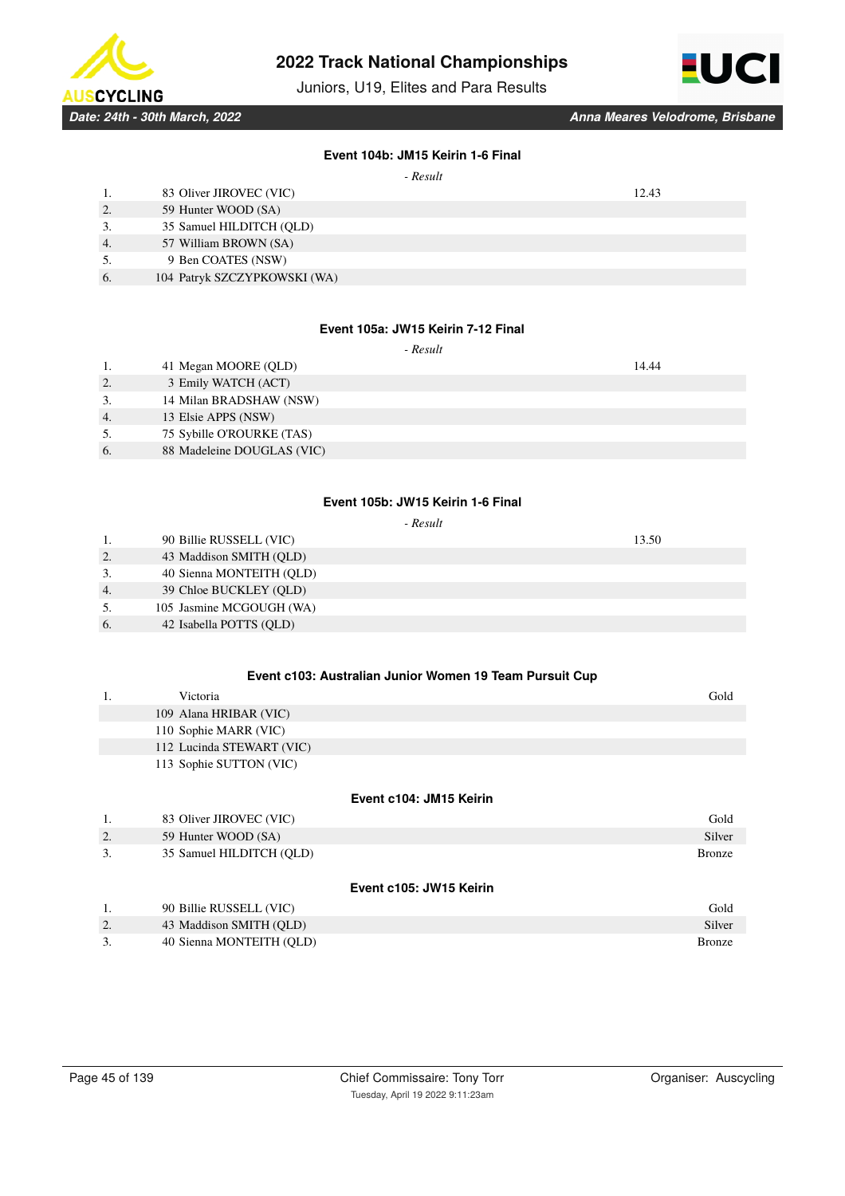### Event 104b: JM15 Keirin 1-6 Final

*- Result*

| | | |
|---|---|---|
| 1. | 83 Oliver JIROVEC (VIC) | 12.43 |
| 2. | 59 Hunter WOOD (SA) | |
| 3. | 35 Samuel HILDITCH (QLD) | |
| 4. | 57 William BROWN (SA) | |
| 5. | 9 Ben COATES (NSW) | |
| 6. | 104 Patryk SZCZYPKOWSKI (WA) | |

### Event 105a: JW15 Keirin 7-12 Final

*- Result*

| | | |
|---|---|---|
| 1. | 41 Megan MOORE (QLD) | 14.44 |
| 2. | 3 Emily WATCH (ACT) | |
| 3. | 14 Milan BRADSHAW (NSW) | |
| 4. | 13 Elsie APPS (NSW) | |
| 5. | 75 Sybille O'ROURKE (TAS) | |
| 6. | 88 Madeleine DOUGLAS (VIC) | |

### Event 105b: JW15 Keirin 1-6 Final

*- Result*

| | | |
|---|---|---|
| 1. | 90 Billie RUSSELL (VIC) | 13.50 |
| 2. | 43 Maddison SMITH (QLD) | |
| 3. | 40 Sienna MONTEITH (QLD) | |
| 4. | 39 Chloe BUCKLEY (QLD) | |
| 5. | 105 Jasmine MCGOUGH (WA) | |
| 6. | 42 Isabella POTTS (QLD) | |

### Event c103: Australian Junior Women 19 Team Pursuit Cup

| | | |
|---|---|---|
| 1. | Victoria | Gold |
| | 109 Alana HRIBAR (VIC) | |
| | 110 Sophie MARR (VIC) | |
| | 112 Lucinda STEWART (VIC) | |
| | 113 Sophie SUTTON (VIC) | |

### Event c104: JM15 Keirin

| | | |
|---|---|---|
| 1. | 83 Oliver JIROVEC (VIC) | Gold |
| 2. | 59 Hunter WOOD (SA) | Silver |
| 3. | 35 Samuel HILDITCH (QLD) | Bronze |

### Event c105: JW15 Keirin

| | | |
|---|---|---|
| 1. | 90 Billie RUSSELL (VIC) | Gold |
| 2. | 43 Maddison SMITH (QLD) | Silver |
| 3. | 40 Sienna MONTEITH (QLD) | Bronze |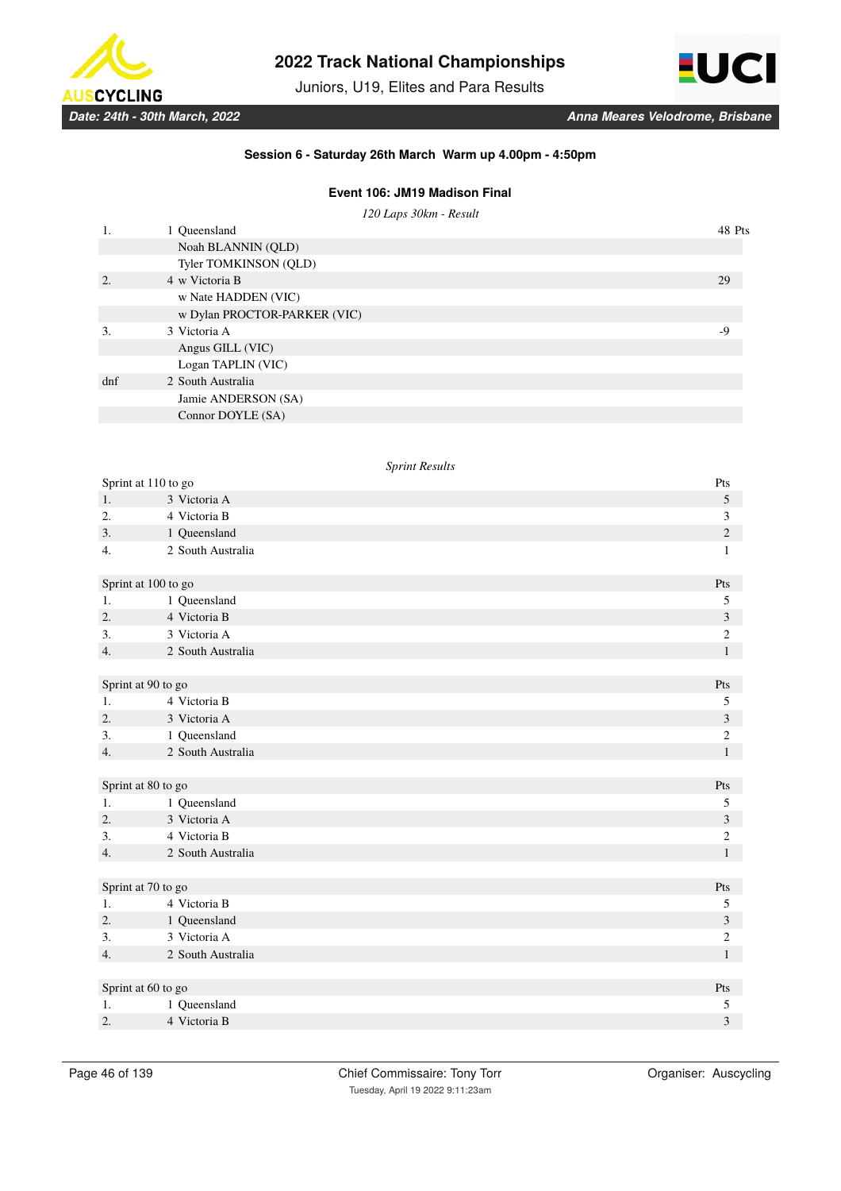### Session 6 - Saturday 26th March Warm up 4.00pm - 4:50pm

#### Event 106: JM19 Madison Final

*120 Laps 30km - Result*

| | | |
|---|---|---|
| 1. | 1 Queensland | 48 Pts |
| | Noah BLANNIN (QLD) | |
| | Tyler TOMKINSON (QLD) | |
| 2. | 4 w Victoria B | 29 |
| | w Nate HADDEN (VIC) | |
| | w Dylan PROCTOR-PARKER (VIC) | |
| 3. | 3 Victoria A | -9 |
| | Angus GILL (VIC) | |
| | Logan TAPLIN (VIC) | |
| dnf | 2 South Australia | |
| | Jamie ANDERSON (SA) | |
| | Connor DOYLE (SA) | |

*Sprint Results*

| Sprint at 110 to go | | Pts |
|---|---|---|
| 1. | 3 Victoria A | 5 |
| 2. | 4 Victoria B | 3 |
| 3. | 1 Queensland | 2 |
| 4. | 2 South Australia | 1 |

| Sprint at 100 to go | | Pts |
|---|---|---|
| 1. | 1 Queensland | 5 |
| 2. | 4 Victoria B | 3 |
| 3. | 3 Victoria A | 2 |
| 4. | 2 South Australia | 1 |

| Sprint at 90 to go | | Pts |
|---|---|---|
| 1. | 4 Victoria B | 5 |
| 2. | 3 Victoria A | 3 |
| 3. | 1 Queensland | 2 |
| 4. | 2 South Australia | 1 |

| Sprint at 80 to go | | Pts |
|---|---|---|
| 1. | 1 Queensland | 5 |
| 2. | 3 Victoria A | 3 |
| 3. | 4 Victoria B | 2 |
| 4. | 2 South Australia | 1 |

| Sprint at 70 to go | | Pts |
|---|---|---|
| 1. | 4 Victoria B | 5 |
| 2. | 1 Queensland | 3 |
| 3. | 3 Victoria A | 2 |
| 4. | 2 South Australia | 1 |

| Sprint at 60 to go | | Pts |
|---|---|---|
| 1. | 1 Queensland | 5 |
| 2. | 4 Victoria B | 3 |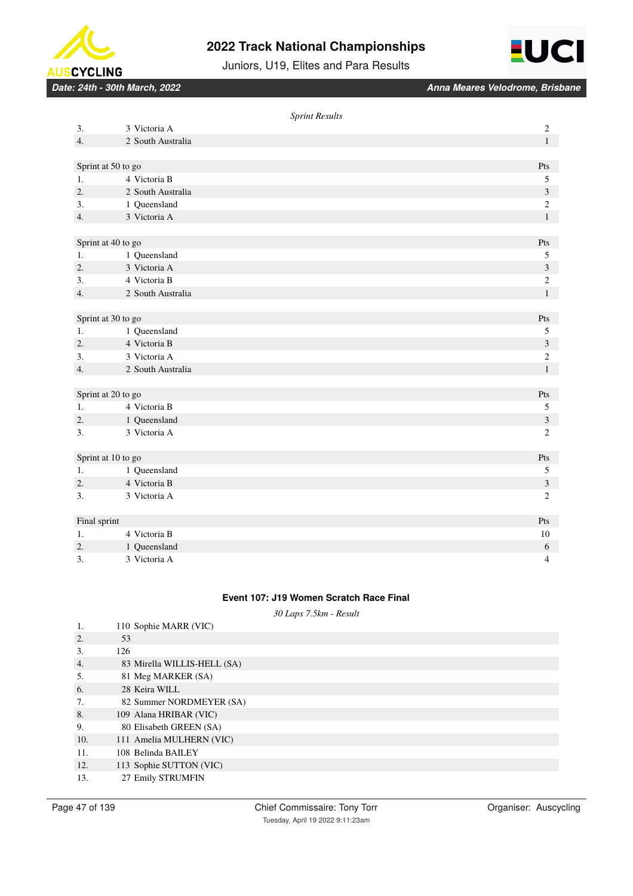*Sprint Results*

| | | |
|---|---|---|
| 3. | 3 Victoria A | 2 |
| 4. | 2 South Australia | 1 |

| Sprint at 50 to go | | Pts |
|---|---|---|
| 1. | 4 Victoria B | 5 |
| 2. | 2 South Australia | 3 |
| 3. | 1 Queensland | 2 |
| 4. | 3 Victoria A | 1 |

| Sprint at 40 to go | | Pts |
|---|---|---|
| 1. | 1 Queensland | 5 |
| 2. | 3 Victoria A | 3 |
| 3. | 4 Victoria B | 2 |
| 4. | 2 South Australia | 1 |

| Sprint at 30 to go | | Pts |
|---|---|---|
| 1. | 1 Queensland | 5 |
| 2. | 4 Victoria B | 3 |
| 3. | 3 Victoria A | 2 |
| 4. | 2 South Australia | 1 |

| Sprint at 20 to go | | Pts |
|---|---|---|
| 1. | 4 Victoria B | 5 |
| 2. | 1 Queensland | 3 |
| 3. | 3 Victoria A | 2 |

| Sprint at 10 to go | | Pts |
|---|---|---|
| 1. | 1 Queensland | 5 |
| 2. | 4 Victoria B | 3 |
| 3. | 3 Victoria A | 2 |

| Final sprint | | Pts |
|---|---|---|
| 1. | 4 Victoria B | 10 |
| 2. | 1 Queensland | 6 |
| 3. | 3 Victoria A | 4 |

### Event 107: J19 Women Scratch Race Final

*30 Laps 7.5km - Result*

| | |
|---|---|
| 1. | 110 Sophie MARR (VIC) |
| 2. | 53 |
| 3. | 126 |
| 4. | 83 Mirella WILLIS-HELL (SA) |
| 5. | 81 Meg MARKER (SA) |
| 6. | 28 Keira WILL |
| 7. | 82 Summer NORDMEYER (SA) |
| 8. | 109 Alana HRIBAR (VIC) |
| 9. | 80 Elisabeth GREEN (SA) |
| 10. | 111 Amelia MULHERN (VIC) |
| 11. | 108 Belinda BAILEY |
| 12. | 113 Sophie SUTTON (VIC) |
| 13. | 27 Emily STRUMFIN |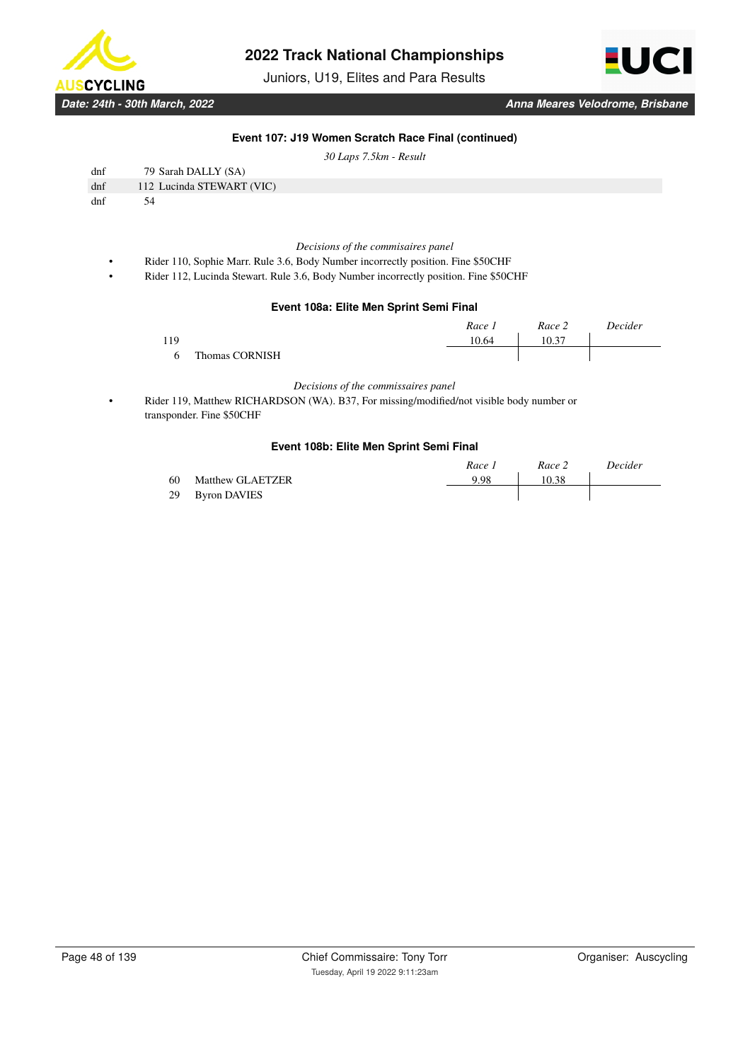### Event 107: J19 Women Scratch Race Final (continued)

*30 Laps 7.5km - Result*

| | | |
|---|---|---|
| dnf | 79 | Sarah DALLY (SA) |
| dnf | 112 | Lucinda STEWART (VIC) |
| dnf | 54 | |

*Decisions of the commisaires panel*

- Rider 110, Sophie Marr. Rule 3.6, Body Number incorrectly position. Fine $50CHF
- Rider 112, Lucinda Stewart. Rule 3.6, Body Number incorrectly position. Fine $50CHF

### Event 108a: Elite Men Sprint Semi Final

| | | *Race 1* | *Race 2* | *Decider* |
|---|---|---|---|---|
| 119 | | 10.64 | 10.37 | |
| 6 | Thomas CORNISH | | | |

*Decisions of the commissaires panel*

- Rider 119, Matthew RICHARDSON (WA). B37, For missing/modified/not visible body number or transponder. Fine $50CHF

### Event 108b: Elite Men Sprint Semi Final

| | | *Race 1* | *Race 2* | *Decider* |
|---|---|---|---|---|
| 60 | Matthew GLAETZER | 9.98 | 10.38 | |
| 29 | Byron DAVIES | | | |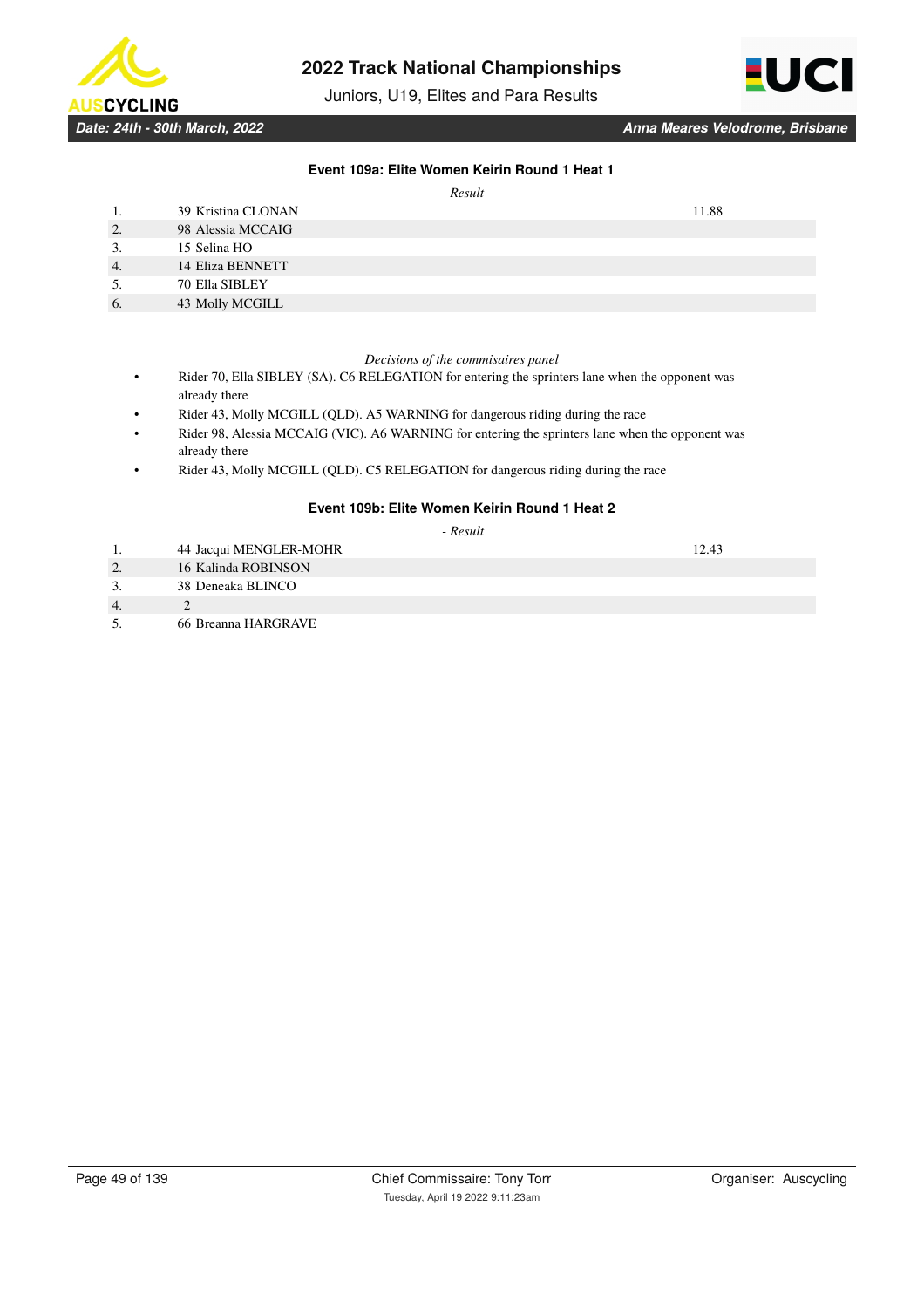### Event 109a: Elite Women Keirin Round 1 Heat 1

*- Result*

| | | |
|---|---|---|
| 1. | 39 Kristina CLONAN | 11.88 |
| 2. | 98 Alessia MCCAIG | |
| 3. | 15 Selina HO | |
| 4. | 14 Eliza BENNETT | |
| 5. | 70 Ella SIBLEY | |
| 6. | 43 Molly MCGILL | |

*Decisions of the commisaires panel*

- Rider 70, Ella SIBLEY (SA). C6 RELEGATION for entering the sprinters lane when the opponent was already there
- Rider 43, Molly MCGILL (QLD). A5 WARNING for dangerous riding during the race
- Rider 98, Alessia MCCAIG (VIC). A6 WARNING for entering the sprinters lane when the opponent was already there
- Rider 43, Molly MCGILL (QLD). C5 RELEGATION for dangerous riding during the race

### Event 109b: Elite Women Keirin Round 1 Heat 2

*- Result*

| | | |
|---|---|---|
| 1. | 44 Jacqui MENGLER-MOHR | 12.43 |
| 2. | 16 Kalinda ROBINSON | |
| 3. | 38 Deneaka BLINCO | |
| 4. | 2 | |
| 5. | 66 Breanna HARGRAVE | |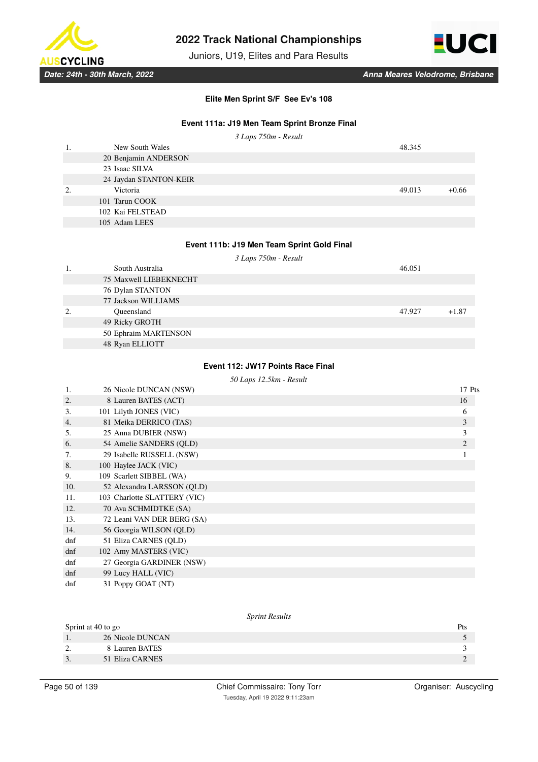**Elite Men Sprint S/F See Ev's 108**

### Event 111a: J19 Men Team Sprint Bronze Final

*3 Laps 750m - Result*

| Pos | Team / Rider | Time | Gap |
|---|---|---|---|
| 1. | New South Wales | 48.345 | |
| | 20 Benjamin ANDERSON | | |
| | 23 Isaac SILVA | | |
| | 24 Jaydan STANTON-KEIR | | |
| 2. | Victoria | 49.013 | +0.66 |
| | 101 Tarun COOK | | |
| | 102 Kai FELSTEAD | | |
| | 105 Adam LEES | | |

### Event 111b: J19 Men Team Sprint Gold Final

*3 Laps 750m - Result*

| Pos | Team / Rider | Time | Gap |
|---|---|---|---|
| 1. | South Australia | 46.051 | |
| | 75 Maxwell LIEBEKNECHT | | |
| | 76 Dylan STANTON | | |
| | 77 Jackson WILLIAMS | | |
| 2. | Queensland | 47.927 | +1.87 |
| | 49 Ricky GROTH | | |
| | 50 Ephraim MARTENSON | | |
| | 48 Ryan ELLIOTT | | |

### Event 112: JW17 Points Race Final

*50 Laps 12.5km - Result*

| Pos | Rider | Pts |
|---|---|---|
| 1. | 26 Nicole DUNCAN (NSW) | 17 Pts |
| 2. | 8 Lauren BATES (ACT) | 16 |
| 3. | 101 Lilyth JONES (VIC) | 6 |
| 4. | 81 Meika DERRICO (TAS) | 3 |
| 5. | 25 Anna DUBIER (NSW) | 3 |
| 6. | 54 Amelie SANDERS (QLD) | 2 |
| 7. | 29 Isabelle RUSSELL (NSW) | 1 |
| 8. | 100 Haylee JACK (VIC) | |
| 9. | 109 Scarlett SIBBEL (WA) | |
| 10. | 52 Alexandra LARSSON (QLD) | |
| 11. | 103 Charlotte SLATTERY (VIC) | |
| 12. | 70 Ava SCHMIDTKE (SA) | |
| 13. | 72 Leani VAN DER BERG (SA) | |
| 14. | 56 Georgia WILSON (QLD) | |
| dnf | 51 Eliza CARNES (QLD) | |
| dnf | 102 Amy MASTERS (VIC) | |
| dnf | 27 Georgia GARDINER (NSW) | |
| dnf | 99 Lucy HALL (VIC) | |
| dnf | 31 Poppy GOAT (NT) | |

*Sprint Results*

| Sprint at 40 to go | | Pts |
|---|---|---|
| 1. | 26 Nicole DUNCAN | 5 |
| 2. | 8 Lauren BATES | 3 |
| 3. | 51 Eliza CARNES | 2 |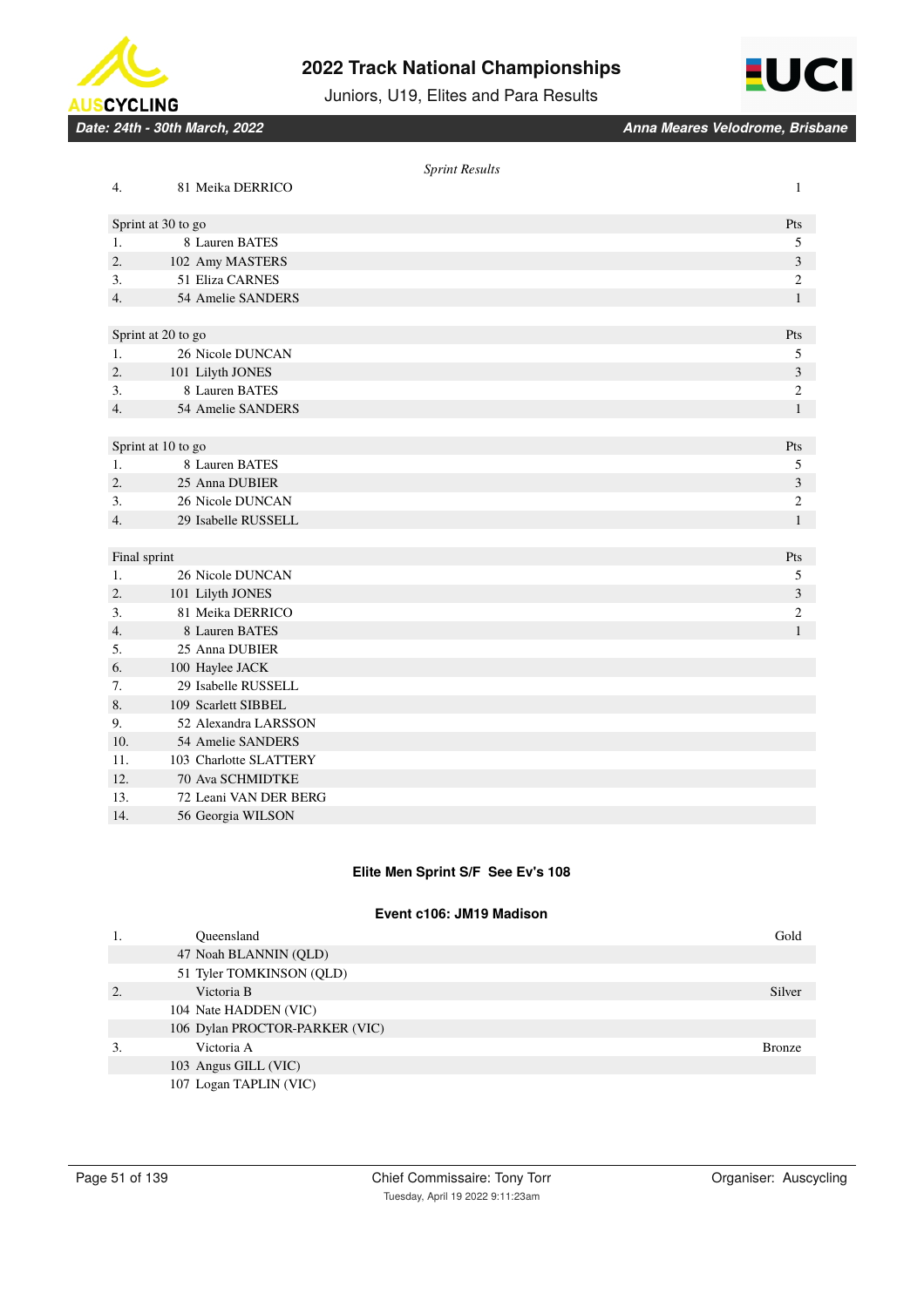*Sprint Results*

| | | |
|---|---|---|
| 4. | 81 Meika DERRICO | 1 |

| Sprint at 30 to go | | Pts |
|---|---|---|
| 1. | 8 Lauren BATES | 5 |
| 2. | 102 Amy MASTERS | 3 |
| 3. | 51 Eliza CARNES | 2 |
| 4. | 54 Amelie SANDERS | 1 |

| Sprint at 20 to go | | Pts |
|---|---|---|
| 1. | 26 Nicole DUNCAN | 5 |
| 2. | 101 Lilyth JONES | 3 |
| 3. | 8 Lauren BATES | 2 |
| 4. | 54 Amelie SANDERS | 1 |

| Sprint at 10 to go | | Pts |
|---|---|---|
| 1. | 8 Lauren BATES | 5 |
| 2. | 25 Anna DUBIER | 3 |
| 3. | 26 Nicole DUNCAN | 2 |
| 4. | 29 Isabelle RUSSELL | 1 |

| Final sprint | | Pts |
|---|---|---|
| 1. | 26 Nicole DUNCAN | 5 |
| 2. | 101 Lilyth JONES | 3 |
| 3. | 81 Meika DERRICO | 2 |
| 4. | 8 Lauren BATES | 1 |
| 5. | 25 Anna DUBIER | |
| 6. | 100 Haylee JACK | |
| 7. | 29 Isabelle RUSSELL | |
| 8. | 109 Scarlett SIBBEL | |
| 9. | 52 Alexandra LARSSON | |
| 10. | 54 Amelie SANDERS | |
| 11. | 103 Charlotte SLATTERY | |
| 12. | 70 Ava SCHMIDTKE | |
| 13. | 72 Leani VAN DER BERG | |
| 14. | 56 Georgia WILSON | |

### Elite Men Sprint S/F See Ev's 108

### Event c106: JM19 Madison

| | | |
|---|---|---|
| 1. | Queensland | Gold |
| | 47 Noah BLANNIN (QLD) | |
| | 51 Tyler TOMKINSON (QLD) | |
| 2. | Victoria B | Silver |
| | 104 Nate HADDEN (VIC) | |
| | 106 Dylan PROCTOR-PARKER (VIC) | |
| 3. | Victoria A | Bronze |
| | 103 Angus GILL (VIC) | |
| | 107 Logan TAPLIN (VIC) | |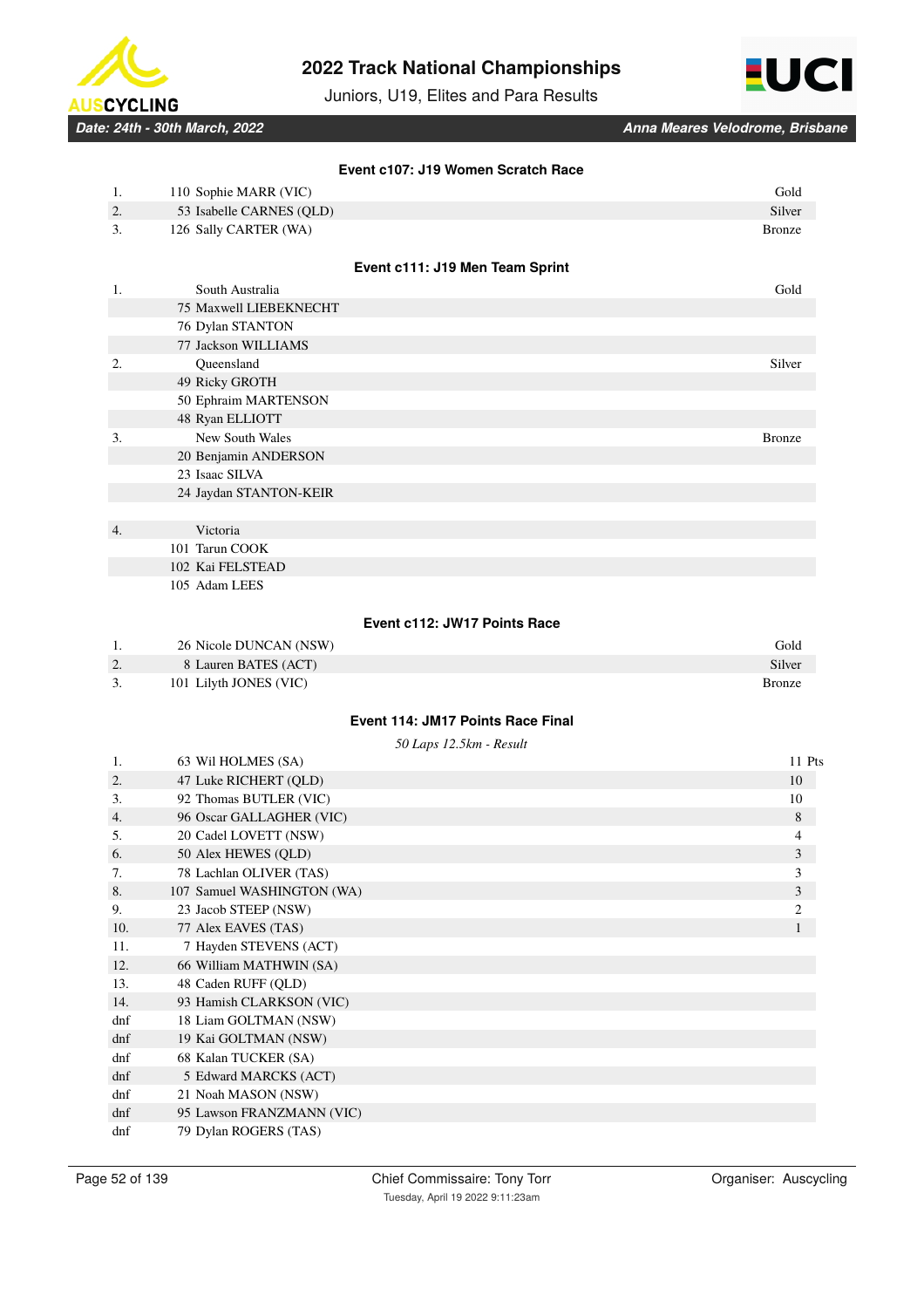### Event c107: J19 Women Scratch Race

| Pos | Rider | Medal |
|---|---|---|
| 1. | 110 Sophie MARR (VIC) | Gold |
| 2. | 53 Isabelle CARNES (QLD) | Silver |
| 3. | 126 Sally CARTER (WA) | Bronze |

### Event c111: J19 Men Team Sprint

| Pos | Team / Rider | Medal |
|---|---|---|
| 1. | South Australia | Gold |
| | 75 Maxwell LIEBEKNECHT | |
| | 76 Dylan STANTON | |
| | 77 Jackson WILLIAMS | |
| 2. | Queensland | Silver |
| | 49 Ricky GROTH | |
| | 50 Ephraim MARTENSON | |
| | 48 Ryan ELLIOTT | |
| 3. | New South Wales | Bronze |
| | 20 Benjamin ANDERSON | |
| | 23 Isaac SILVA | |
| | 24 Jaydan STANTON-KEIR | |
| 4. | Victoria | |
| | 101 Tarun COOK | |
| | 102 Kai FELSTEAD | |
| | 105 Adam LEES | |

### Event c112: JW17 Points Race

| Pos | Rider | Medal |
|---|---|---|
| 1. | 26 Nicole DUNCAN (NSW) | Gold |
| 2. | 8 Lauren BATES (ACT) | Silver |
| 3. | 101 Lilyth JONES (VIC) | Bronze |

### Event 114: JM17 Points Race Final

*50 Laps 12.5km - Result*

| Pos | Rider | Pts |
|---|---|---|
| 1. | 63 Wil HOLMES (SA) | 11 Pts |
| 2. | 47 Luke RICHERT (QLD) | 10 |
| 3. | 92 Thomas BUTLER (VIC) | 10 |
| 4. | 96 Oscar GALLAGHER (VIC) | 8 |
| 5. | 20 Cadel LOVETT (NSW) | 4 |
| 6. | 50 Alex HEWES (QLD) | 3 |
| 7. | 78 Lachlan OLIVER (TAS) | 3 |
| 8. | 107 Samuel WASHINGTON (WA) | 3 |
| 9. | 23 Jacob STEEP (NSW) | 2 |
| 10. | 77 Alex EAVES (TAS) | 1 |
| 11. | 7 Hayden STEVENS (ACT) | |
| 12. | 66 William MATHWIN (SA) | |
| 13. | 48 Caden RUFF (QLD) | |
| 14. | 93 Hamish CLARKSON (VIC) | |
| dnf | 18 Liam GOLTMAN (NSW) | |
| dnf | 19 Kai GOLTMAN (NSW) | |
| dnf | 68 Kalan TUCKER (SA) | |
| dnf | 5 Edward MARCKS (ACT) | |
| dnf | 21 Noah MASON (NSW) | |
| dnf | 95 Lawson FRANZMANN (VIC) | |
| dnf | 79 Dylan ROGERS (TAS) | |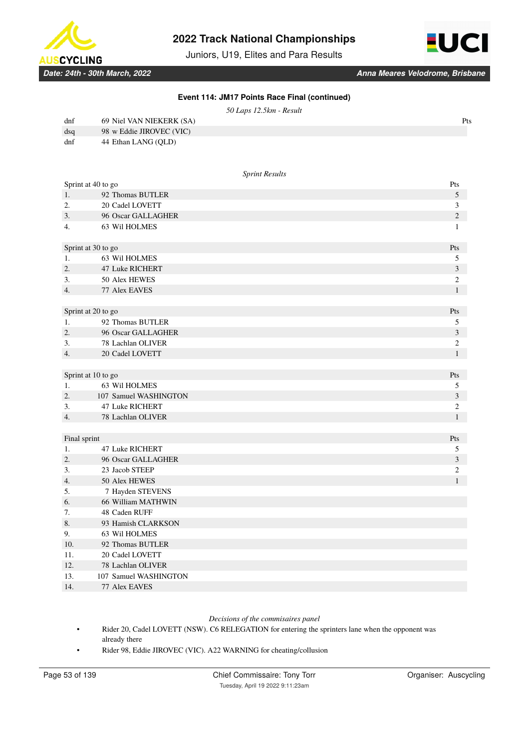### Event 114: JM17 Points Race Final (continued)

*50 Laps 12.5km - Result*

| | | Pts |
|---|---|---|
| dnf | 69 Niel VAN NIEKERK (SA) | |
| dsq | 98 w Eddie JIROVEC (VIC) | |
| dnf | 44 Ethan LANG (QLD) | |

*Sprint Results*

| Sprint at 40 to go | | Pts |
|---|---|---|
| 1. | 92 Thomas BUTLER | 5 |
| 2. | 20 Cadel LOVETT | 3 |
| 3. | 96 Oscar GALLAGHER | 2 |
| 4. | 63 Wil HOLMES | 1 |

| Sprint at 30 to go | | Pts |
|---|---|---|
| 1. | 63 Wil HOLMES | 5 |
| 2. | 47 Luke RICHERT | 3 |
| 3. | 50 Alex HEWES | 2 |
| 4. | 77 Alex EAVES | 1 |

| Sprint at 20 to go | | Pts |
|---|---|---|
| 1. | 92 Thomas BUTLER | 5 |
| 2. | 96 Oscar GALLAGHER | 3 |
| 3. | 78 Lachlan OLIVER | 2 |
| 4. | 20 Cadel LOVETT | 1 |

| Sprint at 10 to go | | Pts |
|---|---|---|
| 1. | 63 Wil HOLMES | 5 |
| 2. | 107 Samuel WASHINGTON | 3 |
| 3. | 47 Luke RICHERT | 2 |
| 4. | 78 Lachlan OLIVER | 1 |

| Final sprint | | Pts |
|---|---|---|
| 1. | 47 Luke RICHERT | 5 |
| 2. | 96 Oscar GALLAGHER | 3 |
| 3. | 23 Jacob STEEP | 2 |
| 4. | 50 Alex HEWES | 1 |
| 5. | 7 Hayden STEVENS | |
| 6. | 66 William MATHWIN | |
| 7. | 48 Caden RUFF | |
| 8. | 93 Hamish CLARKSON | |
| 9. | 63 Wil HOLMES | |
| 10. | 92 Thomas BUTLER | |
| 11. | 20 Cadel LOVETT | |
| 12. | 78 Lachlan OLIVER | |
| 13. | 107 Samuel WASHINGTON | |
| 14. | 77 Alex EAVES | |

*Decisions of the commisaires panel*

- Rider 20, Cadel LOVETT (NSW). C6 RELEGATION for entering the sprinters lane when the opponent was already there
- Rider 98, Eddie JIROVEC (VIC). A22 WARNING for cheating/collusion

Chief Commissaire: Tony Torr

Tuesday, April 19 2022 9:11:23am

Organiser: Auscycling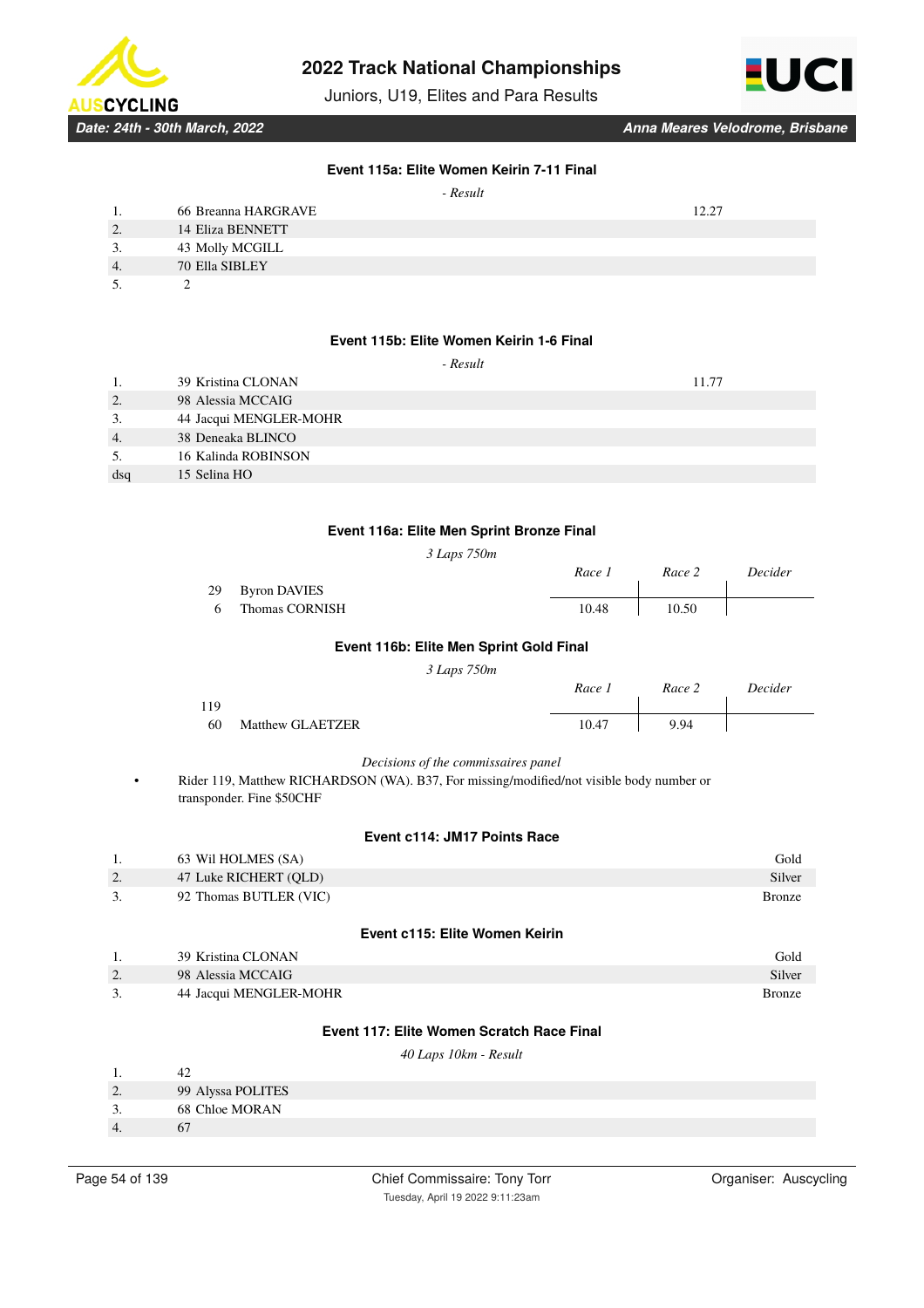### Event 115a: Elite Women Keirin 7-11 Final

*- Result*

| | | |
|---|---|---|
| 1. | 66 Breanna HARGRAVE | 12.27 |
| 2. | 14 Eliza BENNETT | |
| 3. | 43 Molly MCGILL | |
| 4. | 70 Ella SIBLEY | |
| 5. | 2 | |

### Event 115b: Elite Women Keirin 1-6 Final

*- Result*

| | | |
|---|---|---|
| 1. | 39 Kristina CLONAN | 11.77 |
| 2. | 98 Alessia MCCAIG | |
| 3. | 44 Jacqui MENGLER-MOHR | |
| 4. | 38 Deneaka BLINCO | |
| 5. | 16 Kalinda ROBINSON | |
| dsq | 15 Selina HO | |

### Event 116a: Elite Men Sprint Bronze Final

*3 Laps 750m*

| | | *Race 1* | *Race 2* | *Decider* |
|---|---|---|---|---|
| 29 | Byron DAVIES | | | |
| 6 | Thomas CORNISH | 10.48 | 10.50 | |

### Event 116b: Elite Men Sprint Gold Final

*3 Laps 750m*

| | | *Race 1* | *Race 2* | *Decider* |
|---|---|---|---|---|
| 119 | | | | |
| 60 | Matthew GLAETZER | 10.47 | 9.94 | |

*Decisions of the commissaires panel*

- Rider 119, Matthew RICHARDSON (WA). B37, For missing/modified/not visible body number or transponder. Fine $50CHF

### Event c114: JM17 Points Race

| | | |
|---|---|---|
| 1. | 63 Wil HOLMES (SA) | Gold |
| 2. | 47 Luke RICHERT (QLD) | Silver |
| 3. | 92 Thomas BUTLER (VIC) | Bronze |

### Event c115: Elite Women Keirin

| | | |
|---|---|---|
| 1. | 39 Kristina CLONAN | Gold |
| 2. | 98 Alessia MCCAIG | Silver |
| 3. | 44 Jacqui MENGLER-MOHR | Bronze |

### Event 117: Elite Women Scratch Race Final

*40 Laps 10km - Result*

| | |
|---|---|
| 1. | 42 |
| 2. | 99 Alyssa POLITES |
| 3. | 68 Chloe MORAN |
| 4. | 67 |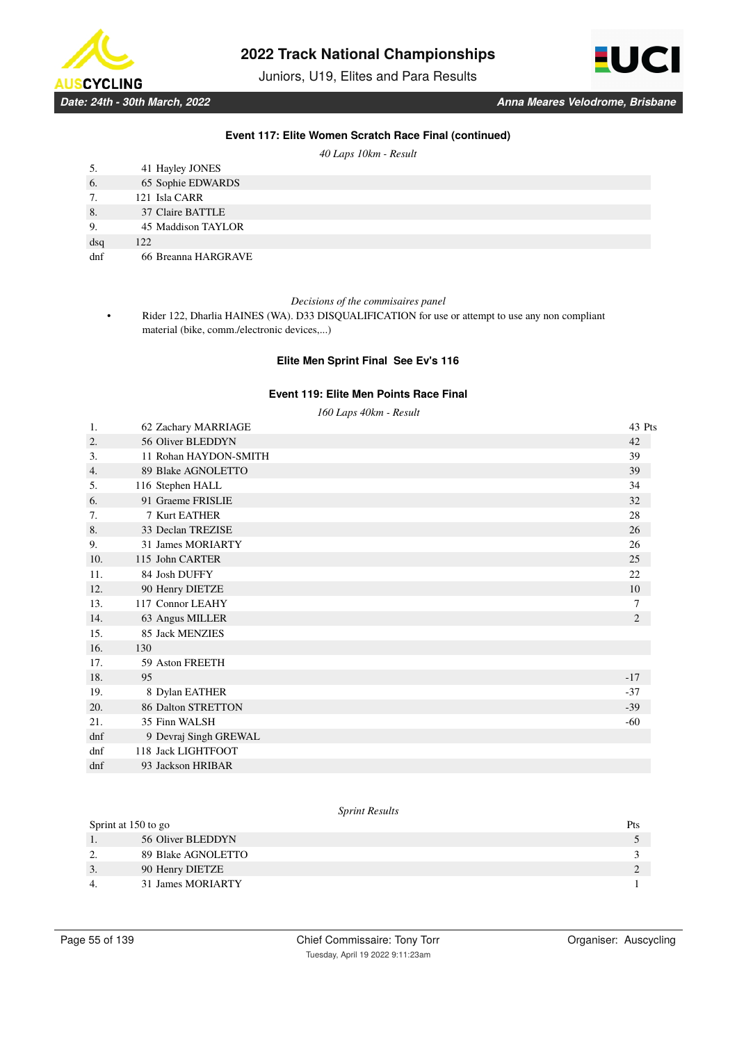### Event 117: Elite Women Scratch Race Final (continued)

*40 Laps 10km - Result*

| | | |
|---|---|---|
| 5. | 41 | Hayley JONES |
| 6. | 65 | Sophie EDWARDS |
| 7. | 121 | Isla CARR |
| 8. | 37 | Claire BATTLE |
| 9. | 45 | Maddison TAYLOR |
| dsq | 122 | |
| dnf | 66 | Breanna HARGRAVE |

*Decisions of the commisaires panel*

- Rider 122, Dharlia HAINES (WA). D33 DISQUALIFICATION for use or attempt to use any non compliant material (bike, comm./electronic devices,...)

### Elite Men Sprint Final See Ev's 116

### Event 119: Elite Men Points Race Final

*160 Laps 40km - Result*

| | | | Pts |
|---|---|---|---|
| 1. | 62 | Zachary MARRIAGE | 43 |
| 2. | 56 | Oliver BLEDDYN | 42 |
| 3. | 11 | Rohan HAYDON-SMITH | 39 |
| 4. | 89 | Blake AGNOLETTO | 39 |
| 5. | 116 | Stephen HALL | 34 |
| 6. | 91 | Graeme FRISLIE | 32 |
| 7. | 7 | Kurt EATHER | 28 |
| 8. | 33 | Declan TREZISE | 26 |
| 9. | 31 | James MORIARTY | 26 |
| 10. | 115 | John CARTER | 25 |
| 11. | 84 | Josh DUFFY | 22 |
| 12. | 90 | Henry DIETZE | 10 |
| 13. | 117 | Connor LEAHY | 7 |
| 14. | 63 | Angus MILLER | 2 |
| 15. | 85 | Jack MENZIES | |
| 16. | 130 | | |
| 17. | 59 | Aston FREETH | |
| 18. | 95 | | -17 |
| 19. | 8 | Dylan EATHER | -37 |
| 20. | 86 | Dalton STRETTON | -39 |
| 21. | 35 | Finn WALSH | -60 |
| dnf | 9 | Devraj Singh GREWAL | |
| dnf | 118 | Jack LIGHTFOOT | |
| dnf | 93 | Jackson HRIBAR | |

*Sprint Results*

| Sprint at 150 to go | | | Pts |
|---|---|---|---|
| 1. | 56 | Oliver BLEDDYN | 5 |
| 2. | 89 | Blake AGNOLETTO | 3 |
| 3. | 90 | Henry DIETZE | 2 |
| 4. | 31 | James MORIARTY | 1 |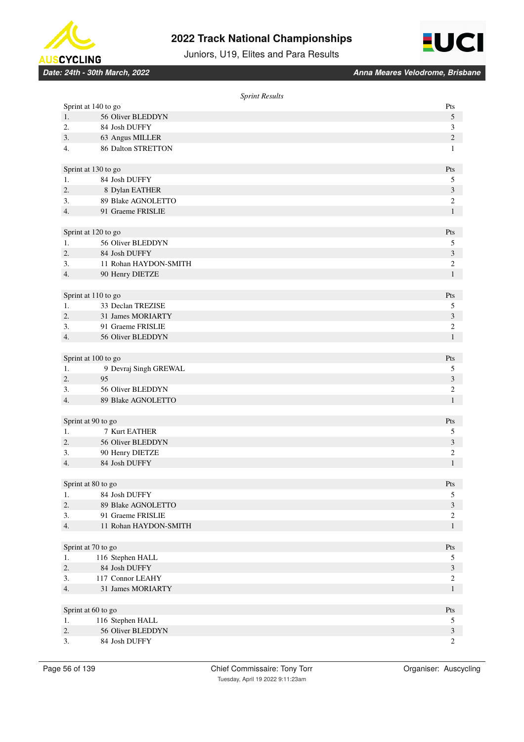*Sprint Results*

| Sprint at 140 to go | | Pts |
|---|---|---|
| 1. | 56 Oliver BLEDDYN | 5 |
| 2. | 84 Josh DUFFY | 3 |
| 3. | 63 Angus MILLER | 2 |
| 4. | 86 Dalton STRETTON | 1 |

| Sprint at 130 to go | | Pts |
|---|---|---|
| 1. | 84 Josh DUFFY | 5 |
| 2. | 8 Dylan EATHER | 3 |
| 3. | 89 Blake AGNOLETTO | 2 |
| 4. | 91 Graeme FRISLIE | 1 |

| Sprint at 120 to go | | Pts |
|---|---|---|
| 1. | 56 Oliver BLEDDYN | 5 |
| 2. | 84 Josh DUFFY | 3 |
| 3. | 11 Rohan HAYDON-SMITH | 2 |
| 4. | 90 Henry DIETZE | 1 |

| Sprint at 110 to go | | Pts |
|---|---|---|
| 1. | 33 Declan TREZISE | 5 |
| 2. | 31 James MORIARTY | 3 |
| 3. | 91 Graeme FRISLIE | 2 |
| 4. | 56 Oliver BLEDDYN | 1 |

| Sprint at 100 to go | | Pts |
|---|---|---|
| 1. | 9 Devraj Singh GREWAL | 5 |
| 2. | 95 | 3 |
| 3. | 56 Oliver BLEDDYN | 2 |
| 4. | 89 Blake AGNOLETTO | 1 |

| Sprint at 90 to go | | Pts |
|---|---|---|
| 1. | 7 Kurt EATHER | 5 |
| 2. | 56 Oliver BLEDDYN | 3 |
| 3. | 90 Henry DIETZE | 2 |
| 4. | 84 Josh DUFFY | 1 |

| Sprint at 80 to go | | Pts |
|---|---|---|
| 1. | 84 Josh DUFFY | 5 |
| 2. | 89 Blake AGNOLETTO | 3 |
| 3. | 91 Graeme FRISLIE | 2 |
| 4. | 11 Rohan HAYDON-SMITH | 1 |

| Sprint at 70 to go | | Pts |
|---|---|---|
| 1. | 116 Stephen HALL | 5 |
| 2. | 84 Josh DUFFY | 3 |
| 3. | 117 Connor LEAHY | 2 |
| 4. | 31 James MORIARTY | 1 |

| Sprint at 60 to go | | Pts |
|---|---|---|
| 1. | 116 Stephen HALL | 5 |
| 2. | 56 Oliver BLEDDYN | 3 |
| 3. | 84 Josh DUFFY | 2 |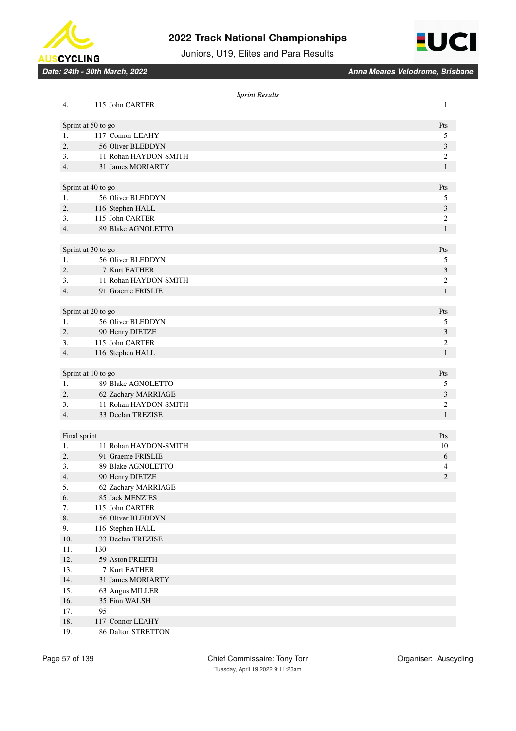*Sprint Results*

| | | |
|---|---|---|
| 4. | 115 John CARTER | 1 |

| Sprint at 50 to go | | Pts |
|---|---|---|
| 1. | 117 Connor LEAHY | 5 |
| 2. | 56 Oliver BLEDDYN | 3 |
| 3. | 11 Rohan HAYDON-SMITH | 2 |
| 4. | 31 James MORIARTY | 1 |

| Sprint at 40 to go | | Pts |
|---|---|---|
| 1. | 56 Oliver BLEDDYN | 5 |
| 2. | 116 Stephen HALL | 3 |
| 3. | 115 John CARTER | 2 |
| 4. | 89 Blake AGNOLETTO | 1 |

| Sprint at 30 to go | | Pts |
|---|---|---|
| 1. | 56 Oliver BLEDDYN | 5 |
| 2. | 7 Kurt EATHER | 3 |
| 3. | 11 Rohan HAYDON-SMITH | 2 |
| 4. | 91 Graeme FRISLIE | 1 |

| Sprint at 20 to go | | Pts |
|---|---|---|
| 1. | 56 Oliver BLEDDYN | 5 |
| 2. | 90 Henry DIETZE | 3 |
| 3. | 115 John CARTER | 2 |
| 4. | 116 Stephen HALL | 1 |

| Sprint at 10 to go | | Pts |
|---|---|---|
| 1. | 89 Blake AGNOLETTO | 5 |
| 2. | 62 Zachary MARRIAGE | 3 |
| 3. | 11 Rohan HAYDON-SMITH | 2 |
| 4. | 33 Declan TREZISE | 1 |

| Final sprint | | Pts |
|---|---|---|
| 1. | 11 Rohan HAYDON-SMITH | 10 |
| 2. | 91 Graeme FRISLIE | 6 |
| 3. | 89 Blake AGNOLETTO | 4 |
| 4. | 90 Henry DIETZE | 2 |
| 5. | 62 Zachary MARRIAGE | |
| 6. | 85 Jack MENZIES | |
| 7. | 115 John CARTER | |
| 8. | 56 Oliver BLEDDYN | |
| 9. | 116 Stephen HALL | |
| 10. | 33 Declan TREZISE | |
| 11. | 130 | |
| 12. | 59 Aston FREETH | |
| 13. | 7 Kurt EATHER | |
| 14. | 31 James MORIARTY | |
| 15. | 63 Angus MILLER | |
| 16. | 35 Finn WALSH | |
| 17. | 95 | |
| 18. | 117 Connor LEAHY | |
| 19. | 86 Dalton STRETTON | |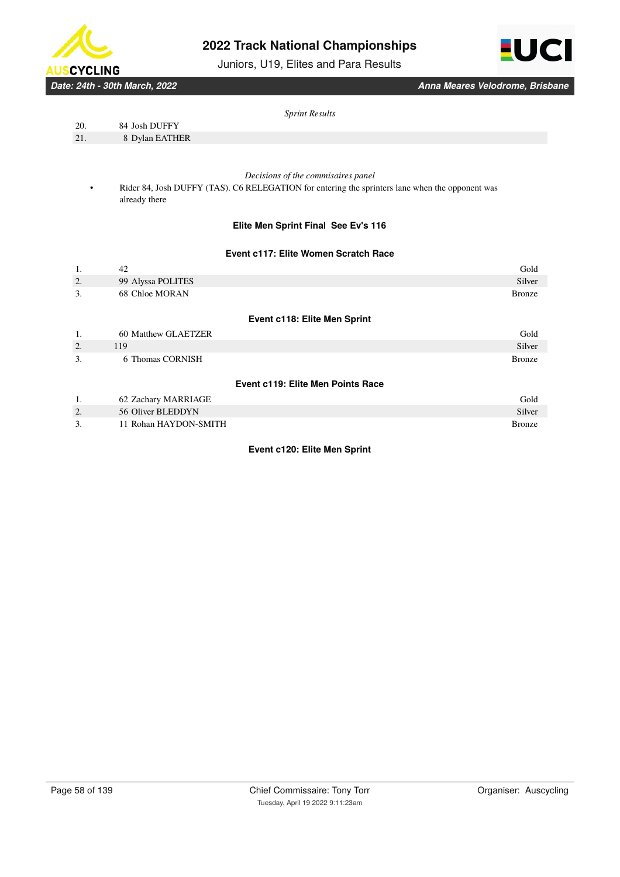*Sprint Results*

| | | |
|---|---|---|
| 20. | 84 Josh DUFFY | |
| 21. | 8 Dylan EATHER | |

*Decisions of the commisaires panel*

- Rider 84, Josh DUFFY (TAS). C6 RELEGATION for entering the sprinters lane when the opponent was already there

**Elite Men Sprint Final See Ev's 116**

### Event c117: Elite Women Scratch Race

| | | |
|---|---|---|
| 1. | 42 | Gold |
| 2. | 99 Alyssa POLITES | Silver |
| 3. | 68 Chloe MORAN | Bronze |

### Event c118: Elite Men Sprint

| | | |
|---|---|---|
| 1. | 60 Matthew GLAETZER | Gold |
| 2. | 119 | Silver |
| 3. | 6 Thomas CORNISH | Bronze |

### Event c119: Elite Men Points Race

| | | |
|---|---|---|
| 1. | 62 Zachary MARRIAGE | Gold |
| 2. | 56 Oliver BLEDDYN | Silver |
| 3. | 11 Rohan HAYDON-SMITH | Bronze |

### Event c120: Elite Men Sprint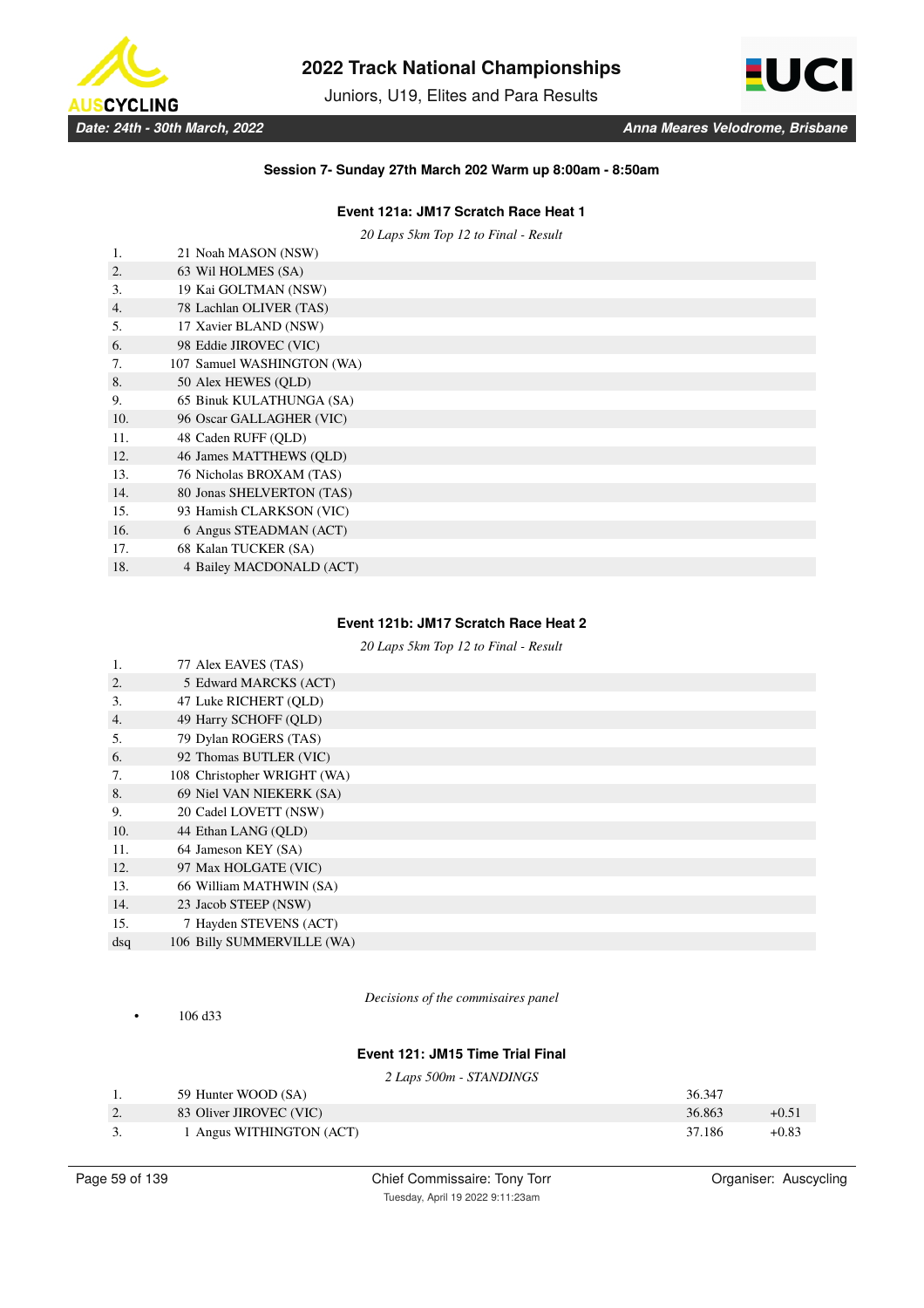**Session 7- Sunday 27th March 202 Warm up 8:00am - 8:50am**

### Event 121a: JM17 Scratch Race Heat 1

*20 Laps 5km Top 12 to Final - Result*

| Pos | No | Name |
|---|---|---|
| 1. | 21 | Noah MASON (NSW) |
| 2. | 63 | Wil HOLMES (SA) |
| 3. | 19 | Kai GOLTMAN (NSW) |
| 4. | 78 | Lachlan OLIVER (TAS) |
| 5. | 17 | Xavier BLAND (NSW) |
| 6. | 98 | Eddie JIROVEC (VIC) |
| 7. | 107 | Samuel WASHINGTON (WA) |
| 8. | 50 | Alex HEWES (QLD) |
| 9. | 65 | Binuk KULATHUNGA (SA) |
| 10. | 96 | Oscar GALLAGHER (VIC) |
| 11. | 48 | Caden RUFF (QLD) |
| 12. | 46 | James MATTHEWS (QLD) |
| 13. | 76 | Nicholas BROXAM (TAS) |
| 14. | 80 | Jonas SHELVERTON (TAS) |
| 15. | 93 | Hamish CLARKSON (VIC) |
| 16. | 6 | Angus STEADMAN (ACT) |
| 17. | 68 | Kalan TUCKER (SA) |
| 18. | 4 | Bailey MACDONALD (ACT) |

### Event 121b: JM17 Scratch Race Heat 2

*20 Laps 5km Top 12 to Final - Result*

| Pos | No | Name |
|---|---|---|
| 1. | 77 | Alex EAVES (TAS) |
| 2. | 5 | Edward MARCKS (ACT) |
| 3. | 47 | Luke RICHERT (QLD) |
| 4. | 49 | Harry SCHOFF (QLD) |
| 5. | 79 | Dylan ROGERS (TAS) |
| 6. | 92 | Thomas BUTLER (VIC) |
| 7. | 108 | Christopher WRIGHT (WA) |
| 8. | 69 | Niel VAN NIEKERK (SA) |
| 9. | 20 | Cadel LOVETT (NSW) |
| 10. | 44 | Ethan LANG (QLD) |
| 11. | 64 | Jameson KEY (SA) |
| 12. | 97 | Max HOLGATE (VIC) |
| 13. | 66 | William MATHWIN (SA) |
| 14. | 23 | Jacob STEEP (NSW) |
| 15. | 7 | Hayden STEVENS (ACT) |
| dsq | 106 | Billy SUMMERVILLE (WA) |

*Decisions of the commisaires panel*

- 106 d33

### Event 121: JM15 Time Trial Final

*2 Laps 500m - STANDINGS*

| Pos | No | Name | Time | Gap |
|---|---|---|---|---|
| 1. | 59 | Hunter WOOD (SA) | 36.347 | |
| 2. | 83 | Oliver JIROVEC (VIC) | 36.863 | +0.51 |
| 3. | 1 | Angus WITHINGTON (ACT) | 37.186 | +0.83 |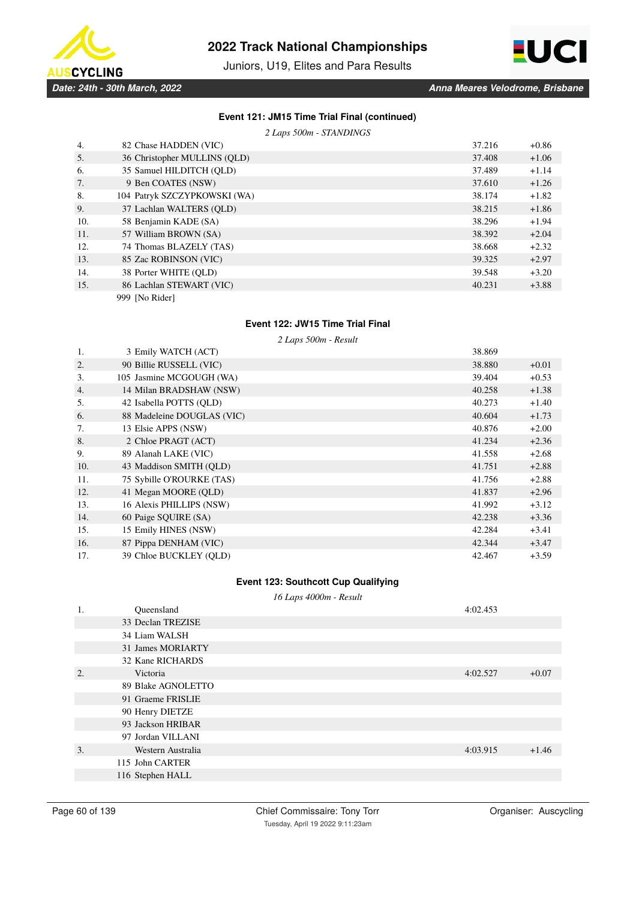### Event 121: JM15 Time Trial Final (continued)

*2 Laps 500m - STANDINGS*

| | | | |
|---|---|---|---|
| 4. | 82 Chase HADDEN (VIC) | 37.216 | +0.86 |
| 5. | 36 Christopher MULLINS (QLD) | 37.408 | +1.06 |
| 6. | 35 Samuel HILDITCH (QLD) | 37.489 | +1.14 |
| 7. | 9 Ben COATES (NSW) | 37.610 | +1.26 |
| 8. | 104 Patryk SZCZYPKOWSKI (WA) | 38.174 | +1.82 |
| 9. | 37 Lachlan WALTERS (QLD) | 38.215 | +1.86 |
| 10. | 58 Benjamin KADE (SA) | 38.296 | +1.94 |
| 11. | 57 William BROWN (SA) | 38.392 | +2.04 |
| 12. | 74 Thomas BLAZELY (TAS) | 38.668 | +2.32 |
| 13. | 85 Zac ROBINSON (VIC) | 39.325 | +2.97 |
| 14. | 38 Porter WHITE (QLD) | 39.548 | +3.20 |
| 15. | 86 Lachlan STEWART (VIC) | 40.231 | +3.88 |
| | 999 [No Rider] | | |

### Event 122: JW15 Time Trial Final

*2 Laps 500m - Result*

| | | | |
|---|---|---|---|
| 1. | 3 Emily WATCH (ACT) | 38.869 | |
| 2. | 90 Billie RUSSELL (VIC) | 38.880 | +0.01 |
| 3. | 105 Jasmine MCGOUGH (WA) | 39.404 | +0.53 |
| 4. | 14 Milan BRADSHAW (NSW) | 40.258 | +1.38 |
| 5. | 42 Isabella POTTS (QLD) | 40.273 | +1.40 |
| 6. | 88 Madeleine DOUGLAS (VIC) | 40.604 | +1.73 |
| 7. | 13 Elsie APPS (NSW) | 40.876 | +2.00 |
| 8. | 2 Chloe PRAGT (ACT) | 41.234 | +2.36 |
| 9. | 89 Alanah LAKE (VIC) | 41.558 | +2.68 |
| 10. | 43 Maddison SMITH (QLD) | 41.751 | +2.88 |
| 11. | 75 Sybille O'ROURKE (TAS) | 41.756 | +2.88 |
| 12. | 41 Megan MOORE (QLD) | 41.837 | +2.96 |
| 13. | 16 Alexis PHILLIPS (NSW) | 41.992 | +3.12 |
| 14. | 60 Paige SQUIRE (SA) | 42.238 | +3.36 |
| 15. | 15 Emily HINES (NSW) | 42.284 | +3.41 |
| 16. | 87 Pippa DENHAM (VIC) | 42.344 | +3.47 |
| 17. | 39 Chloe BUCKLEY (QLD) | 42.467 | +3.59 |

### Event 123: Southcott Cup Qualifying

*16 Laps 4000m - Result*

| | | | |
|---|---|---|---|
| 1. | Queensland | 4:02.453 | |
| | 33 Declan TREZISE | | |
| | 34 Liam WALSH | | |
| | 31 James MORIARTY | | |
| | 32 Kane RICHARDS | | |
| 2. | Victoria | 4:02.527 | +0.07 |
| | 89 Blake AGNOLETTO | | |
| | 91 Graeme FRISLIE | | |
| | 90 Henry DIETZE | | |
| | 93 Jackson HRIBAR | | |
| | 97 Jordan VILLANI | | |
| 3. | Western Australia | 4:03.915 | +1.46 |
| | 115 John CARTER | | |
| | 116 Stephen HALL | | |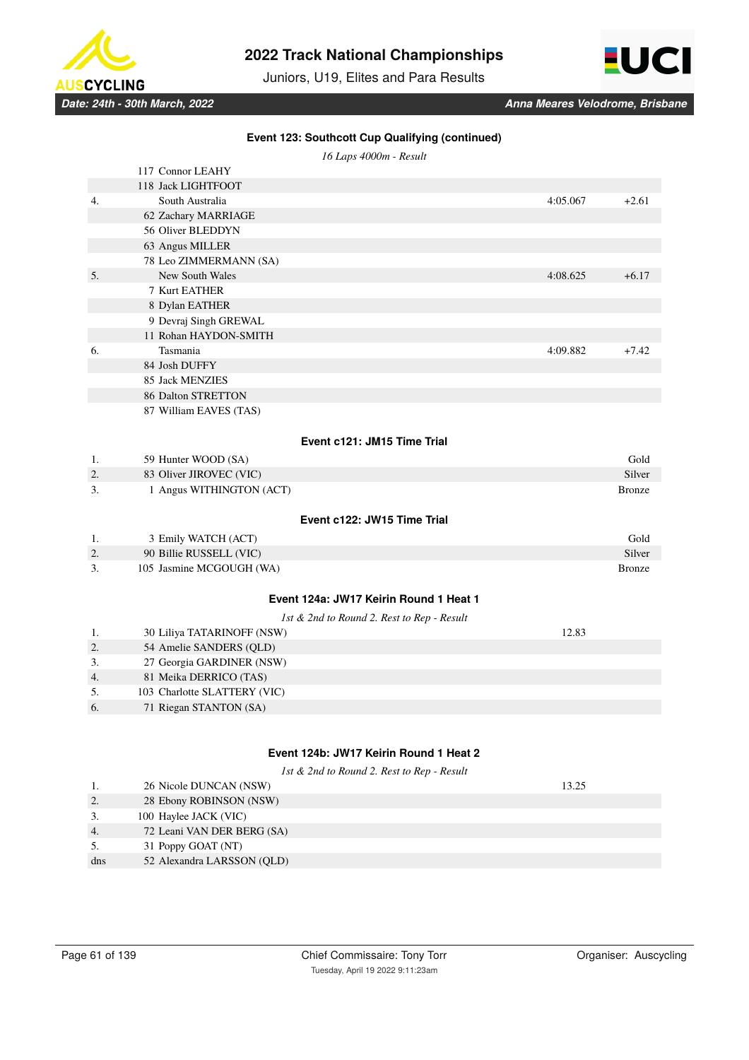### Event 123: Southcott Cup Qualifying (continued)

*16 Laps 4000m - Result*

| | | | |
|---|---|---|---|
| | 117 Connor LEAHY | | |
| | 118 Jack LIGHTFOOT | | |
| 4. | South Australia | 4:05.067 | +2.61 |
| | 62 Zachary MARRIAGE | | |
| | 56 Oliver BLEDDYN | | |
| | 63 Angus MILLER | | |
| | 78 Leo ZIMMERMANN (SA) | | |
| 5. | New South Wales | 4:08.625 | +6.17 |
| | 7 Kurt EATHER | | |
| | 8 Dylan EATHER | | |
| | 9 Devraj Singh GREWAL | | |
| | 11 Rohan HAYDON-SMITH | | |
| 6. | Tasmania | 4:09.882 | +7.42 |
| | 84 Josh DUFFY | | |
| | 85 Jack MENZIES | | |
| | 86 Dalton STRETTON | | |
| | 87 William EAVES (TAS) | | |

### Event c121: JM15 Time Trial

| | | |
|---|---|---|
| 1. | 59 Hunter WOOD (SA) | Gold |
| 2. | 83 Oliver JIROVEC (VIC) | Silver |
| 3. | 1 Angus WITHINGTON (ACT) | Bronze |

### Event c122: JW15 Time Trial

| | | |
|---|---|---|
| 1. | 3 Emily WATCH (ACT) | Gold |
| 2. | 90 Billie RUSSELL (VIC) | Silver |
| 3. | 105 Jasmine MCGOUGH (WA) | Bronze |

### Event 124a: JW17 Keirin Round 1 Heat 1

*1st & 2nd to Round 2. Rest to Rep - Result*

| | | |
|---|---|---|
| 1. | 30 Liliya TATARINOFF (NSW) | 12.83 |
| 2. | 54 Amelie SANDERS (QLD) | |
| 3. | 27 Georgia GARDINER (NSW) | |
| 4. | 81 Meika DERRICO (TAS) | |
| 5. | 103 Charlotte SLATTERY (VIC) | |
| 6. | 71 Riegan STANTON (SA) | |

### Event 124b: JW17 Keirin Round 1 Heat 2

*1st & 2nd to Round 2. Rest to Rep - Result*

| | | |
|---|---|---|
| 1. | 26 Nicole DUNCAN (NSW) | 13.25 |
| 2. | 28 Ebony ROBINSON (NSW) | |
| 3. | 100 Haylee JACK (VIC) | |
| 4. | 72 Leani VAN DER BERG (SA) | |
| 5. | 31 Poppy GOAT (NT) | |
| dns | 52 Alexandra LARSSON (QLD) | |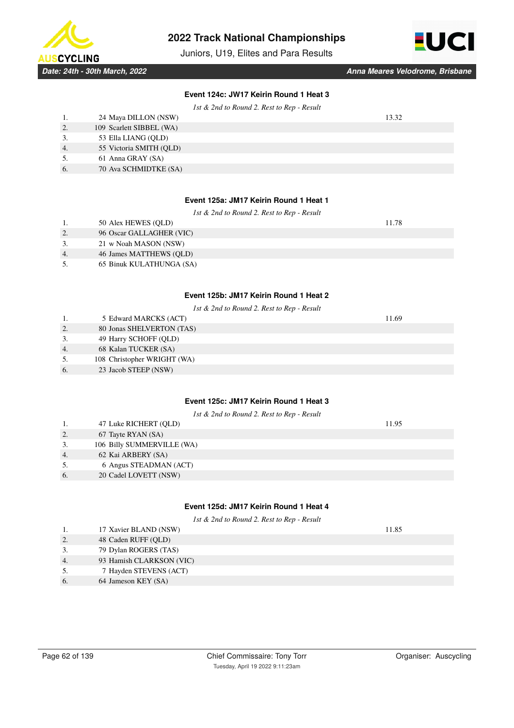### Event 124c: JW17 Keirin Round 1 Heat 3

*1st & 2nd to Round 2. Rest to Rep - Result*

| | | |
|---|---|---|
| 1. | 24 Maya DILLON (NSW) | 13.32 |
| 2. | 109 Scarlett SIBBEL (WA) | |
| 3. | 53 Ella LIANG (QLD) | |
| 4. | 55 Victoria SMITH (QLD) | |
| 5. | 61 Anna GRAY (SA) | |
| 6. | 70 Ava SCHMIDTKE (SA) | |

### Event 125a: JM17 Keirin Round 1 Heat 1

*1st & 2nd to Round 2. Rest to Rep - Result*

| | | |
|---|---|---|
| 1. | 50 Alex HEWES (QLD) | 11.78 |
| 2. | 96 Oscar GALLAGHER (VIC) | |
| 3. | 21 w Noah MASON (NSW) | |
| 4. | 46 James MATTHEWS (QLD) | |
| 5. | 65 Binuk KULATHUNGA (SA) | |

### Event 125b: JM17 Keirin Round 1 Heat 2

*1st & 2nd to Round 2. Rest to Rep - Result*

| | | |
|---|---|---|
| 1. | 5 Edward MARCKS (ACT) | 11.69 |
| 2. | 80 Jonas SHELVERTON (TAS) | |
| 3. | 49 Harry SCHOFF (QLD) | |
| 4. | 68 Kalan TUCKER (SA) | |
| 5. | 108 Christopher WRIGHT (WA) | |
| 6. | 23 Jacob STEEP (NSW) | |

### Event 125c: JM17 Keirin Round 1 Heat 3

*1st & 2nd to Round 2. Rest to Rep - Result*

| | | |
|---|---|---|
| 1. | 47 Luke RICHERT (QLD) | 11.95 |
| 2. | 67 Tayte RYAN (SA) | |
| 3. | 106 Billy SUMMERVILLE (WA) | |
| 4. | 62 Kai ARBERY (SA) | |
| 5. | 6 Angus STEADMAN (ACT) | |
| 6. | 20 Cadel LOVETT (NSW) | |

### Event 125d: JM17 Keirin Round 1 Heat 4

*1st & 2nd to Round 2. Rest to Rep - Result*

| | | |
|---|---|---|
| 1. | 17 Xavier BLAND (NSW) | 11.85 |
| 2. | 48 Caden RUFF (QLD) | |
| 3. | 79 Dylan ROGERS (TAS) | |
| 4. | 93 Hamish CLARKSON (VIC) | |
| 5. | 7 Hayden STEVENS (ACT) | |
| 6. | 64 Jameson KEY (SA) | |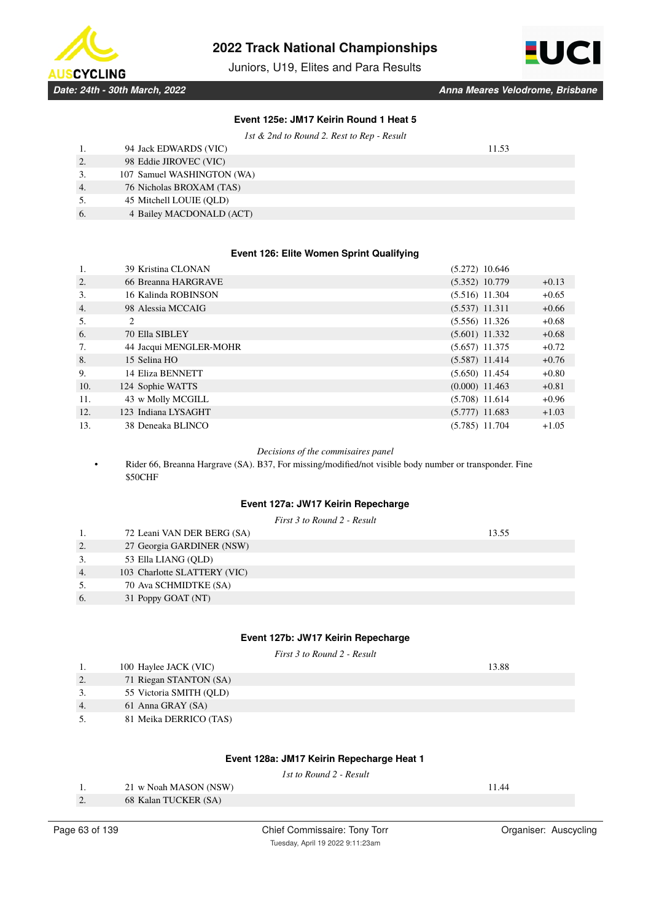### Event 125e: JM17 Keirin Round 1 Heat 5

*1st & 2nd to Round 2. Rest to Rep - Result*

| | | |
|---|---|---|
| 1. | 94 Jack EDWARDS (VIC) | 11.53 |
| 2. | 98 Eddie JIROVEC (VIC) | |
| 3. | 107 Samuel WASHINGTON (WA) | |
| 4. | 76 Nicholas BROXAM (TAS) | |
| 5. | 45 Mitchell LOUIE (QLD) | |
| 6. | 4 Bailey MACDONALD (ACT) | |

### Event 126: Elite Women Sprint Qualifying

| | | | | |
|---|---|---|---|---|
| 1. | 39 Kristina CLONAN | (5.272) | 10.646 | |
| 2. | 66 Breanna HARGRAVE | (5.352) | 10.779 | +0.13 |
| 3. | 16 Kalinda ROBINSON | (5.516) | 11.304 | +0.65 |
| 4. | 98 Alessia MCCAIG | (5.537) | 11.311 | +0.66 |
| 5. | 2 | (5.556) | 11.326 | +0.68 |
| 6. | 70 Ella SIBLEY | (5.601) | 11.332 | +0.68 |
| 7. | 44 Jacqui MENGLER-MOHR | (5.657) | 11.375 | +0.72 |
| 8. | 15 Selina HO | (5.587) | 11.414 | +0.76 |
| 9. | 14 Eliza BENNETT | (5.650) | 11.454 | +0.80 |
| 10. | 124 Sophie WATTS | (0.000) | 11.463 | +0.81 |
| 11. | 43 w Molly MCGILL | (5.708) | 11.614 | +0.96 |
| 12. | 123 Indiana LYSAGHT | (5.777) | 11.683 | +1.03 |
| 13. | 38 Deneaka BLINCO | (5.785) | 11.704 | +1.05 |

*Decisions of the commisaires panel*

- Rider 66, Breanna Hargrave (SA). B37, For missing/modified/not visible body number or transponder. Fine $50CHF

### Event 127a: JW17 Keirin Repecharge

*First 3 to Round 2 - Result*

| | | |
|---|---|---|
| 1. | 72 Leani VAN DER BERG (SA) | 13.55 |
| 2. | 27 Georgia GARDINER (NSW) | |
| 3. | 53 Ella LIANG (QLD) | |
| 4. | 103 Charlotte SLATTERY (VIC) | |
| 5. | 70 Ava SCHMIDTKE (SA) | |
| 6. | 31 Poppy GOAT (NT) | |

### Event 127b: JW17 Keirin Repecharge

*First 3 to Round 2 - Result*

| | | |
|---|---|---|
| 1. | 100 Haylee JACK (VIC) | 13.88 |
| 2. | 71 Riegan STANTON (SA) | |
| 3. | 55 Victoria SMITH (QLD) | |
| 4. | 61 Anna GRAY (SA) | |
| 5. | 81 Meika DERRICO (TAS) | |

### Event 128a: JM17 Keirin Repecharge Heat 1

*1st to Round 2 - Result*

| | | |
|---|---|---|
| 1. | 21 w Noah MASON (NSW) | 11.44 |
| 2. | 68 Kalan TUCKER (SA) | |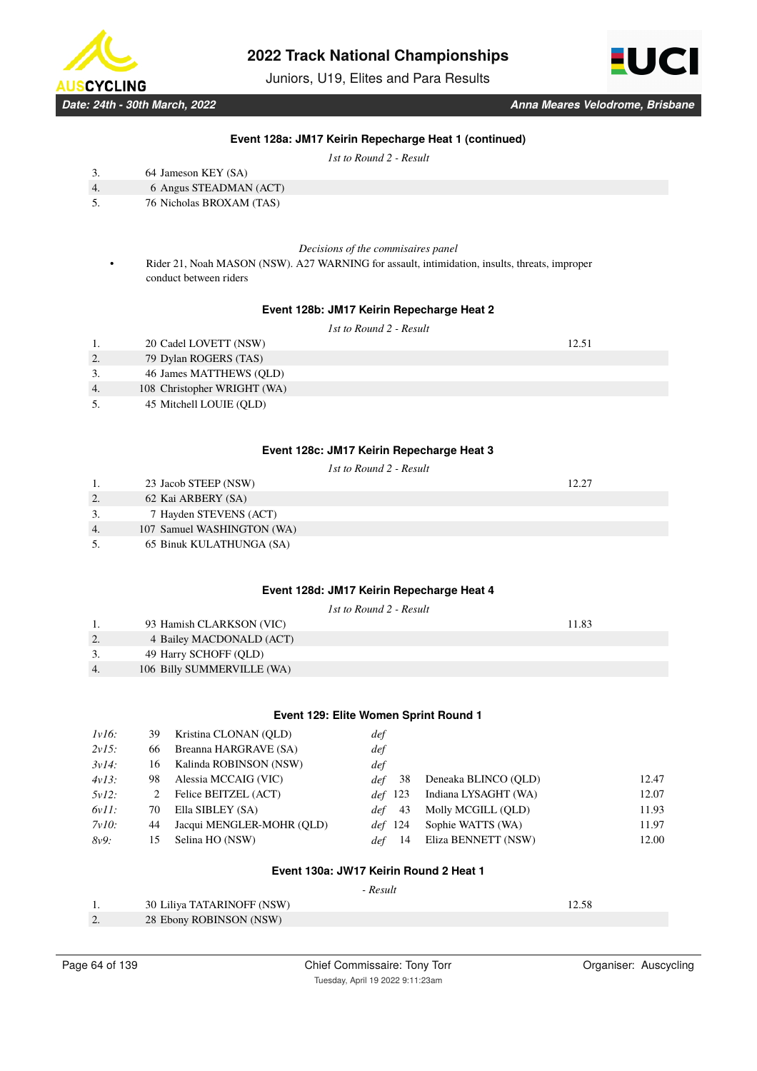### Event 128a: JM17 Keirin Repecharge Heat 1 (continued)

*1st to Round 2 - Result*

| | | |
|---|---|---|
| 3. | 64 Jameson KEY (SA) | |
| 4. | 6 Angus STEADMAN (ACT) | |
| 5. | 76 Nicholas BROXAM (TAS) | |

*Decisions of the commisaires panel*

- Rider 21, Noah MASON (NSW). A27 WARNING for assault, intimidation, insults, threats, improper conduct between riders

### Event 128b: JM17 Keirin Repecharge Heat 2

*1st to Round 2 - Result*

| | | |
|---|---|---|
| 1. | 20 Cadel LOVETT (NSW) | 12.51 |
| 2. | 79 Dylan ROGERS (TAS) | |
| 3. | 46 James MATTHEWS (QLD) | |
| 4. | 108 Christopher WRIGHT (WA) | |
| 5. | 45 Mitchell LOUIE (QLD) | |

### Event 128c: JM17 Keirin Repecharge Heat 3

*1st to Round 2 - Result*

| | | |
|---|---|---|
| 1. | 23 Jacob STEEP (NSW) | 12.27 |
| 2. | 62 Kai ARBERY (SA) | |
| 3. | 7 Hayden STEVENS (ACT) | |
| 4. | 107 Samuel WASHINGTON (WA) | |
| 5. | 65 Binuk KULATHUNGA (SA) | |

### Event 128d: JM17 Keirin Repecharge Heat 4

*1st to Round 2 - Result*

| | | |
|---|---|---|
| 1. | 93 Hamish CLARKSON (VIC) | 11.83 |
| 2. | 4 Bailey MACDONALD (ACT) | |
| 3. | 49 Harry SCHOFF (QLD) | |
| 4. | 106 Billy SUMMERVILLE (WA) | |

### Event 129: Elite Women Sprint Round 1

| | | | | | | |
|---|---|---|---|---|---|---|
| *1v16:* | 39 | Kristina CLONAN (QLD) | *def* | | | |
| *2v15:* | 66 | Breanna HARGRAVE (SA) | *def* | | | |
| *3v14:* | 16 | Kalinda ROBINSON (NSW) | *def* | | | |
| *4v13:* | 98 | Alessia MCCAIG (VIC) | *def* | 38 | Deneaka BLINCO (QLD) | 12.47 |
| *5v12:* | 2 | Felice BEITZEL (ACT) | *def* | 123 | Indiana LYSAGHT (WA) | 12.07 |
| *6v11:* | 70 | Ella SIBLEY (SA) | *def* | 43 | Molly MCGILL (QLD) | 11.93 |
| *7v10:* | 44 | Jacqui MENGLER-MOHR (QLD) | *def* | 124 | Sophie WATTS (WA) | 11.97 |
| *8v9:* | 15 | Selina HO (NSW) | *def* | 14 | Eliza BENNETT (NSW) | 12.00 |

### Event 130a: JW17 Keirin Round 2 Heat 1

*- Result*

| | | |
|---|---|---|
| 1. | 30 Liliya TATARINOFF (NSW) | 12.58 |
| 2. | 28 Ebony ROBINSON (NSW) | |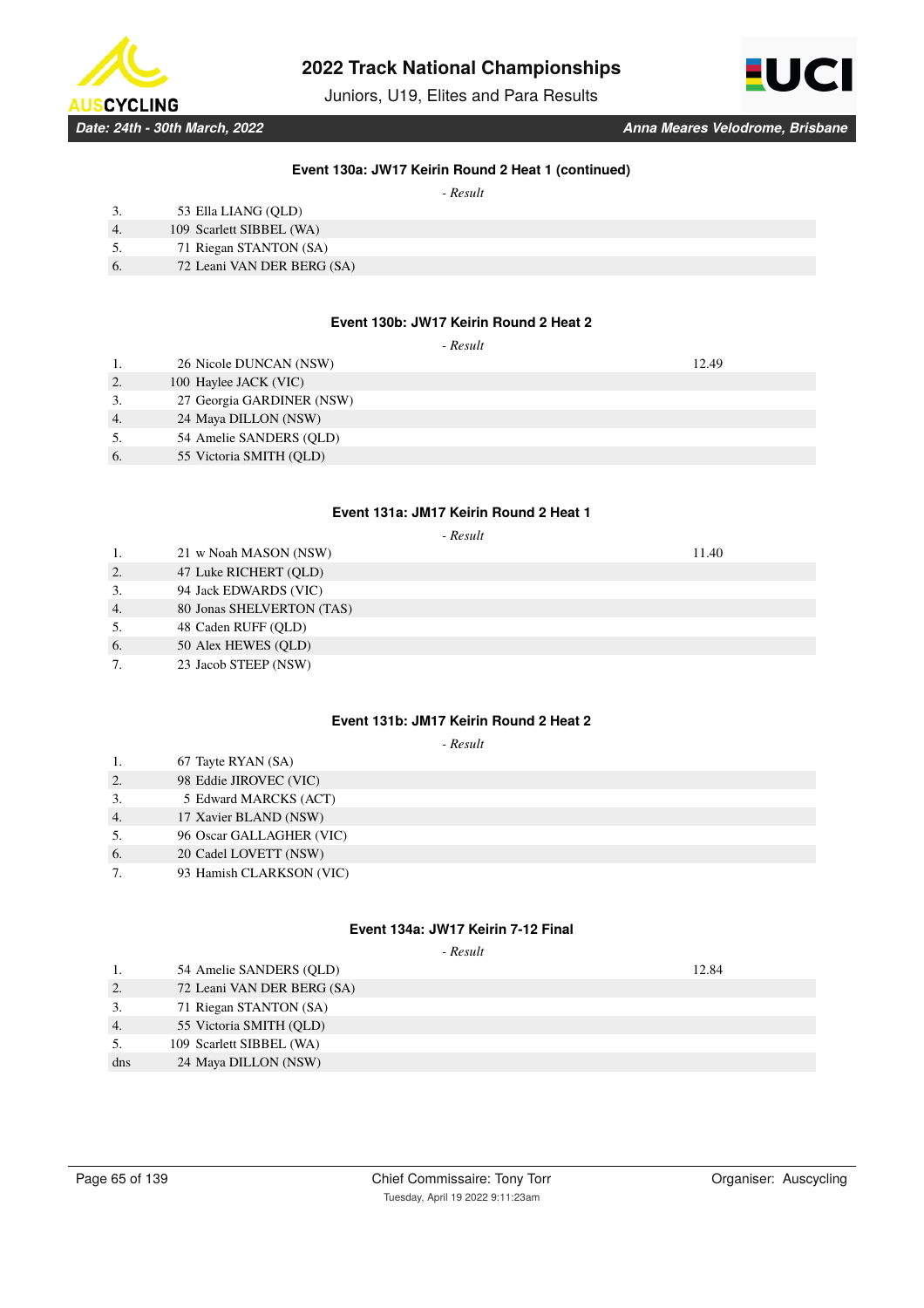### Event 130a: JW17 Keirin Round 2 Heat 1 (continued)

*- Result*

| | | |
|---|---|---|
| 3. | 53 Ella LIANG (QLD) | |
| 4. | 109 Scarlett SIBBEL (WA) | |
| 5. | 71 Riegan STANTON (SA) | |
| 6. | 72 Leani VAN DER BERG (SA) | |

### Event 130b: JW17 Keirin Round 2 Heat 2

*- Result*

| | | |
|---|---|---|
| 1. | 26 Nicole DUNCAN (NSW) | 12.49 |
| 2. | 100 Haylee JACK (VIC) | |
| 3. | 27 Georgia GARDINER (NSW) | |
| 4. | 24 Maya DILLON (NSW) | |
| 5. | 54 Amelie SANDERS (QLD) | |
| 6. | 55 Victoria SMITH (QLD) | |

### Event 131a: JM17 Keirin Round 2 Heat 1

*- Result*

| | | |
|---|---|---|
| 1. | 21 w Noah MASON (NSW) | 11.40 |
| 2. | 47 Luke RICHERT (QLD) | |
| 3. | 94 Jack EDWARDS (VIC) | |
| 4. | 80 Jonas SHELVERTON (TAS) | |
| 5. | 48 Caden RUFF (QLD) | |
| 6. | 50 Alex HEWES (QLD) | |
| 7. | 23 Jacob STEEP (NSW) | |

### Event 131b: JM17 Keirin Round 2 Heat 2

*- Result*

| | | |
|---|---|---|
| 1. | 67 Tayte RYAN (SA) | |
| 2. | 98 Eddie JIROVEC (VIC) | |
| 3. | 5 Edward MARCKS (ACT) | |
| 4. | 17 Xavier BLAND (NSW) | |
| 5. | 96 Oscar GALLAGHER (VIC) | |
| 6. | 20 Cadel LOVETT (NSW) | |
| 7. | 93 Hamish CLARKSON (VIC) | |

### Event 134a: JW17 Keirin 7-12 Final

*- Result*

| | | |
|---|---|---|
| 1. | 54 Amelie SANDERS (QLD) | 12.84 |
| 2. | 72 Leani VAN DER BERG (SA) | |
| 3. | 71 Riegan STANTON (SA) | |
| 4. | 55 Victoria SMITH (QLD) | |
| 5. | 109 Scarlett SIBBEL (WA) | |
| dns | 24 Maya DILLON (NSW) | |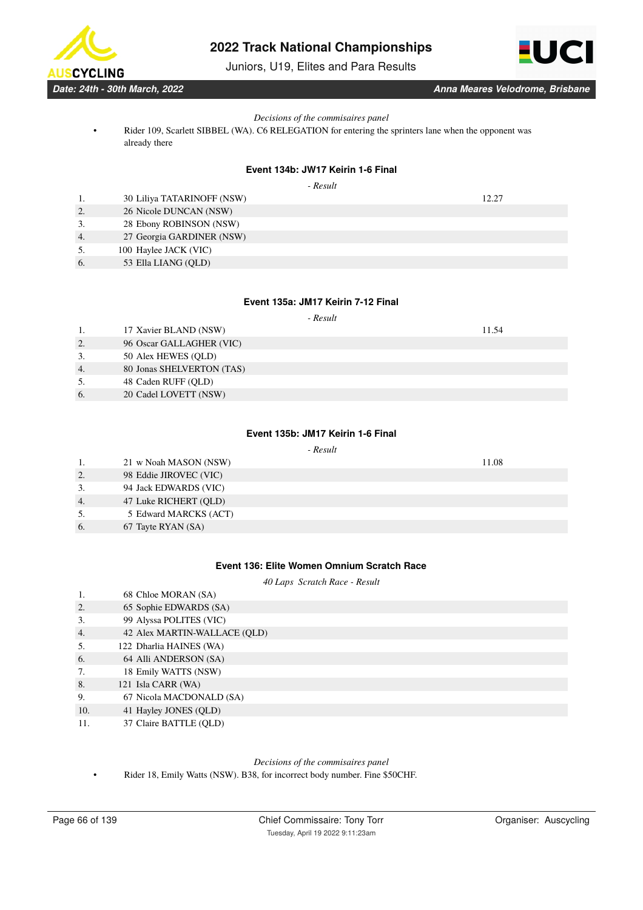*Decisions of the commisaires panel*

- Rider 109, Scarlett SIBBEL (WA). C6 RELEGATION for entering the sprinters lane when the opponent was already there

### Event 134b: JW17 Keirin 1-6 Final

*- Result*

| | | |
|---|---|---|
| 1. | 30 Liliya TATARINOFF (NSW) | 12.27 |
| 2. | 26 Nicole DUNCAN (NSW) | |
| 3. | 28 Ebony ROBINSON (NSW) | |
| 4. | 27 Georgia GARDINER (NSW) | |
| 5. | 100 Haylee JACK (VIC) | |
| 6. | 53 Ella LIANG (QLD) | |

### Event 135a: JM17 Keirin 7-12 Final

*- Result*

| | | |
|---|---|---|
| 1. | 17 Xavier BLAND (NSW) | 11.54 |
| 2. | 96 Oscar GALLAGHER (VIC) | |
| 3. | 50 Alex HEWES (QLD) | |
| 4. | 80 Jonas SHELVERTON (TAS) | |
| 5. | 48 Caden RUFF (QLD) | |
| 6. | 20 Cadel LOVETT (NSW) | |

### Event 135b: JM17 Keirin 1-6 Final

*- Result*

| | | |
|---|---|---|
| 1. | 21 w Noah MASON (NSW) | 11.08 |
| 2. | 98 Eddie JIROVEC (VIC) | |
| 3. | 94 Jack EDWARDS (VIC) | |
| 4. | 47 Luke RICHERT (QLD) | |
| 5. | 5 Edward MARCKS (ACT) | |
| 6. | 67 Tayte RYAN (SA) | |

### Event 136: Elite Women Omnium Scratch Race

*40 Laps Scratch Race - Result*

| | |
|---|---|
| 1. | 68 Chloe MORAN (SA) |
| 2. | 65 Sophie EDWARDS (SA) |
| 3. | 99 Alyssa POLITES (VIC) |
| 4. | 42 Alex MARTIN-WALLACE (QLD) |
| 5. | 122 Dharlia HAINES (WA) |
| 6. | 64 Alli ANDERSON (SA) |
| 7. | 18 Emily WATTS (NSW) |
| 8. | 121 Isla CARR (WA) |
| 9. | 67 Nicola MACDONALD (SA) |
| 10. | 41 Hayley JONES (QLD) |
| 11. | 37 Claire BATTLE (QLD) |

*Decisions of the commisaires panel*

- Rider 18, Emily Watts (NSW). B38, for incorrect body number. Fine $50CHF.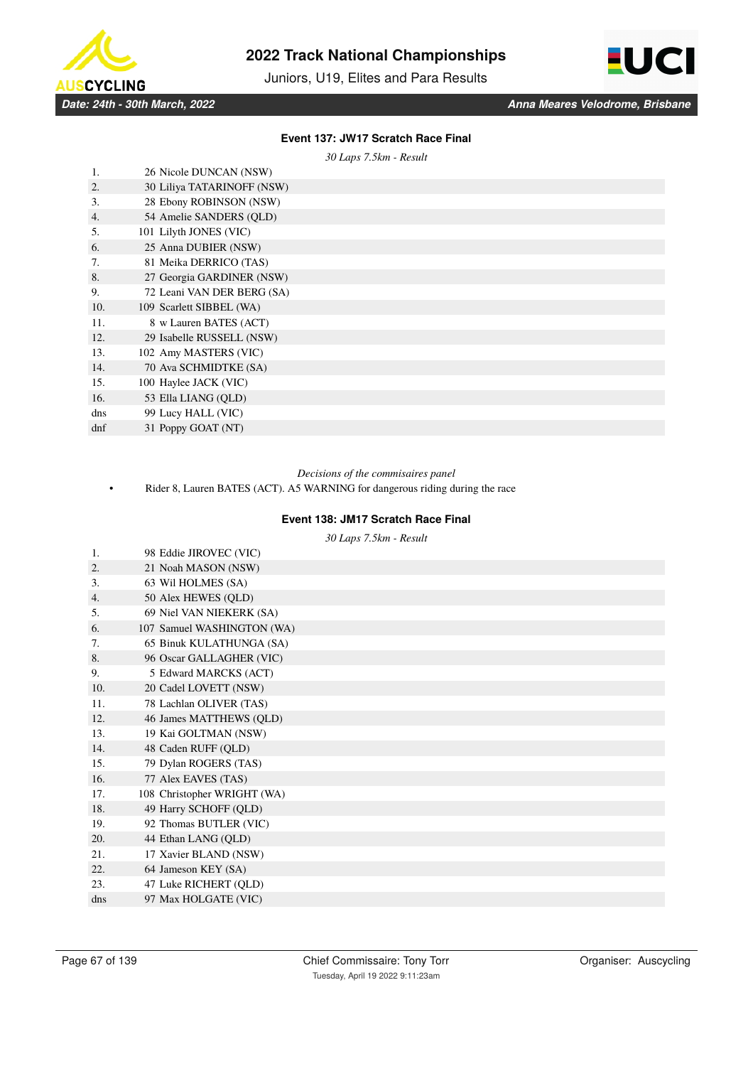### Event 137: JW17 Scratch Race Final

*30 Laps 7.5km - Result*

| | |
|---|---|
| 1. | 26 Nicole DUNCAN (NSW) |
| 2. | 30 Liliya TATARINOFF (NSW) |
| 3. | 28 Ebony ROBINSON (NSW) |
| 4. | 54 Amelie SANDERS (QLD) |
| 5. | 101 Lilyth JONES (VIC) |
| 6. | 25 Anna DUBIER (NSW) |
| 7. | 81 Meika DERRICO (TAS) |
| 8. | 27 Georgia GARDINER (NSW) |
| 9. | 72 Leani VAN DER BERG (SA) |
| 10. | 109 Scarlett SIBBEL (WA) |
| 11. | 8 w Lauren BATES (ACT) |
| 12. | 29 Isabelle RUSSELL (NSW) |
| 13. | 102 Amy MASTERS (VIC) |
| 14. | 70 Ava SCHMIDTKE (SA) |
| 15. | 100 Haylee JACK (VIC) |
| 16. | 53 Ella LIANG (QLD) |
| dns | 99 Lucy HALL (VIC) |
| dnf | 31 Poppy GOAT (NT) |

*Decisions of the commisaires panel*

- Rider 8, Lauren BATES (ACT). A5 WARNING for dangerous riding during the race

### Event 138: JM17 Scratch Race Final

*30 Laps 7.5km - Result*

| | |
|---|---|
| 1. | 98 Eddie JIROVEC (VIC) |
| 2. | 21 Noah MASON (NSW) |
| 3. | 63 Wil HOLMES (SA) |
| 4. | 50 Alex HEWES (QLD) |
| 5. | 69 Niel VAN NIEKERK (SA) |
| 6. | 107 Samuel WASHINGTON (WA) |
| 7. | 65 Binuk KULATHUNGA (SA) |
| 8. | 96 Oscar GALLAGHER (VIC) |
| 9. | 5 Edward MARCKS (ACT) |
| 10. | 20 Cadel LOVETT (NSW) |
| 11. | 78 Lachlan OLIVER (TAS) |
| 12. | 46 James MATTHEWS (QLD) |
| 13. | 19 Kai GOLTMAN (NSW) |
| 14. | 48 Caden RUFF (QLD) |
| 15. | 79 Dylan ROGERS (TAS) |
| 16. | 77 Alex EAVES (TAS) |
| 17. | 108 Christopher WRIGHT (WA) |
| 18. | 49 Harry SCHOFF (QLD) |
| 19. | 92 Thomas BUTLER (VIC) |
| 20. | 44 Ethan LANG (QLD) |
| 21. | 17 Xavier BLAND (NSW) |
| 22. | 64 Jameson KEY (SA) |
| 23. | 47 Luke RICHERT (QLD) |
| dns | 97 Max HOLGATE (VIC) |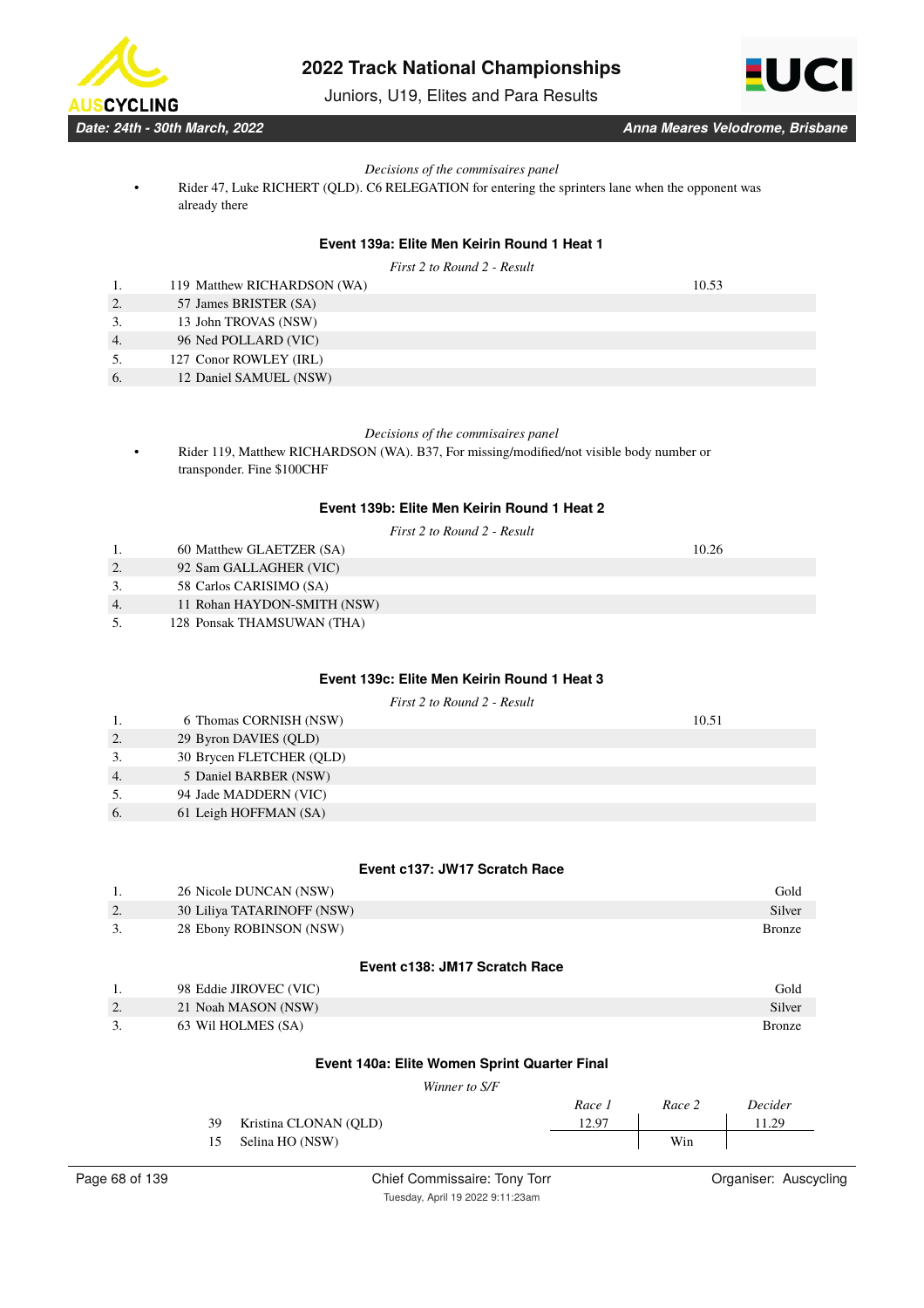*Decisions of the commisaires panel*

- Rider 47, Luke RICHERT (QLD). C6 RELEGATION for entering the sprinters lane when the opponent was already there

### Event 139a: Elite Men Keirin Round 1 Heat 1

*First 2 to Round 2 - Result*

| | | |
|---|---|---|
| 1. | 119 Matthew RICHARDSON (WA) | 10.53 |
| 2. | 57 James BRISTER (SA) | |
| 3. | 13 John TROVAS (NSW) | |
| 4. | 96 Ned POLLARD (VIC) | |
| 5. | 127 Conor ROWLEY (IRL) | |
| 6. | 12 Daniel SAMUEL (NSW) | |

*Decisions of the commisaires panel*

- Rider 119, Matthew RICHARDSON (WA). B37, For missing/modified/not visible body number or transponder. Fine $100CHF

### Event 139b: Elite Men Keirin Round 1 Heat 2

*First 2 to Round 2 - Result*

| | | |
|---|---|---|
| 1. | 60 Matthew GLAETZER (SA) | 10.26 |
| 2. | 92 Sam GALLAGHER (VIC) | |
| 3. | 58 Carlos CARISIMO (SA) | |
| 4. | 11 Rohan HAYDON-SMITH (NSW) | |
| 5. | 128 Ponsak THAMSUWAN (THA) | |

### Event 139c: Elite Men Keirin Round 1 Heat 3

*First 2 to Round 2 - Result*

| | | |
|---|---|---|
| 1. | 6 Thomas CORNISH (NSW) | 10.51 |
| 2. | 29 Byron DAVIES (QLD) | |
| 3. | 30 Brycen FLETCHER (QLD) | |
| 4. | 5 Daniel BARBER (NSW) | |
| 5. | 94 Jade MADDERN (VIC) | |
| 6. | 61 Leigh HOFFMAN (SA) | |

### Event c137: JW17 Scratch Race

| | | |
|---|---|---|
| 1. | 26 Nicole DUNCAN (NSW) | Gold |
| 2. | 30 Liliya TATARINOFF (NSW) | Silver |
| 3. | 28 Ebony ROBINSON (NSW) | Bronze |

### Event c138: JM17 Scratch Race

| | | |
|---|---|---|
| 1. | 98 Eddie JIROVEC (VIC) | Gold |
| 2. | 21 Noah MASON (NSW) | Silver |
| 3. | 63 Wil HOLMES (SA) | Bronze |

### Event 140a: Elite Women Sprint Quarter Final

*Winner to S/F*

| | | *Race 1* | *Race 2* | *Decider* |
|---|---|---|---|---|
| 39 | Kristina CLONAN (QLD) | 12.97 | | 11.29 |
| 15 | Selina HO (NSW) | | Win | |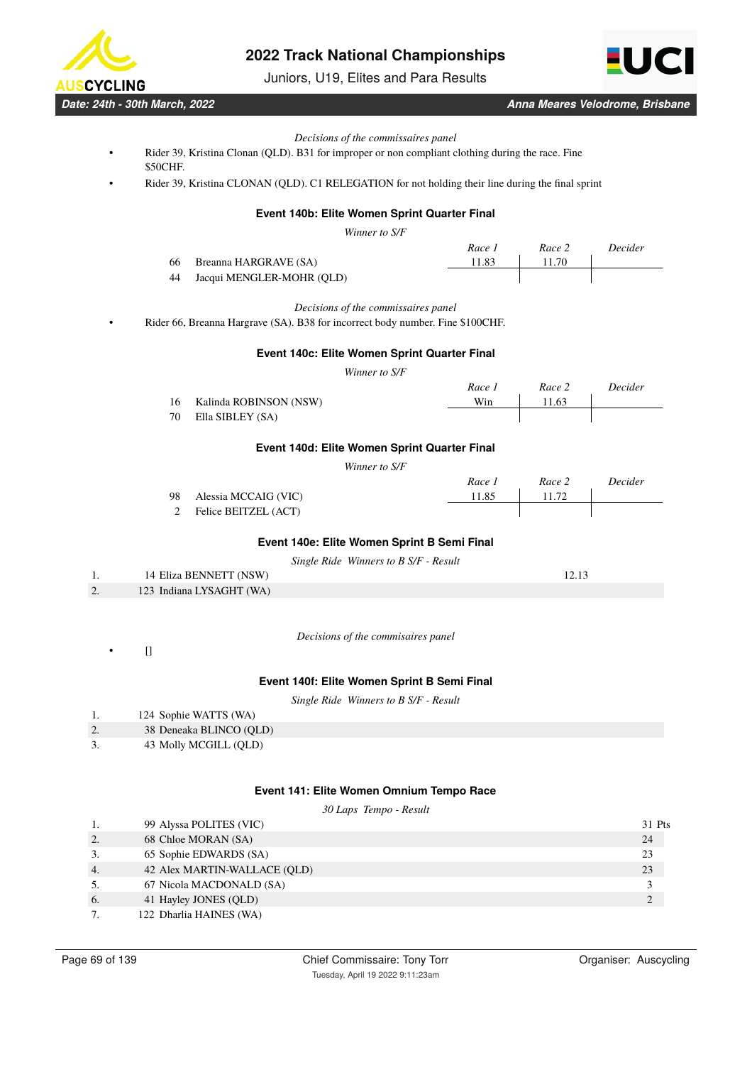*Decisions of the commissaires panel*

- Rider 39, Kristina Clonan (QLD). B31 for improper or non compliant clothing during the race. Fine $50CHF.
- Rider 39, Kristina CLONAN (QLD). C1 RELEGATION for not holding their line during the final sprint

### Event 140b: Elite Women Sprint Quarter Final

*Winner to S/F*

| | | *Race 1* | *Race 2* | *Decider* |
|---|---|---|---|---|
| 66 | Breanna HARGRAVE (SA) | 11.83 | 11.70 | |
| 44 | Jacqui MENGLER-MOHR (QLD) | | | |

*Decisions of the commissaires panel*

- Rider 66, Breanna Hargrave (SA). B38 for incorrect body number. Fine $100CHF.

### Event 140c: Elite Women Sprint Quarter Final

*Winner to S/F*

| | | *Race 1* | *Race 2* | *Decider* |
|---|---|---|---|---|
| 16 | Kalinda ROBINSON (NSW) | Win | 11.63 | |
| 70 | Ella SIBLEY (SA) | | | |

### Event 140d: Elite Women Sprint Quarter Final

*Winner to S/F*

| | | *Race 1* | *Race 2* | *Decider* |
|---|---|---|---|---|
| 98 | Alessia MCCAIG (VIC) | 11.85 | 11.72 | |
| 2 | Felice BEITZEL (ACT) | | | |

### Event 140e: Elite Women Sprint B Semi Final

*Single Ride Winners to B S/F - Result*

| | | |
|---|---|---|
| 1. | 14 Eliza BENNETT (NSW) | 12.13 |
| 2. | 123 Indiana LYSAGHT (WA) | |

*Decisions of the commisaires panel*

- []

### Event 140f: Elite Women Sprint B Semi Final

*Single Ride Winners to B S/F - Result*

| | |
|---|---|
| 1. | 124 Sophie WATTS (WA) |
| 2. | 38 Deneaka BLINCO (QLD) |
| 3. | 43 Molly MCGILL (QLD) |

### Event 141: Elite Women Omnium Tempo Race

*30 Laps Tempo - Result*

| | | |
|---|---|---|
| 1. | 99 Alyssa POLITES (VIC) | 31 Pts |
| 2. | 68 Chloe MORAN (SA) | 24 |
| 3. | 65 Sophie EDWARDS (SA) | 23 |
| 4. | 42 Alex MARTIN-WALLACE (QLD) | 23 |
| 5. | 67 Nicola MACDONALD (SA) | 3 |
| 6. | 41 Hayley JONES (QLD) | 2 |
| 7. | 122 Dharlia HAINES (WA) | |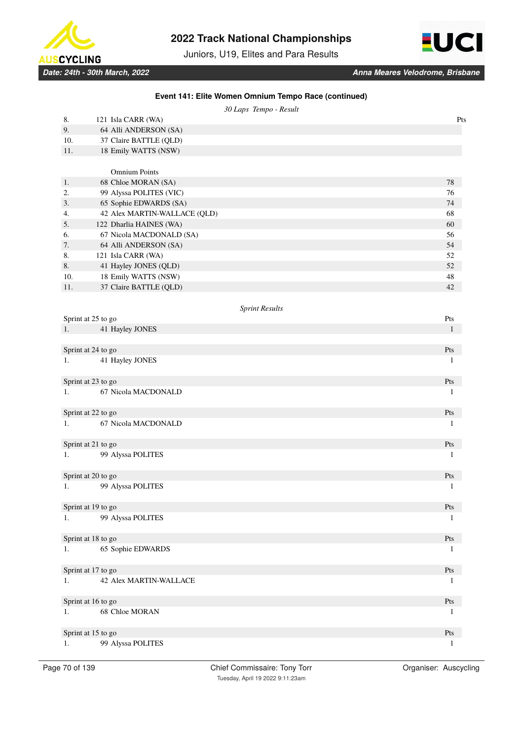# 2022 Track National Championships

Juniors, U19, Elites and Para Results

*Date: 24th - 30th March, 2022* — *Anna Meares Velodrome, Brisbane*

### Event 141: Elite Women Omnium Tempo Race (continued)

*30 Laps Tempo - Result*

| | | Pts |
|---|---|---|
| 8. | 121 Isla CARR (WA) | |
| 9. | 64 Alli ANDERSON (SA) | |
| 10. | 37 Claire BATTLE (QLD) | |
| 11. | 18 Emily WATTS (NSW) | |

**Omnium Points**

| | | |
|---|---|---|
| 1. | 68 Chloe MORAN (SA) | 78 |
| 2. | 99 Alyssa POLITES (VIC) | 76 |
| 3. | 65 Sophie EDWARDS (SA) | 74 |
| 4. | 42 Alex MARTIN-WALLACE (QLD) | 68 |
| 5. | 122 Dharlia HAINES (WA) | 60 |
| 6. | 67 Nicola MACDONALD (SA) | 56 |
| 7. | 64 Alli ANDERSON (SA) | 54 |
| 8. | 121 Isla CARR (WA) | 52 |
| 8. | 41 Hayley JONES (QLD) | 52 |
| 10. | 18 Emily WATTS (NSW) | 48 |
| 11. | 37 Claire BATTLE (QLD) | 42 |

*Sprint Results*

| Sprint at 25 to go | | Pts |
|---|---|---|
| 1. | 41 Hayley JONES | 1 |

| Sprint at 24 to go | | Pts |
|---|---|---|
| 1. | 41 Hayley JONES | 1 |

| Sprint at 23 to go | | Pts |
|---|---|---|
| 1. | 67 Nicola MACDONALD | 1 |

| Sprint at 22 to go | | Pts |
|---|---|---|
| 1. | 67 Nicola MACDONALD | 1 |

| Sprint at 21 to go | | Pts |
|---|---|---|
| 1. | 99 Alyssa POLITES | 1 |

| Sprint at 20 to go | | Pts |
|---|---|---|
| 1. | 99 Alyssa POLITES | 1 |

| Sprint at 19 to go | | Pts |
|---|---|---|
| 1. | 99 Alyssa POLITES | 1 |

| Sprint at 18 to go | | Pts |
|---|---|---|
| 1. | 65 Sophie EDWARDS | 1 |

| Sprint at 17 to go | | Pts |
|---|---|---|
| 1. | 42 Alex MARTIN-WALLACE | 1 |

| Sprint at 16 to go | | Pts |
|---|---|---|
| 1. | 68 Chloe MORAN | 1 |

| Sprint at 15 to go | | Pts |
|---|---|---|
| 1. | 99 Alyssa POLITES | 1 |

Chief Commissaire: Tony Torr — Organiser: Auscycling

Tuesday, April 19 2022 9:11:23am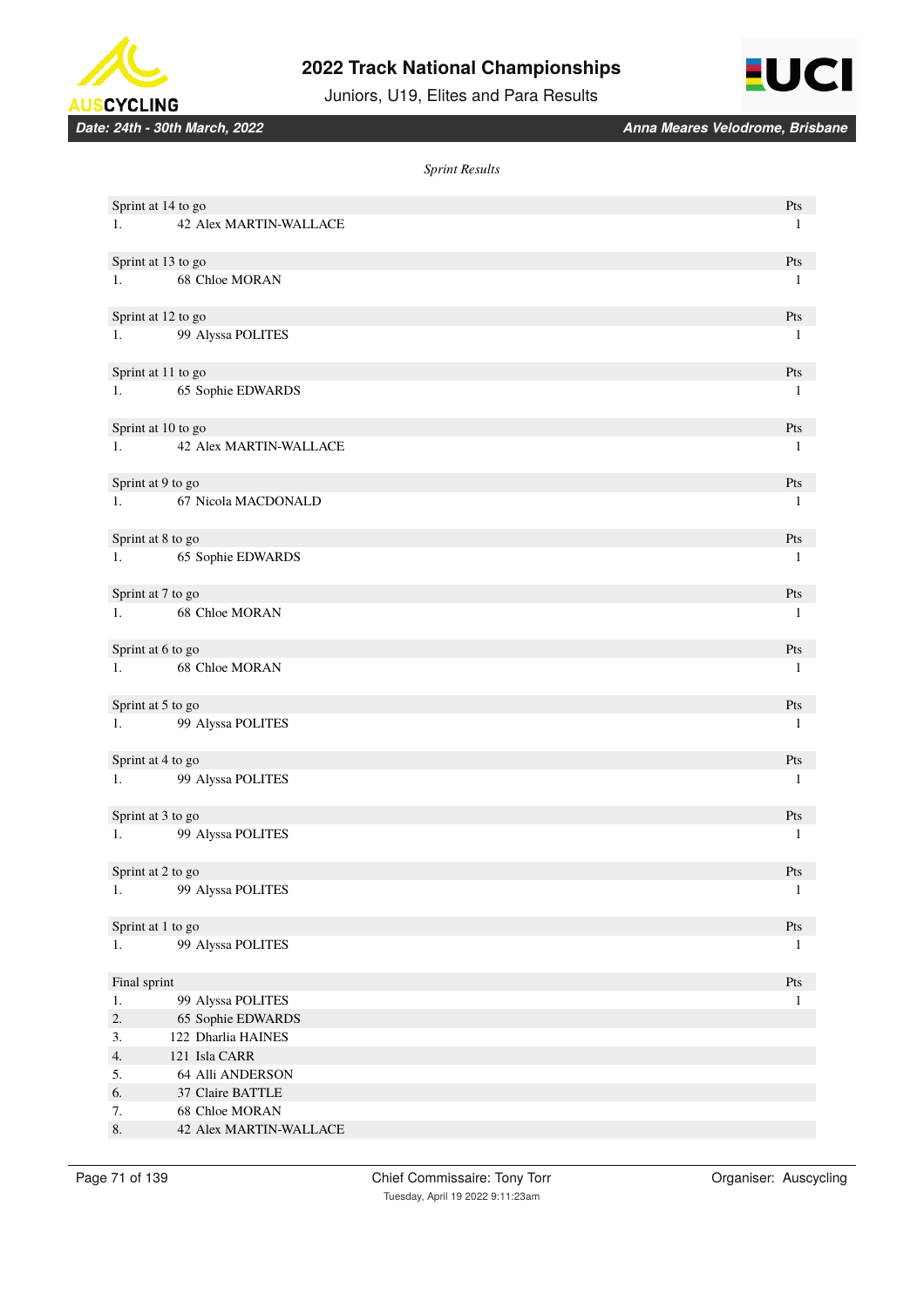*Sprint Results*

| Sprint at 14 to go | | Pts |
|---|---|---|
| 1. | 42 Alex MARTIN-WALLACE | 1 |

| Sprint at 13 to go | | Pts |
|---|---|---|
| 1. | 68 Chloe MORAN | 1 |

| Sprint at 12 to go | | Pts |
|---|---|---|
| 1. | 99 Alyssa POLITES | 1 |

| Sprint at 11 to go | | Pts |
|---|---|---|
| 1. | 65 Sophie EDWARDS | 1 |

| Sprint at 10 to go | | Pts |
|---|---|---|
| 1. | 42 Alex MARTIN-WALLACE | 1 |

| Sprint at 9 to go | | Pts |
|---|---|---|
| 1. | 67 Nicola MACDONALD | 1 |

| Sprint at 8 to go | | Pts |
|---|---|---|
| 1. | 65 Sophie EDWARDS | 1 |

| Sprint at 7 to go | | Pts |
|---|---|---|
| 1. | 68 Chloe MORAN | 1 |

| Sprint at 6 to go | | Pts |
|---|---|---|
| 1. | 68 Chloe MORAN | 1 |

| Sprint at 5 to go | | Pts |
|---|---|---|
| 1. | 99 Alyssa POLITES | 1 |

| Sprint at 4 to go | | Pts |
|---|---|---|
| 1. | 99 Alyssa POLITES | 1 |

| Sprint at 3 to go | | Pts |
|---|---|---|
| 1. | 99 Alyssa POLITES | 1 |

| Sprint at 2 to go | | Pts |
|---|---|---|
| 1. | 99 Alyssa POLITES | 1 |

| Sprint at 1 to go | | Pts |
|---|---|---|
| 1. | 99 Alyssa POLITES | 1 |

| Final sprint | | Pts |
|---|---|---|
| 1. | 99 Alyssa POLITES | 1 |
| 2. | 65 Sophie EDWARDS | |
| 3. | 122 Dharlia HAINES | |
| 4. | 121 Isla CARR | |
| 5. | 64 Alli ANDERSON | |
| 6. | 37 Claire BATTLE | |
| 7. | 68 Chloe MORAN | |
| 8. | 42 Alex MARTIN-WALLACE | |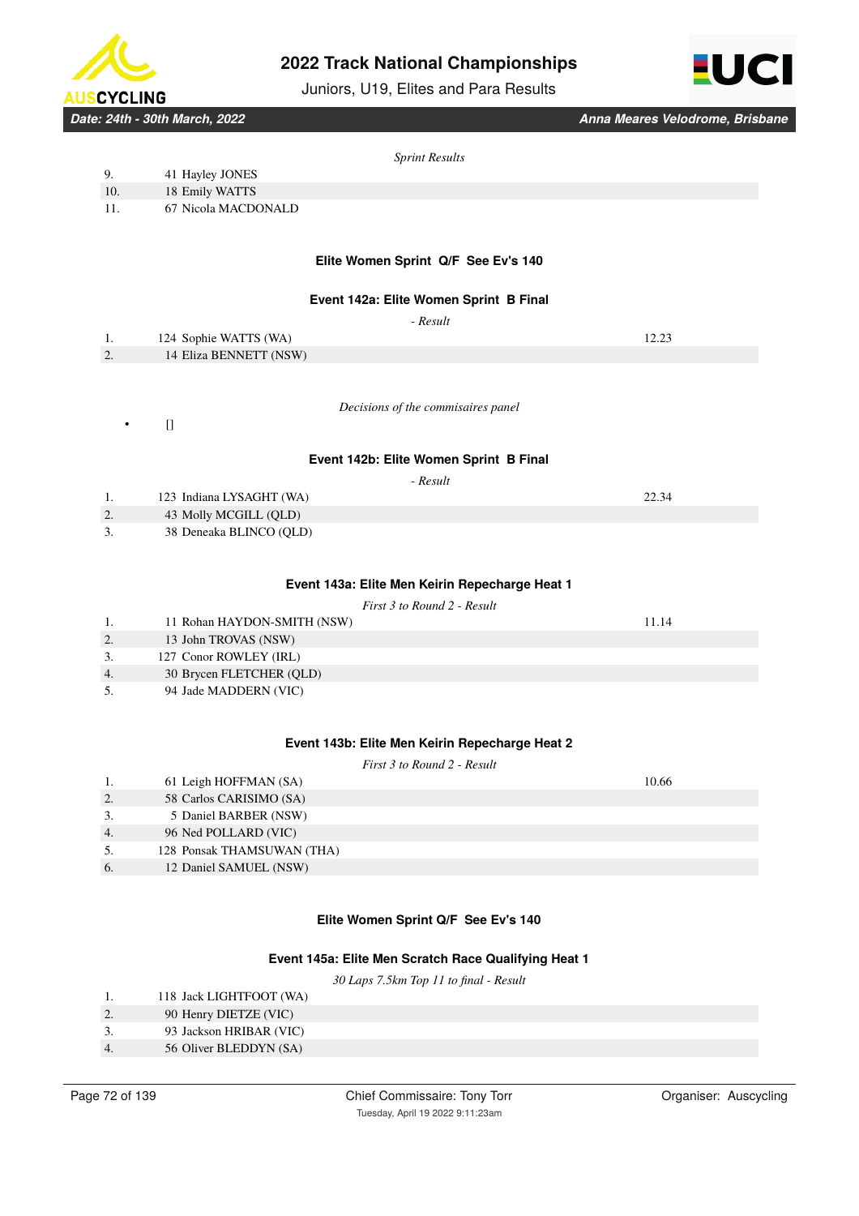*Sprint Results*

| | | |
|---|---|---|
| 9. | 41 Hayley JONES | |
| 10. | 18 Emily WATTS | |
| 11. | 67 Nicola MACDONALD | |

### Elite Women Sprint Q/F See Ev's 140

### Event 142a: Elite Women Sprint B Final

*- Result*

| | | |
|---|---|---|
| 1. | 124 Sophie WATTS (WA) | 12.23 |
| 2. | 14 Eliza BENNETT (NSW) | |

*Decisions of the commisaires panel*

- []

### Event 142b: Elite Women Sprint B Final

*- Result*

| | | |
|---|---|---|
| 1. | 123 Indiana LYSAGHT (WA) | 22.34 |
| 2. | 43 Molly MCGILL (QLD) | |
| 3. | 38 Deneaka BLINCO (QLD) | |

### Event 143a: Elite Men Keirin Repecharge Heat 1

*First 3 to Round 2 - Result*

| | | |
|---|---|---|
| 1. | 11 Rohan HAYDON-SMITH (NSW) | 11.14 |
| 2. | 13 John TROVAS (NSW) | |
| 3. | 127 Conor ROWLEY (IRL) | |
| 4. | 30 Brycen FLETCHER (QLD) | |
| 5. | 94 Jade MADDERN (VIC) | |

### Event 143b: Elite Men Keirin Repecharge Heat 2

*First 3 to Round 2 - Result*

| | | |
|---|---|---|
| 1. | 61 Leigh HOFFMAN (SA) | 10.66 |
| 2. | 58 Carlos CARISIMO (SA) | |
| 3. | 5 Daniel BARBER (NSW) | |
| 4. | 96 Ned POLLARD (VIC) | |
| 5. | 128 Ponsak THAMSUWAN (THA) | |
| 6. | 12 Daniel SAMUEL (NSW) | |

### Elite Women Sprint Q/F See Ev's 140

### Event 145a: Elite Men Scratch Race Qualifying Heat 1

*30 Laps 7.5km Top 11 to final - Result*

| | |
|---|---|
| 1. | 118 Jack LIGHTFOOT (WA) |
| 2. | 90 Henry DIETZE (VIC) |
| 3. | 93 Jackson HRIBAR (VIC) |
| 4. | 56 Oliver BLEDDYN (SA) |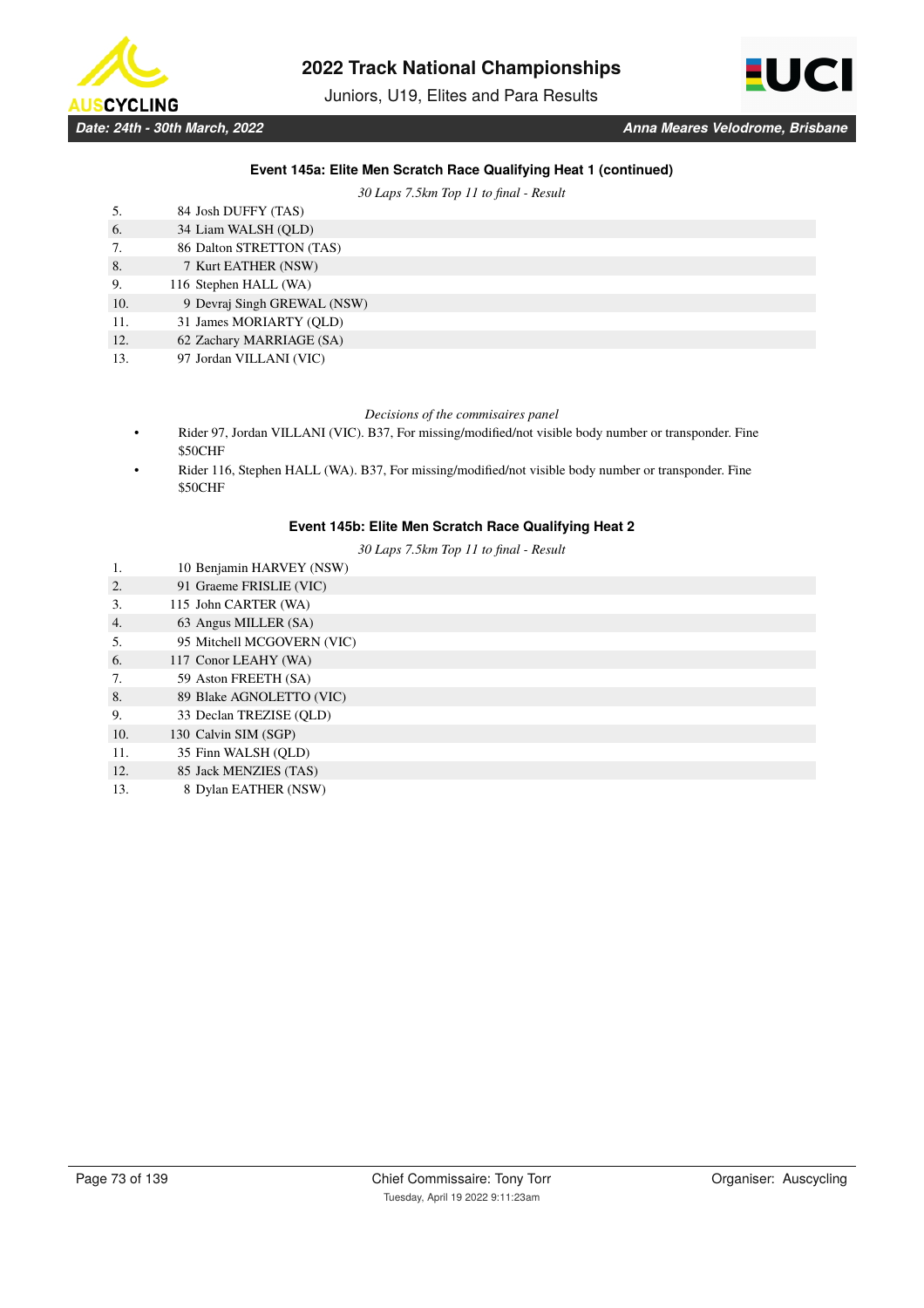### Event 145a: Elite Men Scratch Race Qualifying Heat 1 (continued)

*30 Laps 7.5km Top 11 to final - Result*

| | | |
|---|---|---|
| 5. | 84 | Josh DUFFY (TAS) |
| 6. | 34 | Liam WALSH (QLD) |
| 7. | 86 | Dalton STRETTON (TAS) |
| 8. | 7 | Kurt EATHER (NSW) |
| 9. | 116 | Stephen HALL (WA) |
| 10. | 9 | Devraj Singh GREWAL (NSW) |
| 11. | 31 | James MORIARTY (QLD) |
| 12. | 62 | Zachary MARRIAGE (SA) |
| 13. | 97 | Jordan VILLANI (VIC) |

*Decisions of the commisaires panel*

- Rider 97, Jordan VILLANI (VIC). B37, For missing/modified/not visible body number or transponder. Fine $50CHF
- Rider 116, Stephen HALL (WA). B37, For missing/modified/not visible body number or transponder. Fine $50CHF

### Event 145b: Elite Men Scratch Race Qualifying Heat 2

*30 Laps 7.5km Top 11 to final - Result*

| | | |
|---|---|---|
| 1. | 10 | Benjamin HARVEY (NSW) |
| 2. | 91 | Graeme FRISLIE (VIC) |
| 3. | 115 | John CARTER (WA) |
| 4. | 63 | Angus MILLER (SA) |
| 5. | 95 | Mitchell MCGOVERN (VIC) |
| 6. | 117 | Conor LEAHY (WA) |
| 7. | 59 | Aston FREETH (SA) |
| 8. | 89 | Blake AGNOLETTO (VIC) |
| 9. | 33 | Declan TREZISE (QLD) |
| 10. | 130 | Calvin SIM (SGP) |
| 11. | 35 | Finn WALSH (QLD) |
| 12. | 85 | Jack MENZIES (TAS) |
| 13. | 8 | Dylan EATHER (NSW) |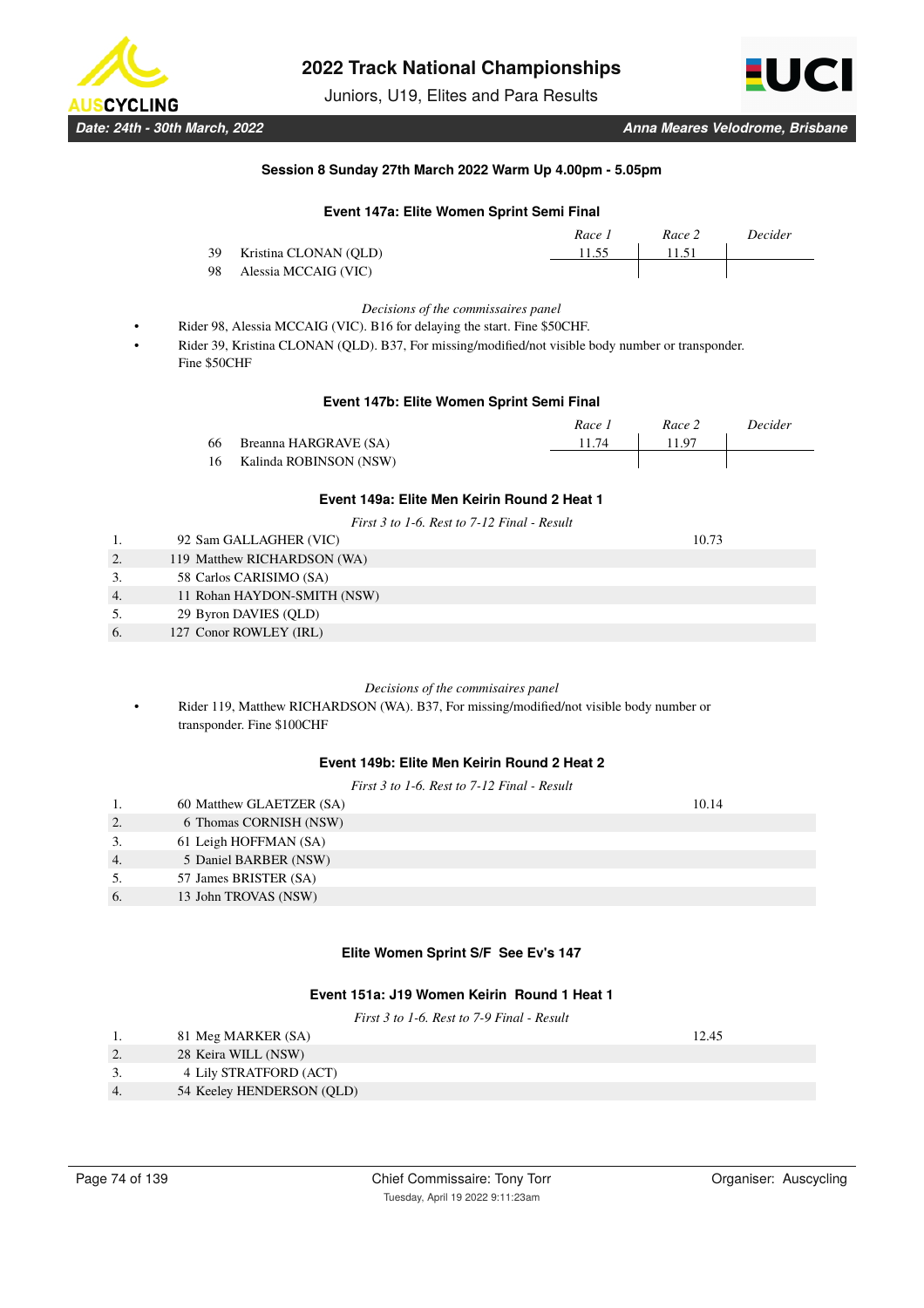### Session 8 Sunday 27th March 2022 Warm Up 4.00pm - 5.05pm

#### Event 147a: Elite Women Sprint Semi Final

| | | *Race 1* | *Race 2* | *Decider* |
|---|---|---|---|---|
| 39 | Kristina CLONAN (QLD) | 11.55 | 11.51 | |
| 98 | Alessia MCCAIG (VIC) | | | |

*Decisions of the commissaires panel*

- Rider 98, Alessia MCCAIG (VIC). B16 for delaying the start. Fine $50CHF.
- Rider 39, Kristina CLONAN (QLD). B37, For missing/modified/not visible body number or transponder. Fine $50CHF

#### Event 147b: Elite Women Sprint Semi Final

| | | *Race 1* | *Race 2* | *Decider* |
|---|---|---|---|---|
| 66 | Breanna HARGRAVE (SA) | 11.74 | 11.97 | |
| 16 | Kalinda ROBINSON (NSW) | | | |

#### Event 149a: Elite Men Keirin Round 2 Heat 1

*First 3 to 1-6. Rest to 7-12 Final - Result*

| | | |
|---|---|---|
| 1. | 92 Sam GALLAGHER (VIC) | 10.73 |
| 2. | 119 Matthew RICHARDSON (WA) | |
| 3. | 58 Carlos CARISIMO (SA) | |
| 4. | 11 Rohan HAYDON-SMITH (NSW) | |
| 5. | 29 Byron DAVIES (QLD) | |
| 6. | 127 Conor ROWLEY (IRL) | |

*Decisions of the commisaires panel*

- Rider 119, Matthew RICHARDSON (WA). B37, For missing/modified/not visible body number or transponder. Fine $100CHF

#### Event 149b: Elite Men Keirin Round 2 Heat 2

*First 3 to 1-6. Rest to 7-12 Final - Result*

| | | |
|---|---|---|
| 1. | 60 Matthew GLAETZER (SA) | 10.14 |
| 2. | 6 Thomas CORNISH (NSW) | |
| 3. | 61 Leigh HOFFMAN (SA) | |
| 4. | 5 Daniel BARBER (NSW) | |
| 5. | 57 James BRISTER (SA) | |
| 6. | 13 John TROVAS (NSW) | |

#### Elite Women Sprint S/F See Ev's 147

#### Event 151a: J19 Women Keirin Round 1 Heat 1

*First 3 to 1-6. Rest to 7-9 Final - Result*

| | | |
|---|---|---|
| 1. | 81 Meg MARKER (SA) | 12.45 |
| 2. | 28 Keira WILL (NSW) | |
| 3. | 4 Lily STRATFORD (ACT) | |
| 4. | 54 Keeley HENDERSON (QLD) | |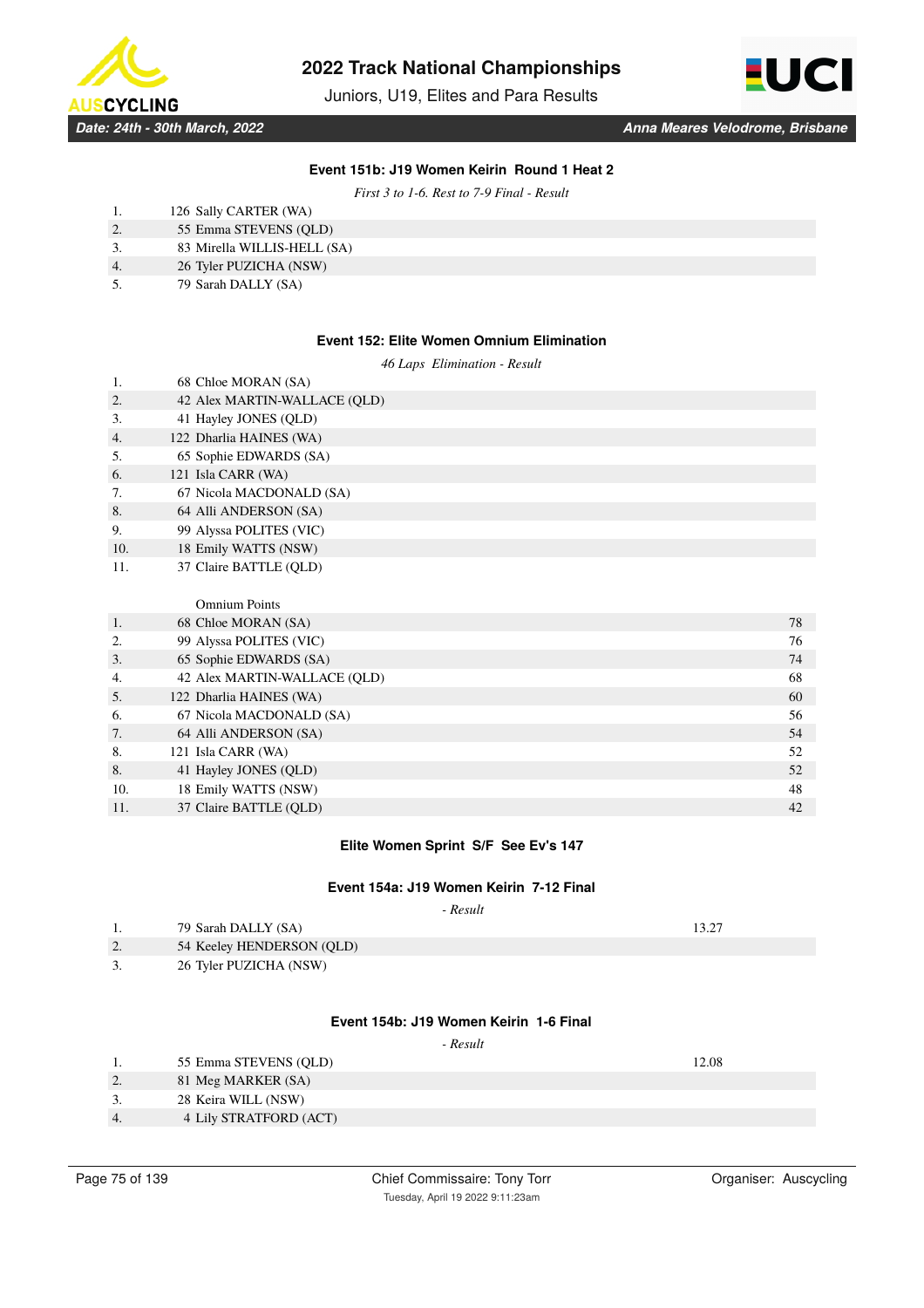### Event 151b: J19 Women Keirin Round 1 Heat 2

*First 3 to 1-6. Rest to 7-9 Final - Result*

| | |
|---|---|
| 1. | 126 Sally CARTER (WA) |
| 2. | 55 Emma STEVENS (QLD) |
| 3. | 83 Mirella WILLIS-HELL (SA) |
| 4. | 26 Tyler PUZICHA (NSW) |
| 5. | 79 Sarah DALLY (SA) |

### Event 152: Elite Women Omnium Elimination

*46 Laps Elimination - Result*

| | |
|---|---|
| 1. | 68 Chloe MORAN (SA) |
| 2. | 42 Alex MARTIN-WALLACE (QLD) |
| 3. | 41 Hayley JONES (QLD) |
| 4. | 122 Dharlia HAINES (WA) |
| 5. | 65 Sophie EDWARDS (SA) |
| 6. | 121 Isla CARR (WA) |
| 7. | 67 Nicola MACDONALD (SA) |
| 8. | 64 Alli ANDERSON (SA) |
| 9. | 99 Alyssa POLITES (VIC) |
| 10. | 18 Emily WATTS (NSW) |
| 11. | 37 Claire BATTLE (QLD) |

Omnium Points

| | | |
|---|---|---|
| 1. | 68 Chloe MORAN (SA) | 78 |
| 2. | 99 Alyssa POLITES (VIC) | 76 |
| 3. | 65 Sophie EDWARDS (SA) | 74 |
| 4. | 42 Alex MARTIN-WALLACE (QLD) | 68 |
| 5. | 122 Dharlia HAINES (WA) | 60 |
| 6. | 67 Nicola MACDONALD (SA) | 56 |
| 7. | 64 Alli ANDERSON (SA) | 54 |
| 8. | 121 Isla CARR (WA) | 52 |
| 8. | 41 Hayley JONES (QLD) | 52 |
| 10. | 18 Emily WATTS (NSW) | 48 |
| 11. | 37 Claire BATTLE (QLD) | 42 |

### Elite Women Sprint S/F See Ev's 147

### Event 154a: J19 Women Keirin 7-12 Final

*- Result*

| | | |
|---|---|---|
| 1. | 79 Sarah DALLY (SA) | 13.27 |
| 2. | 54 Keeley HENDERSON (QLD) | |
| 3. | 26 Tyler PUZICHA (NSW) | |

### Event 154b: J19 Women Keirin 1-6 Final

*- Result*

| | | |
|---|---|---|
| 1. | 55 Emma STEVENS (QLD) | 12.08 |
| 2. | 81 Meg MARKER (SA) | |
| 3. | 28 Keira WILL (NSW) | |
| 4. | 4 Lily STRATFORD (ACT) | |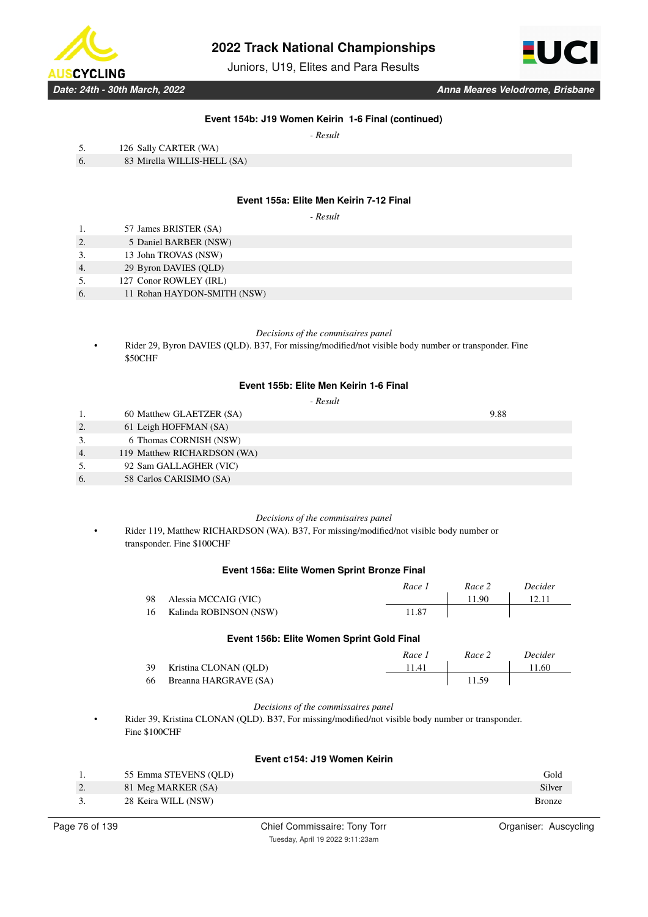### Event 154b: J19 Women Keirin 1-6 Final (continued)

*- Result*

| | | |
|---|---|---|
| 5. | 126 Sally CARTER (WA) | |
| 6. | 83 Mirella WILLIS-HELL (SA) | |

### Event 155a: Elite Men Keirin 7-12 Final

*- Result*

| | | |
|---|---|---|
| 1. | 57 James BRISTER (SA) | |
| 2. | 5 Daniel BARBER (NSW) | |
| 3. | 13 John TROVAS (NSW) | |
| 4. | 29 Byron DAVIES (QLD) | |
| 5. | 127 Conor ROWLEY (IRL) | |
| 6. | 11 Rohan HAYDON-SMITH (NSW) | |

*Decisions of the commissaires panel*

- Rider 29, Byron DAVIES (QLD). B37, For missing/modified/not visible body number or transponder. Fine $50CHF

### Event 155b: Elite Men Keirin 1-6 Final

*- Result*

| | | |
|---|---|---|
| 1. | 60 Matthew GLAETZER (SA) | 9.88 |
| 2. | 61 Leigh HOFFMAN (SA) | |
| 3. | 6 Thomas CORNISH (NSW) | |
| 4. | 119 Matthew RICHARDSON (WA) | |
| 5. | 92 Sam GALLAGHER (VIC) | |
| 6. | 58 Carlos CARISIMO (SA) | |

*Decisions of the commissaires panel*

- Rider 119, Matthew RICHARDSON (WA). B37, For missing/modified/not visible body number or transponder. Fine $100CHF

### Event 156a: Elite Women Sprint Bronze Final

| | | *Race 1* | *Race 2* | *Decider* |
|---|---|---|---|---|
| 98 | Alessia MCCAIG (VIC) | | 11.90 | 12.11 |
| 16 | Kalinda ROBINSON (NSW) | 11.87 | | |

### Event 156b: Elite Women Sprint Gold Final

| | | *Race 1* | *Race 2* | *Decider* |
|---|---|---|---|---|
| 39 | Kristina CLONAN (QLD) | 11.41 | | 11.60 |
| 66 | Breanna HARGRAVE (SA) | | 11.59 | |

*Decisions of the commissaires panel*

- Rider 39, Kristina CLONAN (QLD). B37, For missing/modified/not visible body number or transponder. Fine $100CHF

### Event c154: J19 Women Keirin

| | | |
|---|---|---|
| 1. | 55 Emma STEVENS (QLD) | Gold |
| 2. | 81 Meg MARKER (SA) | Silver |
| 3. | 28 Keira WILL (NSW) | Bronze |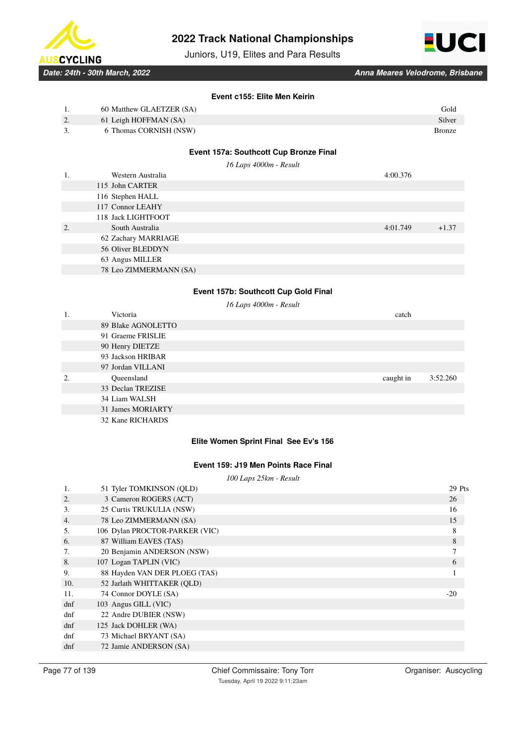### Event c155: Elite Men Keirin

| | | |
|---|---|---|
| 1. | 60 Matthew GLAETZER (SA) | Gold |
| 2. | 61 Leigh HOFFMAN (SA) | Silver |
| 3. | 6 Thomas CORNISH (NSW) | Bronze |

### Event 157a: Southcott Cup Bronze Final

*16 Laps 4000m - Result*

| | | | |
|---|---|---|---|
| 1. | Western Australia | 4:00.376 | |
| | 115 John CARTER | | |
| | 116 Stephen HALL | | |
| | 117 Connor LEAHY | | |
| | 118 Jack LIGHTFOOT | | |
| 2. | South Australia | 4:01.749 | +1.37 |
| | 62 Zachary MARRIAGE | | |
| | 56 Oliver BLEDDYN | | |
| | 63 Angus MILLER | | |
| | 78 Leo ZIMMERMANN (SA) | | |

### Event 157b: Southcott Cup Gold Final

*16 Laps 4000m - Result*

| | | | |
|---|---|---|---|
| 1. | Victoria | catch | |
| | 89 Blake AGNOLETTO | | |
| | 91 Graeme FRISLIE | | |
| | 90 Henry DIETZE | | |
| | 93 Jackson HRIBAR | | |
| | 97 Jordan VILLANI | | |
| 2. | Queensland | caught in | 3:52.260 |
| | 33 Declan TREZISE | | |
| | 34 Liam WALSH | | |
| | 31 James MORIARTY | | |
| | 32 Kane RICHARDS | | |

### Elite Women Sprint Final See Ev's 156

### Event 159: J19 Men Points Race Final

*100 Laps 25km - Result*

| | | |
|---|---|---|
| 1. | 51 Tyler TOMKINSON (QLD) | 29 Pts |
| 2. | 3 Cameron ROGERS (ACT) | 26 |
| 3. | 25 Curtis TRUKULIA (NSW) | 16 |
| 4. | 78 Leo ZIMMERMANN (SA) | 15 |
| 5. | 106 Dylan PROCTOR-PARKER (VIC) | 8 |
| 6. | 87 William EAVES (TAS) | 8 |
| 7. | 20 Benjamin ANDERSON (NSW) | 7 |
| 8. | 107 Logan TAPLIN (VIC) | 6 |
| 9. | 88 Hayden VAN DER PLOEG (TAS) | 1 |
| 10. | 52 Jarlath WHITTAKER (QLD) | |
| 11. | 74 Connor DOYLE (SA) | -20 |
| dnf | 103 Angus GILL (VIC) | |
| dnf | 22 Andre DUBIER (NSW) | |
| dnf | 125 Jack DOHLER (WA) | |
| dnf | 73 Michael BRYANT (SA) | |
| dnf | 72 Jamie ANDERSON (SA) | |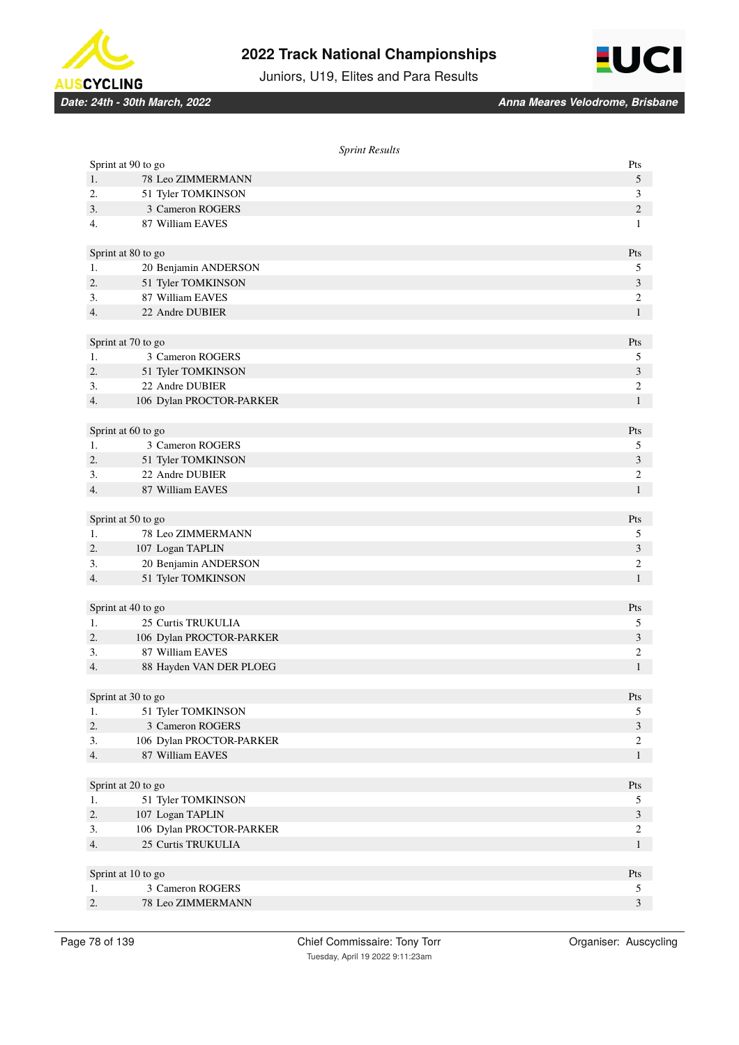*Sprint Results*

| Sprint at 90 to go | | Pts |
|---|---|---|
| 1. | 78 Leo ZIMMERMANN | 5 |
| 2. | 51 Tyler TOMKINSON | 3 |
| 3. | 3 Cameron ROGERS | 2 |
| 4. | 87 William EAVES | 1 |

| Sprint at 80 to go | | Pts |
|---|---|---|
| 1. | 20 Benjamin ANDERSON | 5 |
| 2. | 51 Tyler TOMKINSON | 3 |
| 3. | 87 William EAVES | 2 |
| 4. | 22 Andre DUBIER | 1 |

| Sprint at 70 to go | | Pts |
|---|---|---|
| 1. | 3 Cameron ROGERS | 5 |
| 2. | 51 Tyler TOMKINSON | 3 |
| 3. | 22 Andre DUBIER | 2 |
| 4. | 106 Dylan PROCTOR-PARKER | 1 |

| Sprint at 60 to go | | Pts |
|---|---|---|
| 1. | 3 Cameron ROGERS | 5 |
| 2. | 51 Tyler TOMKINSON | 3 |
| 3. | 22 Andre DUBIER | 2 |
| 4. | 87 William EAVES | 1 |

| Sprint at 50 to go | | Pts |
|---|---|---|
| 1. | 78 Leo ZIMMERMANN | 5 |
| 2. | 107 Logan TAPLIN | 3 |
| 3. | 20 Benjamin ANDERSON | 2 |
| 4. | 51 Tyler TOMKINSON | 1 |

| Sprint at 40 to go | | Pts |
|---|---|---|
| 1. | 25 Curtis TRUKULIA | 5 |
| 2. | 106 Dylan PROCTOR-PARKER | 3 |
| 3. | 87 William EAVES | 2 |
| 4. | 88 Hayden VAN DER PLOEG | 1 |

| Sprint at 30 to go | | Pts |
|---|---|---|
| 1. | 51 Tyler TOMKINSON | 5 |
| 2. | 3 Cameron ROGERS | 3 |
| 3. | 106 Dylan PROCTOR-PARKER | 2 |
| 4. | 87 William EAVES | 1 |

| Sprint at 20 to go | | Pts |
|---|---|---|
| 1. | 51 Tyler TOMKINSON | 5 |
| 2. | 107 Logan TAPLIN | 3 |
| 3. | 106 Dylan PROCTOR-PARKER | 2 |
| 4. | 25 Curtis TRUKULIA | 1 |

| Sprint at 10 to go | | Pts |
|---|---|---|
| 1. | 3 Cameron ROGERS | 5 |
| 2. | 78 Leo ZIMMERMANN | 3 |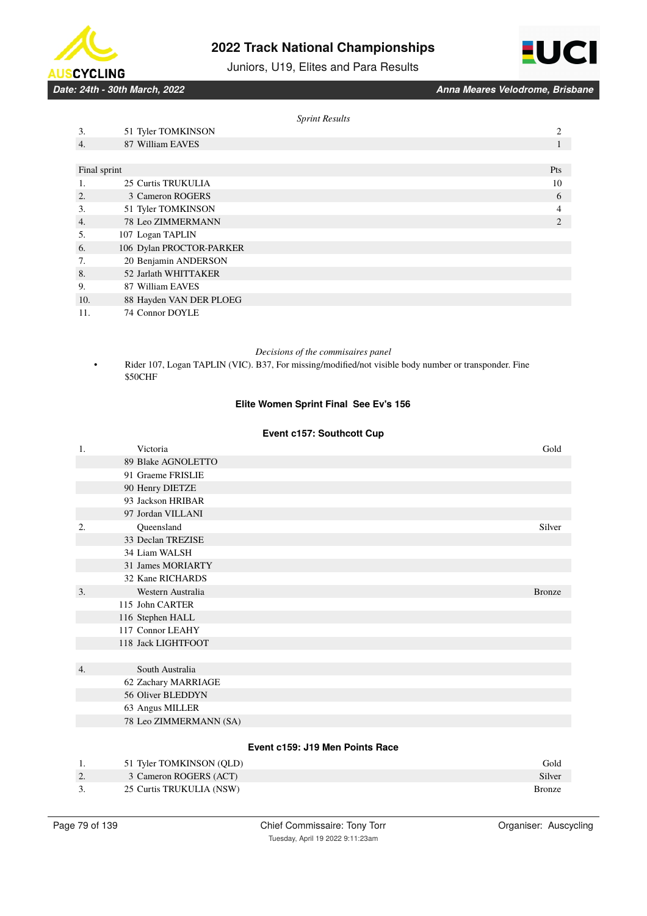*Sprint Results*

| | | |
|---|---|---|
| 3. | 51 Tyler TOMKINSON | 2 |
| 4. | 87 William EAVES | 1 |

| Final sprint | | Pts |
|---|---|---|
| 1. | 25 Curtis TRUKULIA | 10 |
| 2. | 3 Cameron ROGERS | 6 |
| 3. | 51 Tyler TOMKINSON | 4 |
| 4. | 78 Leo ZIMMERMANN | 2 |
| 5. | 107 Logan TAPLIN | |
| 6. | 106 Dylan PROCTOR-PARKER | |
| 7. | 20 Benjamin ANDERSON | |
| 8. | 52 Jarlath WHITTAKER | |
| 9. | 87 William EAVES | |
| 10. | 88 Hayden VAN DER PLOEG | |
| 11. | 74 Connor DOYLE | |

*Decisions of the commisaires panel*

- Rider 107, Logan TAPLIN (VIC). B37, For missing/modified/not visible body number or transponder. Fine $50CHF

### Elite Women Sprint Final See Ev's 156

### Event c157: Southcott Cup

| | | |
|---|---|---|
| 1. | Victoria | Gold |
| | 89 Blake AGNOLETTO | |
| | 91 Graeme FRISLIE | |
| | 90 Henry DIETZE | |
| | 93 Jackson HRIBAR | |
| | 97 Jordan VILLANI | |
| 2. | Queensland | Silver |
| | 33 Declan TREZISE | |
| | 34 Liam WALSH | |
| | 31 James MORIARTY | |
| | 32 Kane RICHARDS | |
| 3. | Western Australia | Bronze |
| | 115 John CARTER | |
| | 116 Stephen HALL | |
| | 117 Connor LEAHY | |
| | 118 Jack LIGHTFOOT | |
| 4. | South Australia | |
| | 62 Zachary MARRIAGE | |
| | 56 Oliver BLEDDYN | |
| | 63 Angus MILLER | |
| | 78 Leo ZIMMERMANN (SA) | |

### Event c159: J19 Men Points Race

| | | |
|---|---|---|
| 1. | 51 Tyler TOMKINSON (QLD) | Gold |
| 2. | 3 Cameron ROGERS (ACT) | Silver |
| 3. | 25 Curtis TRUKULIA (NSW) | Bronze |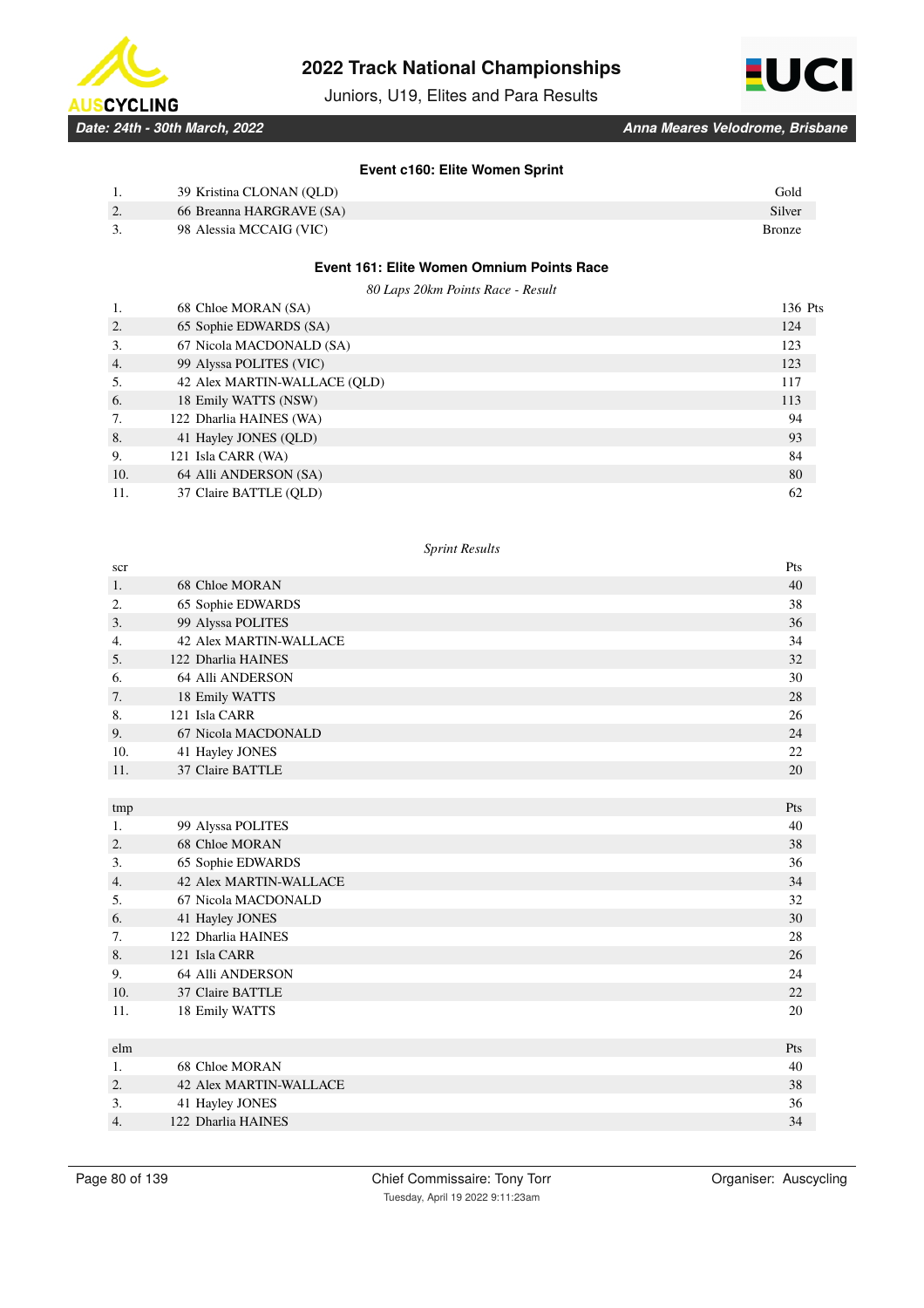### Event c160: Elite Women Sprint

| | | |
|---|---|---|
| 1. | 39 Kristina CLONAN (QLD) | Gold |
| 2. | 66 Breanna HARGRAVE (SA) | Silver |
| 3. | 98 Alessia MCCAIG (VIC) | Bronze |

### Event 161: Elite Women Omnium Points Race

*80 Laps 20km Points Race - Result*

| | | |
|---|---|---|
| 1. | 68 Chloe MORAN (SA) | 136 Pts |
| 2. | 65 Sophie EDWARDS (SA) | 124 |
| 3. | 67 Nicola MACDONALD (SA) | 123 |
| 4. | 99 Alyssa POLITES (VIC) | 123 |
| 5. | 42 Alex MARTIN-WALLACE (QLD) | 117 |
| 6. | 18 Emily WATTS (NSW) | 113 |
| 7. | 122 Dharlia HAINES (WA) | 94 |
| 8. | 41 Hayley JONES (QLD) | 93 |
| 9. | 121 Isla CARR (WA) | 84 |
| 10. | 64 Alli ANDERSON (SA) | 80 |
| 11. | 37 Claire BATTLE (QLD) | 62 |

*Sprint Results*

| scr | | Pts |
|---|---|---|
| 1. | 68 Chloe MORAN | 40 |
| 2. | 65 Sophie EDWARDS | 38 |
| 3. | 99 Alyssa POLITES | 36 |
| 4. | 42 Alex MARTIN-WALLACE | 34 |
| 5. | 122 Dharlia HAINES | 32 |
| 6. | 64 Alli ANDERSON | 30 |
| 7. | 18 Emily WATTS | 28 |
| 8. | 121 Isla CARR | 26 |
| 9. | 67 Nicola MACDONALD | 24 |
| 10. | 41 Hayley JONES | 22 |
| 11. | 37 Claire BATTLE | 20 |

| tmp | | Pts |
|---|---|---|
| 1. | 99 Alyssa POLITES | 40 |
| 2. | 68 Chloe MORAN | 38 |
| 3. | 65 Sophie EDWARDS | 36 |
| 4. | 42 Alex MARTIN-WALLACE | 34 |
| 5. | 67 Nicola MACDONALD | 32 |
| 6. | 41 Hayley JONES | 30 |
| 7. | 122 Dharlia HAINES | 28 |
| 8. | 121 Isla CARR | 26 |
| 9. | 64 Alli ANDERSON | 24 |
| 10. | 37 Claire BATTLE | 22 |
| 11. | 18 Emily WATTS | 20 |

| elm | | Pts |
|---|---|---|
| 1. | 68 Chloe MORAN | 40 |
| 2. | 42 Alex MARTIN-WALLACE | 38 |
| 3. | 41 Hayley JONES | 36 |
| 4. | 122 Dharlia HAINES | 34 |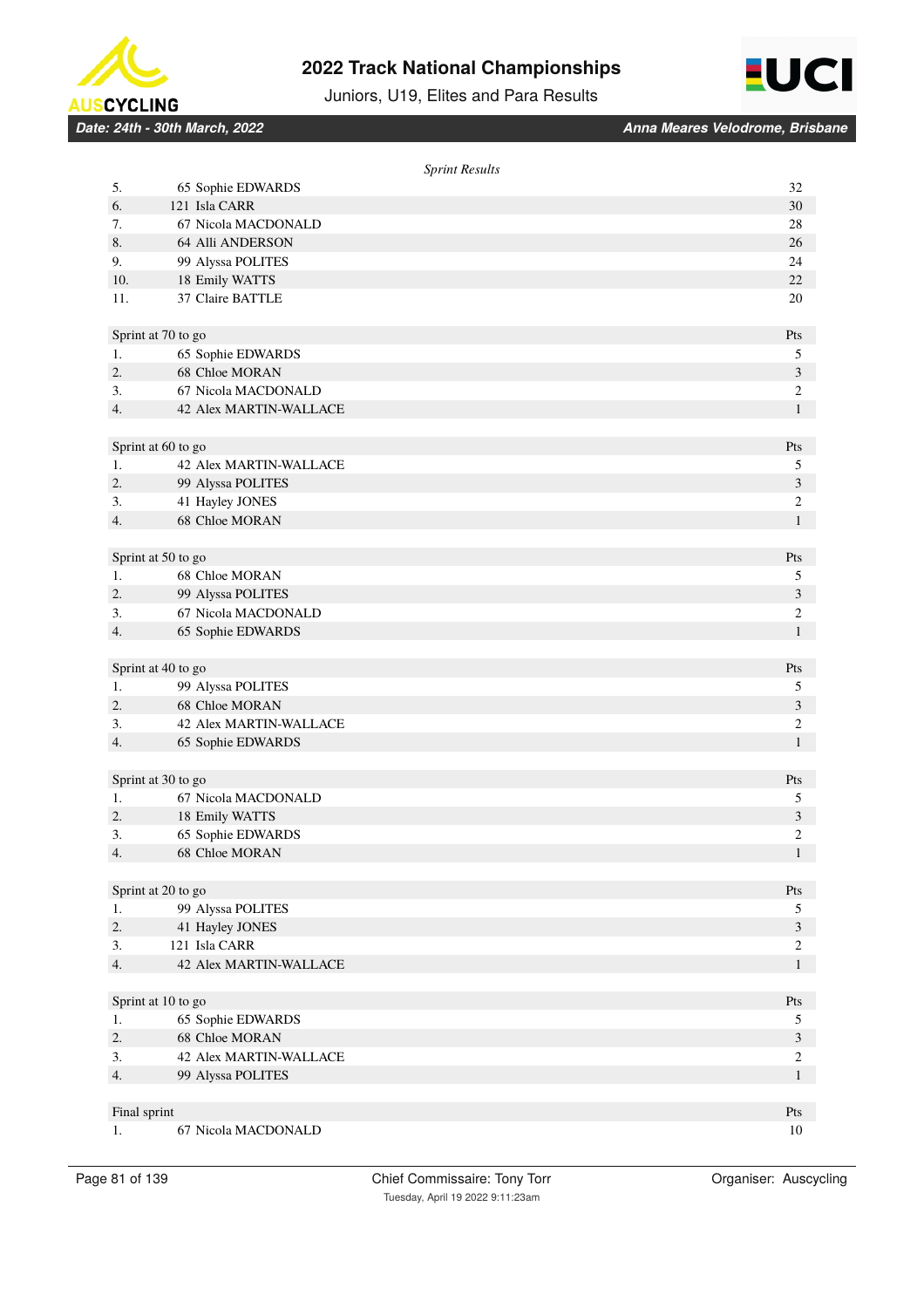*Sprint Results*

| | | |
|---|---|---|
| 5. | 65 Sophie EDWARDS | 32 |
| 6. | 121 Isla CARR | 30 |
| 7. | 67 Nicola MACDONALD | 28 |
| 8. | 64 Alli ANDERSON | 26 |
| 9. | 99 Alyssa POLITES | 24 |
| 10. | 18 Emily WATTS | 22 |
| 11. | 37 Claire BATTLE | 20 |

| Sprint at 70 to go | | Pts |
|---|---|---|
| 1. | 65 Sophie EDWARDS | 5 |
| 2. | 68 Chloe MORAN | 3 |
| 3. | 67 Nicola MACDONALD | 2 |
| 4. | 42 Alex MARTIN-WALLACE | 1 |

| Sprint at 60 to go | | Pts |
|---|---|---|
| 1. | 42 Alex MARTIN-WALLACE | 5 |
| 2. | 99 Alyssa POLITES | 3 |
| 3. | 41 Hayley JONES | 2 |
| 4. | 68 Chloe MORAN | 1 |

| Sprint at 50 to go | | Pts |
|---|---|---|
| 1. | 68 Chloe MORAN | 5 |
| 2. | 99 Alyssa POLITES | 3 |
| 3. | 67 Nicola MACDONALD | 2 |
| 4. | 65 Sophie EDWARDS | 1 |

| Sprint at 40 to go | | Pts |
|---|---|---|
| 1. | 99 Alyssa POLITES | 5 |
| 2. | 68 Chloe MORAN | 3 |
| 3. | 42 Alex MARTIN-WALLACE | 2 |
| 4. | 65 Sophie EDWARDS | 1 |

| Sprint at 30 to go | | Pts |
|---|---|---|
| 1. | 67 Nicola MACDONALD | 5 |
| 2. | 18 Emily WATTS | 3 |
| 3. | 65 Sophie EDWARDS | 2 |
| 4. | 68 Chloe MORAN | 1 |

| Sprint at 20 to go | | Pts |
|---|---|---|
| 1. | 99 Alyssa POLITES | 5 |
| 2. | 41 Hayley JONES | 3 |
| 3. | 121 Isla CARR | 2 |
| 4. | 42 Alex MARTIN-WALLACE | 1 |

| Sprint at 10 to go | | Pts |
|---|---|---|
| 1. | 65 Sophie EDWARDS | 5 |
| 2. | 68 Chloe MORAN | 3 |
| 3. | 42 Alex MARTIN-WALLACE | 2 |
| 4. | 99 Alyssa POLITES | 1 |

| Final sprint | | Pts |
|---|---|---|
| 1. | 67 Nicola MACDONALD | 10 |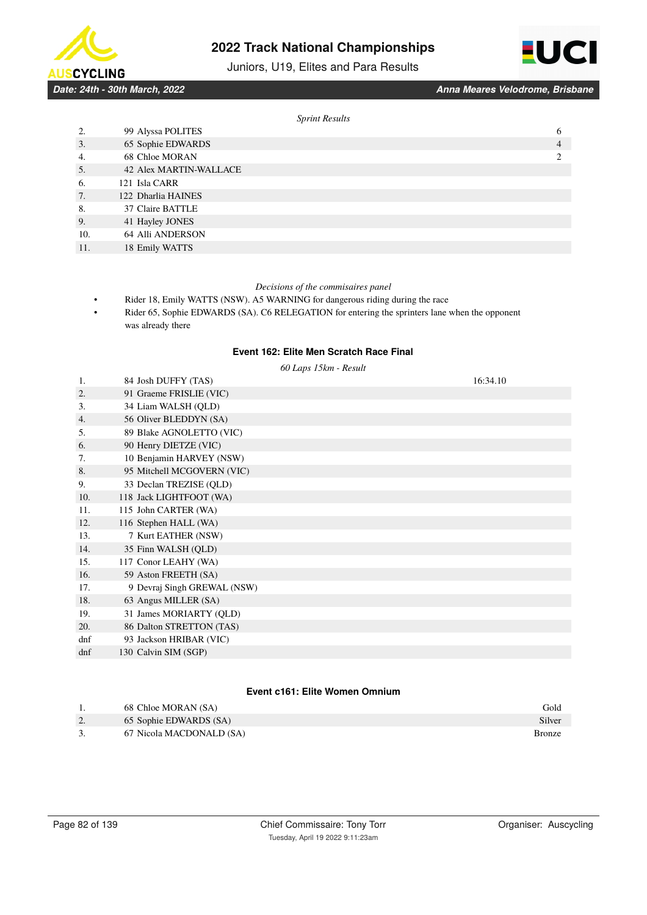*Sprint Results*

| | | |
|---|---|---|
| 2. | 99 Alyssa POLITES | 6 |
| 3. | 65 Sophie EDWARDS | 4 |
| 4. | 68 Chloe MORAN | 2 |
| 5. | 42 Alex MARTIN-WALLACE | |
| 6. | 121 Isla CARR | |
| 7. | 122 Dharlia HAINES | |
| 8. | 37 Claire BATTLE | |
| 9. | 41 Hayley JONES | |
| 10. | 64 Alli ANDERSON | |
| 11. | 18 Emily WATTS | |

*Decisions of the commisaires panel*

- Rider 18, Emily WATTS (NSW). A5 WARNING for dangerous riding during the race
- Rider 65, Sophie EDWARDS (SA). C6 RELEGATION for entering the sprinters lane when the opponent was already there

### Event 162: Elite Men Scratch Race Final

*60 Laps 15km - Result*

| | | |
|---|---|---|
| 1. | 84 Josh DUFFY (TAS) | 16:34.10 |
| 2. | 91 Graeme FRISLIE (VIC) | |
| 3. | 34 Liam WALSH (QLD) | |
| 4. | 56 Oliver BLEDDYN (SA) | |
| 5. | 89 Blake AGNOLETTO (VIC) | |
| 6. | 90 Henry DIETZE (VIC) | |
| 7. | 10 Benjamin HARVEY (NSW) | |
| 8. | 95 Mitchell MCGOVERN (VIC) | |
| 9. | 33 Declan TREZISE (QLD) | |
| 10. | 118 Jack LIGHTFOOT (WA) | |
| 11. | 115 John CARTER (WA) | |
| 12. | 116 Stephen HALL (WA) | |
| 13. | 7 Kurt EATHER (NSW) | |
| 14. | 35 Finn WALSH (QLD) | |
| 15. | 117 Conor LEAHY (WA) | |
| 16. | 59 Aston FREETH (SA) | |
| 17. | 9 Devraj Singh GREWAL (NSW) | |
| 18. | 63 Angus MILLER (SA) | |
| 19. | 31 James MORIARTY (QLD) | |
| 20. | 86 Dalton STRETTON (TAS) | |
| dnf | 93 Jackson HRIBAR (VIC) | |
| dnf | 130 Calvin SIM (SGP) | |

### Event c161: Elite Women Omnium

| | | |
|---|---|---|
| 1. | 68 Chloe MORAN (SA) | Gold |
| 2. | 65 Sophie EDWARDS (SA) | Silver |
| 3. | 67 Nicola MACDONALD (SA) | Bronze |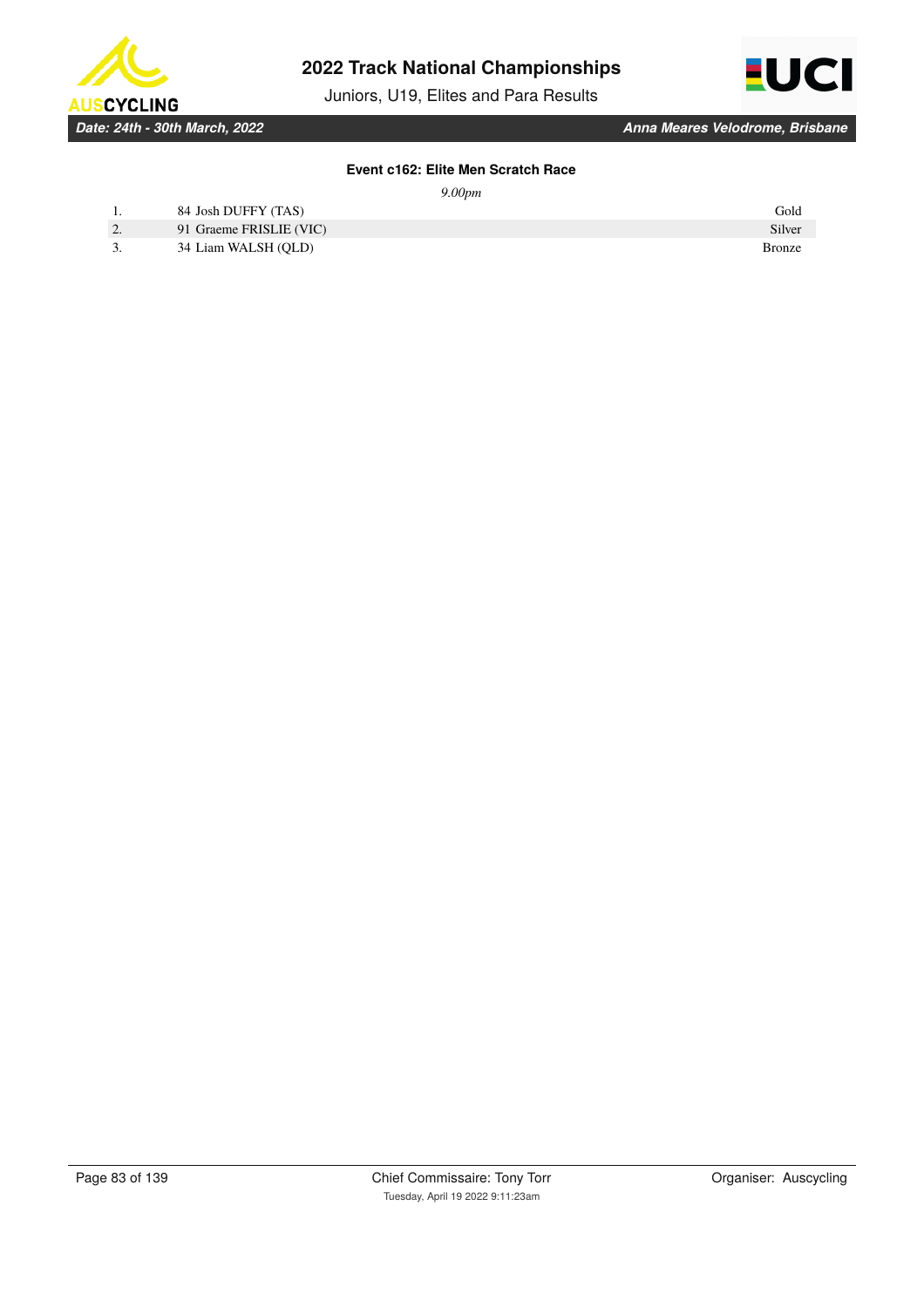### Event c162: Elite Men Scratch Race

*9.00pm*

| | | |
|---|---|---|
| 1. | 84 Josh DUFFY (TAS) | Gold |
| 2. | 91 Graeme FRISLIE (VIC) | Silver |
| 3. | 34 Liam WALSH (QLD) | Bronze |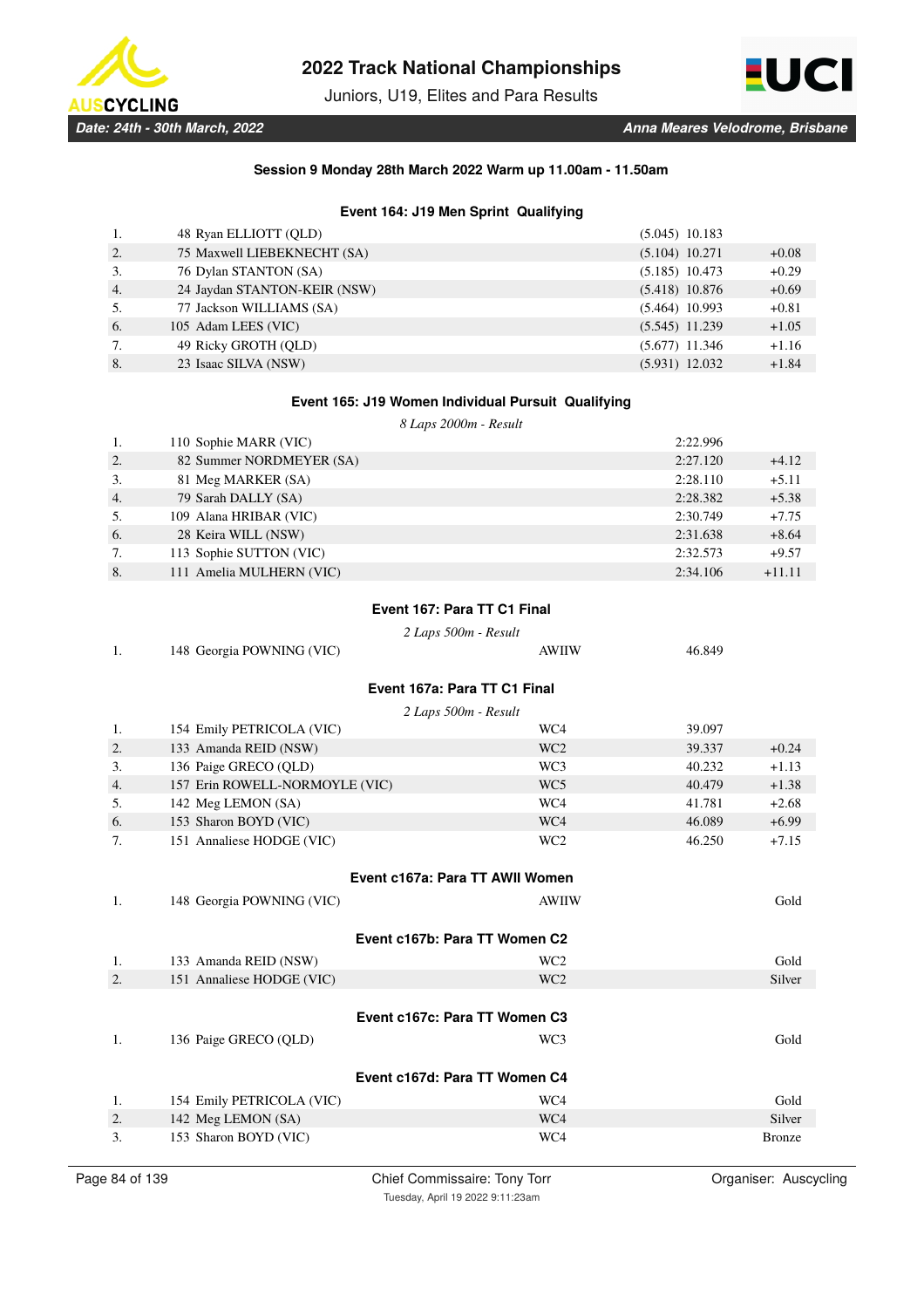**Session 9 Monday 28th March 2022 Warm up 11.00am - 11.50am**

### Event 164: J19 Men Sprint Qualifying

| | | | |
|---|---|---|---|
| 1. | 48 Ryan ELLIOTT (QLD) | (5.045) 10.183 | |
| 2. | 75 Maxwell LIEBEKNECHT (SA) | (5.104) 10.271 | +0.08 |
| 3. | 76 Dylan STANTON (SA) | (5.185) 10.473 | +0.29 |
| 4. | 24 Jaydan STANTON-KEIR (NSW) | (5.418) 10.876 | +0.69 |
| 5. | 77 Jackson WILLIAMS (SA) | (5.464) 10.993 | +0.81 |
| 6. | 105 Adam LEES (VIC) | (5.545) 11.239 | +1.05 |
| 7. | 49 Ricky GROTH (QLD) | (5.677) 11.346 | +1.16 |
| 8. | 23 Isaac SILVA (NSW) | (5.931) 12.032 | +1.84 |

### Event 165: J19 Women Individual Pursuit Qualifying

*8 Laps 2000m - Result*

| | | | |
|---|---|---|---|
| 1. | 110 Sophie MARR (VIC) | 2:22.996 | |
| 2. | 82 Summer NORDMEYER (SA) | 2:27.120 | +4.12 |
| 3. | 81 Meg MARKER (SA) | 2:28.110 | +5.11 |
| 4. | 79 Sarah DALLY (SA) | 2:28.382 | +5.38 |
| 5. | 109 Alana HRIBAR (VIC) | 2:30.749 | +7.75 |
| 6. | 28 Keira WILL (NSW) | 2:31.638 | +8.64 |
| 7. | 113 Sophie SUTTON (VIC) | 2:32.573 | +9.57 |
| 8. | 111 Amelia MULHERN (VIC) | 2:34.106 | +11.11 |

### Event 167: Para TT C1 Final

*2 Laps 500m - Result*

| | | | | |
|---|---|---|---|---|
| 1. | 148 Georgia POWNING (VIC) | AWIIW | 46.849 | |

### Event 167a: Para TT C1 Final

*2 Laps 500m - Result*

| | | | | |
|---|---|---|---|---|
| 1. | 154 Emily PETRICOLA (VIC) | WC4 | 39.097 | |
| 2. | 133 Amanda REID (NSW) | WC2 | 39.337 | +0.24 |
| 3. | 136 Paige GRECO (QLD) | WC3 | 40.232 | +1.13 |
| 4. | 157 Erin ROWELL-NORMOYLE (VIC) | WC5 | 40.479 | +1.38 |
| 5. | 142 Meg LEMON (SA) | WC4 | 41.781 | +2.68 |
| 6. | 153 Sharon BOYD (VIC) | WC4 | 46.089 | +6.99 |
| 7. | 151 Annaliese HODGE (VIC) | WC2 | 46.250 | +7.15 |

### Event c167a: Para TT AWII Women

| | | | |
|---|---|---|---|
| 1. | 148 Georgia POWNING (VIC) | AWIIW | Gold |

### Event c167b: Para TT Women C2

| | | | |
|---|---|---|---|
| 1. | 133 Amanda REID (NSW) | WC2 | Gold |
| 2. | 151 Annaliese HODGE (VIC) | WC2 | Silver |

### Event c167c: Para TT Women C3

| | | | |
|---|---|---|---|
| 1. | 136 Paige GRECO (QLD) | WC3 | Gold |

### Event c167d: Para TT Women C4

| | | | |
|---|---|---|---|
| 1. | 154 Emily PETRICOLA (VIC) | WC4 | Gold |
| 2. | 142 Meg LEMON (SA) | WC4 | Silver |
| 3. | 153 Sharon BOYD (VIC) | WC4 | Bronze |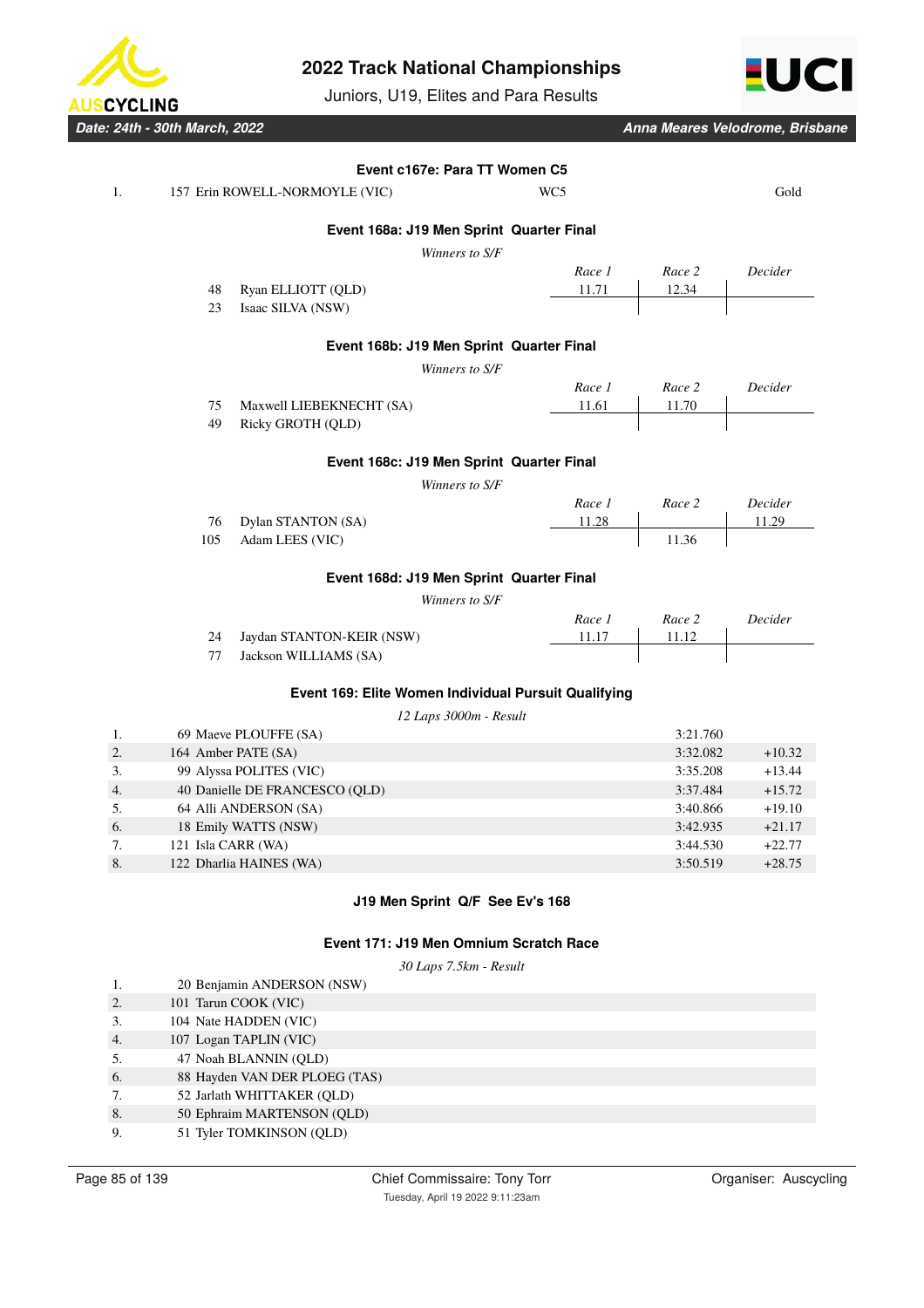### Event c167e: Para TT Women C5

| | | | |
|---|---|---|---|
| 1. | 157 Erin ROWELL-NORMOYLE (VIC) | WC5 | Gold |

### Event 168a: J19 Men Sprint Quarter Final

*Winners to S/F*

| | | Race 1 | Race 2 | Decider |
|---|---|---|---|---|
| 48 | Ryan ELLIOTT (QLD) | 11.71 | 12.34 | |
| 23 | Isaac SILVA (NSW) | | | |

### Event 168b: J19 Men Sprint Quarter Final

*Winners to S/F*

| | | Race 1 | Race 2 | Decider |
|---|---|---|---|---|
| 75 | Maxwell LIEBEKNECHT (SA) | 11.61 | 11.70 | |
| 49 | Ricky GROTH (QLD) | | | |

### Event 168c: J19 Men Sprint Quarter Final

*Winners to S/F*

| | | Race 1 | Race 2 | Decider |
|---|---|---|---|---|
| 76 | Dylan STANTON (SA) | 11.28 | | 11.29 |
| 105 | Adam LEES (VIC) | | 11.36 | |

### Event 168d: J19 Men Sprint Quarter Final

*Winners to S/F*

| | | Race 1 | Race 2 | Decider |
|---|---|---|---|---|
| 24 | Jaydan STANTON-KEIR (NSW) | 11.17 | 11.12 | |
| 77 | Jackson WILLIAMS (SA) | | | |

### Event 169: Elite Women Individual Pursuit Qualifying

*12 Laps 3000m - Result*

| | | | |
|---|---|---|---|
| 1. | 69 Maeve PLOUFFE (SA) | 3:21.760 | |
| 2. | 164 Amber PATE (SA) | 3:32.082 | +10.32 |
| 3. | 99 Alyssa POLITES (VIC) | 3:35.208 | +13.44 |
| 4. | 40 Danielle DE FRANCESCO (QLD) | 3:37.484 | +15.72 |
| 5. | 64 Alli ANDERSON (SA) | 3:40.866 | +19.10 |
| 6. | 18 Emily WATTS (NSW) | 3:42.935 | +21.17 |
| 7. | 121 Isla CARR (WA) | 3:44.530 | +22.77 |
| 8. | 122 Dharlia HAINES (WA) | 3:50.519 | +28.75 |

### J19 Men Sprint Q/F See Ev's 168

### Event 171: J19 Men Omnium Scratch Race

*30 Laps 7.5km - Result*

| | |
|---|---|
| 1. | 20 Benjamin ANDERSON (NSW) |
| 2. | 101 Tarun COOK (VIC) |
| 3. | 104 Nate HADDEN (VIC) |
| 4. | 107 Logan TAPLIN (VIC) |
| 5. | 47 Noah BLANNIN (QLD) |
| 6. | 88 Hayden VAN DER PLOEG (TAS) |
| 7. | 52 Jarlath WHITTAKER (QLD) |
| 8. | 50 Ephraim MARTENSON (QLD) |
| 9. | 51 Tyler TOMKINSON (QLD) |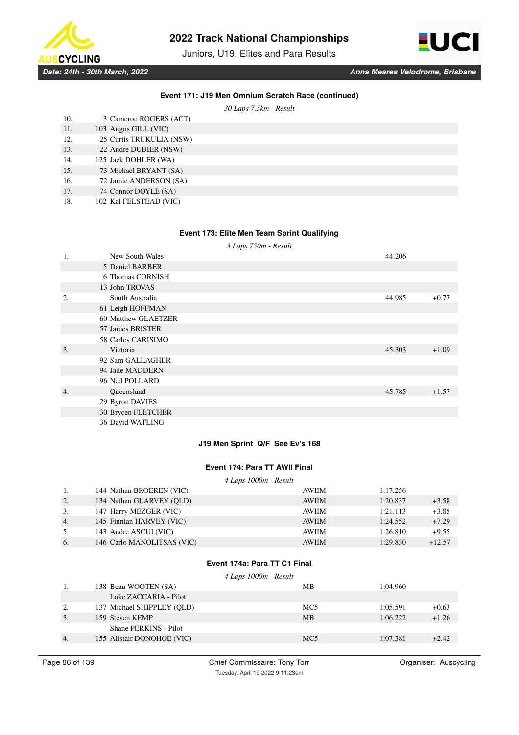### Event 171: J19 Men Omnium Scratch Race (continued)

*30 Laps 7.5km - Result*

| | | |
|---|---|---|
| 10. | 3 | Cameron ROGERS (ACT) |
| 11. | 103 | Angus GILL (VIC) |
| 12. | 25 | Curtis TRUKULIA (NSW) |
| 13. | 22 | Andre DUBIER (NSW) |
| 14. | 125 | Jack DOHLER (WA) |
| 15. | 73 | Michael BRYANT (SA) |
| 16. | 72 | Jamie ANDERSON (SA) |
| 17. | 74 | Connor DOYLE (SA) |
| 18. | 102 | Kai FELSTEAD (VIC) |

### Event 173: Elite Men Team Sprint Qualifying

*3 Laps 750m - Result*

| | | | |
|---|---|---|---|
| 1. | New South Wales | 44.206 | |
| | 5 Daniel BARBER | | |
| | 6 Thomas CORNISH | | |
| | 13 John TROVAS | | |
| 2. | South Australia | 44.985 | +0.77 |
| | 61 Leigh HOFFMAN | | |
| | 60 Matthew GLAETZER | | |
| | 57 James BRISTER | | |
| | 58 Carlos CARISIMO | | |
| 3. | Victoria | 45.303 | +1.09 |
| | 92 Sam GALLAGHER | | |
| | 94 Jade MADDERN | | |
| | 96 Ned POLLARD | | |
| 4. | Queensland | 45.785 | +1.57 |
| | 29 Byron DAVIES | | |
| | 30 Brycen FLETCHER | | |
| | 36 David WATLING | | |

### J19 Men Sprint Q/F See Ev's 168

### Event 174: Para TT AWII Final

*4 Laps 1000m - Result*

| | | | | | |
|---|---|---|---|---|---|
| 1. | 144 | Nathan BROEREN (VIC) | AWIIM | 1:17.256 | |
| 2. | 134 | Nathan GLARVEY (QLD) | AWIIM | 1:20.837 | +3.58 |
| 3. | 147 | Harry MEZGER (VIC) | AWIIM | 1:21.113 | +3.85 |
| 4. | 145 | Finnian HARVEY (VIC) | AWIIM | 1:24.552 | +7.29 |
| 5. | 143 | Andre ASCUI (VIC) | AWIIM | 1:26.810 | +9.55 |
| 6. | 146 | Carlo MANOLITSAS (VIC) | AWIIM | 1:29.830 | +12.57 |

### Event 174a: Para TT C1 Final

*4 Laps 1000m - Result*

| | | | | | |
|---|---|---|---|---|---|
| 1. | 138 | Beau WOOTEN (SA) | MB | 1:04.960 | |
| | | Luke ZACCARIA - Pilot | | | |
| 2. | 137 | Michael SHIPPLEY (QLD) | MC5 | 1:05.591 | +0.63 |
| 3. | 159 | Steven KEMP | MB | 1:06.222 | +1.26 |
| | | Shane PERKINS - Pilot | | | |
| 4. | 155 | Alistair DONOHOE (VIC) | MC5 | 1:07.381 | +2.42 |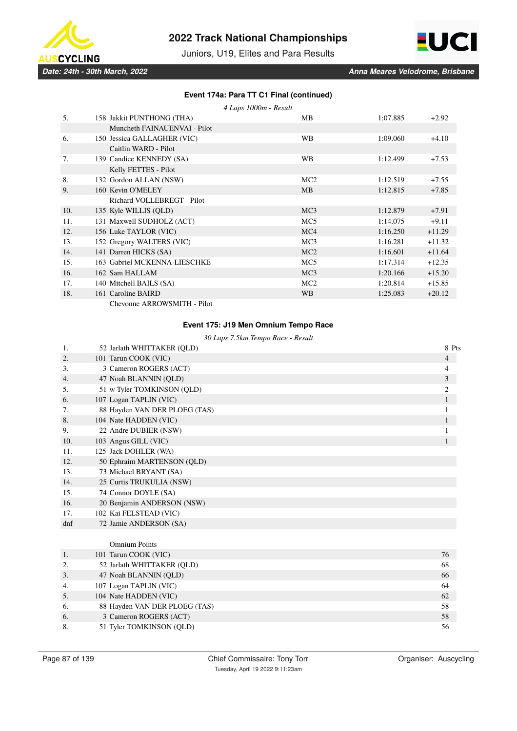### Event 174a: Para TT C1 Final (continued)

*4 Laps 1000m - Result*

| | | | | |
|---|---|---|---|---|
| 5. | 158 Jakkit PUNTHONG (THA) | MB | 1:07.885 | +2.92 |
| | Muncheth FAINAUENVAI - Pilot | | | |
| 6. | 150 Jessica GALLAGHER (VIC) | WB | 1:09.060 | +4.10 |
| | Caitlin WARD - Pilot | | | |
| 7. | 139 Candice KENNEDY (SA) | WB | 1:12.499 | +7.53 |
| | Kelly FETTES - Pilot | | | |
| 8. | 132 Gordon ALLAN (NSW) | MC2 | 1:12.519 | +7.55 |
| 9. | 160 Kevin O'MELEY | MB | 1:12.815 | +7.85 |
| | Richard VOLLEBREGT - Pilot | | | |
| 10. | 135 Kyle WILLIS (QLD) | MC3 | 1:12.879 | +7.91 |
| 11. | 131 Maxwell SUDHOLZ (ACT) | MC5 | 1:14.075 | +9.11 |
| 12. | 156 Luke TAYLOR (VIC) | MC4 | 1:16.250 | +11.29 |
| 13. | 152 Gregory WALTERS (VIC) | MC3 | 1:16.281 | +11.32 |
| 14. | 141 Darren HICKS (SA) | MC2 | 1:16.601 | +11.64 |
| 15. | 163 Gabriel MCKENNA-LIESCHKE | MC5 | 1:17.314 | +12.35 |
| 16. | 162 Sam HALLAM | MC3 | 1:20.166 | +15.20 |
| 17. | 140 Mitchell BAILS (SA) | MC2 | 1:20.814 | +15.85 |
| 18. | 161 Caroline BAIRD | WB | 1:25.083 | +20.12 |
| | Chevonne ARROWSMITH - Pilot | | | |

### Event 175: J19 Men Omnium Tempo Race

*30 Laps 7.5km Tempo Race - Result*

| | | |
|---|---|---|
| 1. | 52 Jarlath WHITTAKER (QLD) | 8 Pts |
| 2. | 101 Tarun COOK (VIC) | 4 |
| 3. | 3 Cameron ROGERS (ACT) | 4 |
| 4. | 47 Noah BLANNIN (QLD) | 3 |
| 5. | 51 w Tyler TOMKINSON (QLD) | 2 |
| 6. | 107 Logan TAPLIN (VIC) | 1 |
| 7. | 88 Hayden VAN DER PLOEG (TAS) | 1 |
| 8. | 104 Nate HADDEN (VIC) | 1 |
| 9. | 22 Andre DUBIER (NSW) | 1 |
| 10. | 103 Angus GILL (VIC) | 1 |
| 11. | 125 Jack DOHLER (WA) | |
| 12. | 50 Ephraim MARTENSON (QLD) | |
| 13. | 73 Michael BRYANT (SA) | |
| 14. | 25 Curtis TRUKULIA (NSW) | |
| 15. | 74 Connor DOYLE (SA) | |
| 16. | 20 Benjamin ANDERSON (NSW) | |
| 17. | 102 Kai FELSTEAD (VIC) | |
| dnf | 72 Jamie ANDERSON (SA) | |

Omnium Points

| | | |
|---|---|---|
| 1. | 101 Tarun COOK (VIC) | 76 |
| 2. | 52 Jarlath WHITTAKER (QLD) | 68 |
| 3. | 47 Noah BLANNIN (QLD) | 66 |
| 4. | 107 Logan TAPLIN (VIC) | 64 |
| 5. | 104 Nate HADDEN (VIC) | 62 |
| 6. | 88 Hayden VAN DER PLOEG (TAS) | 58 |
| 6. | 3 Cameron ROGERS (ACT) | 58 |
| 8. | 51 Tyler TOMKINSON (QLD) | 56 |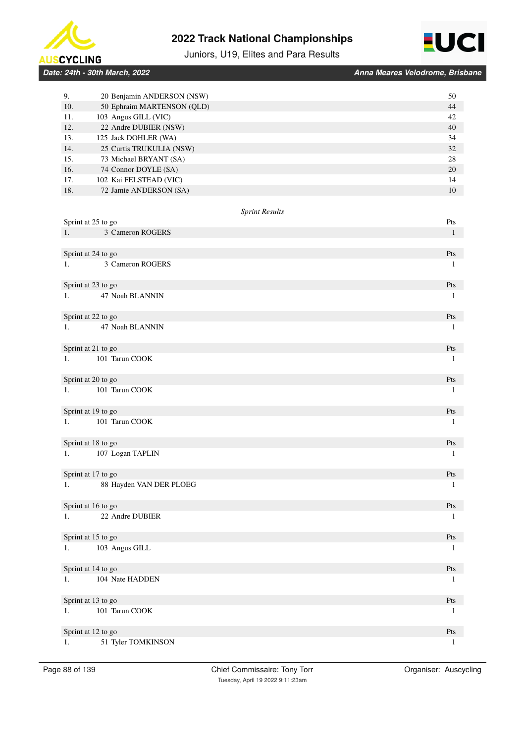| | | |
|---|---|---|
| 9. | 20 Benjamin ANDERSON (NSW) | 50 |
| 10. | 50 Ephraim MARTENSON (QLD) | 44 |
| 11. | 103 Angus GILL (VIC) | 42 |
| 12. | 22 Andre DUBIER (NSW) | 40 |
| 13. | 125 Jack DOHLER (WA) | 34 |
| 14. | 25 Curtis TRUKULIA (NSW) | 32 |
| 15. | 73 Michael BRYANT (SA) | 28 |
| 16. | 74 Connor DOYLE (SA) | 20 |
| 17. | 102 Kai FELSTEAD (VIC) | 14 |
| 18. | 72 Jamie ANDERSON (SA) | 10 |

*Sprint Results*

| Sprint at 25 to go | | Pts |
|---|---|---|
| 1. | 3 Cameron ROGERS | 1 |

| Sprint at 24 to go | | Pts |
|---|---|---|
| 1. | 3 Cameron ROGERS | 1 |

| Sprint at 23 to go | | Pts |
|---|---|---|
| 1. | 47 Noah BLANNIN | 1 |

| Sprint at 22 to go | | Pts |
|---|---|---|
| 1. | 47 Noah BLANNIN | 1 |

| Sprint at 21 to go | | Pts |
|---|---|---|
| 1. | 101 Tarun COOK | 1 |

| Sprint at 20 to go | | Pts |
|---|---|---|
| 1. | 101 Tarun COOK | 1 |

| Sprint at 19 to go | | Pts |
|---|---|---|
| 1. | 101 Tarun COOK | 1 |

| Sprint at 18 to go | | Pts |
|---|---|---|
| 1. | 107 Logan TAPLIN | 1 |

| Sprint at 17 to go | | Pts |
|---|---|---|
| 1. | 88 Hayden VAN DER PLOEG | 1 |

| Sprint at 16 to go | | Pts |
|---|---|---|
| 1. | 22 Andre DUBIER | 1 |

| Sprint at 15 to go | | Pts |
|---|---|---|
| 1. | 103 Angus GILL | 1 |

| Sprint at 14 to go | | Pts |
|---|---|---|
| 1. | 104 Nate HADDEN | 1 |

| Sprint at 13 to go | | Pts |
|---|---|---|
| 1. | 101 Tarun COOK | 1 |

| Sprint at 12 to go | | Pts |
|---|---|---|
| 1. | 51 Tyler TOMKINSON | 1 |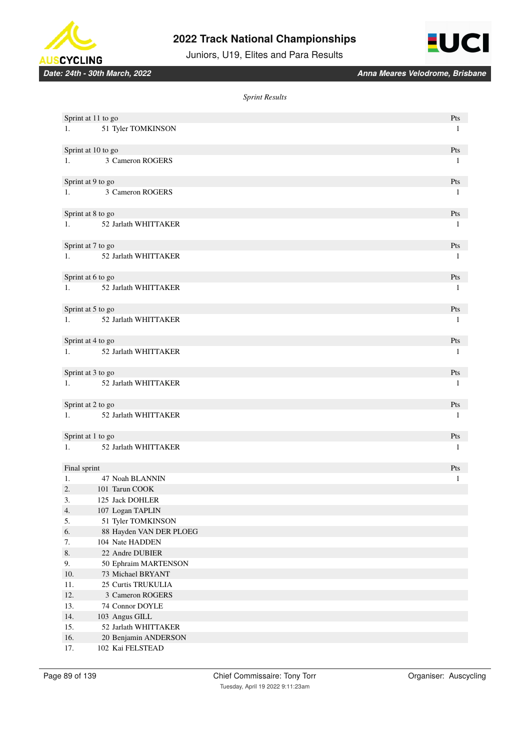# 2022 Track National Championships

Juniors, U19, Elites and Para Results

*Date: 24th - 30th March, 2022* *Anna Meares Velodrome, Brisbane*

*Sprint Results*

| Sprint at 11 to go | | Pts |
|---|---|---|
| 1. | 51 Tyler TOMKINSON | 1 |

| Sprint at 10 to go | | Pts |
|---|---|---|
| 1. | 3 Cameron ROGERS | 1 |

| Sprint at 9 to go | | Pts |
|---|---|---|
| 1. | 3 Cameron ROGERS | 1 |

| Sprint at 8 to go | | Pts |
|---|---|---|
| 1. | 52 Jarlath WHITTAKER | 1 |

| Sprint at 7 to go | | Pts |
|---|---|---|
| 1. | 52 Jarlath WHITTAKER | 1 |

| Sprint at 6 to go | | Pts |
|---|---|---|
| 1. | 52 Jarlath WHITTAKER | 1 |

| Sprint at 5 to go | | Pts |
|---|---|---|
| 1. | 52 Jarlath WHITTAKER | 1 |

| Sprint at 4 to go | | Pts |
|---|---|---|
| 1. | 52 Jarlath WHITTAKER | 1 |

| Sprint at 3 to go | | Pts |
|---|---|---|
| 1. | 52 Jarlath WHITTAKER | 1 |

| Sprint at 2 to go | | Pts |
|---|---|---|
| 1. | 52 Jarlath WHITTAKER | 1 |

| Sprint at 1 to go | | Pts |
|---|---|---|
| 1. | 52 Jarlath WHITTAKER | 1 |

| Final sprint | | Pts |
|---|---|---|
| 1. | 47 Noah BLANNIN | 1 |
| 2. | 101 Tarun COOK | |
| 3. | 125 Jack DOHLER | |
| 4. | 107 Logan TAPLIN | |
| 5. | 51 Tyler TOMKINSON | |
| 6. | 88 Hayden VAN DER PLOEG | |
| 7. | 104 Nate HADDEN | |
| 8. | 22 Andre DUBIER | |
| 9. | 50 Ephraim MARTENSON | |
| 10. | 73 Michael BRYANT | |
| 11. | 25 Curtis TRUKULIA | |
| 12. | 3 Cameron ROGERS | |
| 13. | 74 Connor DOYLE | |
| 14. | 103 Angus GILL | |
| 15. | 52 Jarlath WHITTAKER | |
| 16. | 20 Benjamin ANDERSON | |
| 17. | 102 Kai FELSTEAD | |

Chief Commissaire: Tony Torr

Tuesday, April 19 2022 9:11:23am

Organiser: Auscycling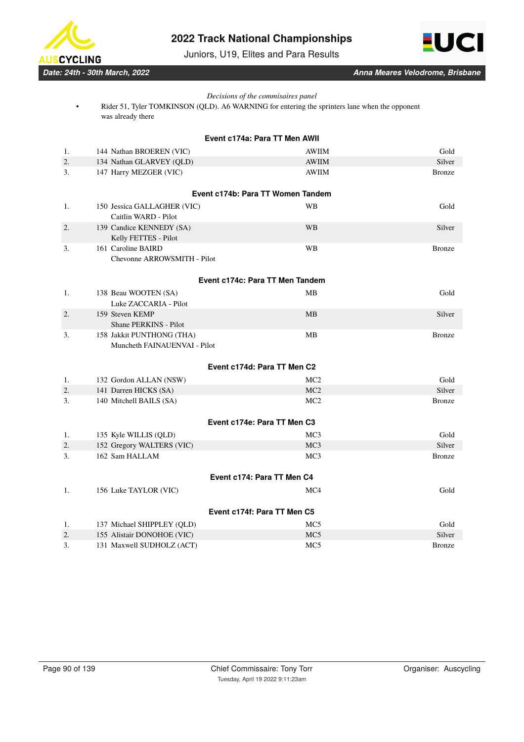*Decisions of the commisaires panel*

- Rider 51, Tyler TOMKINSON (QLD). A6 WARNING for entering the sprinters lane when the opponent was already there

### Event c174a: Para TT Men AWII

| | | | |
|---|---|---|---|
| 1. | 144 Nathan BROEREN (VIC) | AWIIM | Gold |
| 2. | 134 Nathan GLARVEY (QLD) | AWIIM | Silver |
| 3. | 147 Harry MEZGER (VIC) | AWIIM | Bronze |

### Event c174b: Para TT Women Tandem

| | | | |
|---|---|---|---|
| 1. | 150 Jessica GALLAGHER (VIC)<br>Caitlin WARD - Pilot | WB | Gold |
| 2. | 139 Candice KENNEDY (SA)<br>Kelly FETTES - Pilot | WB | Silver |
| 3. | 161 Caroline BAIRD<br>Chevonne ARROWSMITH - Pilot | WB | Bronze |

### Event c174c: Para TT Men Tandem

| | | | |
|---|---|---|---|
| 1. | 138 Beau WOOTEN (SA)<br>Luke ZACCARIA - Pilot | MB | Gold |
| 2. | 159 Steven KEMP<br>Shane PERKINS - Pilot | MB | Silver |
| 3. | 158 Jakkit PUNTHONG (THA)<br>Muncheth FAINAUENVAI - Pilot | MB | Bronze |

### Event c174d: Para TT Men C2

| | | | |
|---|---|---|---|
| 1. | 132 Gordon ALLAN (NSW) | MC2 | Gold |
| 2. | 141 Darren HICKS (SA) | MC2 | Silver |
| 3. | 140 Mitchell BAILS (SA) | MC2 | Bronze |

### Event c174e: Para TT Men C3

| | | | |
|---|---|---|---|
| 1. | 135 Kyle WILLIS (QLD) | MC3 | Gold |
| 2. | 152 Gregory WALTERS (VIC) | MC3 | Silver |
| 3. | 162 Sam HALLAM | MC3 | Bronze |

### Event c174: Para TT Men C4

| | | | |
|---|---|---|---|
| 1. | 156 Luke TAYLOR (VIC) | MC4 | Gold |

### Event c174f: Para TT Men C5

| | | | |
|---|---|---|---|
| 1. | 137 Michael SHIPPLEY (QLD) | MC5 | Gold |
| 2. | 155 Alistair DONOHOE (VIC) | MC5 | Silver |
| 3. | 131 Maxwell SUDHOLZ (ACT) | MC5 | Bronze |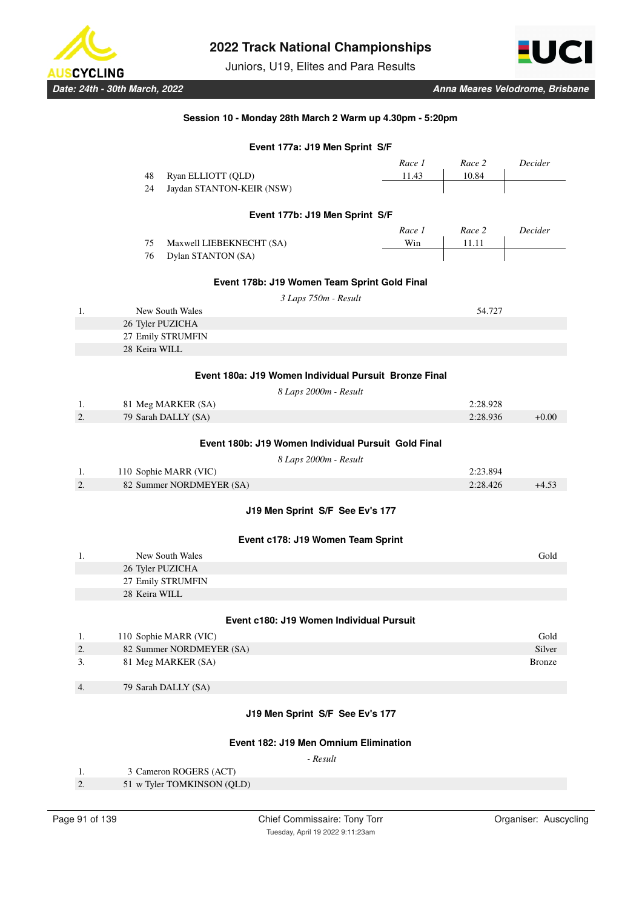## Session 10 - Monday 28th March 2 Warm up 4.30pm - 5:20pm

### Event 177a: J19 Men Sprint S/F

| | | Race 1 | Race 2 | Decider |
|---|---|---|---|---|
| 48 | Ryan ELLIOTT (QLD) | 11.43 | 10.84 | |
| 24 | Jaydan STANTON-KEIR (NSW) | | | |

### Event 177b: J19 Men Sprint S/F

| | | Race 1 | Race 2 | Decider |
|---|---|---|---|---|
| 75 | Maxwell LIEBEKNECHT (SA) | Win | 11.11 | |
| 76 | Dylan STANTON (SA) | | | |

### Event 178b: J19 Women Team Sprint Gold Final

*3 Laps 750m - Result*

| | | | |
|---|---|---|---|
| 1. | New South Wales | 54.727 | |
| | 26 Tyler PUZICHA | | |
| | 27 Emily STRUMFIN | | |
| | 28 Keira WILL | | |

### Event 180a: J19 Women Individual Pursuit Bronze Final

*8 Laps 2000m - Result*

| | | | |
|---|---|---|---|
| 1. | 81 Meg MARKER (SA) | 2:28.928 | |
| 2. | 79 Sarah DALLY (SA) | 2:28.936 | +0.00 |

### Event 180b: J19 Women Individual Pursuit Gold Final

*8 Laps 2000m - Result*

| | | | |
|---|---|---|---|
| 1. | 110 Sophie MARR (VIC) | 2:23.894 | |
| 2. | 82 Summer NORDMEYER (SA) | 2:28.426 | +4.53 |

### J19 Men Sprint S/F See Ev's 177

### Event c178: J19 Women Team Sprint

| | | |
|---|---|---|
| 1. | New South Wales | Gold |
| | 26 Tyler PUZICHA | |
| | 27 Emily STRUMFIN | |
| | 28 Keira WILL | |

### Event c180: J19 Women Individual Pursuit

| | | |
|---|---|---|
| 1. | 110 Sophie MARR (VIC) | Gold |
| 2. | 82 Summer NORDMEYER (SA) | Silver |
| 3. | 81 Meg MARKER (SA) | Bronze |
| 4. | 79 Sarah DALLY (SA) | |

### J19 Men Sprint S/F See Ev's 177

### Event 182: J19 Men Omnium Elimination

*- Result*

| | |
|---|---|
| 1. | 3 Cameron ROGERS (ACT) |
| 2. | 51 w Tyler TOMKINSON (QLD) |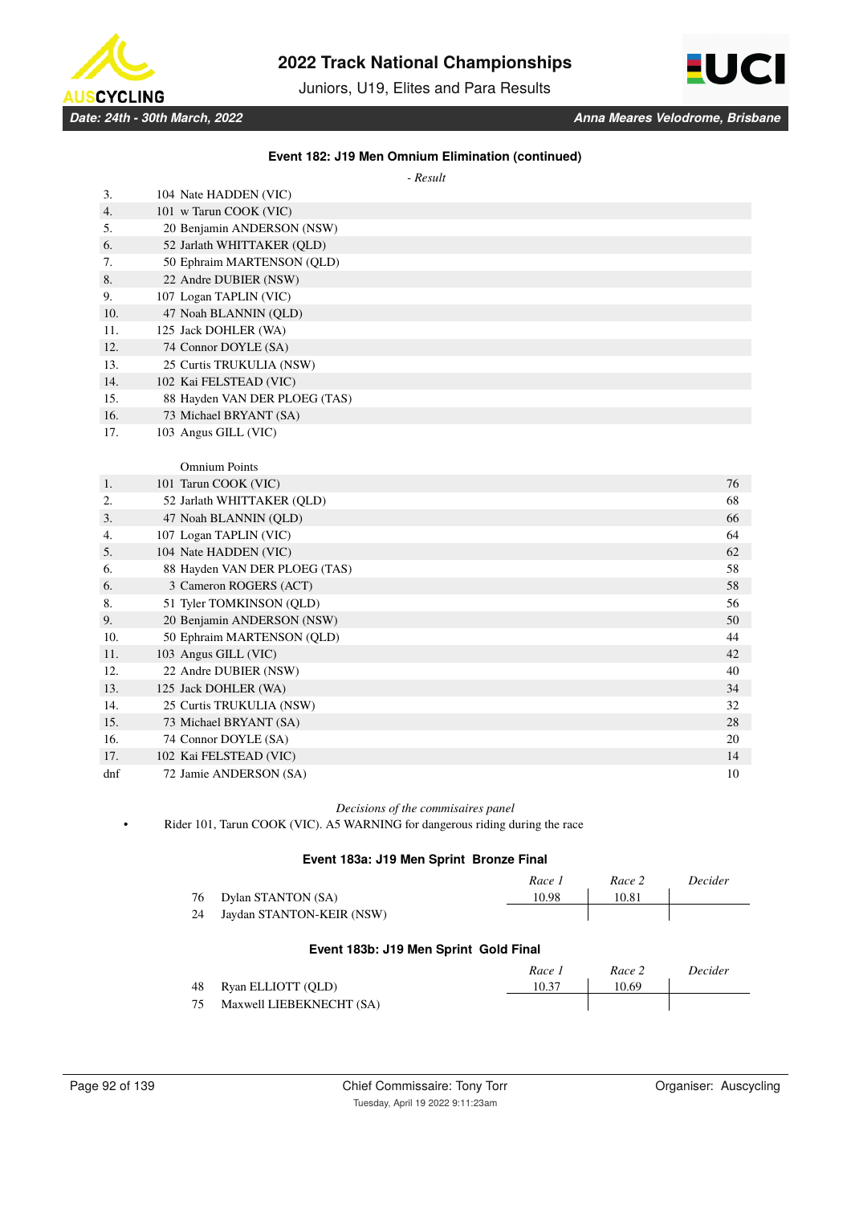### Event 182: J19 Men Omnium Elimination (continued)

*- Result*

| | | |
|---|---|---|
| 3. | 104 | Nate HADDEN (VIC) |
| 4. | 101 | w Tarun COOK (VIC) |
| 5. | 20 | Benjamin ANDERSON (NSW) |
| 6. | 52 | Jarlath WHITTAKER (QLD) |
| 7. | 50 | Ephraim MARTENSON (QLD) |
| 8. | 22 | Andre DUBIER (NSW) |
| 9. | 107 | Logan TAPLIN (VIC) |
| 10. | 47 | Noah BLANNIN (QLD) |
| 11. | 125 | Jack DOHLER (WA) |
| 12. | 74 | Connor DOYLE (SA) |
| 13. | 25 | Curtis TRUKULIA (NSW) |
| 14. | 102 | Kai FELSTEAD (VIC) |
| 15. | 88 | Hayden VAN DER PLOEG (TAS) |
| 16. | 73 | Michael BRYANT (SA) |
| 17. | 103 | Angus GILL (VIC) |

Omnium Points

| | | | |
|---|---|---|---|
| 1. | 101 | Tarun COOK (VIC) | 76 |
| 2. | 52 | Jarlath WHITTAKER (QLD) | 68 |
| 3. | 47 | Noah BLANNIN (QLD) | 66 |
| 4. | 107 | Logan TAPLIN (VIC) | 64 |
| 5. | 104 | Nate HADDEN (VIC) | 62 |
| 6. | 88 | Hayden VAN DER PLOEG (TAS) | 58 |
| 6. | 3 | Cameron ROGERS (ACT) | 58 |
| 8. | 51 | Tyler TOMKINSON (QLD) | 56 |
| 9. | 20 | Benjamin ANDERSON (NSW) | 50 |
| 10. | 50 | Ephraim MARTENSON (QLD) | 44 |
| 11. | 103 | Angus GILL (VIC) | 42 |
| 12. | 22 | Andre DUBIER (NSW) | 40 |
| 13. | 125 | Jack DOHLER (WA) | 34 |
| 14. | 25 | Curtis TRUKULIA (NSW) | 32 |
| 15. | 73 | Michael BRYANT (SA) | 28 |
| 16. | 74 | Connor DOYLE (SA) | 20 |
| 17. | 102 | Kai FELSTEAD (VIC) | 14 |
| dnf | 72 | Jamie ANDERSON (SA) | 10 |

*Decisions of the commisaires panel*

- Rider 101, Tarun COOK (VIC). A5 WARNING for dangerous riding during the race

### Event 183a: J19 Men Sprint Bronze Final

| | | *Race 1* | *Race 2* | *Decider* |
|---|---|---|---|---|
| 76 | Dylan STANTON (SA) | 10.98 | 10.81 | |
| 24 | Jaydan STANTON-KEIR (NSW) | | | |

### Event 183b: J19 Men Sprint Gold Final

| | | *Race 1* | *Race 2* | *Decider* |
|---|---|---|---|---|
| 48 | Ryan ELLIOTT (QLD) | 10.37 | 10.69 | |
| 75 | Maxwell LIEBEKNECHT (SA) | | | |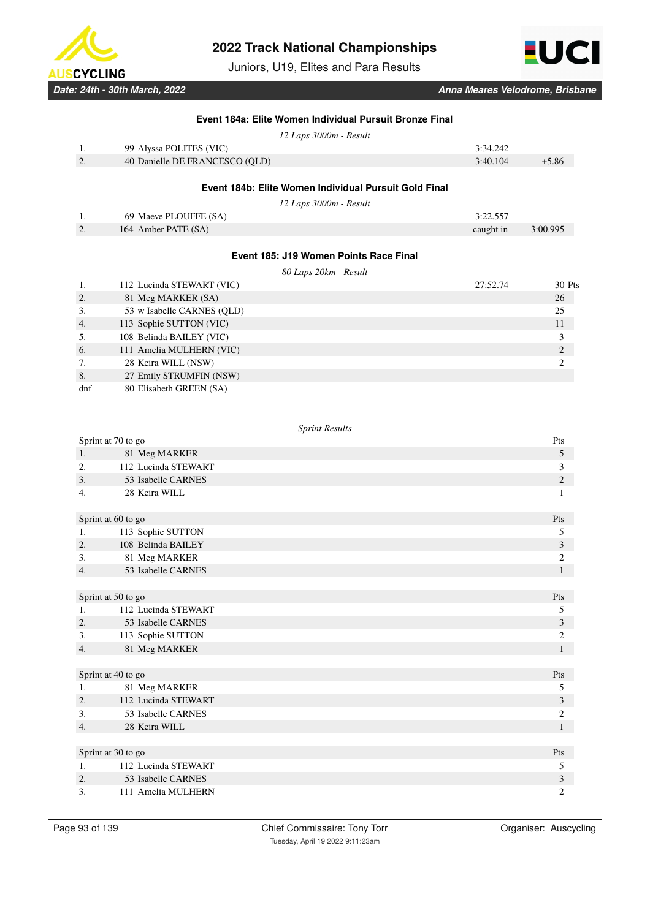## Event 184a: Elite Women Individual Pursuit Bronze Final

*12 Laps 3000m - Result*

| | | | |
|---|---|---|---|
| 1. | 99 Alyssa POLITES (VIC) | 3:34.242 | |
| 2. | 40 Danielle DE FRANCESCO (QLD) | 3:40.104 | +5.86 |

## Event 184b: Elite Women Individual Pursuit Gold Final

*12 Laps 3000m - Result*

| | | | |
|---|---|---|---|
| 1. | 69 Maeve PLOUFFE (SA) | 3:22.557 | |
| 2. | 164 Amber PATE (SA) | caught in | 3:00.995 |

## Event 185: J19 Women Points Race Final

*80 Laps 20km - Result*

| | | | |
|---|---|---|---|
| 1. | 112 Lucinda STEWART (VIC) | 27:52.74 | 30 Pts |
| 2. | 81 Meg MARKER (SA) | | 26 |
| 3. | 53 w Isabelle CARNES (QLD) | | 25 |
| 4. | 113 Sophie SUTTON (VIC) | | 11 |
| 5. | 108 Belinda BAILEY (VIC) | | 3 |
| 6. | 111 Amelia MULHERN (VIC) | | 2 |
| 7. | 28 Keira WILL (NSW) | | 2 |
| 8. | 27 Emily STRUMFIN (NSW) | | |
| dnf | 80 Elisabeth GREEN (SA) | | |

*Sprint Results*

| Sprint at 70 to go | | Pts |
|---|---|---|
| 1. | 81 Meg MARKER | 5 |
| 2. | 112 Lucinda STEWART | 3 |
| 3. | 53 Isabelle CARNES | 2 |
| 4. | 28 Keira WILL | 1 |

| Sprint at 60 to go | | Pts |
|---|---|---|
| 1. | 113 Sophie SUTTON | 5 |
| 2. | 108 Belinda BAILEY | 3 |
| 3. | 81 Meg MARKER | 2 |
| 4. | 53 Isabelle CARNES | 1 |

| Sprint at 50 to go | | Pts |
|---|---|---|
| 1. | 112 Lucinda STEWART | 5 |
| 2. | 53 Isabelle CARNES | 3 |
| 3. | 113 Sophie SUTTON | 2 |
| 4. | 81 Meg MARKER | 1 |

| Sprint at 40 to go | | Pts |
|---|---|---|
| 1. | 81 Meg MARKER | 5 |
| 2. | 112 Lucinda STEWART | 3 |
| 3. | 53 Isabelle CARNES | 2 |
| 4. | 28 Keira WILL | 1 |

| Sprint at 30 to go | | Pts |
|---|---|---|
| 1. | 112 Lucinda STEWART | 5 |
| 2. | 53 Isabelle CARNES | 3 |
| 3. | 111 Amelia MULHERN | 2 |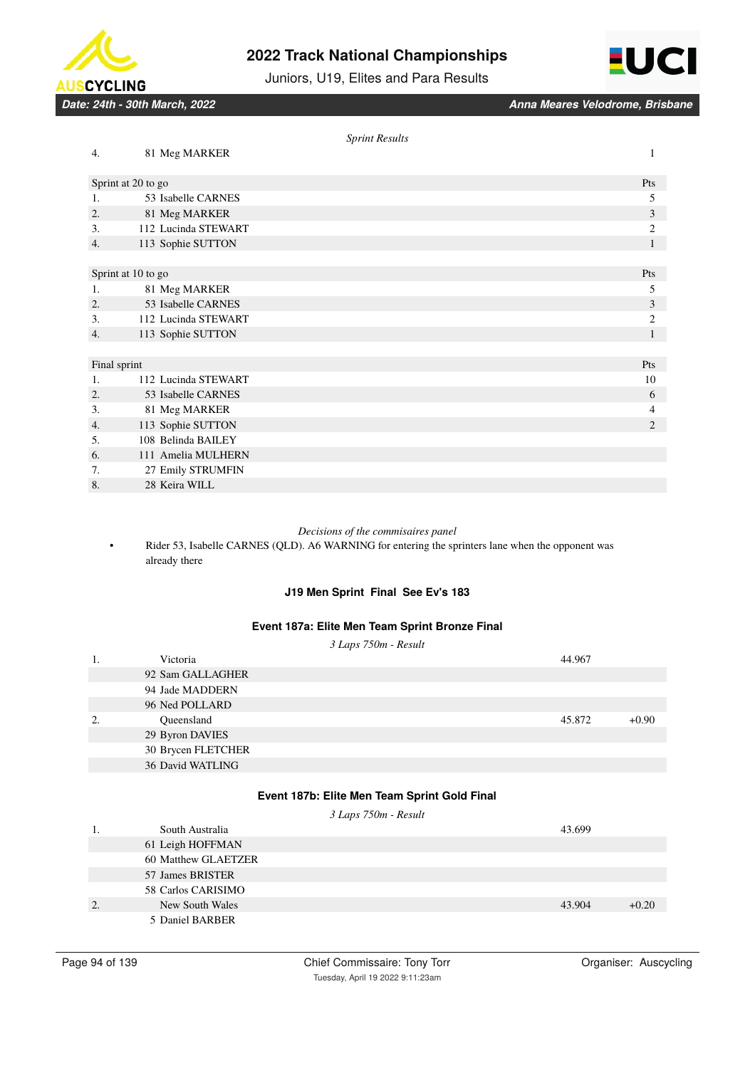*Sprint Results*

| | | |
|---|---|---|
| 4. | 81 Meg MARKER | 1 |

| Sprint at 20 to go | | Pts |
|---|---|---|
| 1. | 53 Isabelle CARNES | 5 |
| 2. | 81 Meg MARKER | 3 |
| 3. | 112 Lucinda STEWART | 2 |
| 4. | 113 Sophie SUTTON | 1 |

| Sprint at 10 to go | | Pts |
|---|---|---|
| 1. | 81 Meg MARKER | 5 |
| 2. | 53 Isabelle CARNES | 3 |
| 3. | 112 Lucinda STEWART | 2 |
| 4. | 113 Sophie SUTTON | 1 |

| Final sprint | | Pts |
|---|---|---|
| 1. | 112 Lucinda STEWART | 10 |
| 2. | 53 Isabelle CARNES | 6 |
| 3. | 81 Meg MARKER | 4 |
| 4. | 113 Sophie SUTTON | 2 |
| 5. | 108 Belinda BAILEY | |
| 6. | 111 Amelia MULHERN | |
| 7. | 27 Emily STRUMFIN | |
| 8. | 28 Keira WILL | |

*Decisions of the commisaires panel*

- Rider 53, Isabelle CARNES (QLD). A6 WARNING for entering the sprinters lane when the opponent was already there

**J19 Men Sprint Final See Ev's 183**

### Event 187a: Elite Men Team Sprint Bronze Final

*3 Laps 750m - Result*

| | | | |
|---|---|---|---|
| 1. | Victoria | 44.967 | |
| | 92 Sam GALLAGHER | | |
| | 94 Jade MADDERN | | |
| | 96 Ned POLLARD | | |
| 2. | Queensland | 45.872 | +0.90 |
| | 29 Byron DAVIES | | |
| | 30 Brycen FLETCHER | | |
| | 36 David WATLING | | |

### Event 187b: Elite Men Team Sprint Gold Final

*3 Laps 750m - Result*

| | | | |
|---|---|---|---|
| 1. | South Australia | 43.699 | |
| | 61 Leigh HOFFMAN | | |
| | 60 Matthew GLAETZER | | |
| | 57 James BRISTER | | |
| | 58 Carlos CARISIMO | | |
| 2. | New South Wales | 43.904 | +0.20 |
| | 5 Daniel BARBER | | |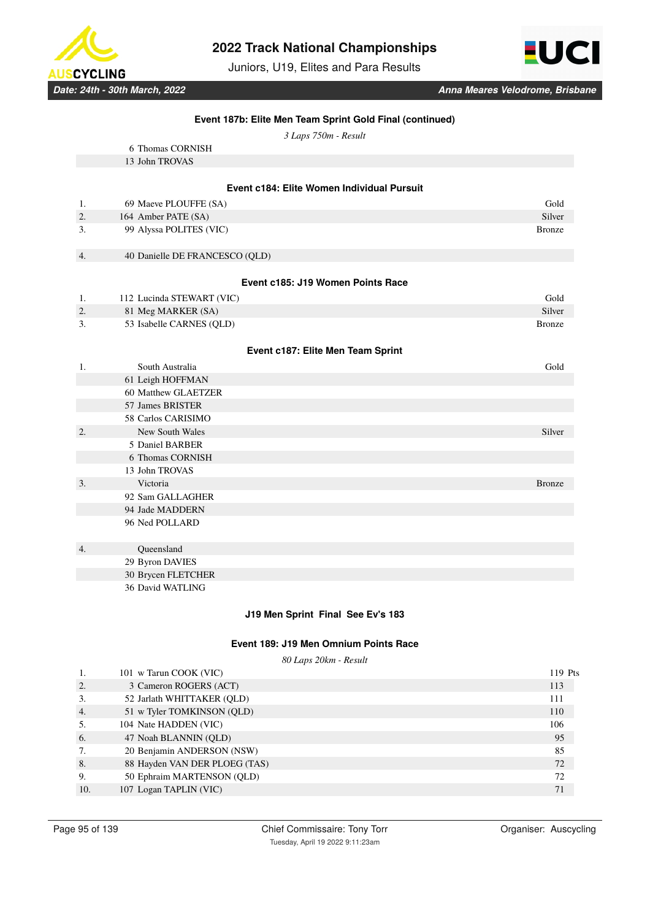### Event 187b: Elite Men Team Sprint Gold Final (continued)

*3 Laps 750m - Result*

| | | |
|---|---|---|
| | 6 Thomas CORNISH | |
| | 13 John TROVAS | |

### Event c184: Elite Women Individual Pursuit

| | | |
|---|---|---|
| 1. | 69 Maeve PLOUFFE (SA) | Gold |
| 2. | 164 Amber PATE (SA) | Silver |
| 3. | 99 Alyssa POLITES (VIC) | Bronze |
| 4. | 40 Danielle DE FRANCESCO (QLD) | |

### Event c185: J19 Women Points Race

| | | |
|---|---|---|
| 1. | 112 Lucinda STEWART (VIC) | Gold |
| 2. | 81 Meg MARKER (SA) | Silver |
| 3. | 53 Isabelle CARNES (QLD) | Bronze |

### Event c187: Elite Men Team Sprint

| | | |
|---|---|---|
| 1. | South Australia | Gold |
| | 61 Leigh HOFFMAN | |
| | 60 Matthew GLAETZER | |
| | 57 James BRISTER | |
| | 58 Carlos CARISIMO | |
| 2. | New South Wales | Silver |
| | 5 Daniel BARBER | |
| | 6 Thomas CORNISH | |
| | 13 John TROVAS | |
| 3. | Victoria | Bronze |
| | 92 Sam GALLAGHER | |
| | 94 Jade MADDERN | |
| | 96 Ned POLLARD | |
| 4. | Queensland | |
| | 29 Byron DAVIES | |
| | 30 Brycen FLETCHER | |
| | 36 David WATLING | |

### J19 Men Sprint Final See Ev's 183

### Event 189: J19 Men Omnium Points Race

*80 Laps 20km - Result*

| | | |
|---|---|---|
| 1. | 101 w Tarun COOK (VIC) | 119 Pts |
| 2. | 3 Cameron ROGERS (ACT) | 113 |
| 3. | 52 Jarlath WHITTAKER (QLD) | 111 |
| 4. | 51 w Tyler TOMKINSON (QLD) | 110 |
| 5. | 104 Nate HADDEN (VIC) | 106 |
| 6. | 47 Noah BLANNIN (QLD) | 95 |
| 7. | 20 Benjamin ANDERSON (NSW) | 85 |
| 8. | 88 Hayden VAN DER PLOEG (TAS) | 72 |
| 9. | 50 Ephraim MARTENSON (QLD) | 72 |
| 10. | 107 Logan TAPLIN (VIC) | 71 |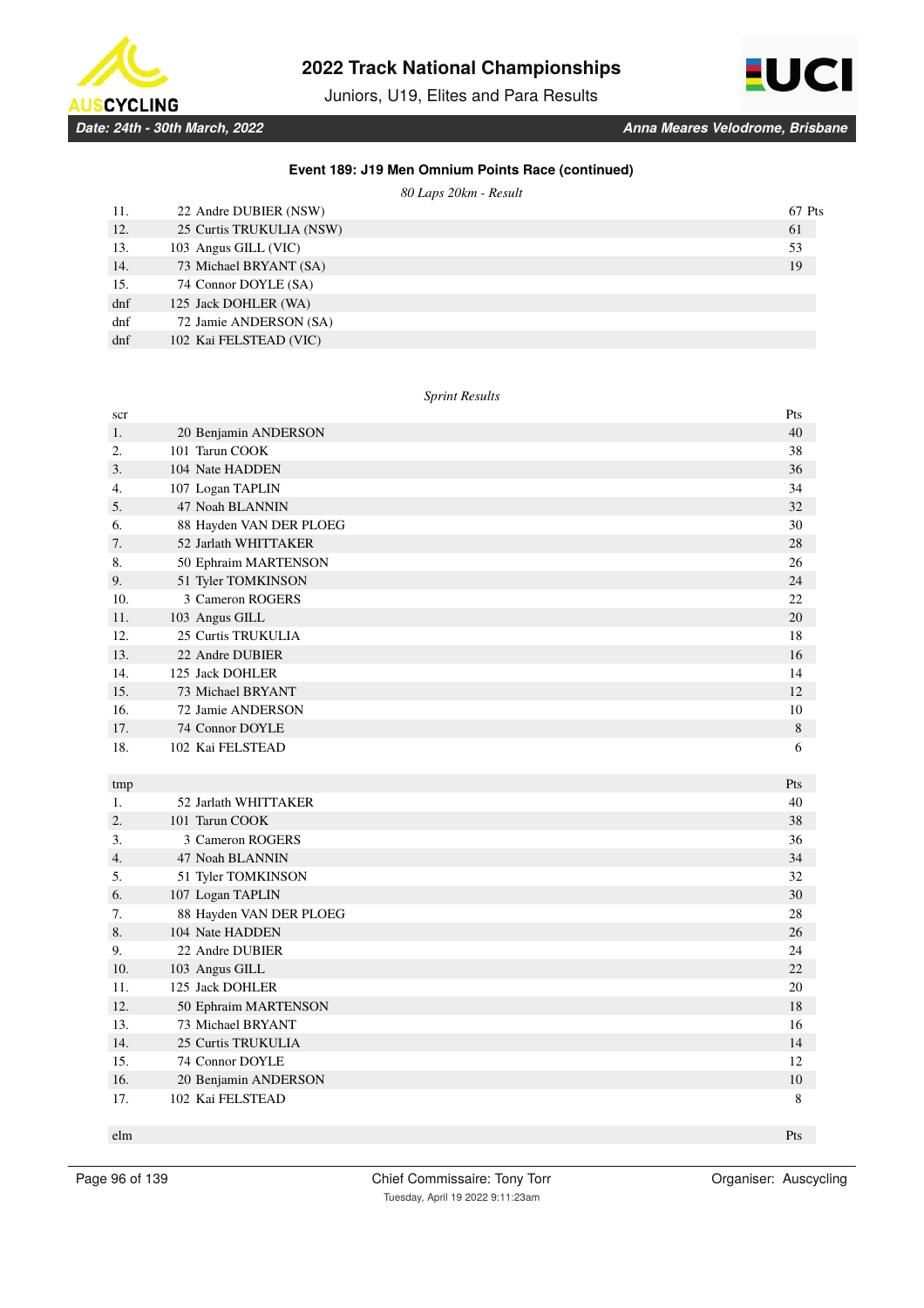### Event 189: J19 Men Omnium Points Race (continued)

*80 Laps 20km - Result*

| | | |
|---|---|---|
| 11. | 22 Andre DUBIER (NSW) | 67 Pts |
| 12. | 25 Curtis TRUKULIA (NSW) | 61 |
| 13. | 103 Angus GILL (VIC) | 53 |
| 14. | 73 Michael BRYANT (SA) | 19 |
| 15. | 74 Connor DOYLE (SA) | |
| dnf | 125 Jack DOHLER (WA) | |
| dnf | 72 Jamie ANDERSON (SA) | |
| dnf | 102 Kai FELSTEAD (VIC) | |

*Sprint Results*

| scr | | Pts |
|---|---|---|
| 1. | 20 Benjamin ANDERSON | 40 |
| 2. | 101 Tarun COOK | 38 |
| 3. | 104 Nate HADDEN | 36 |
| 4. | 107 Logan TAPLIN | 34 |
| 5. | 47 Noah BLANNIN | 32 |
| 6. | 88 Hayden VAN DER PLOEG | 30 |
| 7. | 52 Jarlath WHITTAKER | 28 |
| 8. | 50 Ephraim MARTENSON | 26 |
| 9. | 51 Tyler TOMKINSON | 24 |
| 10. | 3 Cameron ROGERS | 22 |
| 11. | 103 Angus GILL | 20 |
| 12. | 25 Curtis TRUKULIA | 18 |
| 13. | 22 Andre DUBIER | 16 |
| 14. | 125 Jack DOHLER | 14 |
| 15. | 73 Michael BRYANT | 12 |
| 16. | 72 Jamie ANDERSON | 10 |
| 17. | 74 Connor DOYLE | 8 |
| 18. | 102 Kai FELSTEAD | 6 |

| tmp | | Pts |
|---|---|---|
| 1. | 52 Jarlath WHITTAKER | 40 |
| 2. | 101 Tarun COOK | 38 |
| 3. | 3 Cameron ROGERS | 36 |
| 4. | 47 Noah BLANNIN | 34 |
| 5. | 51 Tyler TOMKINSON | 32 |
| 6. | 107 Logan TAPLIN | 30 |
| 7. | 88 Hayden VAN DER PLOEG | 28 |
| 8. | 104 Nate HADDEN | 26 |
| 9. | 22 Andre DUBIER | 24 |
| 10. | 103 Angus GILL | 22 |
| 11. | 125 Jack DOHLER | 20 |
| 12. | 50 Ephraim MARTENSON | 18 |
| 13. | 73 Michael BRYANT | 16 |
| 14. | 25 Curtis TRUKULIA | 14 |
| 15. | 74 Connor DOYLE | 12 |
| 16. | 20 Benjamin ANDERSON | 10 |
| 17. | 102 Kai FELSTEAD | 8 |

| elm | | Pts |
|---|---|---|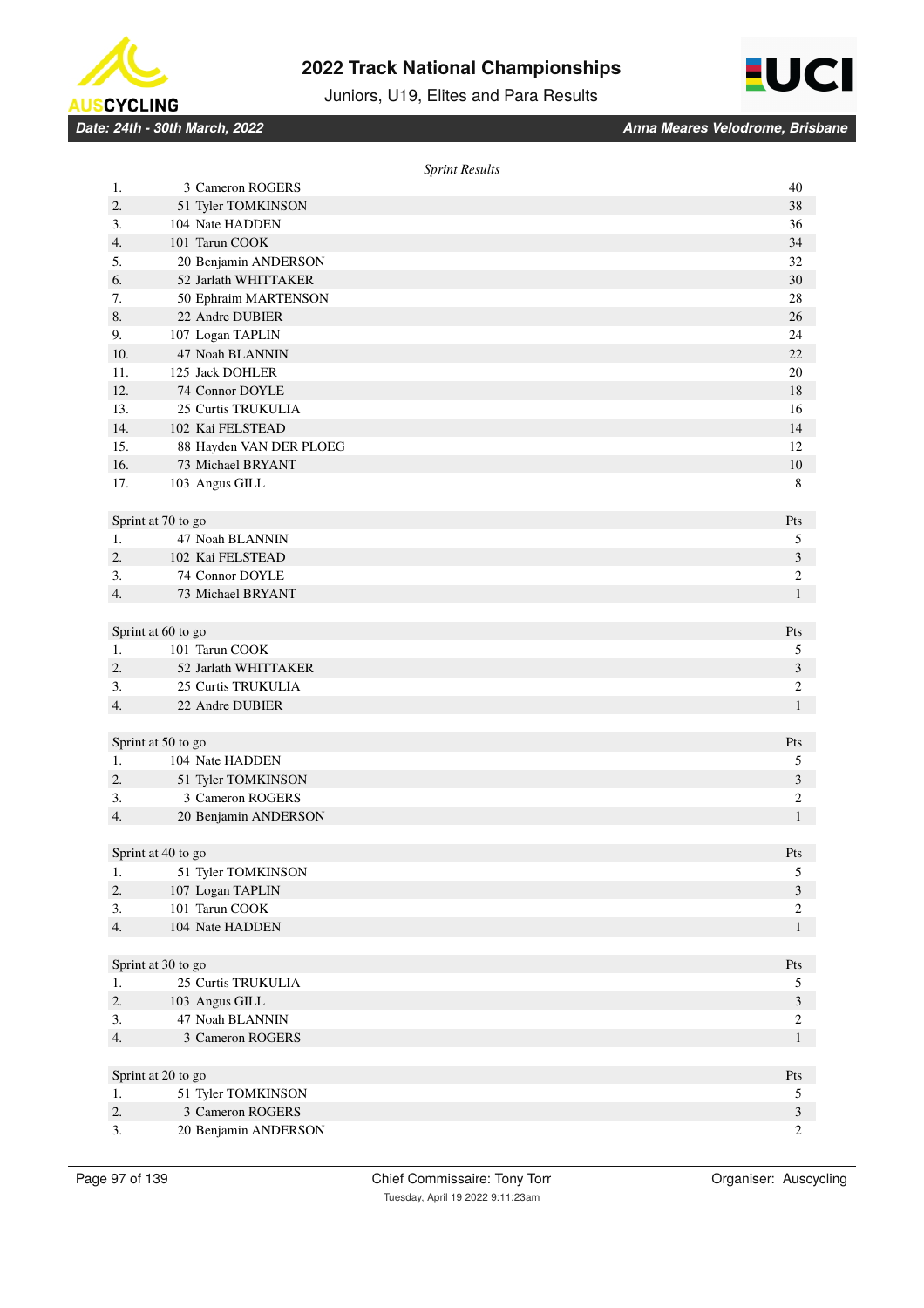# 2022 Track National Championships

Juniors, U19, Elites and Para Results

*Date: 24th - 30th March, 2022* — *Anna Meares Velodrome, Brisbane*

*Sprint Results*

| | | |
|---|---|---|
| 1. | 3 Cameron ROGERS | 40 |
| 2. | 51 Tyler TOMKINSON | 38 |
| 3. | 104 Nate HADDEN | 36 |
| 4. | 101 Tarun COOK | 34 |
| 5. | 20 Benjamin ANDERSON | 32 |
| 6. | 52 Jarlath WHITTAKER | 30 |
| 7. | 50 Ephraim MARTENSON | 28 |
| 8. | 22 Andre DUBIER | 26 |
| 9. | 107 Logan TAPLIN | 24 |
| 10. | 47 Noah BLANNIN | 22 |
| 11. | 125 Jack DOHLER | 20 |
| 12. | 74 Connor DOYLE | 18 |
| 13. | 25 Curtis TRUKULIA | 16 |
| 14. | 102 Kai FELSTEAD | 14 |
| 15. | 88 Hayden VAN DER PLOEG | 12 |
| 16. | 73 Michael BRYANT | 10 |
| 17. | 103 Angus GILL | 8 |

| Sprint at 70 to go | | Pts |
|---|---|---|
| 1. | 47 Noah BLANNIN | 5 |
| 2. | 102 Kai FELSTEAD | 3 |
| 3. | 74 Connor DOYLE | 2 |
| 4. | 73 Michael BRYANT | 1 |

| Sprint at 60 to go | | Pts |
|---|---|---|
| 1. | 101 Tarun COOK | 5 |
| 2. | 52 Jarlath WHITTAKER | 3 |
| 3. | 25 Curtis TRUKULIA | 2 |
| 4. | 22 Andre DUBIER | 1 |

| Sprint at 50 to go | | Pts |
|---|---|---|
| 1. | 104 Nate HADDEN | 5 |
| 2. | 51 Tyler TOMKINSON | 3 |
| 3. | 3 Cameron ROGERS | 2 |
| 4. | 20 Benjamin ANDERSON | 1 |

| Sprint at 40 to go | | Pts |
|---|---|---|
| 1. | 51 Tyler TOMKINSON | 5 |
| 2. | 107 Logan TAPLIN | 3 |
| 3. | 101 Tarun COOK | 2 |
| 4. | 104 Nate HADDEN | 1 |

| Sprint at 30 to go | | Pts |
|---|---|---|
| 1. | 25 Curtis TRUKULIA | 5 |
| 2. | 103 Angus GILL | 3 |
| 3. | 47 Noah BLANNIN | 2 |
| 4. | 3 Cameron ROGERS | 1 |

| Sprint at 20 to go | | Pts |
|---|---|---|
| 1. | 51 Tyler TOMKINSON | 5 |
| 2. | 3 Cameron ROGERS | 3 |
| 3. | 20 Benjamin ANDERSON | 2 |

Chief Commissaire: Tony Torr — Organiser: Auscycling

Tuesday, April 19 2022 9:11:23am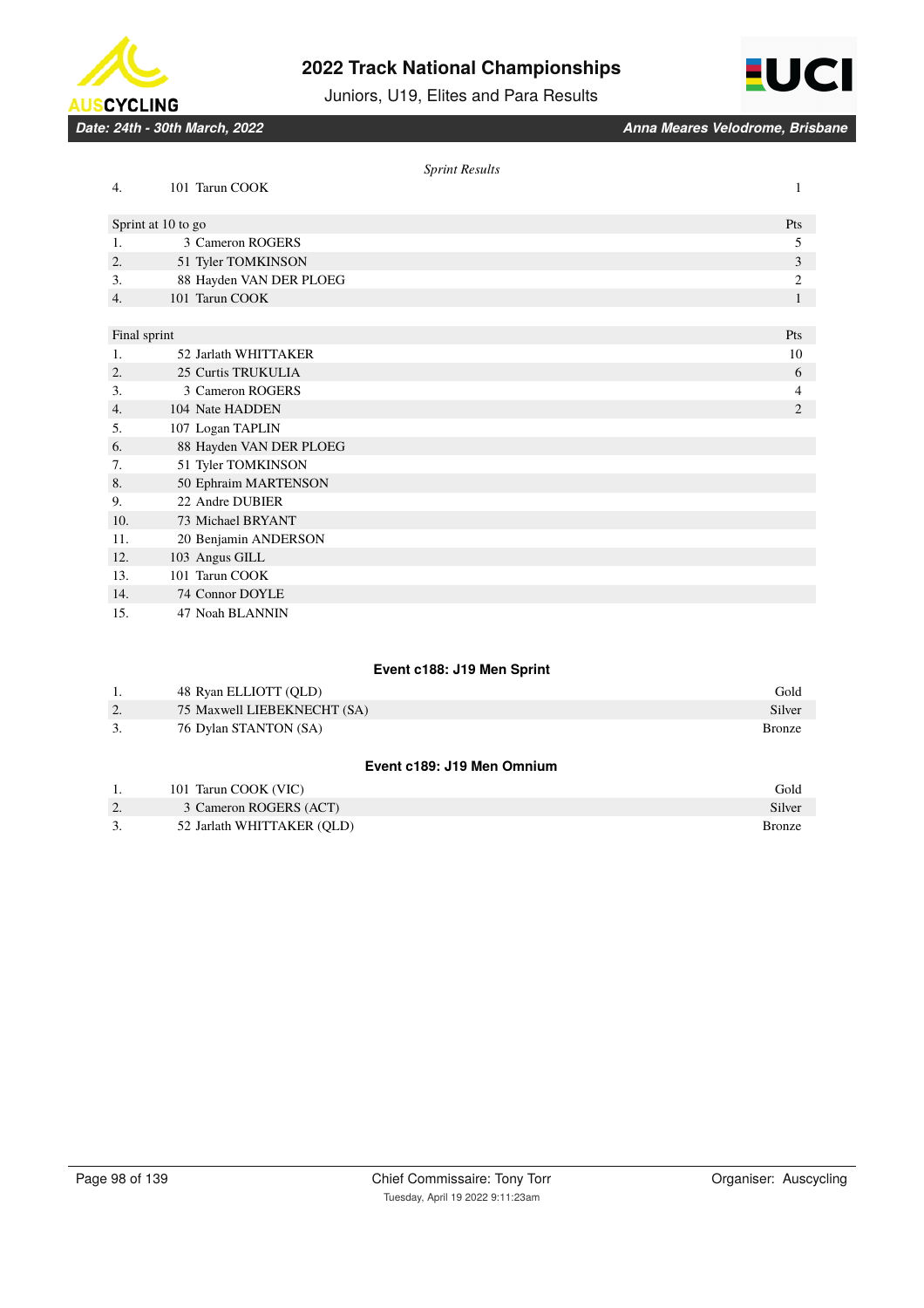*Sprint Results*

| | | |
|---|---|---|
| 4. | 101 Tarun COOK | 1 |

| Sprint at 10 to go | | Pts |
|---|---|---|
| 1. | 3 Cameron ROGERS | 5 |
| 2. | 51 Tyler TOMKINSON | 3 |
| 3. | 88 Hayden VAN DER PLOEG | 2 |
| 4. | 101 Tarun COOK | 1 |

| Final sprint | | Pts |
|---|---|---|
| 1. | 52 Jarlath WHITTAKER | 10 |
| 2. | 25 Curtis TRUKULIA | 6 |
| 3. | 3 Cameron ROGERS | 4 |
| 4. | 104 Nate HADDEN | 2 |
| 5. | 107 Logan TAPLIN | |
| 6. | 88 Hayden VAN DER PLOEG | |
| 7. | 51 Tyler TOMKINSON | |
| 8. | 50 Ephraim MARTENSON | |
| 9. | 22 Andre DUBIER | |
| 10. | 73 Michael BRYANT | |
| 11. | 20 Benjamin ANDERSON | |
| 12. | 103 Angus GILL | |
| 13. | 101 Tarun COOK | |
| 14. | 74 Connor DOYLE | |
| 15. | 47 Noah BLANNIN | |

## Event c188: J19 Men Sprint

| | | |
|---|---|---|
| 1. | 48 Ryan ELLIOTT (QLD) | Gold |
| 2. | 75 Maxwell LIEBEKNECHT (SA) | Silver |
| 3. | 76 Dylan STANTON (SA) | Bronze |

## Event c189: J19 Men Omnium

| | | |
|---|---|---|
| 1. | 101 Tarun COOK (VIC) | Gold |
| 2. | 3 Cameron ROGERS (ACT) | Silver |
| 3. | 52 Jarlath WHITTAKER (QLD) | Bronze |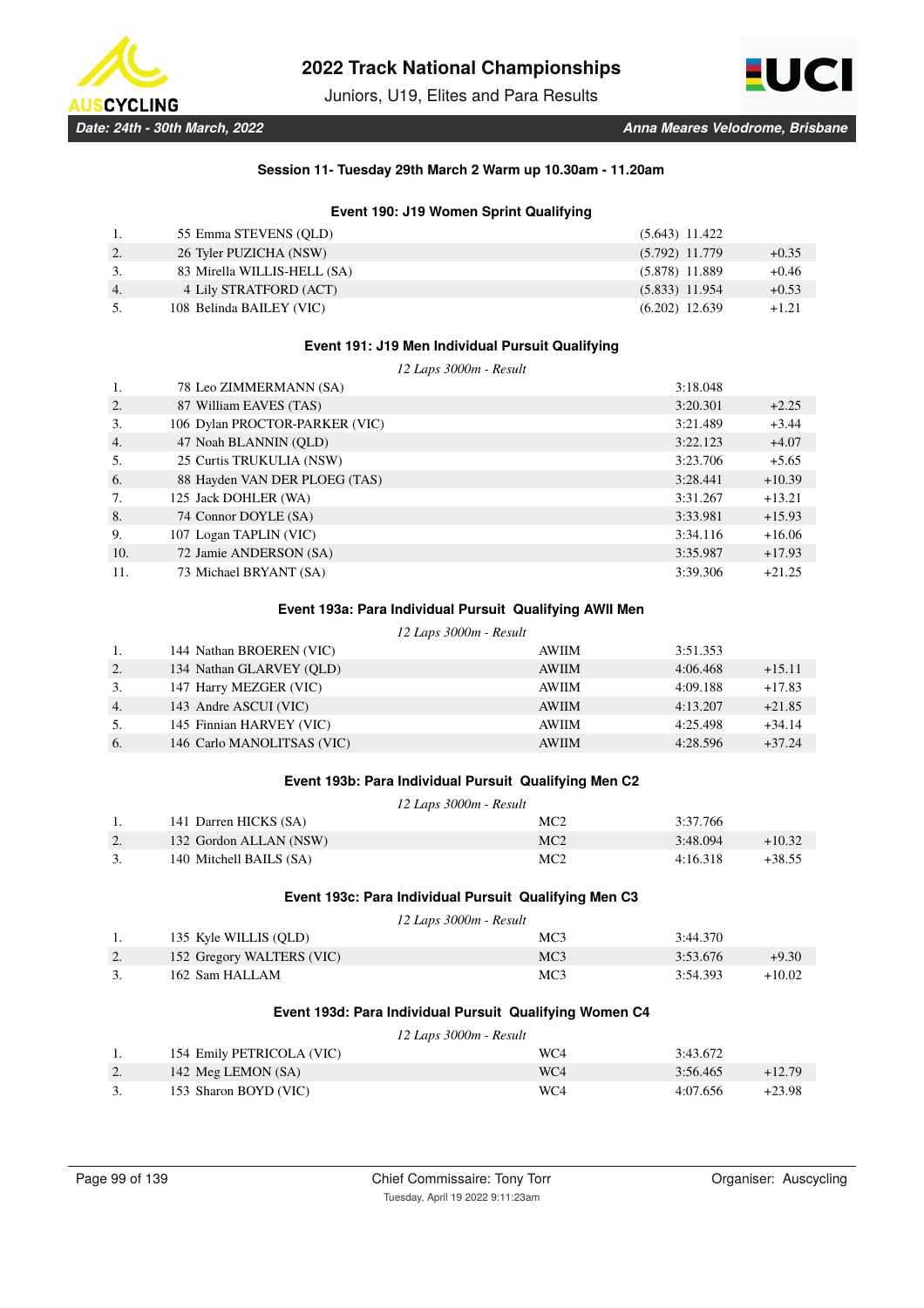# 2022 Track National Championships

Juniors, U19, Elites and Para Results

*Date: 24th - 30th March, 2022* — *Anna Meares Velodrome, Brisbane*

**Session 11- Tuesday 29th March 2 Warm up 10.30am - 11.20am**

### Event 190: J19 Women Sprint Qualifying

| Pos | No | Name | Split | Time | Gap |
|---|---|---|---|---|---|
| 1. | 55 | Emma STEVENS (QLD) | (5.643) | 11.422 | |
| 2. | 26 | Tyler PUZICHA (NSW) | (5.792) | 11.779 | +0.35 |
| 3. | 83 | Mirella WILLIS-HELL (SA) | (5.878) | 11.889 | +0.46 |
| 4. | 4 | Lily STRATFORD (ACT) | (5.833) | 11.954 | +0.53 |
| 5. | 108 | Belinda BAILEY (VIC) | (6.202) | 12.639 | +1.21 |

### Event 191: J19 Men Individual Pursuit Qualifying

*12 Laps 3000m - Result*

| Pos | No | Name | Time | Gap |
|---|---|---|---|---|
| 1. | 78 | Leo ZIMMERMANN (SA) | 3:18.048 | |
| 2. | 87 | William EAVES (TAS) | 3:20.301 | +2.25 |
| 3. | 106 | Dylan PROCTOR-PARKER (VIC) | 3:21.489 | +3.44 |
| 4. | 47 | Noah BLANNIN (QLD) | 3:22.123 | +4.07 |
| 5. | 25 | Curtis TRUKULIA (NSW) | 3:23.706 | +5.65 |
| 6. | 88 | Hayden VAN DER PLOEG (TAS) | 3:28.441 | +10.39 |
| 7. | 125 | Jack DOHLER (WA) | 3:31.267 | +13.21 |
| 8. | 74 | Connor DOYLE (SA) | 3:33.981 | +15.93 |
| 9. | 107 | Logan TAPLIN (VIC) | 3:34.116 | +16.06 |
| 10. | 72 | Jamie ANDERSON (SA) | 3:35.987 | +17.93 |
| 11. | 73 | Michael BRYANT (SA) | 3:39.306 | +21.25 |

### Event 193a: Para Individual Pursuit Qualifying AWII Men

*12 Laps 3000m - Result*

| Pos | No | Name | Class | Time | Gap |
|---|---|---|---|---|---|
| 1. | 144 | Nathan BROEREN (VIC) | AWIIM | 3:51.353 | |
| 2. | 134 | Nathan GLARVEY (QLD) | AWIIM | 4:06.468 | +15.11 |
| 3. | 147 | Harry MEZGER (VIC) | AWIIM | 4:09.188 | +17.83 |
| 4. | 143 | Andre ASCUI (VIC) | AWIIM | 4:13.207 | +21.85 |
| 5. | 145 | Finnian HARVEY (VIC) | AWIIM | 4:25.498 | +34.14 |
| 6. | 146 | Carlo MANOLITSAS (VIC) | AWIIM | 4:28.596 | +37.24 |

### Event 193b: Para Individual Pursuit Qualifying Men C2

*12 Laps 3000m - Result*

| Pos | No | Name | Class | Time | Gap |
|---|---|---|---|---|---|
| 1. | 141 | Darren HICKS (SA) | MC2 | 3:37.766 | |
| 2. | 132 | Gordon ALLAN (NSW) | MC2 | 3:48.094 | +10.32 |
| 3. | 140 | Mitchell BAILS (SA) | MC2 | 4:16.318 | +38.55 |

### Event 193c: Para Individual Pursuit Qualifying Men C3

*12 Laps 3000m - Result*

| Pos | No | Name | Class | Time | Gap |
|---|---|---|---|---|---|
| 1. | 135 | Kyle WILLIS (QLD) | MC3 | 3:44.370 | |
| 2. | 152 | Gregory WALTERS (VIC) | MC3 | 3:53.676 | +9.30 |
| 3. | 162 | Sam HALLAM | MC3 | 3:54.393 | +10.02 |

### Event 193d: Para Individual Pursuit Qualifying Women C4

*12 Laps 3000m - Result*

| Pos | No | Name | Class | Time | Gap |
|---|---|---|---|---|---|
| 1. | 154 | Emily PETRICOLA (VIC) | WC4 | 3:43.672 | |
| 2. | 142 | Meg LEMON (SA) | WC4 | 3:56.465 | +12.79 |
| 3. | 153 | Sharon BOYD (VIC) | WC4 | 4:07.656 | +23.98 |

Chief Commissaire: Tony Torr — Organiser: Auscycling

Tuesday, April 19 2022 9:11:23am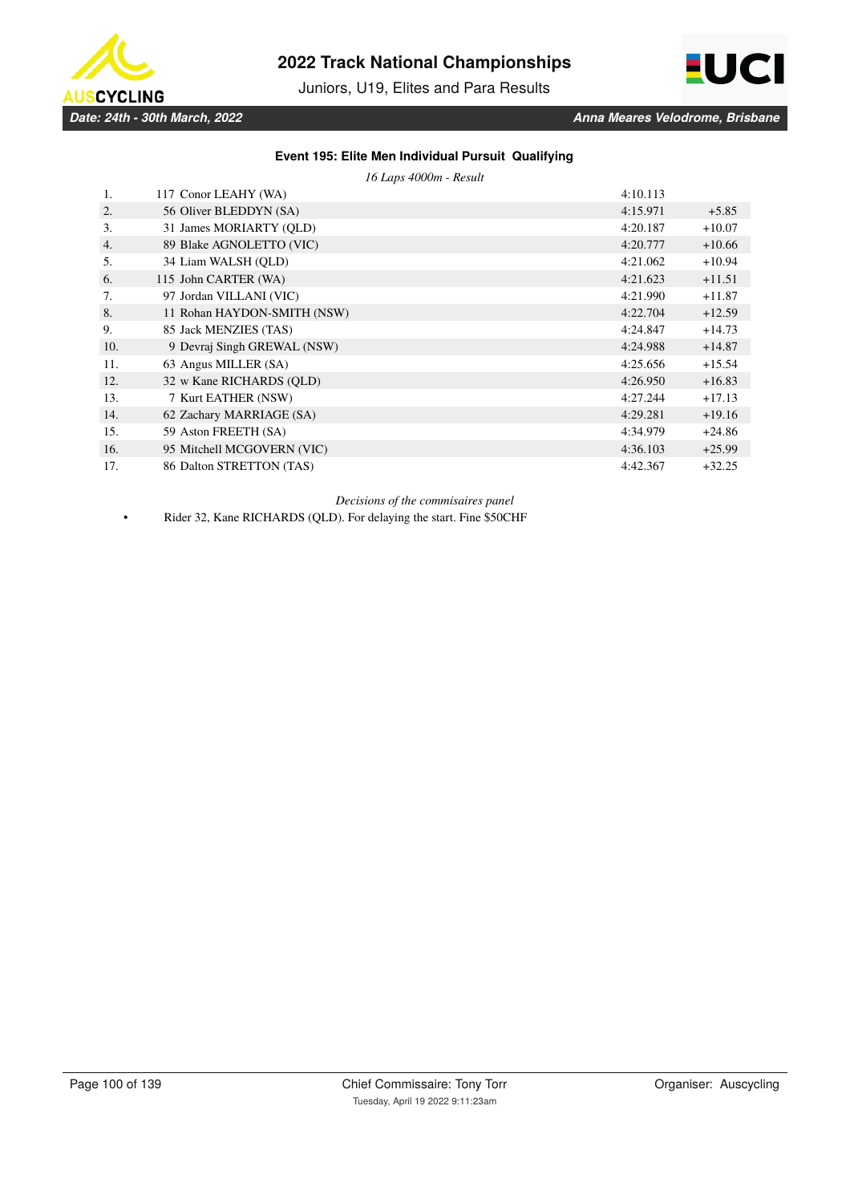### Event 195: Elite Men Individual Pursuit Qualifying

*16 Laps 4000m - Result*

| Rank | No. | Name | Time | Gap |
|---|---|---|---|---|
| 1. | 117 | Conor LEAHY (WA) | 4:10.113 | |
| 2. | 56 | Oliver BLEDDYN (SA) | 4:15.971 | +5.85 |
| 3. | 31 | James MORIARTY (QLD) | 4:20.187 | +10.07 |
| 4. | 89 | Blake AGNOLETTO (VIC) | 4:20.777 | +10.66 |
| 5. | 34 | Liam WALSH (QLD) | 4:21.062 | +10.94 |
| 6. | 115 | John CARTER (WA) | 4:21.623 | +11.51 |
| 7. | 97 | Jordan VILLANI (VIC) | 4:21.990 | +11.87 |
| 8. | 11 | Rohan HAYDON-SMITH (NSW) | 4:22.704 | +12.59 |
| 9. | 85 | Jack MENZIES (TAS) | 4:24.847 | +14.73 |
| 10. | 9 | Devraj Singh GREWAL (NSW) | 4:24.988 | +14.87 |
| 11. | 63 | Angus MILLER (SA) | 4:25.656 | +15.54 |
| 12. | 32 | w Kane RICHARDS (QLD) | 4:26.950 | +16.83 |
| 13. | 7 | Kurt EATHER (NSW) | 4:27.244 | +17.13 |
| 14. | 62 | Zachary MARRIAGE (SA) | 4:29.281 | +19.16 |
| 15. | 59 | Aston FREETH (SA) | 4:34.979 | +24.86 |
| 16. | 95 | Mitchell MCGOVERN (VIC) | 4:36.103 | +25.99 |
| 17. | 86 | Dalton STRETTON (TAS) | 4:42.367 | +32.25 |

*Decisions of the commisaires panel*

- Rider 32, Kane RICHARDS (QLD). For delaying the start. Fine $50CHF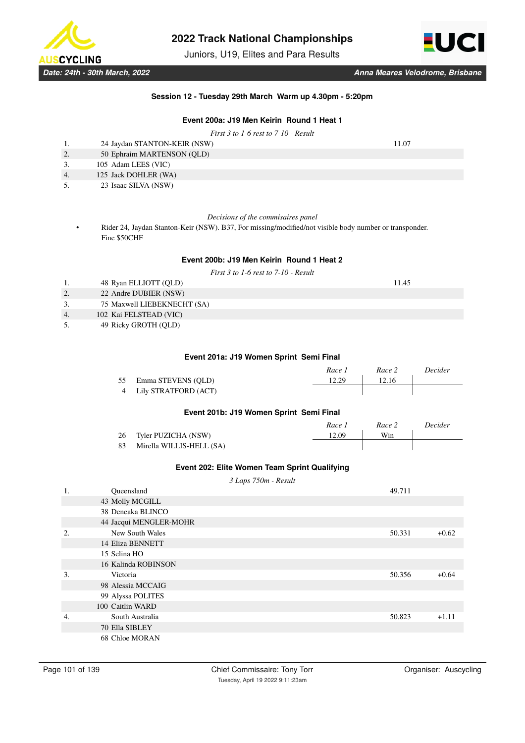### Session 12 - Tuesday 29th March Warm up 4.30pm - 5:20pm

#### Event 200a: J19 Men Keirin Round 1 Heat 1

*First 3 to 1-6 rest to 7-10 - Result*

| | | |
|---|---|---|
| 1. | 24 Jaydan STANTON-KEIR (NSW) | 11.07 |
| 2. | 50 Ephraim MARTENSON (QLD) | |
| 3. | 105 Adam LEES (VIC) | |
| 4. | 125 Jack DOHLER (WA) | |
| 5. | 23 Isaac SILVA (NSW) | |

*Decisions of the commisaires panel*

- Rider 24, Jaydan Stanton-Keir (NSW). B37, For missing/modified/not visible body number or transponder. Fine $50CHF

#### Event 200b: J19 Men Keirin Round 1 Heat 2

*First 3 to 1-6 rest to 7-10 - Result*

| | | |
|---|---|---|
| 1. | 48 Ryan ELLIOTT (QLD) | 11.45 |
| 2. | 22 Andre DUBIER (NSW) | |
| 3. | 75 Maxwell LIEBEKNECHT (SA) | |
| 4. | 102 Kai FELSTEAD (VIC) | |
| 5. | 49 Ricky GROTH (QLD) | |

#### Event 201a: J19 Women Sprint Semi Final

| | | *Race 1* | *Race 2* | *Decider* |
|---|---|---|---|---|
| 55 | Emma STEVENS (QLD) | 12.29 | 12.16 | |
| 4 | Lily STRATFORD (ACT) | | | |

#### Event 201b: J19 Women Sprint Semi Final

| | | *Race 1* | *Race 2* | *Decider* |
|---|---|---|---|---|
| 26 | Tyler PUZICHA (NSW) | 12.09 | Win | |
| 83 | Mirella WILLIS-HELL (SA) | | | |

#### Event 202: Elite Women Team Sprint Qualifying

*3 Laps 750m - Result*

| | | | |
|---|---|---|---|
| 1. | Queensland | 49.711 | |
| | 43 Molly MCGILL | | |
| | 38 Deneaka BLINCO | | |
| | 44 Jacqui MENGLER-MOHR | | |
| 2. | New South Wales | 50.331 | +0.62 |
| | 14 Eliza BENNETT | | |
| | 15 Selina HO | | |
| | 16 Kalinda ROBINSON | | |
| 3. | Victoria | 50.356 | +0.64 |
| | 98 Alessia MCCAIG | | |
| | 99 Alyssa POLITES | | |
| | 100 Caitlin WARD | | |
| 4. | South Australia | 50.823 | +1.11 |
| | 70 Ella SIBLEY | | |
| | 68 Chloe MORAN | | |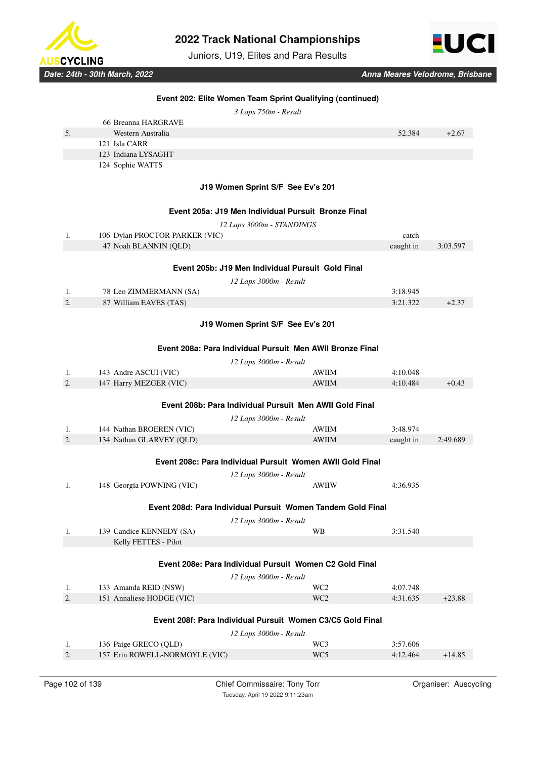### Event 202: Elite Women Team Sprint Qualifying (continued)

*3 Laps 750m - Result*

| | | | | |
|---|---|---|---|---|
| | 66 Breanna HARGRAVE | | | |
| 5. | Western Australia | | 52.384 | +2.67 |
| | 121 Isla CARR | | | |
| | 123 Indiana LYSAGHT | | | |
| | 124 Sophie WATTS | | | |

### J19 Women Sprint S/F See Ev's 201

### Event 205a: J19 Men Individual Pursuit Bronze Final

*12 Laps 3000m - STANDINGS*

| | | | | |
|---|---|---|---|---|
| 1. | 106 Dylan PROCTOR-PARKER (VIC) | | catch | |
| | 47 Noah BLANNIN (QLD) | | caught in | 3:03.597 |

### Event 205b: J19 Men Individual Pursuit Gold Final

*12 Laps 3000m - Result*

| | | | | |
|---|---|---|---|---|
| 1. | 78 Leo ZIMMERMANN (SA) | | 3:18.945 | |
| 2. | 87 William EAVES (TAS) | | 3:21.322 | +2.37 |

### J19 Women Sprint S/F See Ev's 201

### Event 208a: Para Individual Pursuit Men AWII Bronze Final

*12 Laps 3000m - Result*

| | | | | |
|---|---|---|---|---|
| 1. | 143 Andre ASCUI (VIC) | AWIIM | 4:10.048 | |
| 2. | 147 Harry MEZGER (VIC) | AWIIM | 4:10.484 | +0.43 |

### Event 208b: Para Individual Pursuit Men AWII Gold Final

*12 Laps 3000m - Result*

| | | | | |
|---|---|---|---|---|
| 1. | 144 Nathan BROEREN (VIC) | AWIIM | 3:48.974 | |
| 2. | 134 Nathan GLARVEY (QLD) | AWIIM | caught in | 2:49.689 |

### Event 208c: Para Individual Pursuit Women AWII Gold Final

*12 Laps 3000m - Result*

| | | | | |
|---|---|---|---|---|
| 1. | 148 Georgia POWNING (VIC) | AWIIW | 4:36.935 | |

### Event 208d: Para Individual Pursuit Women Tandem Gold Final

*12 Laps 3000m - Result*

| | | | | |
|---|---|---|---|---|
| 1. | 139 Candice KENNEDY (SA) | WB | 3:31.540 | |
| | Kelly FETTES - Pilot | | | |

### Event 208e: Para Individual Pursuit Women C2 Gold Final

*12 Laps 3000m - Result*

| | | | | |
|---|---|---|---|---|
| 1. | 133 Amanda REID (NSW) | WC2 | 4:07.748 | |
| 2. | 151 Annaliese HODGE (VIC) | WC2 | 4:31.635 | +23.88 |

### Event 208f: Para Individual Pursuit Women C3/C5 Gold Final

*12 Laps 3000m - Result*

| | | | | |
|---|---|---|---|---|
| 1. | 136 Paige GRECO (QLD) | WC3 | 3:57.606 | |
| 2. | 157 Erin ROWELL-NORMOYLE (VIC) | WC5 | 4:12.464 | +14.85 |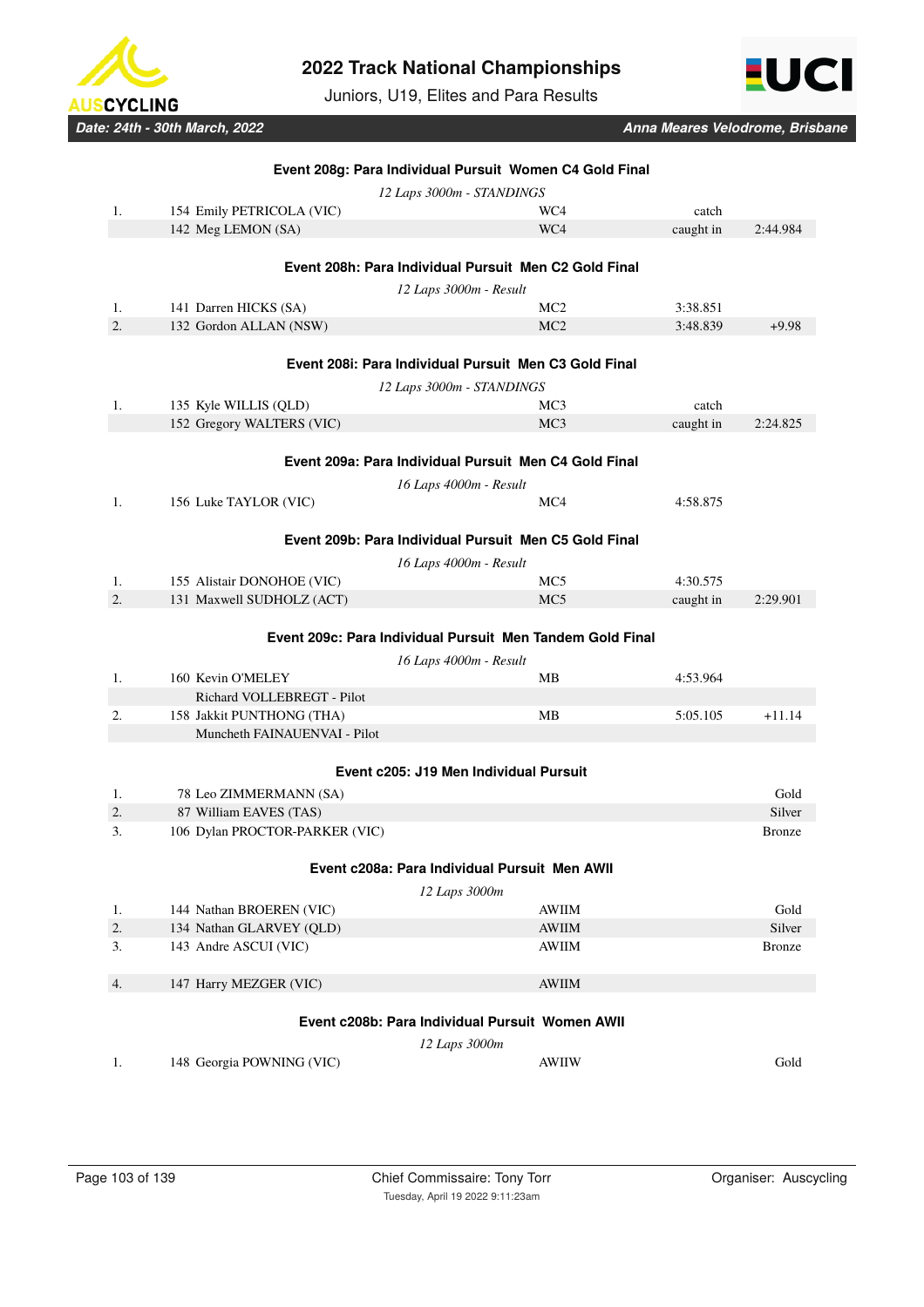### Event 208g: Para Individual Pursuit Women C4 Gold Final

*12 Laps 3000m - STANDINGS*

| | | | | |
|---|---|---|---|---|
| 1. | 154 Emily PETRICOLA (VIC) | WC4 | catch | |
| | 142 Meg LEMON (SA) | WC4 | caught in | 2:44.984 |

### Event 208h: Para Individual Pursuit Men C2 Gold Final

*12 Laps 3000m - Result*

| | | | | |
|---|---|---|---|---|
| 1. | 141 Darren HICKS (SA) | MC2 | 3:38.851 | |
| 2. | 132 Gordon ALLAN (NSW) | MC2 | 3:48.839 | +9.98 |

### Event 208i: Para Individual Pursuit Men C3 Gold Final

*12 Laps 3000m - STANDINGS*

| | | | | |
|---|---|---|---|---|
| 1. | 135 Kyle WILLIS (QLD) | MC3 | catch | |
| | 152 Gregory WALTERS (VIC) | MC3 | caught in | 2:24.825 |

### Event 209a: Para Individual Pursuit Men C4 Gold Final

*16 Laps 4000m - Result*

| | | | | |
|---|---|---|---|---|
| 1. | 156 Luke TAYLOR (VIC) | MC4 | 4:58.875 | |

### Event 209b: Para Individual Pursuit Men C5 Gold Final

*16 Laps 4000m - Result*

| | | | | |
|---|---|---|---|---|
| 1. | 155 Alistair DONOHOE (VIC) | MC5 | 4:30.575 | |
| 2. | 131 Maxwell SUDHOLZ (ACT) | MC5 | caught in | 2:29.901 |

### Event 209c: Para Individual Pursuit Men Tandem Gold Final

*16 Laps 4000m - Result*

| | | | | |
|---|---|---|---|---|
| 1. | 160 Kevin O'MELEY | MB | 4:53.964 | |
| | Richard VOLLEBREGT - Pilot | | | |
| 2. | 158 Jakkit PUNTHONG (THA) | MB | 5:05.105 | +11.14 |
| | Muncheth FAINAUENVAI - Pilot | | | |

### Event c205: J19 Men Individual Pursuit

| | | |
|---|---|---|
| 1. | 78 Leo ZIMMERMANN (SA) | Gold |
| 2. | 87 William EAVES (TAS) | Silver |
| 3. | 106 Dylan PROCTOR-PARKER (VIC) | Bronze |

### Event c208a: Para Individual Pursuit Men AWII

*12 Laps 3000m*

| | | | |
|---|---|---|---|
| 1. | 144 Nathan BROEREN (VIC) | AWIIM | Gold |
| 2. | 134 Nathan GLARVEY (QLD) | AWIIM | Silver |
| 3. | 143 Andre ASCUI (VIC) | AWIIM | Bronze |
| 4. | 147 Harry MEZGER (VIC) | AWIIM | |

### Event c208b: Para Individual Pursuit Women AWII

*12 Laps 3000m*

| | | | |
|---|---|---|---|
| 1. | 148 Georgia POWNING (VIC) | AWIIW | Gold |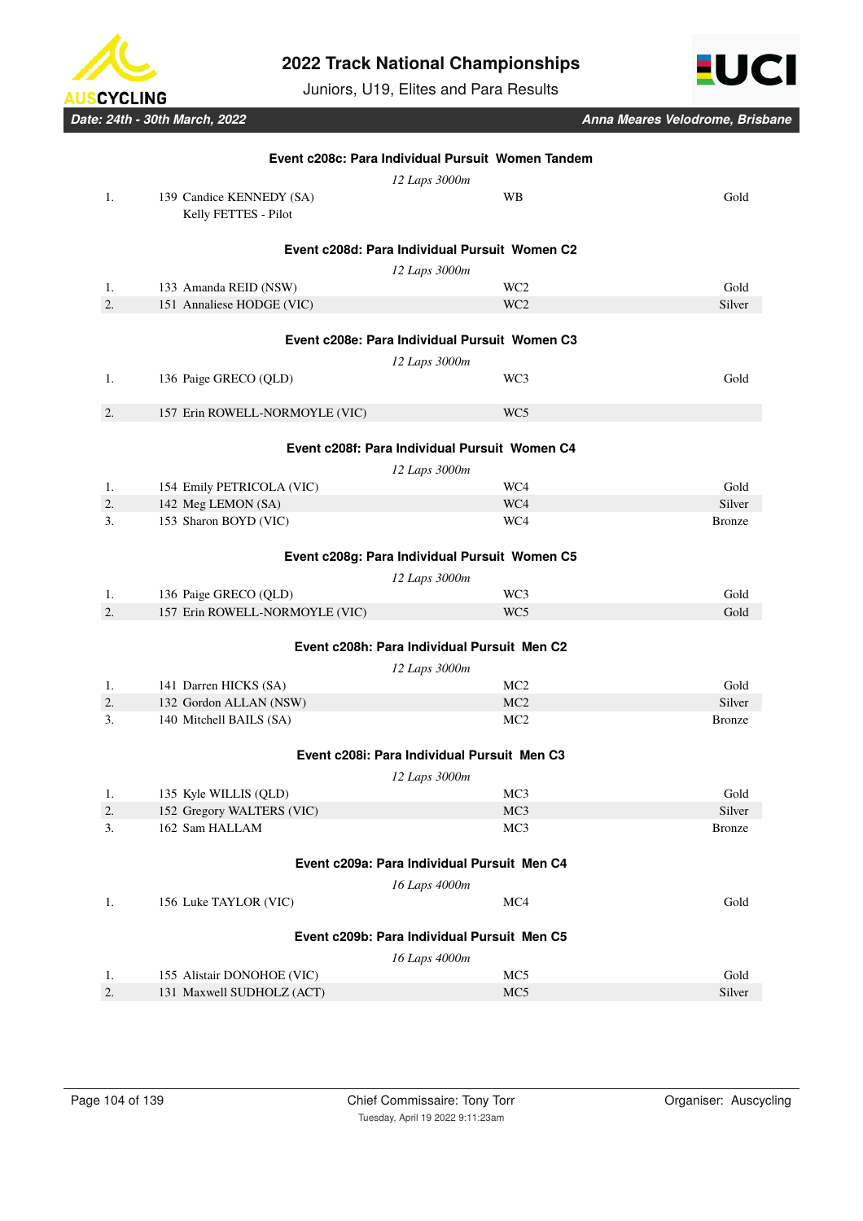### Event c208c: Para Individual Pursuit Women Tandem

*12 Laps 3000m*

| Place | Rider | Class | Medal |
|---|---|---|---|
| 1. | 139 Candice KENNEDY (SA)<br>Kelly FETTES - Pilot | WB | Gold |

### Event c208d: Para Individual Pursuit Women C2

*12 Laps 3000m*

| Place | Rider | Class | Medal |
|---|---|---|---|
| 1. | 133 Amanda REID (NSW) | WC2 | Gold |
| 2. | 151 Annaliese HODGE (VIC) | WC2 | Silver |

### Event c208e: Para Individual Pursuit Women C3

*12 Laps 3000m*

| Place | Rider | Class | Medal |
|---|---|---|---|
| 1. | 136 Paige GRECO (QLD) | WC3 | Gold |
| 2. | 157 Erin ROWELL-NORMOYLE (VIC) | WC5 | |

### Event c208f: Para Individual Pursuit Women C4

*12 Laps 3000m*

| Place | Rider | Class | Medal |
|---|---|---|---|
| 1. | 154 Emily PETRICOLA (VIC) | WC4 | Gold |
| 2. | 142 Meg LEMON (SA) | WC4 | Silver |
| 3. | 153 Sharon BOYD (VIC) | WC4 | Bronze |

### Event c208g: Para Individual Pursuit Women C5

*12 Laps 3000m*

| Place | Rider | Class | Medal |
|---|---|---|---|
| 1. | 136 Paige GRECO (QLD) | WC3 | Gold |
| 2. | 157 Erin ROWELL-NORMOYLE (VIC) | WC5 | Gold |

### Event c208h: Para Individual Pursuit Men C2

*12 Laps 3000m*

| Place | Rider | Class | Medal |
|---|---|---|---|
| 1. | 141 Darren HICKS (SA) | MC2 | Gold |
| 2. | 132 Gordon ALLAN (NSW) | MC2 | Silver |
| 3. | 140 Mitchell BAILS (SA) | MC2 | Bronze |

### Event c208i: Para Individual Pursuit Men C3

*12 Laps 3000m*

| Place | Rider | Class | Medal |
|---|---|---|---|
| 1. | 135 Kyle WILLIS (QLD) | MC3 | Gold |
| 2. | 152 Gregory WALTERS (VIC) | MC3 | Silver |
| 3. | 162 Sam HALLAM | MC3 | Bronze |

### Event c209a: Para Individual Pursuit Men C4

*16 Laps 4000m*

| Place | Rider | Class | Medal |
|---|---|---|---|
| 1. | 156 Luke TAYLOR (VIC) | MC4 | Gold |

### Event c209b: Para Individual Pursuit Men C5

*16 Laps 4000m*

| Place | Rider | Class | Medal |
|---|---|---|---|
| 1. | 155 Alistair DONOHOE (VIC) | MC5 | Gold |
| 2. | 131 Maxwell SUDHOLZ (ACT) | MC5 | Silver |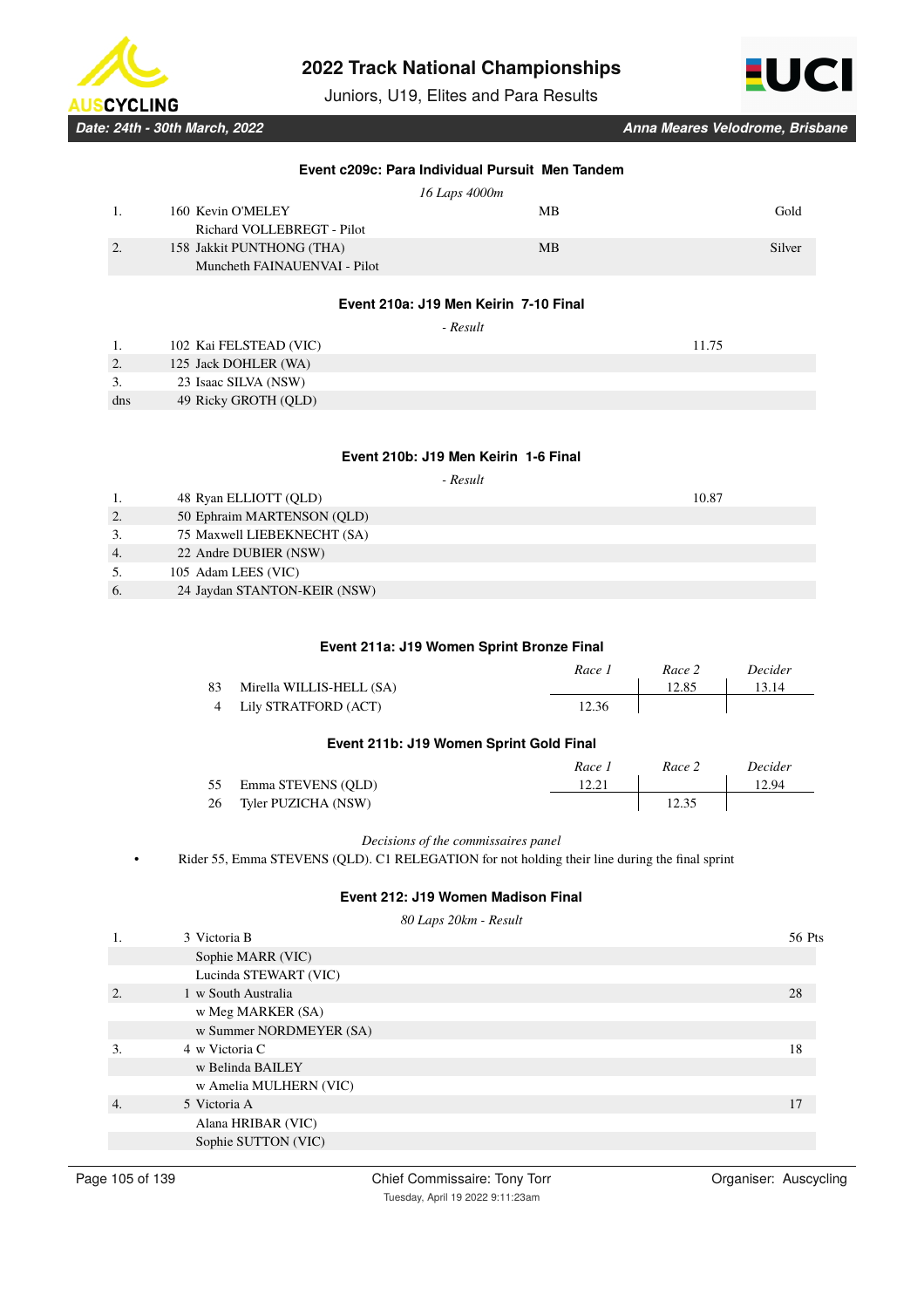#### Event c209c: Para Individual Pursuit Men Tandem

*16 Laps 4000m*

| | | | |
|---|---|---|---|
| 1. | 160 Kevin O'MELEY<br>Richard VOLLEBREGT - Pilot | MB | Gold |
| 2. | 158 Jakkit PUNTHONG (THA)<br>Muncheth FAINAUENVAI - Pilot | MB | Silver |

#### Event 210a: J19 Men Keirin 7-10 Final

*- Result*

| | | |
|---|---|---|
| 1. | 102 Kai FELSTEAD (VIC) | 11.75 |
| 2. | 125 Jack DOHLER (WA) | |
| 3. | 23 Isaac SILVA (NSW) | |
| dns | 49 Ricky GROTH (QLD) | |

#### Event 210b: J19 Men Keirin 1-6 Final

*- Result*

| | | |
|---|---|---|
| 1. | 48 Ryan ELLIOTT (QLD) | 10.87 |
| 2. | 50 Ephraim MARTENSON (QLD) | |
| 3. | 75 Maxwell LIEBEKNECHT (SA) | |
| 4. | 22 Andre DUBIER (NSW) | |
| 5. | 105 Adam LEES (VIC) | |
| 6. | 24 Jaydan STANTON-KEIR (NSW) | |

#### Event 211a: J19 Women Sprint Bronze Final

| | | *Race 1* | *Race 2* | *Decider* |
|---|---|---|---|---|
| 83 | Mirella WILLIS-HELL (SA) | | 12.85 | 13.14 |
| 4 | Lily STRATFORD (ACT) | 12.36 | | |

#### Event 211b: J19 Women Sprint Gold Final

| | | *Race 1* | *Race 2* | *Decider* |
|---|---|---|---|---|
| 55 | Emma STEVENS (QLD) | 12.21 | | 12.94 |
| 26 | Tyler PUZICHA (NSW) | | 12.35 | |

*Decisions of the commissaires panel*

- Rider 55, Emma STEVENS (QLD). C1 RELEGATION for not holding their line during the final sprint

#### Event 212: J19 Women Madison Final

*80 Laps 20km - Result*

| | | |
|---|---|---|
| 1. | 3 Victoria B<br>Sophie MARR (VIC)<br>Lucinda STEWART (VIC) | 56 Pts |
| 2. | 1 w South Australia<br>w Meg MARKER (SA)<br>w Summer NORDMEYER (SA) | 28 |
| 3. | 4 w Victoria C<br>w Belinda BAILEY<br>w Amelia MULHERN (VIC) | 18 |
| 4. | 5 Victoria A<br>Alana HRIBAR (VIC)<br>Sophie SUTTON (VIC) | 17 |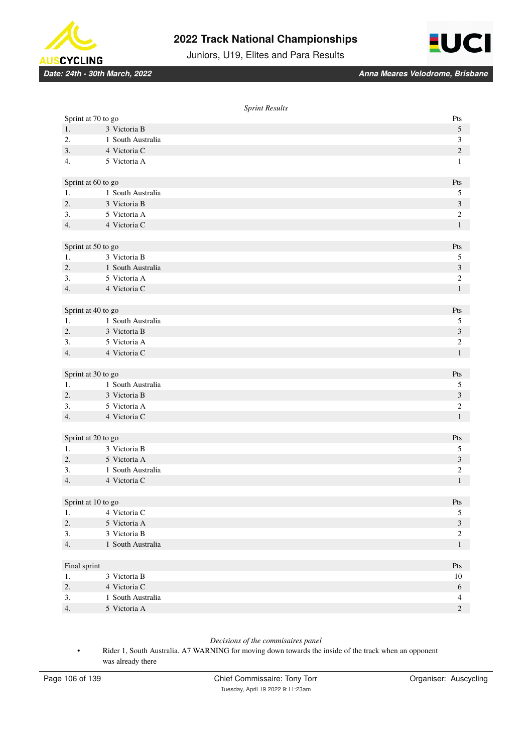*Sprint Results*

| Sprint at 70 to go | | Pts |
|---|---|---|
| 1. | 3 Victoria B | 5 |
| 2. | 1 South Australia | 3 |
| 3. | 4 Victoria C | 2 |
| 4. | 5 Victoria A | 1 |

| Sprint at 60 to go | | Pts |
|---|---|---|
| 1. | 1 South Australia | 5 |
| 2. | 3 Victoria B | 3 |
| 3. | 5 Victoria A | 2 |
| 4. | 4 Victoria C | 1 |

| Sprint at 50 to go | | Pts |
|---|---|---|
| 1. | 3 Victoria B | 5 |
| 2. | 1 South Australia | 3 |
| 3. | 5 Victoria A | 2 |
| 4. | 4 Victoria C | 1 |

| Sprint at 40 to go | | Pts |
|---|---|---|
| 1. | 1 South Australia | 5 |
| 2. | 3 Victoria B | 3 |
| 3. | 5 Victoria A | 2 |
| 4. | 4 Victoria C | 1 |

| Sprint at 30 to go | | Pts |
|---|---|---|
| 1. | 1 South Australia | 5 |
| 2. | 3 Victoria B | 3 |
| 3. | 5 Victoria A | 2 |
| 4. | 4 Victoria C | 1 |

| Sprint at 20 to go | | Pts |
|---|---|---|
| 1. | 3 Victoria B | 5 |
| 2. | 5 Victoria A | 3 |
| 3. | 1 South Australia | 2 |
| 4. | 4 Victoria C | 1 |

| Sprint at 10 to go | | Pts |
|---|---|---|
| 1. | 4 Victoria C | 5 |
| 2. | 5 Victoria A | 3 |
| 3. | 3 Victoria B | 2 |
| 4. | 1 South Australia | 1 |

| Final sprint | | Pts |
|---|---|---|
| 1. | 3 Victoria B | 10 |
| 2. | 4 Victoria C | 6 |
| 3. | 1 South Australia | 4 |
| 4. | 5 Victoria A | 2 |

*Decisions of the commisaires panel*

- Rider 1, South Australia. A7 WARNING for moving down towards the inside of the track when an opponent was already there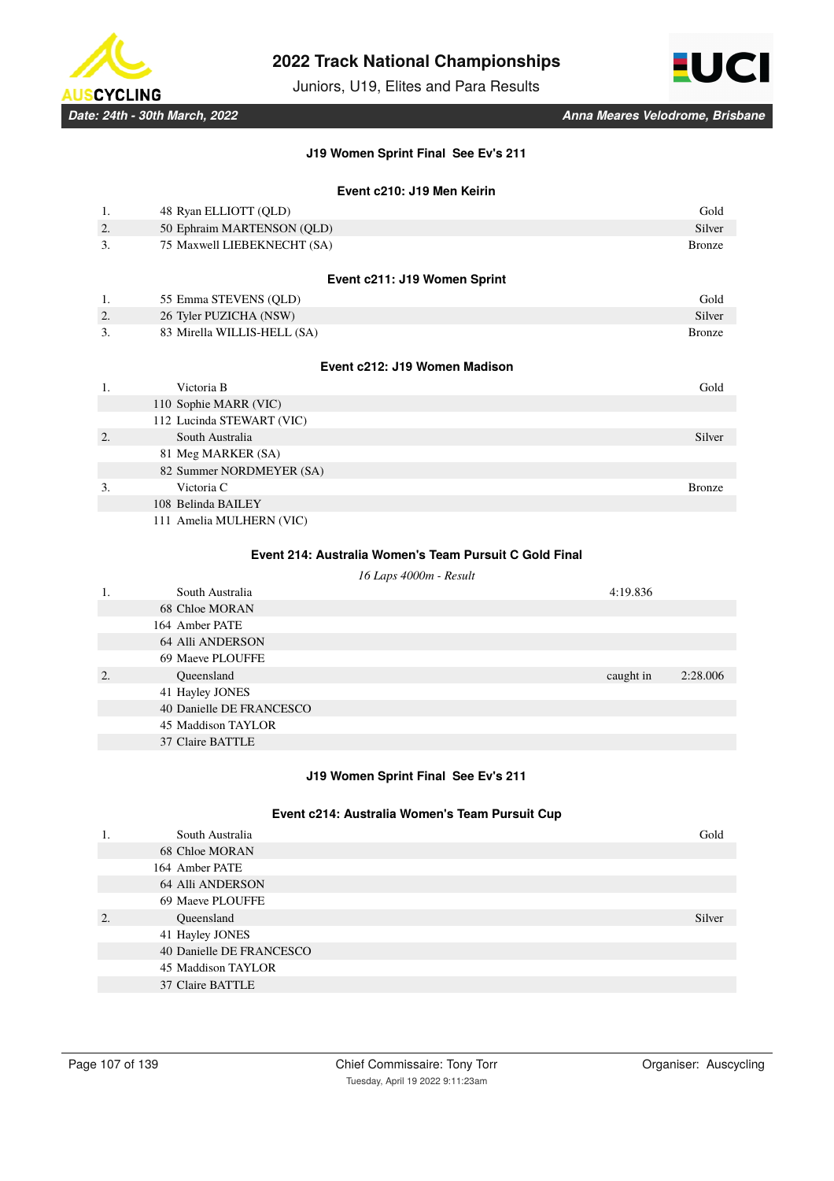**J19 Women Sprint Final See Ev's 211**

**Event c210: J19 Men Keirin**

| | | |
|---|---|---|
| 1. | 48 Ryan ELLIOTT (QLD) | Gold |
| 2. | 50 Ephraim MARTENSON (QLD) | Silver |
| 3. | 75 Maxwell LIEBEKNECHT (SA) | Bronze |

**Event c211: J19 Women Sprint**

| | | |
|---|---|---|
| 1. | 55 Emma STEVENS (QLD) | Gold |
| 2. | 26 Tyler PUZICHA (NSW) | Silver |
| 3. | 83 Mirella WILLIS-HELL (SA) | Bronze |

**Event c212: J19 Women Madison**

| | | |
|---|---|---|
| 1. | Victoria B | Gold |
| | 110 Sophie MARR (VIC) | |
| | 112 Lucinda STEWART (VIC) | |
| 2. | South Australia | Silver |
| | 81 Meg MARKER (SA) | |
| | 82 Summer NORDMEYER (SA) | |
| 3. | Victoria C | Bronze |
| | 108 Belinda BAILEY | |
| | 111 Amelia MULHERN (VIC) | |

**Event 214: Australia Women's Team Pursuit C Gold Final**

*16 Laps 4000m - Result*

| | | | |
|---|---|---|---|
| 1. | South Australia | 4:19.836 | |
| | 68 Chloe MORAN | | |
| | 164 Amber PATE | | |
| | 64 Alli ANDERSON | | |
| | 69 Maeve PLOUFFE | | |
| 2. | Queensland | caught in | 2:28.006 |
| | 41 Hayley JONES | | |
| | 40 Danielle DE FRANCESCO | | |
| | 45 Maddison TAYLOR | | |
| | 37 Claire BATTLE | | |

**J19 Women Sprint Final See Ev's 211**

**Event c214: Australia Women's Team Pursuit Cup**

| | | |
|---|---|---|
| 1. | South Australia | Gold |
| | 68 Chloe MORAN | |
| | 164 Amber PATE | |
| | 64 Alli ANDERSON | |
| | 69 Maeve PLOUFFE | |
| 2. | Queensland | Silver |
| | 41 Hayley JONES | |
| | 40 Danielle DE FRANCESCO | |
| | 45 Maddison TAYLOR | |
| | 37 Claire BATTLE | |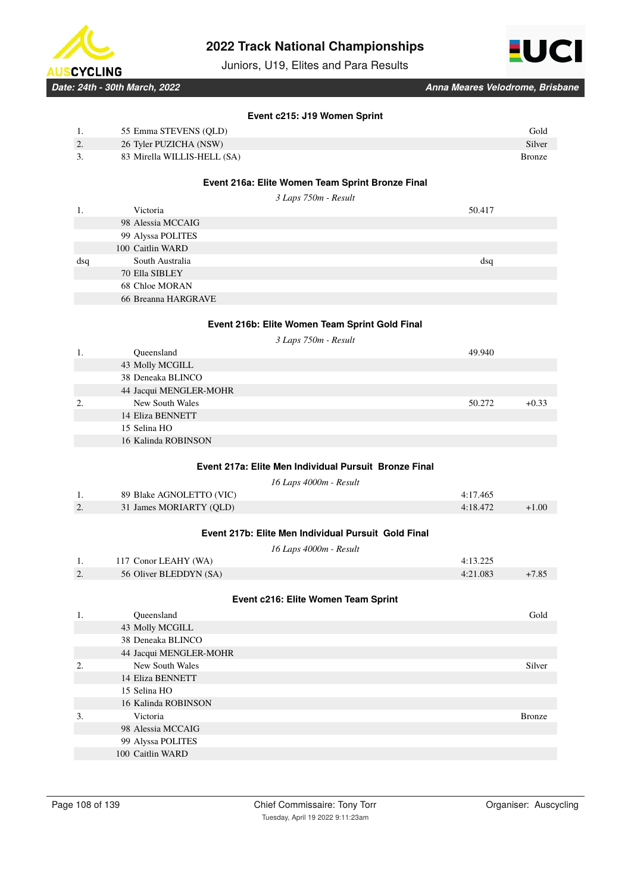### Event c215: J19 Women Sprint

| | | |
|---|---|---|
| 1. | 55 Emma STEVENS (QLD) | Gold |
| 2. | 26 Tyler PUZICHA (NSW) | Silver |
| 3. | 83 Mirella WILLIS-HELL (SA) | Bronze |

### Event 216a: Elite Women Team Sprint Bronze Final

*3 Laps 750m - Result*

| | | | |
|---|---|---|---|
| 1. | Victoria | 50.417 | |
| | 98 Alessia MCCAIG | | |
| | 99 Alyssa POLITES | | |
| | 100 Caitlin WARD | | |
| dsq | South Australia | dsq | |
| | 70 Ella SIBLEY | | |
| | 68 Chloe MORAN | | |
| | 66 Breanna HARGRAVE | | |

### Event 216b: Elite Women Team Sprint Gold Final

*3 Laps 750m - Result*

| | | | |
|---|---|---|---|
| 1. | Queensland | 49.940 | |
| | 43 Molly MCGILL | | |
| | 38 Deneaka BLINCO | | |
| | 44 Jacqui MENGLER-MOHR | | |
| 2. | New South Wales | 50.272 | +0.33 |
| | 14 Eliza BENNETT | | |
| | 15 Selina HO | | |
| | 16 Kalinda ROBINSON | | |

### Event 217a: Elite Men Individual Pursuit Bronze Final

*16 Laps 4000m - Result*

| | | | |
|---|---|---|---|
| 1. | 89 Blake AGNOLETTO (VIC) | 4:17.465 | |
| 2. | 31 James MORIARTY (QLD) | 4:18.472 | +1.00 |

### Event 217b: Elite Men Individual Pursuit Gold Final

*16 Laps 4000m - Result*

| | | | |
|---|---|---|---|
| 1. | 117 Conor LEAHY (WA) | 4:13.225 | |
| 2. | 56 Oliver BLEDDYN (SA) | 4:21.083 | +7.85 |

### Event c216: Elite Women Team Sprint

| | | |
|---|---|---|
| 1. | Queensland | Gold |
| | 43 Molly MCGILL | |
| | 38 Deneaka BLINCO | |
| | 44 Jacqui MENGLER-MOHR | |
| 2. | New South Wales | Silver |
| | 14 Eliza BENNETT | |
| | 15 Selina HO | |
| | 16 Kalinda ROBINSON | |
| 3. | Victoria | Bronze |
| | 98 Alessia MCCAIG | |
| | 99 Alyssa POLITES | |
| | 100 Caitlin WARD | |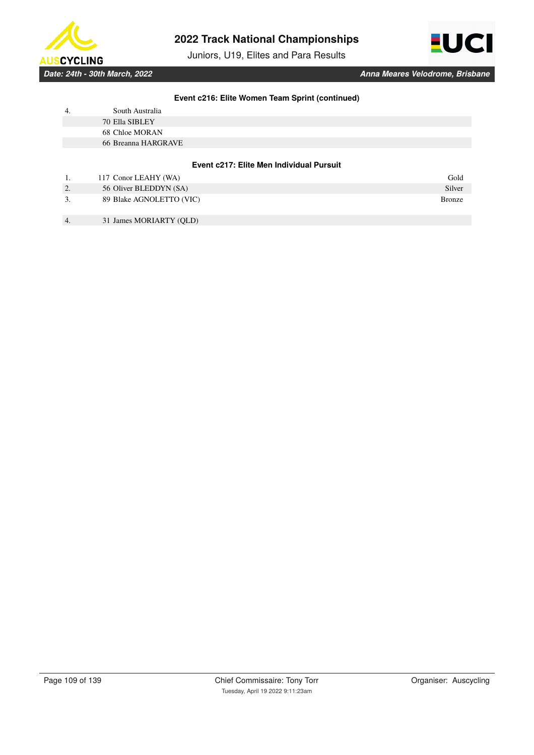#### Event c216: Elite Women Team Sprint (continued)

| | | |
|---|---|---|
| 4. | South Australia | |
| | 70 Ella SIBLEY | |
| | 68 Chloe MORAN | |
| | 66 Breanna HARGRAVE | |

#### Event c217: Elite Men Individual Pursuit

| | | |
|---|---|---|
| 1. | 117 Conor LEAHY (WA) | Gold |
| 2. | 56 Oliver BLEDDYN (SA) | Silver |
| 3. | 89 Blake AGNOLETTO (VIC) | Bronze |
| 4. | 31 James MORIARTY (QLD) | |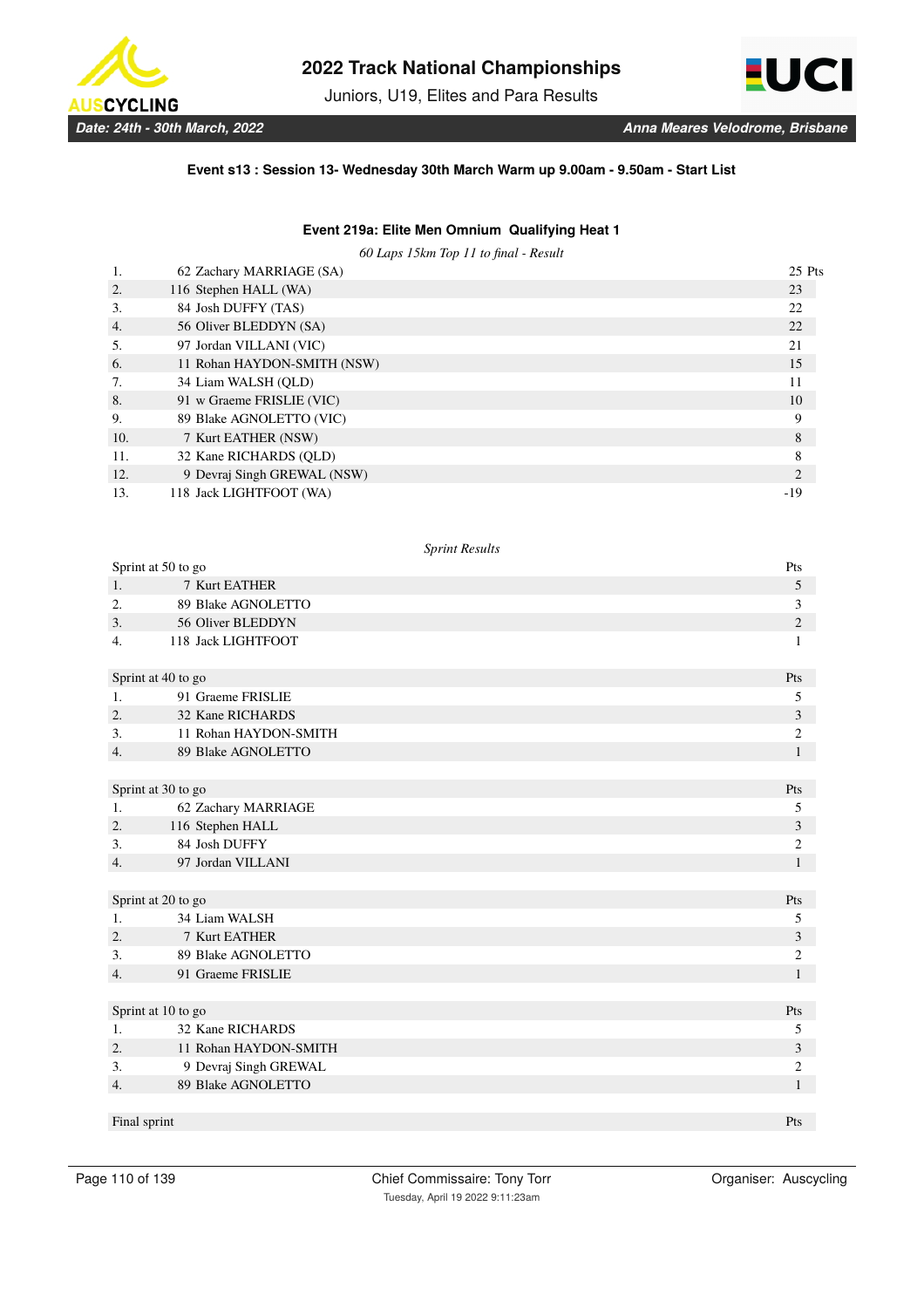# 2022 Track National Championships

Juniors, U19, Elites and Para Results

*Date: 24th - 30th March, 2022* | *Anna Meares Velodrome, Brisbane*

**Event s13 : Session 13- Wednesday 30th March Warm up 9.00am - 9.50am - Start List**

## Event 219a: Elite Men Omnium Qualifying Heat 1

*60 Laps 15km Top 11 to final - Result*

| Pos | Rider | Pts |
|---|---|---|
| 1. | 62 Zachary MARRIAGE (SA) | 25 Pts |
| 2. | 116 Stephen HALL (WA) | 23 |
| 3. | 84 Josh DUFFY (TAS) | 22 |
| 4. | 56 Oliver BLEDDYN (SA) | 22 |
| 5. | 97 Jordan VILLANI (VIC) | 21 |
| 6. | 11 Rohan HAYDON-SMITH (NSW) | 15 |
| 7. | 34 Liam WALSH (QLD) | 11 |
| 8. | 91 w Graeme FRISLIE (VIC) | 10 |
| 9. | 89 Blake AGNOLETTO (VIC) | 9 |
| 10. | 7 Kurt EATHER (NSW) | 8 |
| 11. | 32 Kane RICHARDS (QLD) | 8 |
| 12. | 9 Devraj Singh GREWAL (NSW) | 2 |
| 13. | 118 Jack LIGHTFOOT (WA) | -19 |

*Sprint Results*

| Sprint at 50 to go | | Pts |
|---|---|---|
| 1. | 7 Kurt EATHER | 5 |
| 2. | 89 Blake AGNOLETTO | 3 |
| 3. | 56 Oliver BLEDDYN | 2 |
| 4. | 118 Jack LIGHTFOOT | 1 |

| Sprint at 40 to go | | Pts |
|---|---|---|
| 1. | 91 Graeme FRISLIE | 5 |
| 2. | 32 Kane RICHARDS | 3 |
| 3. | 11 Rohan HAYDON-SMITH | 2 |
| 4. | 89 Blake AGNOLETTO | 1 |

| Sprint at 30 to go | | Pts |
|---|---|---|
| 1. | 62 Zachary MARRIAGE | 5 |
| 2. | 116 Stephen HALL | 3 |
| 3. | 84 Josh DUFFY | 2 |
| 4. | 97 Jordan VILLANI | 1 |

| Sprint at 20 to go | | Pts |
|---|---|---|
| 1. | 34 Liam WALSH | 5 |
| 2. | 7 Kurt EATHER | 3 |
| 3. | 89 Blake AGNOLETTO | 2 |
| 4. | 91 Graeme FRISLIE | 1 |

| Sprint at 10 to go | | Pts |
|---|---|---|
| 1. | 32 Kane RICHARDS | 5 |
| 2. | 11 Rohan HAYDON-SMITH | 3 |
| 3. | 9 Devraj Singh GREWAL | 2 |
| 4. | 89 Blake AGNOLETTO | 1 |

| Final sprint | | Pts |
|---|---|---|

Chief Commissaire: Tony Torr | Organiser: Auscycling

Tuesday, April 19 2022 9:11:23am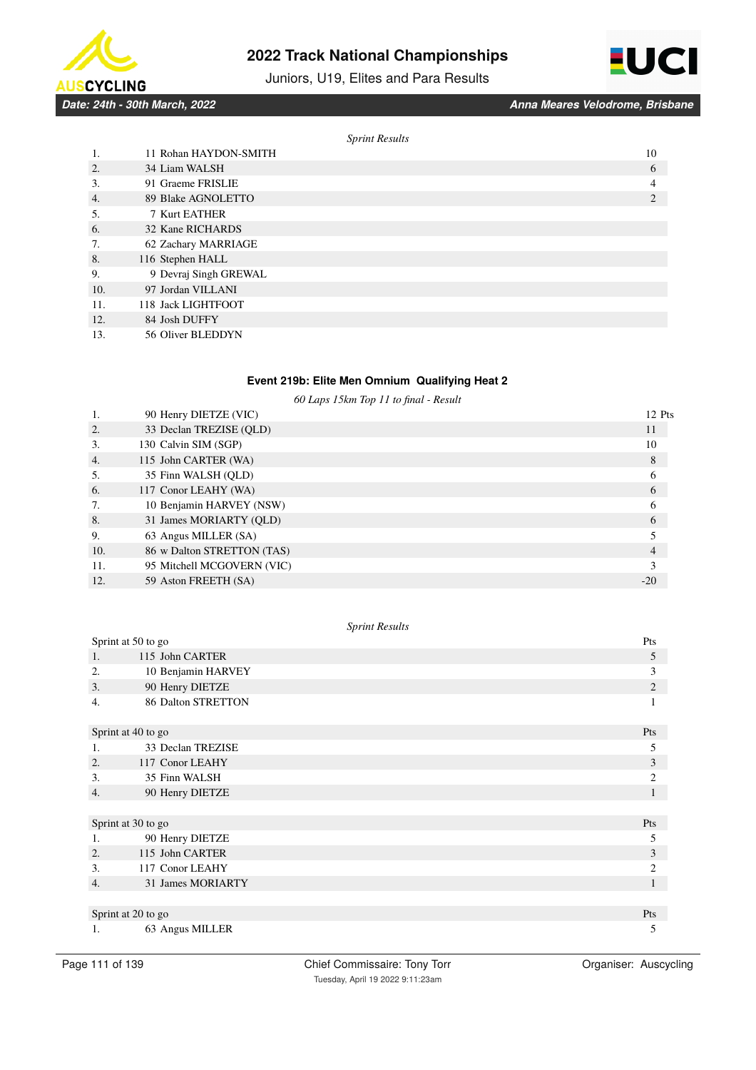*Sprint Results*

| | | |
|---|---|---|
| 1. | 11 Rohan HAYDON-SMITH | 10 |
| 2. | 34 Liam WALSH | 6 |
| 3. | 91 Graeme FRISLIE | 4 |
| 4. | 89 Blake AGNOLETTO | 2 |
| 5. | 7 Kurt EATHER | |
| 6. | 32 Kane RICHARDS | |
| 7. | 62 Zachary MARRIAGE | |
| 8. | 116 Stephen HALL | |
| 9. | 9 Devraj Singh GREWAL | |
| 10. | 97 Jordan VILLANI | |
| 11. | 118 Jack LIGHTFOOT | |
| 12. | 84 Josh DUFFY | |
| 13. | 56 Oliver BLEDDYN | |

### Event 219b: Elite Men Omnium Qualifying Heat 2

*60 Laps 15km Top 11 to final - Result*

| | | |
|---|---|---|
| 1. | 90 Henry DIETZE (VIC) | 12 Pts |
| 2. | 33 Declan TREZISE (QLD) | 11 |
| 3. | 130 Calvin SIM (SGP) | 10 |
| 4. | 115 John CARTER (WA) | 8 |
| 5. | 35 Finn WALSH (QLD) | 6 |
| 6. | 117 Conor LEAHY (WA) | 6 |
| 7. | 10 Benjamin HARVEY (NSW) | 6 |
| 8. | 31 James MORIARTY (QLD) | 6 |
| 9. | 63 Angus MILLER (SA) | 5 |
| 10. | 86 w Dalton STRETTON (TAS) | 4 |
| 11. | 95 Mitchell MCGOVERN (VIC) | 3 |
| 12. | 59 Aston FREETH (SA) | -20 |

*Sprint Results*

| Sprint at 50 to go | | Pts |
|---|---|---|
| 1. | 115 John CARTER | 5 |
| 2. | 10 Benjamin HARVEY | 3 |
| 3. | 90 Henry DIETZE | 2 |
| 4. | 86 Dalton STRETTON | 1 |

| Sprint at 40 to go | | Pts |
|---|---|---|
| 1. | 33 Declan TREZISE | 5 |
| 2. | 117 Conor LEAHY | 3 |
| 3. | 35 Finn WALSH | 2 |
| 4. | 90 Henry DIETZE | 1 |

| Sprint at 30 to go | | Pts |
|---|---|---|
| 1. | 90 Henry DIETZE | 5 |
| 2. | 115 John CARTER | 3 |
| 3. | 117 Conor LEAHY | 2 |
| 4. | 31 James MORIARTY | 1 |

| Sprint at 20 to go | | Pts |
|---|---|---|
| 1. | 63 Angus MILLER | 5 |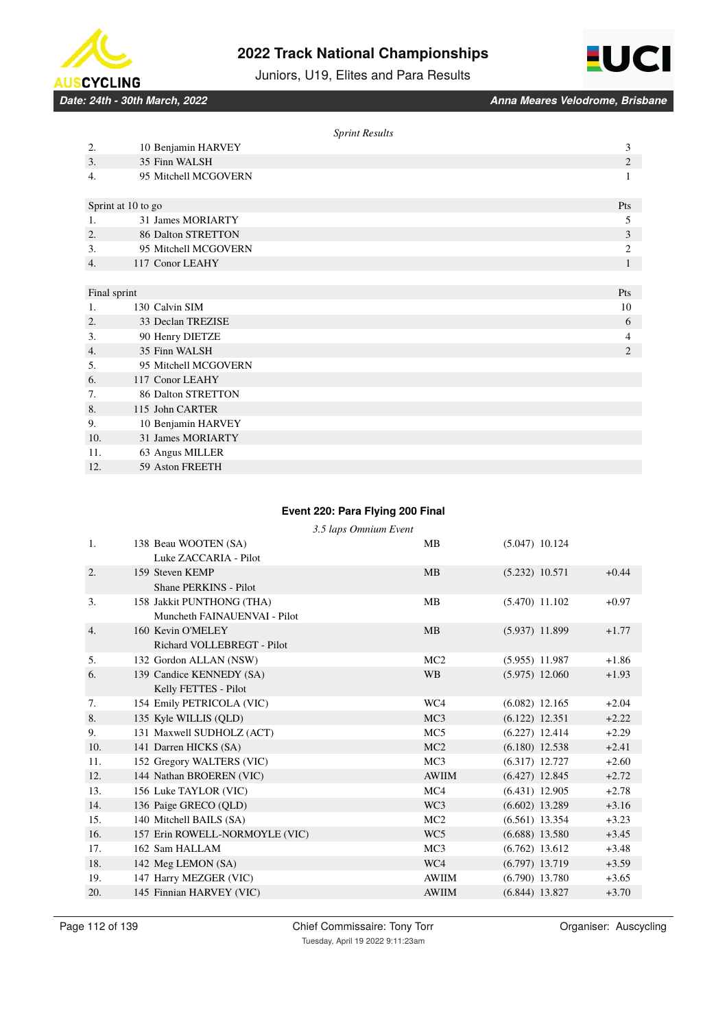*Sprint Results*

| | | Pts |
|---|---|---|
| 2. | 10 Benjamin HARVEY | 3 |
| 3. | 35 Finn WALSH | 2 |
| 4. | 95 Mitchell MCGOVERN | 1 |

| Sprint at 10 to go | | Pts |
|---|---|---|
| 1. | 31 James MORIARTY | 5 |
| 2. | 86 Dalton STRETTON | 3 |
| 3. | 95 Mitchell MCGOVERN | 2 |
| 4. | 117 Conor LEAHY | 1 |

| Final sprint | | Pts |
|---|---|---|
| 1. | 130 Calvin SIM | 10 |
| 2. | 33 Declan TREZISE | 6 |
| 3. | 90 Henry DIETZE | 4 |
| 4. | 35 Finn WALSH | 2 |
| 5. | 95 Mitchell MCGOVERN | |
| 6. | 117 Conor LEAHY | |
| 7. | 86 Dalton STRETTON | |
| 8. | 115 John CARTER | |
| 9. | 10 Benjamin HARVEY | |
| 10. | 31 James MORIARTY | |
| 11. | 63 Angus MILLER | |
| 12. | 59 Aston FREETH | |

### Event 220: Para Flying 200 Final

*3.5 laps Omnium Event*

| | | | | |
|---|---|---|---|---|
| 1. | 138 Beau WOOTEN (SA)<br>Luke ZACCARIA - Pilot | MB | (5.047) 10.124 | |
| 2. | 159 Steven KEMP<br>Shane PERKINS - Pilot | MB | (5.232) 10.571 | +0.44 |
| 3. | 158 Jakkit PUNTHONG (THA)<br>Muncheth FAINAUENVAI - Pilot | MB | (5.470) 11.102 | +0.97 |
| 4. | 160 Kevin O'MELEY<br>Richard VOLLEBREGT - Pilot | MB | (5.937) 11.899 | +1.77 |
| 5. | 132 Gordon ALLAN (NSW) | MC2 | (5.955) 11.987 | +1.86 |
| 6. | 139 Candice KENNEDY (SA)<br>Kelly FETTES - Pilot | WB | (5.975) 12.060 | +1.93 |
| 7. | 154 Emily PETRICOLA (VIC) | WC4 | (6.082) 12.165 | +2.04 |
| 8. | 135 Kyle WILLIS (QLD) | MC3 | (6.122) 12.351 | +2.22 |
| 9. | 131 Maxwell SUDHOLZ (ACT) | MC5 | (6.227) 12.414 | +2.29 |
| 10. | 141 Darren HICKS (SA) | MC2 | (6.180) 12.538 | +2.41 |
| 11. | 152 Gregory WALTERS (VIC) | MC3 | (6.317) 12.727 | +2.60 |
| 12. | 144 Nathan BROEREN (VIC) | AWIIM | (6.427) 12.845 | +2.72 |
| 13. | 156 Luke TAYLOR (VIC) | MC4 | (6.431) 12.905 | +2.78 |
| 14. | 136 Paige GRECO (QLD) | WC3 | (6.602) 13.289 | +3.16 |
| 15. | 140 Mitchell BAILS (SA) | MC2 | (6.561) 13.354 | +3.23 |
| 16. | 157 Erin ROWELL-NORMOYLE (VIC) | WC5 | (6.688) 13.580 | +3.45 |
| 17. | 162 Sam HALLAM | MC3 | (6.762) 13.612 | +3.48 |
| 18. | 142 Meg LEMON (SA) | WC4 | (6.797) 13.719 | +3.59 |
| 19. | 147 Harry MEZGER (VIC) | AWIIM | (6.790) 13.780 | +3.65 |
| 20. | 145 Finnian HARVEY (VIC) | AWIIM | (6.844) 13.827 | +3.70 |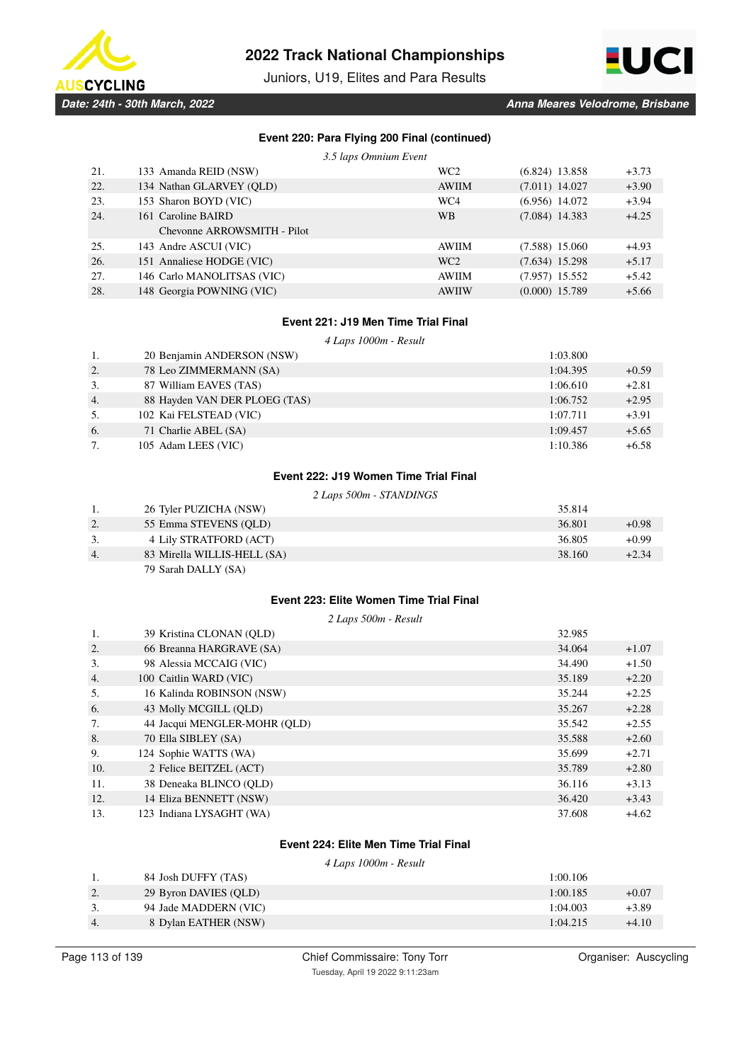### Event 220: Para Flying 200 Final (continued)

*3.5 laps Omnium Event*

| | | | | |
|---|---|---|---|---|
| 21. | 133 Amanda REID (NSW) | WC2 | (6.824) 13.858 | +3.73 |
| 22. | 134 Nathan GLARVEY (QLD) | AWIIM | (7.011) 14.027 | +3.90 |
| 23. | 153 Sharon BOYD (VIC) | WC4 | (6.956) 14.072 | +3.94 |
| 24. | 161 Caroline BAIRD<br>Chevonne ARROWSMITH - Pilot | WB | (7.084) 14.383 | +4.25 |
| 25. | 143 Andre ASCUI (VIC) | AWIIM | (7.588) 15.060 | +4.93 |
| 26. | 151 Annaliese HODGE (VIC) | WC2 | (7.634) 15.298 | +5.17 |
| 27. | 146 Carlo MANOLITSAS (VIC) | AWIIM | (7.957) 15.552 | +5.42 |
| 28. | 148 Georgia POWNING (VIC) | AWIIW | (0.000) 15.789 | +5.66 |

### Event 221: J19 Men Time Trial Final

*4 Laps 1000m - Result*

| | | | |
|---|---|---|---|
| 1. | 20 Benjamin ANDERSON (NSW) | 1:03.800 | |
| 2. | 78 Leo ZIMMERMANN (SA) | 1:04.395 | +0.59 |
| 3. | 87 William EAVES (TAS) | 1:06.610 | +2.81 |
| 4. | 88 Hayden VAN DER PLOEG (TAS) | 1:06.752 | +2.95 |
| 5. | 102 Kai FELSTEAD (VIC) | 1:07.711 | +3.91 |
| 6. | 71 Charlie ABEL (SA) | 1:09.457 | +5.65 |
| 7. | 105 Adam LEES (VIC) | 1:10.386 | +6.58 |

### Event 222: J19 Women Time Trial Final

*2 Laps 500m - STANDINGS*

| | | | |
|---|---|---|---|
| 1. | 26 Tyler PUZICHA (NSW) | 35.814 | |
| 2. | 55 Emma STEVENS (QLD) | 36.801 | +0.98 |
| 3. | 4 Lily STRATFORD (ACT) | 36.805 | +0.99 |
| 4. | 83 Mirella WILLIS-HELL (SA) | 38.160 | +2.34 |
| | 79 Sarah DALLY (SA) | | |

### Event 223: Elite Women Time Trial Final

*2 Laps 500m - Result*

| | | | |
|---|---|---|---|
| 1. | 39 Kristina CLONAN (QLD) | 32.985 | |
| 2. | 66 Breanna HARGRAVE (SA) | 34.064 | +1.07 |
| 3. | 98 Alessia MCCAIG (VIC) | 34.490 | +1.50 |
| 4. | 100 Caitlin WARD (VIC) | 35.189 | +2.20 |
| 5. | 16 Kalinda ROBINSON (NSW) | 35.244 | +2.25 |
| 6. | 43 Molly MCGILL (QLD) | 35.267 | +2.28 |
| 7. | 44 Jacqui MENGLER-MOHR (QLD) | 35.542 | +2.55 |
| 8. | 70 Ella SIBLEY (SA) | 35.588 | +2.60 |
| 9. | 124 Sophie WATTS (WA) | 35.699 | +2.71 |
| 10. | 2 Felice BEITZEL (ACT) | 35.789 | +2.80 |
| 11. | 38 Deneaka BLINCO (QLD) | 36.116 | +3.13 |
| 12. | 14 Eliza BENNETT (NSW) | 36.420 | +3.43 |
| 13. | 123 Indiana LYSAGHT (WA) | 37.608 | +4.62 |

### Event 224: Elite Men Time Trial Final

*4 Laps 1000m - Result*

| | | | |
|---|---|---|---|
| 1. | 84 Josh DUFFY (TAS) | 1:00.106 | |
| 2. | 29 Byron DAVIES (QLD) | 1:00.185 | +0.07 |
| 3. | 94 Jade MADDERN (VIC) | 1:04.003 | +3.89 |
| 4. | 8 Dylan EATHER (NSW) | 1:04.215 | +4.10 |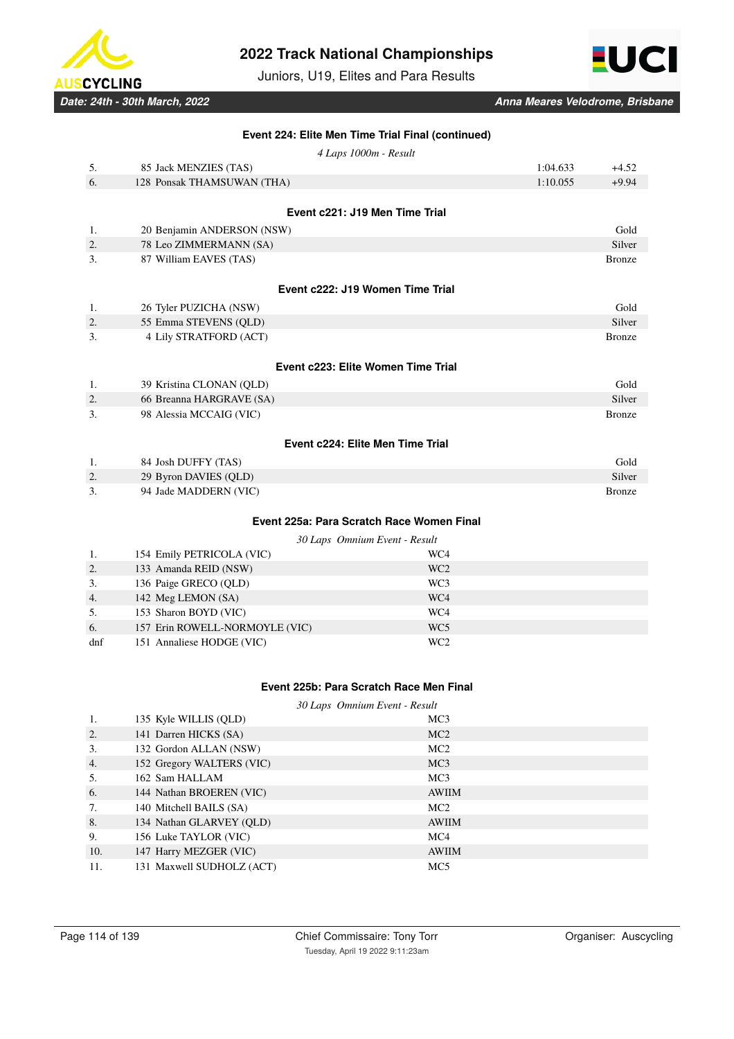### Event 224: Elite Men Time Trial Final (continued)

*4 Laps 1000m - Result*

| | | | |
|---|---|---|---|
| 5. | 85 Jack MENZIES (TAS) | 1:04.633 | +4.52 |
| 6. | 128 Ponsak THAMSUWAN (THA) | 1:10.055 | +9.94 |

### Event c221: J19 Men Time Trial

| | | |
|---|---|---|
| 1. | 20 Benjamin ANDERSON (NSW) | Gold |
| 2. | 78 Leo ZIMMERMANN (SA) | Silver |
| 3. | 87 William EAVES (TAS) | Bronze |

### Event c222: J19 Women Time Trial

| | | |
|---|---|---|
| 1. | 26 Tyler PUZICHA (NSW) | Gold |
| 2. | 55 Emma STEVENS (QLD) | Silver |
| 3. | 4 Lily STRATFORD (ACT) | Bronze |

### Event c223: Elite Women Time Trial

| | | |
|---|---|---|
| 1. | 39 Kristina CLONAN (QLD) | Gold |
| 2. | 66 Breanna HARGRAVE (SA) | Silver |
| 3. | 98 Alessia MCCAIG (VIC) | Bronze |

### Event c224: Elite Men Time Trial

| | | |
|---|---|---|
| 1. | 84 Josh DUFFY (TAS) | Gold |
| 2. | 29 Byron DAVIES (QLD) | Silver |
| 3. | 94 Jade MADDERN (VIC) | Bronze |

### Event 225a: Para Scratch Race Women Final

*30 Laps Omnium Event - Result*

| | | |
|---|---|---|
| 1. | 154 Emily PETRICOLA (VIC) | WC4 |
| 2. | 133 Amanda REID (NSW) | WC2 |
| 3. | 136 Paige GRECO (QLD) | WC3 |
| 4. | 142 Meg LEMON (SA) | WC4 |
| 5. | 153 Sharon BOYD (VIC) | WC4 |
| 6. | 157 Erin ROWELL-NORMOYLE (VIC) | WC5 |
| dnf | 151 Annaliese HODGE (VIC) | WC2 |

### Event 225b: Para Scratch Race Men Final

*30 Laps Omnium Event - Result*

| | | |
|---|---|---|
| 1. | 135 Kyle WILLIS (QLD) | MC3 |
| 2. | 141 Darren HICKS (SA) | MC2 |
| 3. | 132 Gordon ALLAN (NSW) | MC2 |
| 4. | 152 Gregory WALTERS (VIC) | MC3 |
| 5. | 162 Sam HALLAM | MC3 |
| 6. | 144 Nathan BROEREN (VIC) | AWIIM |
| 7. | 140 Mitchell BAILS (SA) | MC2 |
| 8. | 134 Nathan GLARVEY (QLD) | AWIIM |
| 9. | 156 Luke TAYLOR (VIC) | MC4 |
| 10. | 147 Harry MEZGER (VIC) | AWIIM |
| 11. | 131 Maxwell SUDHOLZ (ACT) | MC5 |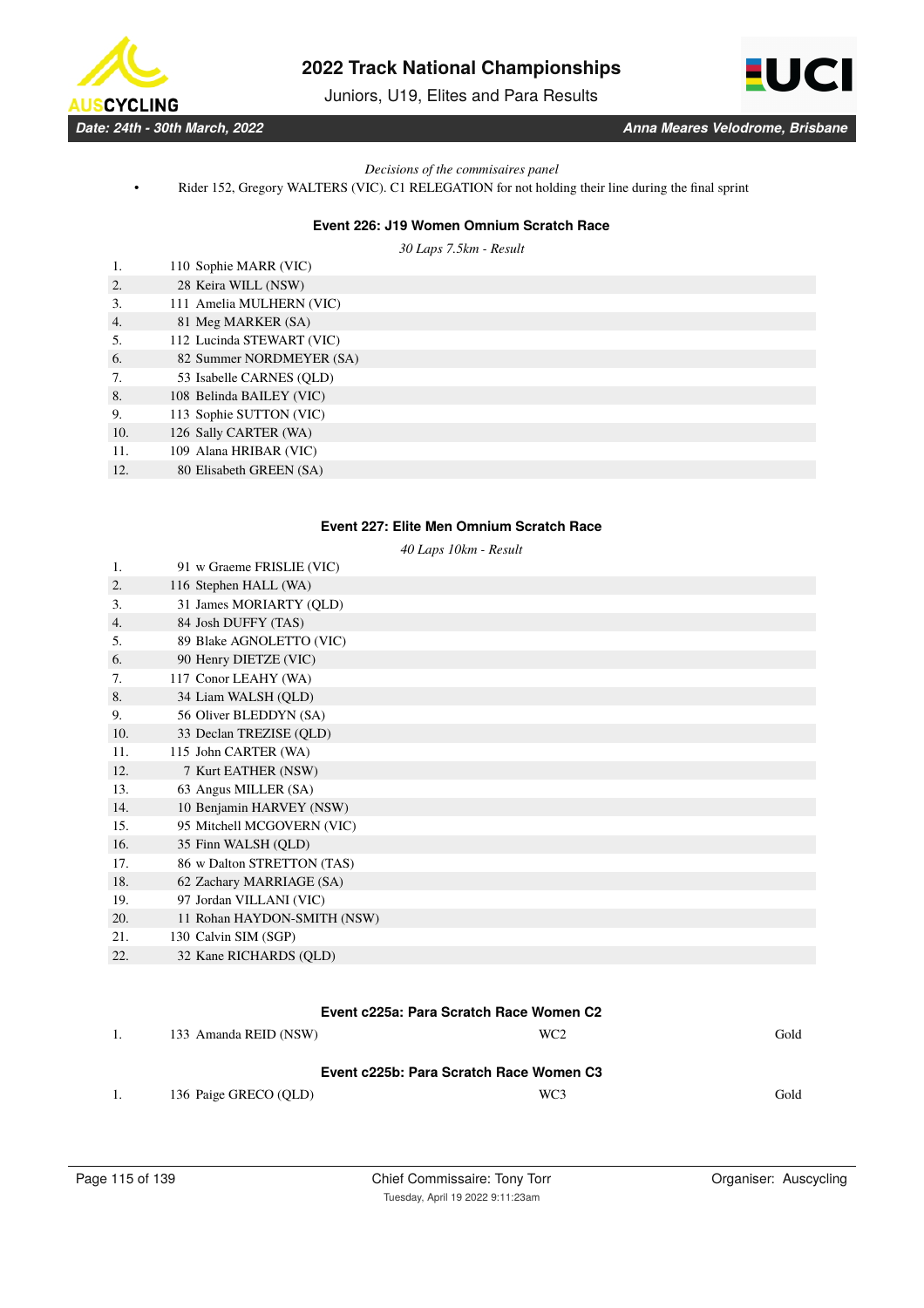*Decisions of the commisaires panel*

- Rider 152, Gregory WALTERS (VIC). C1 RELEGATION for not holding their line during the final sprint

### Event 226: J19 Women Omnium Scratch Race

*30 Laps 7.5km - Result*

| Pos | No. | Name |
|---|---|---|
| 1. | 110 | Sophie MARR (VIC) |
| 2. | 28 | Keira WILL (NSW) |
| 3. | 111 | Amelia MULHERN (VIC) |
| 4. | 81 | Meg MARKER (SA) |
| 5. | 112 | Lucinda STEWART (VIC) |
| 6. | 82 | Summer NORDMEYER (SA) |
| 7. | 53 | Isabelle CARNES (QLD) |
| 8. | 108 | Belinda BAILEY (VIC) |
| 9. | 113 | Sophie SUTTON (VIC) |
| 10. | 126 | Sally CARTER (WA) |
| 11. | 109 | Alana HRIBAR (VIC) |
| 12. | 80 | Elisabeth GREEN (SA) |

### Event 227: Elite Men Omnium Scratch Race

*40 Laps 10km - Result*

| Pos | No. | Name |
|---|---|---|
| 1. | 91 | w Graeme FRISLIE (VIC) |
| 2. | 116 | Stephen HALL (WA) |
| 3. | 31 | James MORIARTY (QLD) |
| 4. | 84 | Josh DUFFY (TAS) |
| 5. | 89 | Blake AGNOLETTO (VIC) |
| 6. | 90 | Henry DIETZE (VIC) |
| 7. | 117 | Conor LEAHY (WA) |
| 8. | 34 | Liam WALSH (QLD) |
| 9. | 56 | Oliver BLEDDYN (SA) |
| 10. | 33 | Declan TREZISE (QLD) |
| 11. | 115 | John CARTER (WA) |
| 12. | 7 | Kurt EATHER (NSW) |
| 13. | 63 | Angus MILLER (SA) |
| 14. | 10 | Benjamin HARVEY (NSW) |
| 15. | 95 | Mitchell MCGOVERN (VIC) |
| 16. | 35 | Finn WALSH (QLD) |
| 17. | 86 | w Dalton STRETTON (TAS) |
| 18. | 62 | Zachary MARRIAGE (SA) |
| 19. | 97 | Jordan VILLANI (VIC) |
| 20. | 11 | Rohan HAYDON-SMITH (NSW) |
| 21. | 130 | Calvin SIM (SGP) |
| 22. | 32 | Kane RICHARDS (QLD) |

### Event c225a: Para Scratch Race Women C2

| Pos | No. | Name | Class | Medal |
|---|---|---|---|---|
| 1. | 133 | Amanda REID (NSW) | WC2 | Gold |

### Event c225b: Para Scratch Race Women C3

| Pos | No. | Name | Class | Medal |
|---|---|---|---|---|
| 1. | 136 | Paige GRECO (QLD) | WC3 | Gold |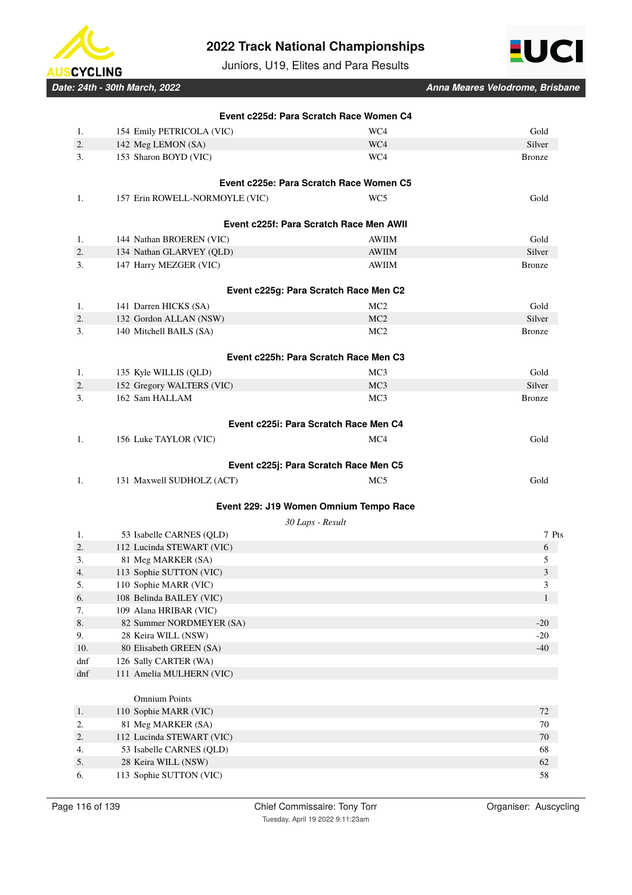### Event c225d: Para Scratch Race Women C4

| | | | |
|---|---|---|---|
| 1. | 154 Emily PETRICOLA (VIC) | WC4 | Gold |
| 2. | 142 Meg LEMON (SA) | WC4 | Silver |
| 3. | 153 Sharon BOYD (VIC) | WC4 | Bronze |

### Event c225e: Para Scratch Race Women C5

| | | | |
|---|---|---|---|
| 1. | 157 Erin ROWELL-NORMOYLE (VIC) | WC5 | Gold |

### Event c225f: Para Scratch Race Men AWII

| | | | |
|---|---|---|---|
| 1. | 144 Nathan BROEREN (VIC) | AWIIM | Gold |
| 2. | 134 Nathan GLARVEY (QLD) | AWIIM | Silver |
| 3. | 147 Harry MEZGER (VIC) | AWIIM | Bronze |

### Event c225g: Para Scratch Race Men C2

| | | | |
|---|---|---|---|
| 1. | 141 Darren HICKS (SA) | MC2 | Gold |
| 2. | 132 Gordon ALLAN (NSW) | MC2 | Silver |
| 3. | 140 Mitchell BAILS (SA) | MC2 | Bronze |

### Event c225h: Para Scratch Race Men C3

| | | | |
|---|---|---|---|
| 1. | 135 Kyle WILLIS (QLD) | MC3 | Gold |
| 2. | 152 Gregory WALTERS (VIC) | MC3 | Silver |
| 3. | 162 Sam HALLAM | MC3 | Bronze |

### Event c225i: Para Scratch Race Men C4

| | | | |
|---|---|---|---|
| 1. | 156 Luke TAYLOR (VIC) | MC4 | Gold |

### Event c225j: Para Scratch Race Men C5

| | | | |
|---|---|---|---|
| 1. | 131 Maxwell SUDHOLZ (ACT) | MC5 | Gold |

### Event 229: J19 Women Omnium Tempo Race

*30 Laps - Result*

| | | |
|---|---|---|
| 1. | 53 Isabelle CARNES (QLD) | 7 Pts |
| 2. | 112 Lucinda STEWART (VIC) | 6 |
| 3. | 81 Meg MARKER (SA) | 5 |
| 4. | 113 Sophie SUTTON (VIC) | 3 |
| 5. | 110 Sophie MARR (VIC) | 3 |
| 6. | 108 Belinda BAILEY (VIC) | 1 |
| 7. | 109 Alana HRIBAR (VIC) | |
| 8. | 82 Summer NORDMEYER (SA) | -20 |
| 9. | 28 Keira WILL (NSW) | -20 |
| 10. | 80 Elisabeth GREEN (SA) | -40 |
| dnf | 126 Sally CARTER (WA) | |
| dnf | 111 Amelia MULHERN (VIC) | |

Omnium Points

| | | |
|---|---|---|
| 1. | 110 Sophie MARR (VIC) | 72 |
| 2. | 81 Meg MARKER (SA) | 70 |
| 2. | 112 Lucinda STEWART (VIC) | 70 |
| 4. | 53 Isabelle CARNES (QLD) | 68 |
| 5. | 28 Keira WILL (NSW) | 62 |
| 6. | 113 Sophie SUTTON (VIC) | 58 |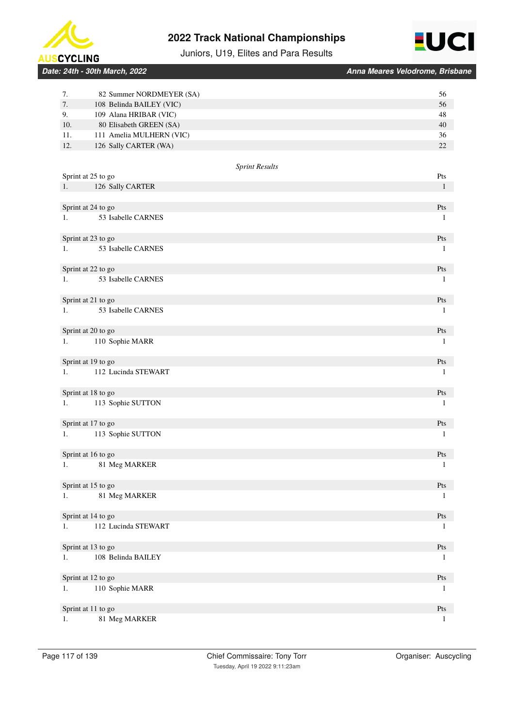| | | |
|---|---|---|
| 7. | 82 Summer NORDMEYER (SA) | 56 |
| 7. | 108 Belinda BAILEY (VIC) | 56 |
| 9. | 109 Alana HRIBAR (VIC) | 48 |
| 10. | 80 Elisabeth GREEN (SA) | 40 |
| 11. | 111 Amelia MULHERN (VIC) | 36 |
| 12. | 126 Sally CARTER (WA) | 22 |

*Sprint Results*

| Sprint at 25 to go | | Pts |
|---|---|---|
| 1. | 126 Sally CARTER | 1 |

| Sprint at 24 to go | | Pts |
|---|---|---|
| 1. | 53 Isabelle CARNES | 1 |

| Sprint at 23 to go | | Pts |
|---|---|---|
| 1. | 53 Isabelle CARNES | 1 |

| Sprint at 22 to go | | Pts |
|---|---|---|
| 1. | 53 Isabelle CARNES | 1 |

| Sprint at 21 to go | | Pts |
|---|---|---|
| 1. | 53 Isabelle CARNES | 1 |

| Sprint at 20 to go | | Pts |
|---|---|---|
| 1. | 110 Sophie MARR | 1 |

| Sprint at 19 to go | | Pts |
|---|---|---|
| 1. | 112 Lucinda STEWART | 1 |

| Sprint at 18 to go | | Pts |
|---|---|---|
| 1. | 113 Sophie SUTTON | 1 |

| Sprint at 17 to go | | Pts |
|---|---|---|
| 1. | 113 Sophie SUTTON | 1 |

| Sprint at 16 to go | | Pts |
|---|---|---|
| 1. | 81 Meg MARKER | 1 |

| Sprint at 15 to go | | Pts |
|---|---|---|
| 1. | 81 Meg MARKER | 1 |

| Sprint at 14 to go | | Pts |
|---|---|---|
| 1. | 112 Lucinda STEWART | 1 |

| Sprint at 13 to go | | Pts |
|---|---|---|
| 1. | 108 Belinda BAILEY | 1 |

| Sprint at 12 to go | | Pts |
|---|---|---|
| 1. | 110 Sophie MARR | 1 |

| Sprint at 11 to go | | Pts |
|---|---|---|
| 1. | 81 Meg MARKER | 1 |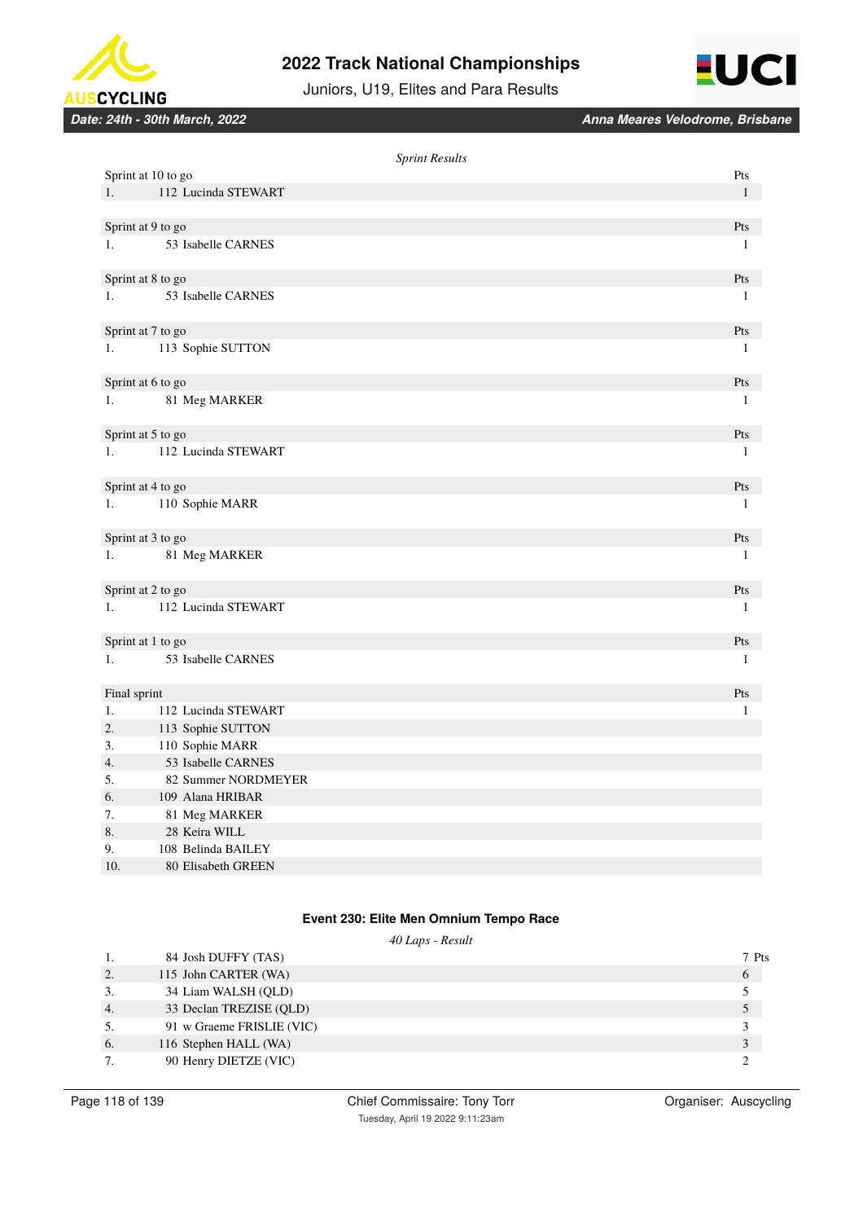*Sprint Results*

| Sprint at 10 to go | | Pts |
|---|---|---|
| 1. | 112 Lucinda STEWART | 1 |

| Sprint at 9 to go | | Pts |
|---|---|---|
| 1. | 53 Isabelle CARNES | 1 |

| Sprint at 8 to go | | Pts |
|---|---|---|
| 1. | 53 Isabelle CARNES | 1 |

| Sprint at 7 to go | | Pts |
|---|---|---|
| 1. | 113 Sophie SUTTON | 1 |

| Sprint at 6 to go | | Pts |
|---|---|---|
| 1. | 81 Meg MARKER | 1 |

| Sprint at 5 to go | | Pts |
|---|---|---|
| 1. | 112 Lucinda STEWART | 1 |

| Sprint at 4 to go | | Pts |
|---|---|---|
| 1. | 110 Sophie MARR | 1 |

| Sprint at 3 to go | | Pts |
|---|---|---|
| 1. | 81 Meg MARKER | 1 |

| Sprint at 2 to go | | Pts |
|---|---|---|
| 1. | 112 Lucinda STEWART | 1 |

| Sprint at 1 to go | | Pts |
|---|---|---|
| 1. | 53 Isabelle CARNES | 1 |

| Final sprint | | Pts |
|---|---|---|
| 1. | 112 Lucinda STEWART | 1 |
| 2. | 113 Sophie SUTTON | |
| 3. | 110 Sophie MARR | |
| 4. | 53 Isabelle CARNES | |
| 5. | 82 Summer NORDMEYER | |
| 6. | 109 Alana HRIBAR | |
| 7. | 81 Meg MARKER | |
| 8. | 28 Keira WILL | |
| 9. | 108 Belinda BAILEY | |
| 10. | 80 Elisabeth GREEN | |

### Event 230: Elite Men Omnium Tempo Race

*40 Laps - Result*

| | | |
|---|---|---|
| 1. | 84 Josh DUFFY (TAS) | 7 Pts |
| 2. | 115 John CARTER (WA) | 6 |
| 3. | 34 Liam WALSH (QLD) | 5 |
| 4. | 33 Declan TREZISE (QLD) | 5 |
| 5. | 91 w Graeme FRISLIE (VIC) | 3 |
| 6. | 116 Stephen HALL (WA) | 3 |
| 7. | 90 Henry DIETZE (VIC) | 2 |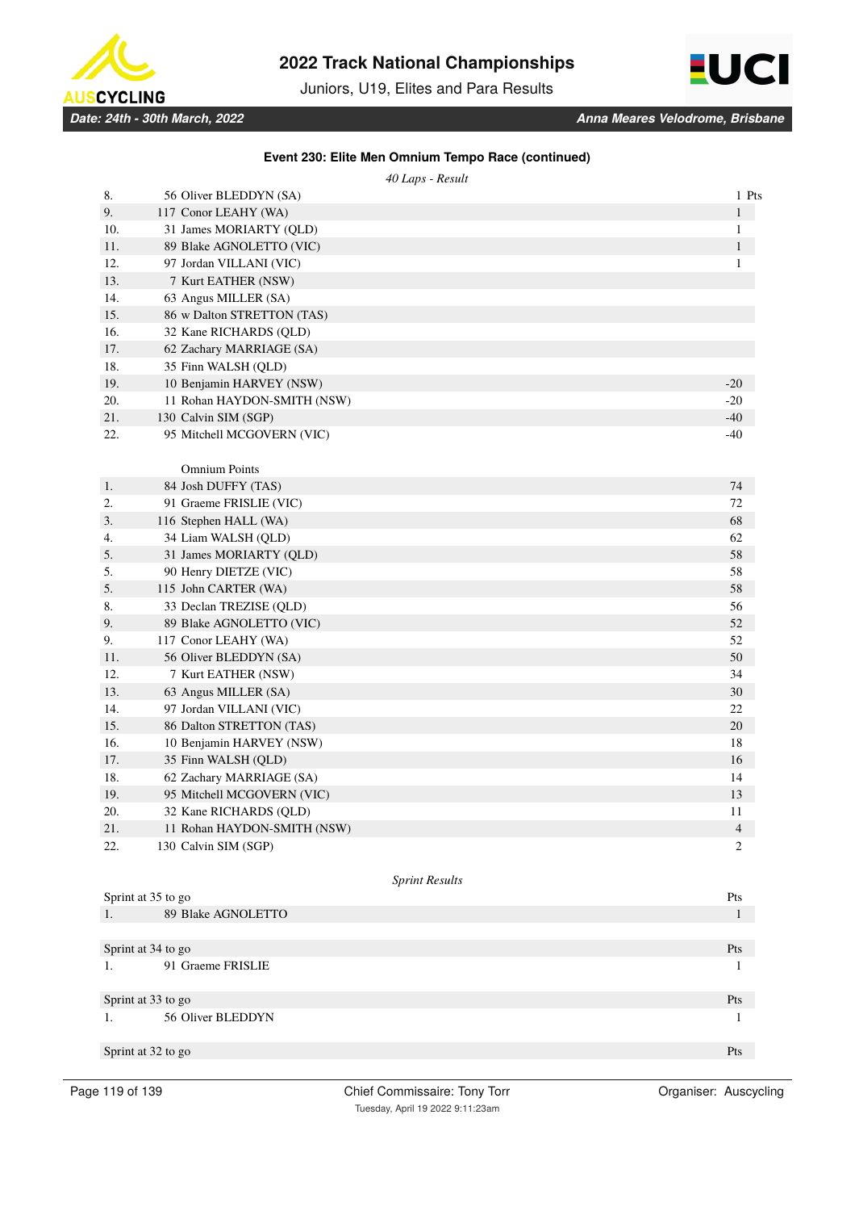### Event 230: Elite Men Omnium Tempo Race (continued)

*40 Laps - Result*

| | | Pts |
|---|---|---|
| 8. | 56 Oliver BLEDDYN (SA) | 1 |
| 9. | 117 Conor LEAHY (WA) | 1 |
| 10. | 31 James MORIARTY (QLD) | 1 |
| 11. | 89 Blake AGNOLETTO (VIC) | 1 |
| 12. | 97 Jordan VILLANI (VIC) | 1 |
| 13. | 7 Kurt EATHER (NSW) | |
| 14. | 63 Angus MILLER (SA) | |
| 15. | 86 w Dalton STRETTON (TAS) | |
| 16. | 32 Kane RICHARDS (QLD) | |
| 17. | 62 Zachary MARRIAGE (SA) | |
| 18. | 35 Finn WALSH (QLD) | |
| 19. | 10 Benjamin HARVEY (NSW) | -20 |
| 20. | 11 Rohan HAYDON-SMITH (NSW) | -20 |
| 21. | 130 Calvin SIM (SGP) | -40 |
| 22. | 95 Mitchell MCGOVERN (VIC) | -40 |

Omnium Points

| | | |
|---|---|---|
| 1. | 84 Josh DUFFY (TAS) | 74 |
| 2. | 91 Graeme FRISLIE (VIC) | 72 |
| 3. | 116 Stephen HALL (WA) | 68 |
| 4. | 34 Liam WALSH (QLD) | 62 |
| 5. | 31 James MORIARTY (QLD) | 58 |
| 5. | 90 Henry DIETZE (VIC) | 58 |
| 5. | 115 John CARTER (WA) | 58 |
| 8. | 33 Declan TREZISE (QLD) | 56 |
| 9. | 89 Blake AGNOLETTO (VIC) | 52 |
| 9. | 117 Conor LEAHY (WA) | 52 |
| 11. | 56 Oliver BLEDDYN (SA) | 50 |
| 12. | 7 Kurt EATHER (NSW) | 34 |
| 13. | 63 Angus MILLER (SA) | 30 |
| 14. | 97 Jordan VILLANI (VIC) | 22 |
| 15. | 86 Dalton STRETTON (TAS) | 20 |
| 16. | 10 Benjamin HARVEY (NSW) | 18 |
| 17. | 35 Finn WALSH (QLD) | 16 |
| 18. | 62 Zachary MARRIAGE (SA) | 14 |
| 19. | 95 Mitchell MCGOVERN (VIC) | 13 |
| 20. | 32 Kane RICHARDS (QLD) | 11 |
| 21. | 11 Rohan HAYDON-SMITH (NSW) | 4 |
| 22. | 130 Calvin SIM (SGP) | 2 |

*Sprint Results*

| Sprint at 35 to go | | Pts |
|---|---|---|
| 1. | 89 Blake AGNOLETTO | 1 |

| Sprint at 34 to go | | Pts |
|---|---|---|
| 1. | 91 Graeme FRISLIE | 1 |

| Sprint at 33 to go | | Pts |
|---|---|---|
| 1. | 56 Oliver BLEDDYN | 1 |

| Sprint at 32 to go | | Pts |
|---|---|---|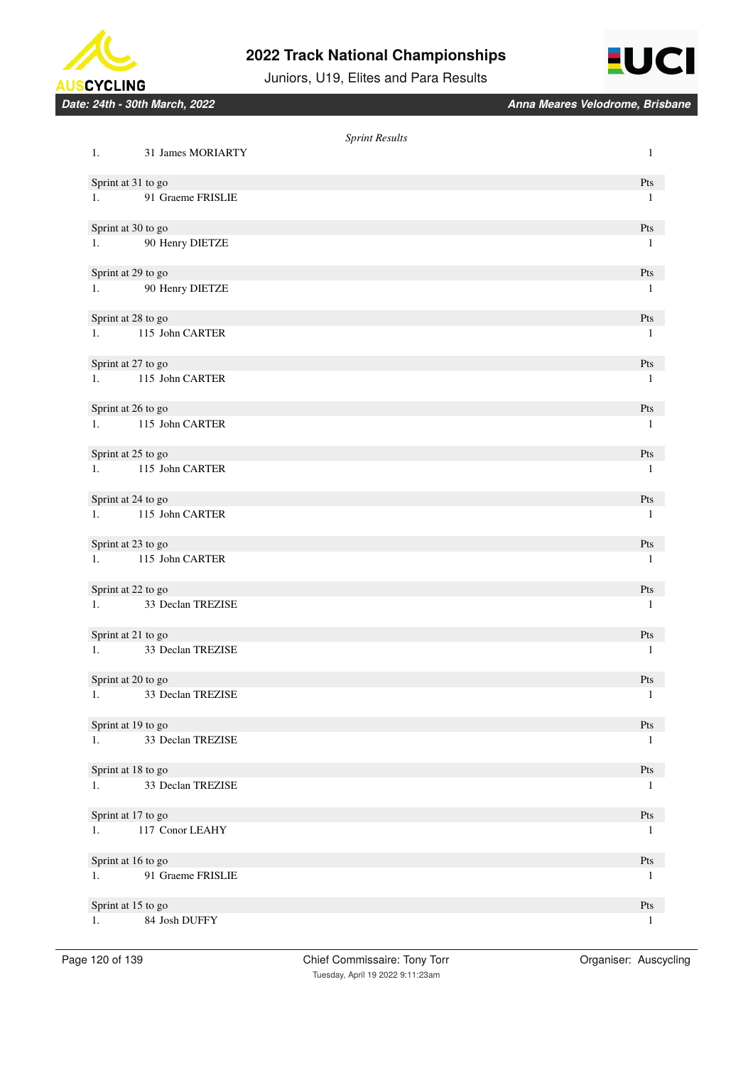*Sprint Results*

| | | |
|---|---|---|
| 1. | 31 James MORIARTY | 1 |

| Sprint at 31 to go | | Pts |
|---|---|---|
| 1. | 91 Graeme FRISLIE | 1 |

| Sprint at 30 to go | | Pts |
|---|---|---|
| 1. | 90 Henry DIETZE | 1 |

| Sprint at 29 to go | | Pts |
|---|---|---|
| 1. | 90 Henry DIETZE | 1 |

| Sprint at 28 to go | | Pts |
|---|---|---|
| 1. | 115 John CARTER | 1 |

| Sprint at 27 to go | | Pts |
|---|---|---|
| 1. | 115 John CARTER | 1 |

| Sprint at 26 to go | | Pts |
|---|---|---|
| 1. | 115 John CARTER | 1 |

| Sprint at 25 to go | | Pts |
|---|---|---|
| 1. | 115 John CARTER | 1 |

| Sprint at 24 to go | | Pts |
|---|---|---|
| 1. | 115 John CARTER | 1 |

| Sprint at 23 to go | | Pts |
|---|---|---|
| 1. | 115 John CARTER | 1 |

| Sprint at 22 to go | | Pts |
|---|---|---|
| 1. | 33 Declan TREZISE | 1 |

| Sprint at 21 to go | | Pts |
|---|---|---|
| 1. | 33 Declan TREZISE | 1 |

| Sprint at 20 to go | | Pts |
|---|---|---|
| 1. | 33 Declan TREZISE | 1 |

| Sprint at 19 to go | | Pts |
|---|---|---|
| 1. | 33 Declan TREZISE | 1 |

| Sprint at 18 to go | | Pts |
|---|---|---|
| 1. | 33 Declan TREZISE | 1 |

| Sprint at 17 to go | | Pts |
|---|---|---|
| 1. | 117 Conor LEAHY | 1 |

| Sprint at 16 to go | | Pts |
|---|---|---|
| 1. | 91 Graeme FRISLIE | 1 |

| Sprint at 15 to go | | Pts |
|---|---|---|
| 1. | 84 Josh DUFFY | 1 |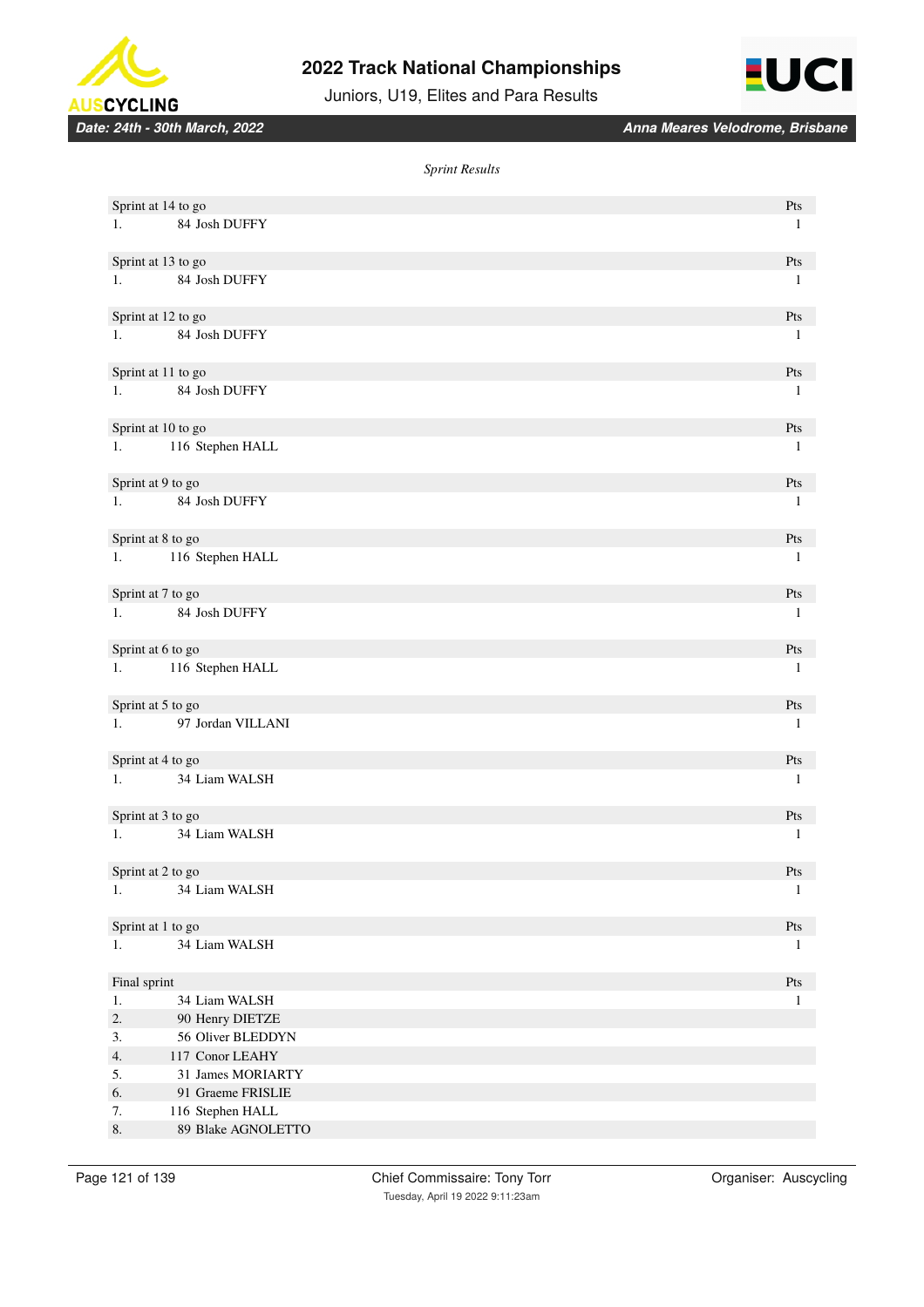*Sprint Results*

| Sprint at 14 to go | | Pts |
|---|---|---|
| 1. | 84 Josh DUFFY | 1 |

| Sprint at 13 to go | | Pts |
|---|---|---|
| 1. | 84 Josh DUFFY | 1 |

| Sprint at 12 to go | | Pts |
|---|---|---|
| 1. | 84 Josh DUFFY | 1 |

| Sprint at 11 to go | | Pts |
|---|---|---|
| 1. | 84 Josh DUFFY | 1 |

| Sprint at 10 to go | | Pts |
|---|---|---|
| 1. | 116 Stephen HALL | 1 |

| Sprint at 9 to go | | Pts |
|---|---|---|
| 1. | 84 Josh DUFFY | 1 |

| Sprint at 8 to go | | Pts |
|---|---|---|
| 1. | 116 Stephen HALL | 1 |

| Sprint at 7 to go | | Pts |
|---|---|---|
| 1. | 84 Josh DUFFY | 1 |

| Sprint at 6 to go | | Pts |
|---|---|---|
| 1. | 116 Stephen HALL | 1 |

| Sprint at 5 to go | | Pts |
|---|---|---|
| 1. | 97 Jordan VILLANI | 1 |

| Sprint at 4 to go | | Pts |
|---|---|---|
| 1. | 34 Liam WALSH | 1 |

| Sprint at 3 to go | | Pts |
|---|---|---|
| 1. | 34 Liam WALSH | 1 |

| Sprint at 2 to go | | Pts |
|---|---|---|
| 1. | 34 Liam WALSH | 1 |

| Sprint at 1 to go | | Pts |
|---|---|---|
| 1. | 34 Liam WALSH | 1 |

| Final sprint | | Pts |
|---|---|---|
| 1. | 34 Liam WALSH | 1 |
| 2. | 90 Henry DIETZE | |
| 3. | 56 Oliver BLEDDYN | |
| 4. | 117 Conor LEAHY | |
| 5. | 31 James MORIARTY | |
| 6. | 91 Graeme FRISLIE | |
| 7. | 116 Stephen HALL | |
| 8. | 89 Blake AGNOLETTO | |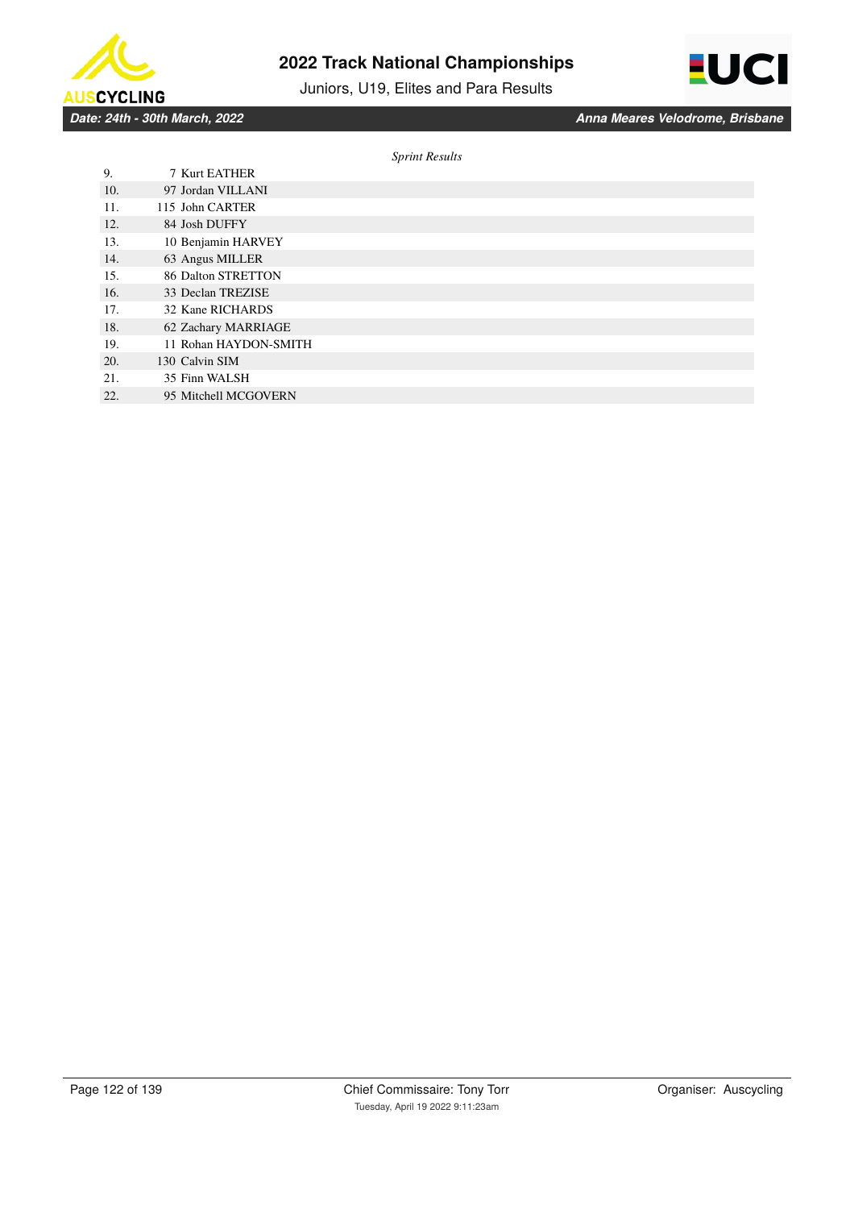*Sprint Results*

| | | |
|---|---|---|
| 9. | 7 | Kurt EATHER |
| 10. | 97 | Jordan VILLANI |
| 11. | 115 | John CARTER |
| 12. | 84 | Josh DUFFY |
| 13. | 10 | Benjamin HARVEY |
| 14. | 63 | Angus MILLER |
| 15. | 86 | Dalton STRETTON |
| 16. | 33 | Declan TREZISE |
| 17. | 32 | Kane RICHARDS |
| 18. | 62 | Zachary MARRIAGE |
| 19. | 11 | Rohan HAYDON-SMITH |
| 20. | 130 | Calvin SIM |
| 21. | 35 | Finn WALSH |
| 22. | 95 | Mitchell MCGOVERN |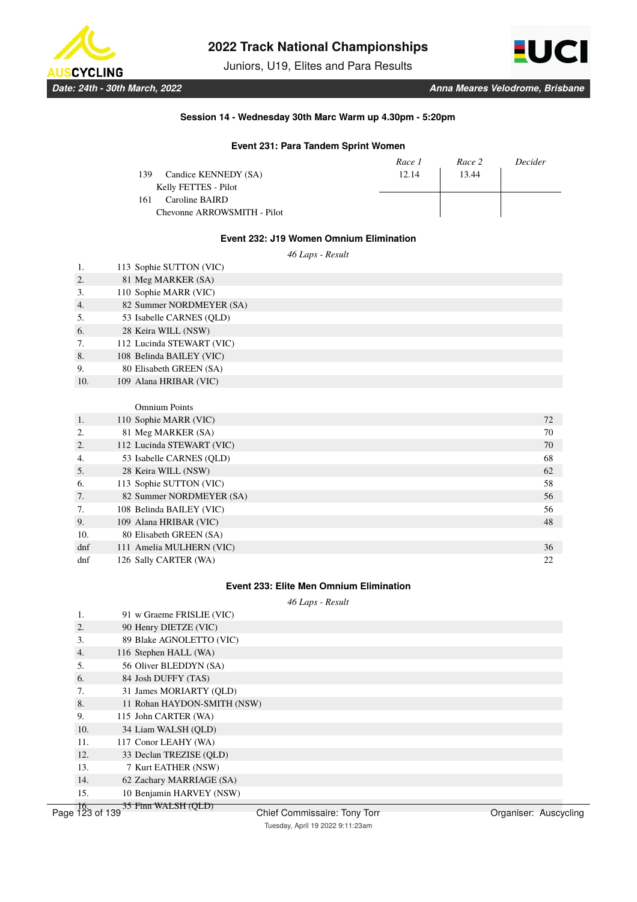### Session 14 - Wednesday 30th Marc Warm up 4.30pm - 5:20pm

#### Event 231: Para Tandem Sprint Women

| | Race 1 | Race 2 | Decider |
|---|---|---|---|
| 139 Candice KENNEDY (SA) | 12.14 | 13.44 | |
| Kelly FETTES - Pilot | | | |
| 161 Caroline BAIRD | | | |
| Chevonne ARROWSMITH - Pilot | | | |

#### Event 232: J19 Women Omnium Elimination

*46 Laps - Result*

| | |
|---|---|
| 1. | 113 Sophie SUTTON (VIC) |
| 2. | 81 Meg MARKER (SA) |
| 3. | 110 Sophie MARR (VIC) |
| 4. | 82 Summer NORDMEYER (SA) |
| 5. | 53 Isabelle CARNES (QLD) |
| 6. | 28 Keira WILL (NSW) |
| 7. | 112 Lucinda STEWART (VIC) |
| 8. | 108 Belinda BAILEY (VIC) |
| 9. | 80 Elisabeth GREEN (SA) |
| 10. | 109 Alana HRIBAR (VIC) |

Omnium Points

| | | |
|---|---|---|
| 1. | 110 Sophie MARR (VIC) | 72 |
| 2. | 81 Meg MARKER (SA) | 70 |
| 2. | 112 Lucinda STEWART (VIC) | 70 |
| 4. | 53 Isabelle CARNES (QLD) | 68 |
| 5. | 28 Keira WILL (NSW) | 62 |
| 6. | 113 Sophie SUTTON (VIC) | 58 |
| 7. | 82 Summer NORDMEYER (SA) | 56 |
| 7. | 108 Belinda BAILEY (VIC) | 56 |
| 9. | 109 Alana HRIBAR (VIC) | 48 |
| 10. | 80 Elisabeth GREEN (SA) | |
| dnf | 111 Amelia MULHERN (VIC) | 36 |
| dnf | 126 Sally CARTER (WA) | 22 |

#### Event 233: Elite Men Omnium Elimination

*46 Laps - Result*

| | |
|---|---|
| 1. | 91 w Graeme FRISLIE (VIC) |
| 2. | 90 Henry DIETZE (VIC) |
| 3. | 89 Blake AGNOLETTO (VIC) |
| 4. | 116 Stephen HALL (WA) |
| 5. | 56 Oliver BLEDDYN (SA) |
| 6. | 84 Josh DUFFY (TAS) |
| 7. | 31 James MORIARTY (QLD) |
| 8. | 11 Rohan HAYDON-SMITH (NSW) |
| 9. | 115 John CARTER (WA) |
| 10. | 34 Liam WALSH (QLD) |
| 11. | 117 Conor LEAHY (WA) |
| 12. | 33 Declan TREZISE (QLD) |
| 13. | 7 Kurt EATHER (NSW) |
| 14. | 62 Zachary MARRIAGE (SA) |
| 15. | 10 Benjamin HARVEY (NSW) |
| 16. | 35 Finn WALSH (QLD) |

Chief Commissaire: Tony Torr

Organiser: Auscycling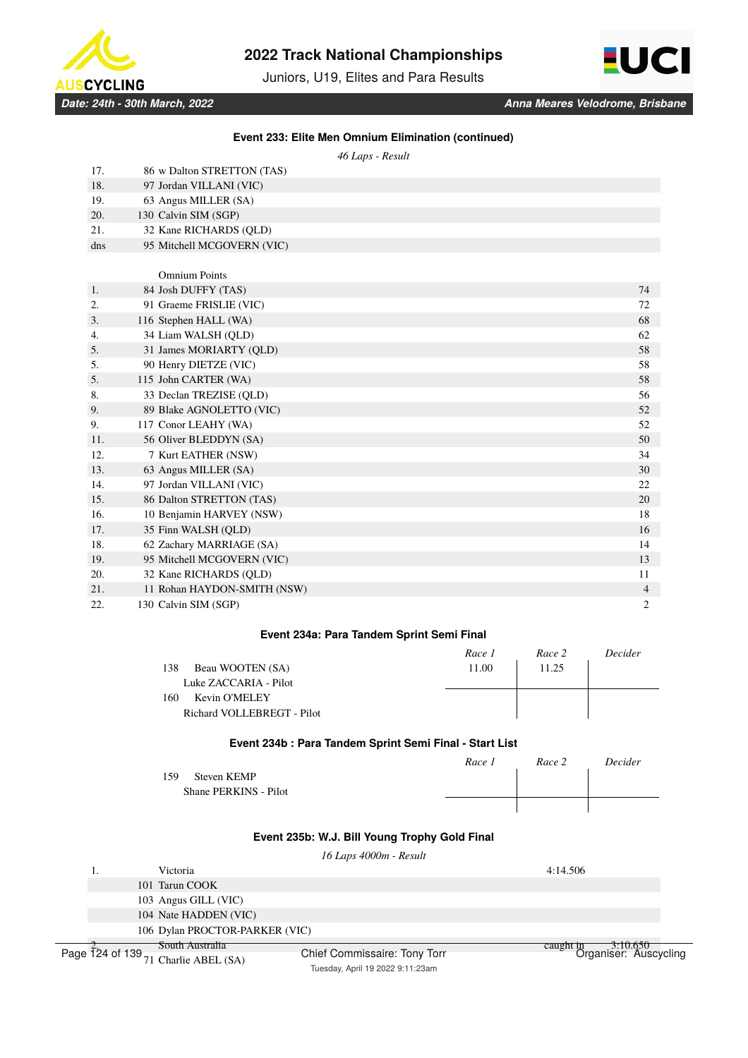### Event 233: Elite Men Omnium Elimination (continued)

*46 Laps - Result*

| | |
|---|---|
| 17. | 86 w Dalton STRETTON (TAS) |
| 18. | 97 Jordan VILLANI (VIC) |
| 19. | 63 Angus MILLER (SA) |
| 20. | 130 Calvin SIM (SGP) |
| 21. | 32 Kane RICHARDS (QLD) |
| dns | 95 Mitchell MCGOVERN (VIC) |

Omnium Points

| | | |
|---|---|---|
| 1. | 84 Josh DUFFY (TAS) | 74 |
| 2. | 91 Graeme FRISLIE (VIC) | 72 |
| 3. | 116 Stephen HALL (WA) | 68 |
| 4. | 34 Liam WALSH (QLD) | 62 |
| 5. | 31 James MORIARTY (QLD) | 58 |
| 5. | 90 Henry DIETZE (VIC) | 58 |
| 5. | 115 John CARTER (WA) | 58 |
| 8. | 33 Declan TREZISE (QLD) | 56 |
| 9. | 89 Blake AGNOLETTO (VIC) | 52 |
| 9. | 117 Conor LEAHY (WA) | 52 |
| 11. | 56 Oliver BLEDDYN (SA) | 50 |
| 12. | 7 Kurt EATHER (NSW) | 34 |
| 13. | 63 Angus MILLER (SA) | 30 |
| 14. | 97 Jordan VILLANI (VIC) | 22 |
| 15. | 86 Dalton STRETTON (TAS) | 20 |
| 16. | 10 Benjamin HARVEY (NSW) | 18 |
| 17. | 35 Finn WALSH (QLD) | 16 |
| 18. | 62 Zachary MARRIAGE (SA) | 14 |
| 19. | 95 Mitchell MCGOVERN (VIC) | 13 |
| 20. | 32 Kane RICHARDS (QLD) | 11 |
| 21. | 11 Rohan HAYDON-SMITH (NSW) | 4 |
| 22. | 130 Calvin SIM (SGP) | 2 |

### Event 234a: Para Tandem Sprint Semi Final

| | Race 1 | Race 2 | Decider |
|---|---|---|---|
| 138 Beau WOOTEN (SA) | 11.00 | 11.25 | |
| Luke ZACCARIA - Pilot | | | |
| 160 Kevin O'MELEY | | | |
| Richard VOLLEBREGT - Pilot | | | |

### Event 234b : Para Tandem Sprint Semi Final - Start List

| | Race 1 | Race 2 | Decider |
|---|---|---|---|
| 159 Steven KEMP | | | |
| Shane PERKINS - Pilot | | | |

### Event 235b: W.J. Bill Young Trophy Gold Final

*16 Laps 4000m - Result*

| | | | |
|---|---|---|---|
| 1. | Victoria | 4:14.506 | |
| | 101 Tarun COOK | | |
| | 103 Angus GILL (VIC) | | |
| | 104 Nate HADDEN (VIC) | | |
| | 106 Dylan PROCTOR-PARKER (VIC) | | |
| 2. | South Australia | caught in | 3:10.650 |
| | 71 Charlie ABEL (SA) | | |

Chief Commissaire: Tony Torr

Organiser: Auscycling

Tuesday, April 19 2022 9:11:23am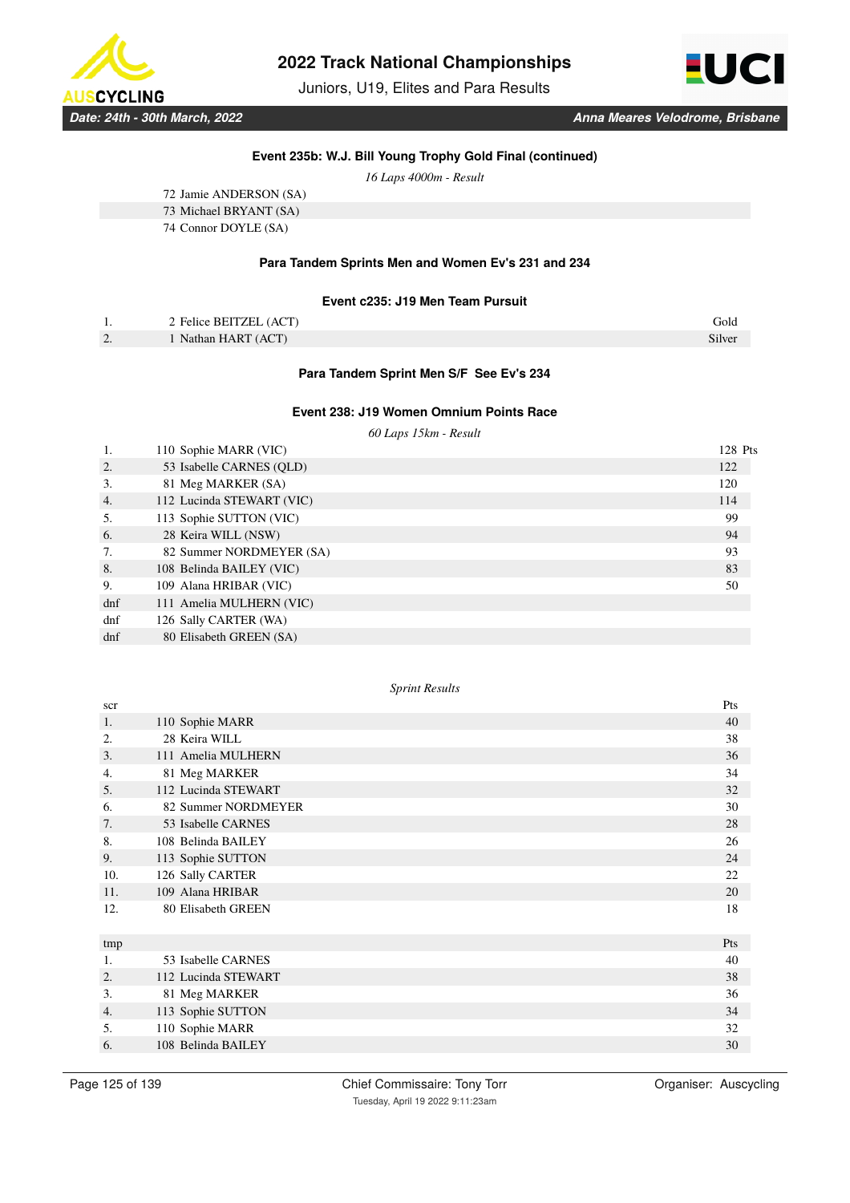### Event 235b: W.J. Bill Young Trophy Gold Final (continued)

*16 Laps 4000m - Result*

72 Jamie ANDERSON (SA)
73 Michael BRYANT (SA)
74 Connor DOYLE (SA)

### Para Tandem Sprints Men and Women Ev's 231 and 234

### Event c235: J19 Men Team Pursuit

| | | |
|---|---|---|
| 1. | 2 Felice BEITZEL (ACT) | Gold |
| 2. | 1 Nathan HART (ACT) | Silver |

### Para Tandem Sprint Men S/F See Ev's 234

### Event 238: J19 Women Omnium Points Race

*60 Laps 15km - Result*

| | | |
|---|---|---|
| 1. | 110 Sophie MARR (VIC) | 128 Pts |
| 2. | 53 Isabelle CARNES (QLD) | 122 |
| 3. | 81 Meg MARKER (SA) | 120 |
| 4. | 112 Lucinda STEWART (VIC) | 114 |
| 5. | 113 Sophie SUTTON (VIC) | 99 |
| 6. | 28 Keira WILL (NSW) | 94 |
| 7. | 82 Summer NORDMEYER (SA) | 93 |
| 8. | 108 Belinda BAILEY (VIC) | 83 |
| 9. | 109 Alana HRIBAR (VIC) | 50 |
| dnf | 111 Amelia MULHERN (VIC) | |
| dnf | 126 Sally CARTER (WA) | |
| dnf | 80 Elisabeth GREEN (SA) | |

*Sprint Results*

| scr | | Pts |
|---|---|---|
| 1. | 110 Sophie MARR | 40 |
| 2. | 28 Keira WILL | 38 |
| 3. | 111 Amelia MULHERN | 36 |
| 4. | 81 Meg MARKER | 34 |
| 5. | 112 Lucinda STEWART | 32 |
| 6. | 82 Summer NORDMEYER | 30 |
| 7. | 53 Isabelle CARNES | 28 |
| 8. | 108 Belinda BAILEY | 26 |
| 9. | 113 Sophie SUTTON | 24 |
| 10. | 126 Sally CARTER | 22 |
| 11. | 109 Alana HRIBAR | 20 |
| 12. | 80 Elisabeth GREEN | 18 |

| tmp | | Pts |
|---|---|---|
| 1. | 53 Isabelle CARNES | 40 |
| 2. | 112 Lucinda STEWART | 38 |
| 3. | 81 Meg MARKER | 36 |
| 4. | 113 Sophie SUTTON | 34 |
| 5. | 110 Sophie MARR | 32 |
| 6. | 108 Belinda BAILEY | 30 |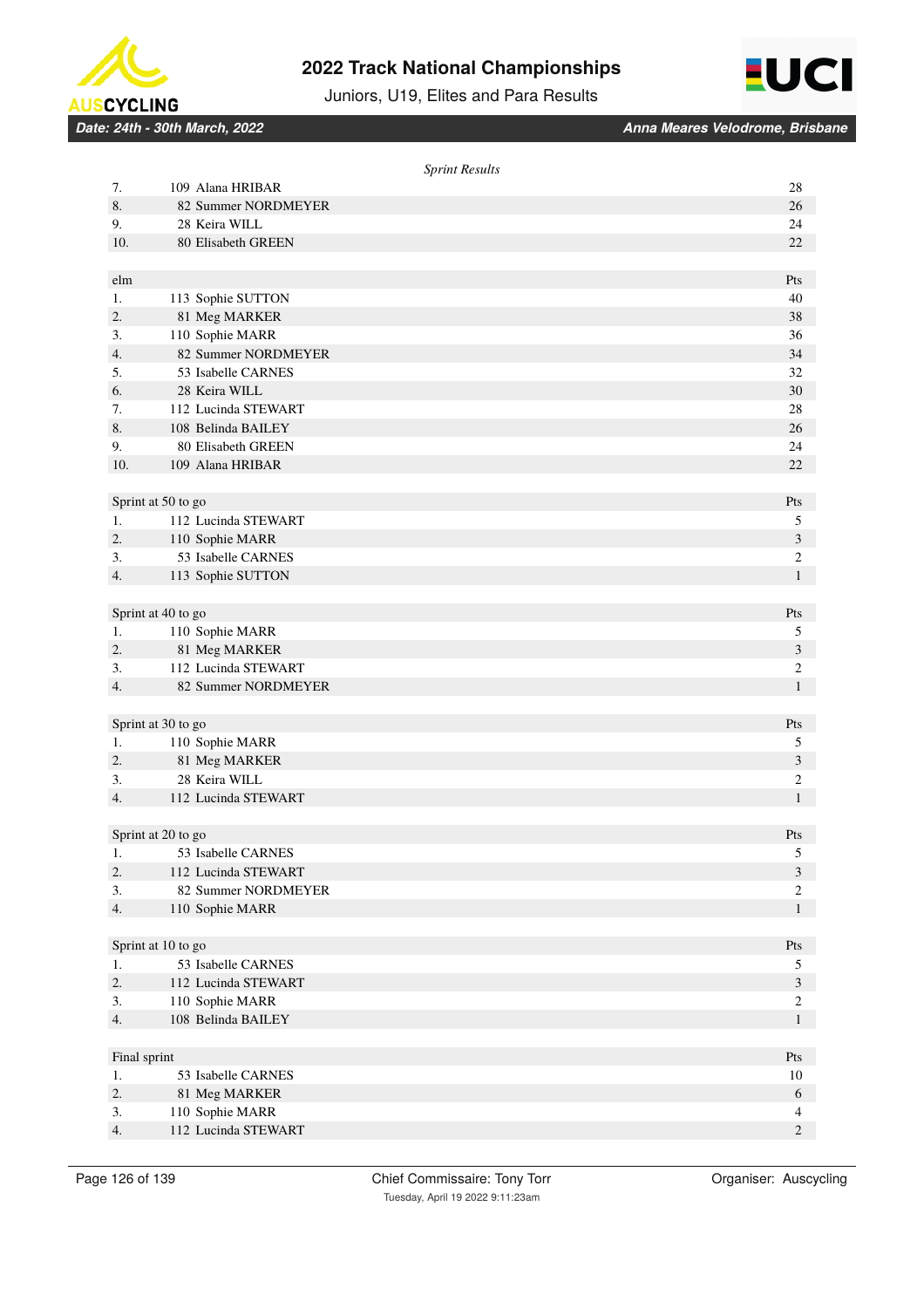*Sprint Results*

| | | Pts |
|---|---|---|
| 7. | 109 Alana HRIBAR | 28 |
| 8. | 82 Summer NORDMEYER | 26 |
| 9. | 28 Keira WILL | 24 |
| 10. | 80 Elisabeth GREEN | 22 |

| elm | | Pts |
|---|---|---|
| 1. | 113 Sophie SUTTON | 40 |
| 2. | 81 Meg MARKER | 38 |
| 3. | 110 Sophie MARR | 36 |
| 4. | 82 Summer NORDMEYER | 34 |
| 5. | 53 Isabelle CARNES | 32 |
| 6. | 28 Keira WILL | 30 |
| 7. | 112 Lucinda STEWART | 28 |
| 8. | 108 Belinda BAILEY | 26 |
| 9. | 80 Elisabeth GREEN | 24 |
| 10. | 109 Alana HRIBAR | 22 |

| Sprint at 50 to go | | Pts |
|---|---|---|
| 1. | 112 Lucinda STEWART | 5 |
| 2. | 110 Sophie MARR | 3 |
| 3. | 53 Isabelle CARNES | 2 |
| 4. | 113 Sophie SUTTON | 1 |

| Sprint at 40 to go | | Pts |
|---|---|---|
| 1. | 110 Sophie MARR | 5 |
| 2. | 81 Meg MARKER | 3 |
| 3. | 112 Lucinda STEWART | 2 |
| 4. | 82 Summer NORDMEYER | 1 |

| Sprint at 30 to go | | Pts |
|---|---|---|
| 1. | 110 Sophie MARR | 5 |
| 2. | 81 Meg MARKER | 3 |
| 3. | 28 Keira WILL | 2 |
| 4. | 112 Lucinda STEWART | 1 |

| Sprint at 20 to go | | Pts |
|---|---|---|
| 1. | 53 Isabelle CARNES | 5 |
| 2. | 112 Lucinda STEWART | 3 |
| 3. | 82 Summer NORDMEYER | 2 |
| 4. | 110 Sophie MARR | 1 |

| Sprint at 10 to go | | Pts |
|---|---|---|
| 1. | 53 Isabelle CARNES | 5 |
| 2. | 112 Lucinda STEWART | 3 |
| 3. | 110 Sophie MARR | 2 |
| 4. | 108 Belinda BAILEY | 1 |

| Final sprint | | Pts |
|---|---|---|
| 1. | 53 Isabelle CARNES | 10 |
| 2. | 81 Meg MARKER | 6 |
| 3. | 110 Sophie MARR | 4 |
| 4. | 112 Lucinda STEWART | 2 |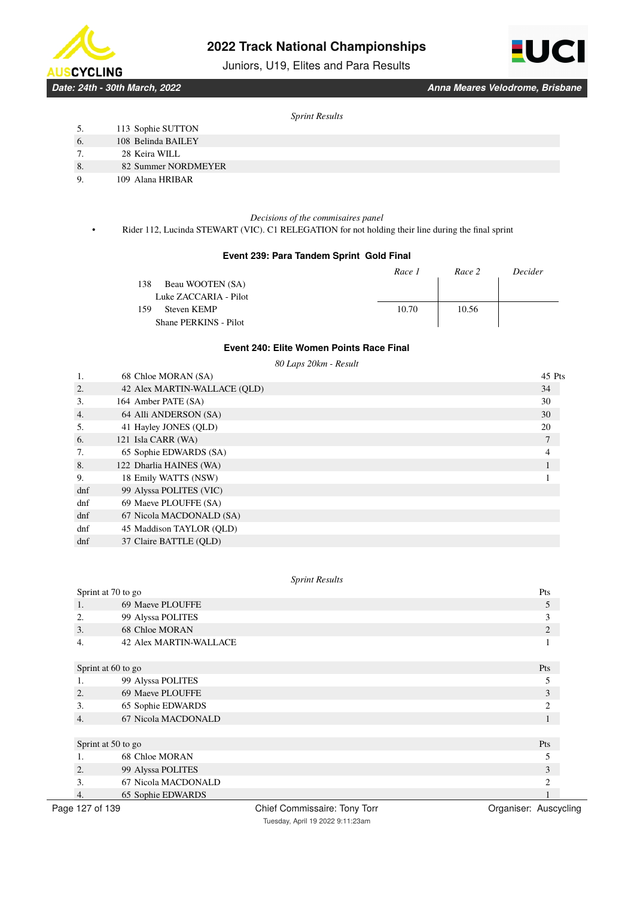*Sprint Results*

| | |
|---|---|
| 5. | 113 Sophie SUTTON |
| 6. | 108 Belinda BAILEY |
| 7. | 28 Keira WILL |
| 8. | 82 Summer NORDMEYER |
| 9. | 109 Alana HRIBAR |

*Decisions of the commisaires panel*

- Rider 112, Lucinda STEWART (VIC). C1 RELEGATION for not holding their line during the final sprint

### Event 239: Para Tandem Sprint Gold Final

| | Race 1 | Race 2 | Decider |
|---|---|---|---|
| 138 Beau WOOTEN (SA)<br>Luke ZACCARIA - Pilot | | | |
| 159 Steven KEMP<br>Shane PERKINS - Pilot | 10.70 | 10.56 | |

### Event 240: Elite Women Points Race Final

*80 Laps 20km - Result*

| | | |
|---|---|---|
| 1. | 68 Chloe MORAN (SA) | 45 Pts |
| 2. | 42 Alex MARTIN-WALLACE (QLD) | 34 |
| 3. | 164 Amber PATE (SA) | 30 |
| 4. | 64 Alli ANDERSON (SA) | 30 |
| 5. | 41 Hayley JONES (QLD) | 20 |
| 6. | 121 Isla CARR (WA) | 7 |
| 7. | 65 Sophie EDWARDS (SA) | 4 |
| 8. | 122 Dharlia HAINES (WA) | 1 |
| 9. | 18 Emily WATTS (NSW) | 1 |
| dnf | 99 Alyssa POLITES (VIC) | |
| dnf | 69 Maeve PLOUFFE (SA) | |
| dnf | 67 Nicola MACDONALD (SA) | |
| dnf | 45 Maddison TAYLOR (QLD) | |
| dnf | 37 Claire BATTLE (QLD) | |

*Sprint Results*

| Sprint at 70 to go | | Pts |
|---|---|---|
| 1. | 69 Maeve PLOUFFE | 5 |
| 2. | 99 Alyssa POLITES | 3 |
| 3. | 68 Chloe MORAN | 2 |
| 4. | 42 Alex MARTIN-WALLACE | 1 |

| Sprint at 60 to go | | Pts |
|---|---|---|
| 1. | 99 Alyssa POLITES | 5 |
| 2. | 69 Maeve PLOUFFE | 3 |
| 3. | 65 Sophie EDWARDS | 2 |
| 4. | 67 Nicola MACDONALD | 1 |

| Sprint at 50 to go | | Pts |
|---|---|---|
| 1. | 68 Chloe MORAN | 5 |
| 2. | 99 Alyssa POLITES | 3 |
| 3. | 67 Nicola MACDONALD | 2 |
| 4. | 65 Sophie EDWARDS | 1 |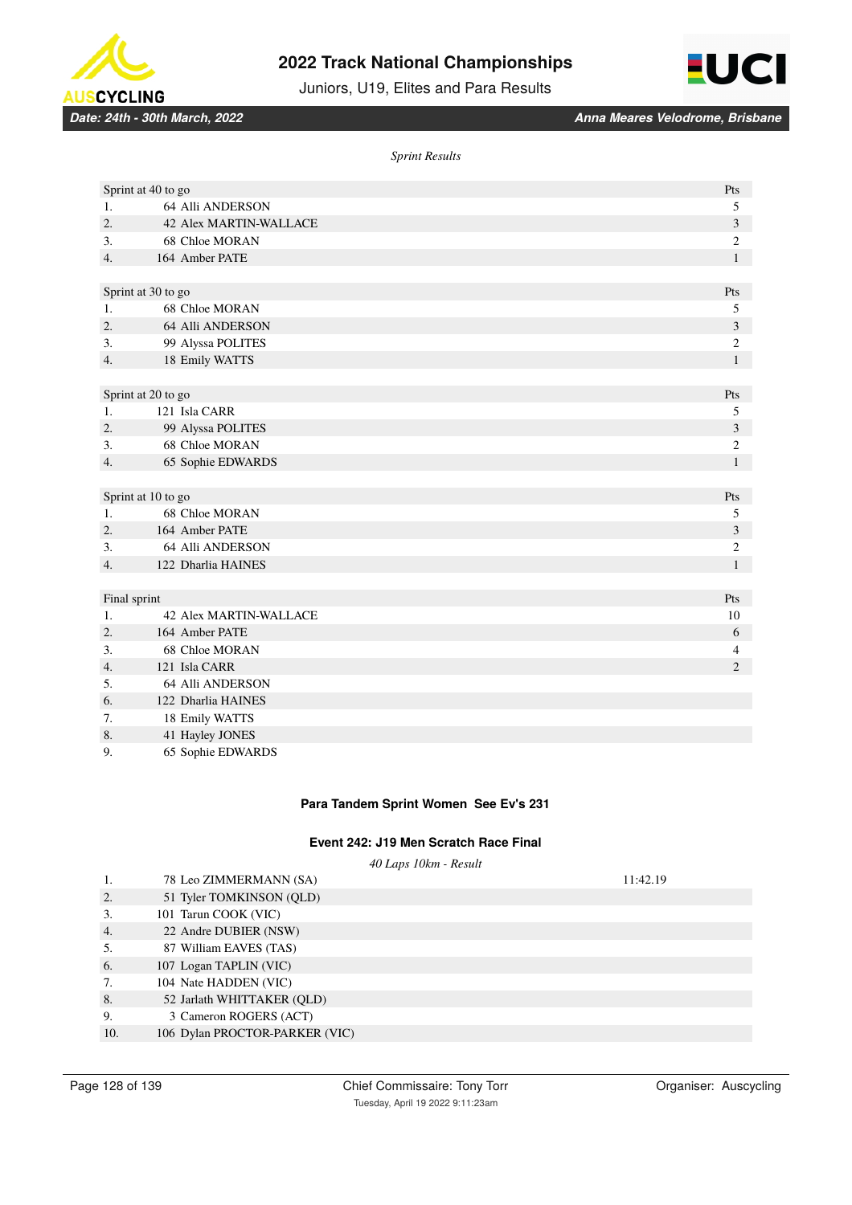*Sprint Results*

| Sprint at 40 to go | | Pts |
|---|---|---|
| 1. | 64 Alli ANDERSON | 5 |
| 2. | 42 Alex MARTIN-WALLACE | 3 |
| 3. | 68 Chloe MORAN | 2 |
| 4. | 164 Amber PATE | 1 |

| Sprint at 30 to go | | Pts |
|---|---|---|
| 1. | 68 Chloe MORAN | 5 |
| 2. | 64 Alli ANDERSON | 3 |
| 3. | 99 Alyssa POLITES | 2 |
| 4. | 18 Emily WATTS | 1 |

| Sprint at 20 to go | | Pts |
|---|---|---|
| 1. | 121 Isla CARR | 5 |
| 2. | 99 Alyssa POLITES | 3 |
| 3. | 68 Chloe MORAN | 2 |
| 4. | 65 Sophie EDWARDS | 1 |

| Sprint at 10 to go | | Pts |
|---|---|---|
| 1. | 68 Chloe MORAN | 5 |
| 2. | 164 Amber PATE | 3 |
| 3. | 64 Alli ANDERSON | 2 |
| 4. | 122 Dharlia HAINES | 1 |

| Final sprint | | Pts |
|---|---|---|
| 1. | 42 Alex MARTIN-WALLACE | 10 |
| 2. | 164 Amber PATE | 6 |
| 3. | 68 Chloe MORAN | 4 |
| 4. | 121 Isla CARR | 2 |
| 5. | 64 Alli ANDERSON | |
| 6. | 122 Dharlia HAINES | |
| 7. | 18 Emily WATTS | |
| 8. | 41 Hayley JONES | |
| 9. | 65 Sophie EDWARDS | |

### Para Tandem Sprint Women See Ev's 231

### Event 242: J19 Men Scratch Race Final

*40 Laps 10km - Result*

| | | |
|---|---|---|
| 1. | 78 Leo ZIMMERMANN (SA) | 11:42.19 |
| 2. | 51 Tyler TOMKINSON (QLD) | |
| 3. | 101 Tarun COOK (VIC) | |
| 4. | 22 Andre DUBIER (NSW) | |
| 5. | 87 William EAVES (TAS) | |
| 6. | 107 Logan TAPLIN (VIC) | |
| 7. | 104 Nate HADDEN (VIC) | |
| 8. | 52 Jarlath WHITTAKER (QLD) | |
| 9. | 3 Cameron ROGERS (ACT) | |
| 10. | 106 Dylan PROCTOR-PARKER (VIC) | |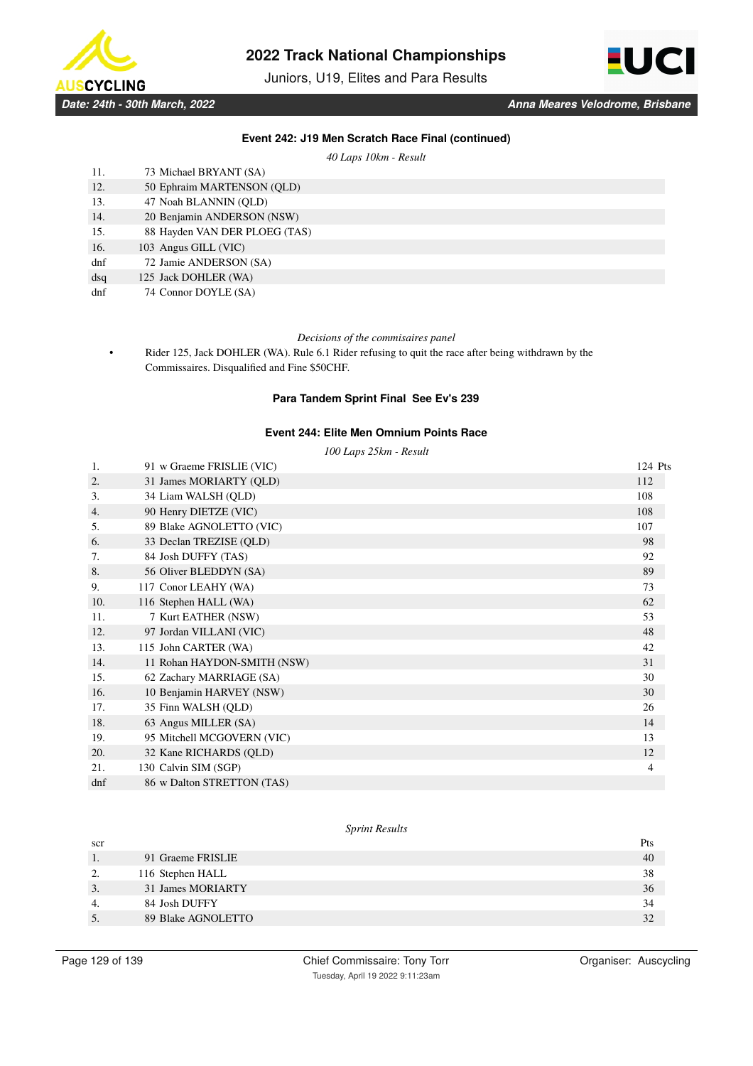### Event 242: J19 Men Scratch Race Final (continued)

*40 Laps 10km - Result*

| | | |
|---|---|---|
| 11. | 73 | Michael BRYANT (SA) |
| 12. | 50 | Ephraim MARTENSON (QLD) |
| 13. | 47 | Noah BLANNIN (QLD) |
| 14. | 20 | Benjamin ANDERSON (NSW) |
| 15. | 88 | Hayden VAN DER PLOEG (TAS) |
| 16. | 103 | Angus GILL (VIC) |
| dnf | 72 | Jamie ANDERSON (SA) |
| dsq | 125 | Jack DOHLER (WA) |
| dnf | 74 | Connor DOYLE (SA) |

*Decisions of the commisaires panel*

- Rider 125, Jack DOHLER (WA). Rule 6.1 Rider refusing to quit the race after being withdrawn by the Commissaires. Disqualified and Fine $50CHF.

### Para Tandem Sprint Final See Ev's 239

### Event 244: Elite Men Omnium Points Race

*100 Laps 25km - Result*

| | | | |
|---|---|---|---|
| 1. | 91 | w Graeme FRISLIE (VIC) | 124 Pts |
| 2. | 31 | James MORIARTY (QLD) | 112 |
| 3. | 34 | Liam WALSH (QLD) | 108 |
| 4. | 90 | Henry DIETZE (VIC) | 108 |
| 5. | 89 | Blake AGNOLETTO (VIC) | 107 |
| 6. | 33 | Declan TREZISE (QLD) | 98 |
| 7. | 84 | Josh DUFFY (TAS) | 92 |
| 8. | 56 | Oliver BLEDDYN (SA) | 89 |
| 9. | 117 | Conor LEAHY (WA) | 73 |
| 10. | 116 | Stephen HALL (WA) | 62 |
| 11. | 7 | Kurt EATHER (NSW) | 53 |
| 12. | 97 | Jordan VILLANI (VIC) | 48 |
| 13. | 115 | John CARTER (WA) | 42 |
| 14. | 11 | Rohan HAYDON-SMITH (NSW) | 31 |
| 15. | 62 | Zachary MARRIAGE (SA) | 30 |
| 16. | 10 | Benjamin HARVEY (NSW) | 30 |
| 17. | 35 | Finn WALSH (QLD) | 26 |
| 18. | 63 | Angus MILLER (SA) | 14 |
| 19. | 95 | Mitchell MCGOVERN (VIC) | 13 |
| 20. | 32 | Kane RICHARDS (QLD) | 12 |
| 21. | 130 | Calvin SIM (SGP) | 4 |
| dnf | 86 | w Dalton STRETTON (TAS) | |

*Sprint Results*

| scr | | | Pts |
|---|---|---|---|
| 1. | 91 | Graeme FRISLIE | 40 |
| 2. | 116 | Stephen HALL | 38 |
| 3. | 31 | James MORIARTY | 36 |
| 4. | 84 | Josh DUFFY | 34 |
| 5. | 89 | Blake AGNOLETTO | 32 |

Chief Commissaire: Tony Torr

Tuesday, April 19 2022 9:11:23am

Organiser: Auscycling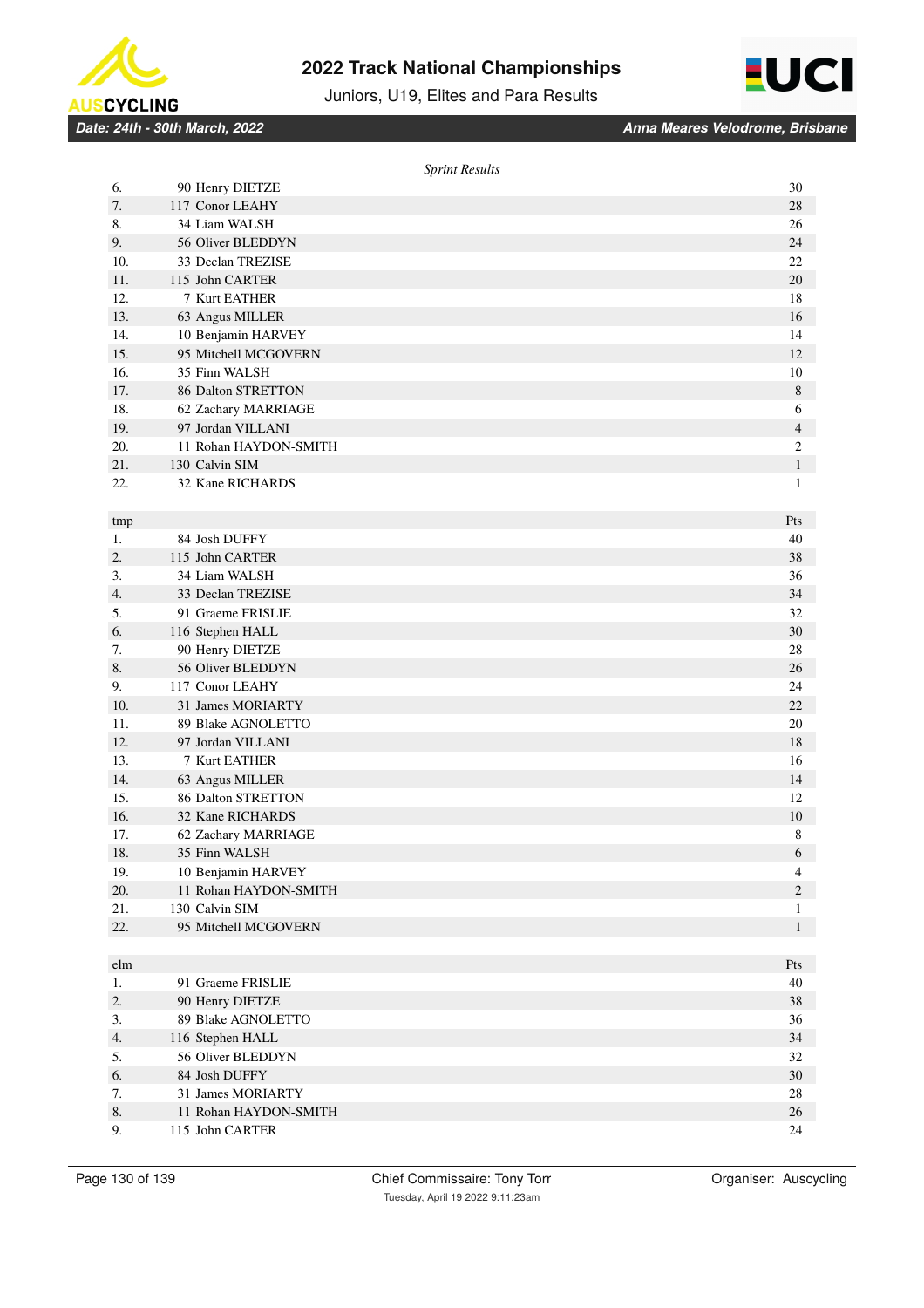*Sprint Results*

| | | |
|---|---|---|
| 6. | 90 Henry DIETZE | 30 |
| 7. | 117 Conor LEAHY | 28 |
| 8. | 34 Liam WALSH | 26 |
| 9. | 56 Oliver BLEDDYN | 24 |
| 10. | 33 Declan TREZISE | 22 |
| 11. | 115 John CARTER | 20 |
| 12. | 7 Kurt EATHER | 18 |
| 13. | 63 Angus MILLER | 16 |
| 14. | 10 Benjamin HARVEY | 14 |
| 15. | 95 Mitchell MCGOVERN | 12 |
| 16. | 35 Finn WALSH | 10 |
| 17. | 86 Dalton STRETTON | 8 |
| 18. | 62 Zachary MARRIAGE | 6 |
| 19. | 97 Jordan VILLANI | 4 |
| 20. | 11 Rohan HAYDON-SMITH | 2 |
| 21. | 130 Calvin SIM | 1 |
| 22. | 32 Kane RICHARDS | 1 |

| tmp | | Pts |
|---|---|---|
| 1. | 84 Josh DUFFY | 40 |
| 2. | 115 John CARTER | 38 |
| 3. | 34 Liam WALSH | 36 |
| 4. | 33 Declan TREZISE | 34 |
| 5. | 91 Graeme FRISLIE | 32 |
| 6. | 116 Stephen HALL | 30 |
| 7. | 90 Henry DIETZE | 28 |
| 8. | 56 Oliver BLEDDYN | 26 |
| 9. | 117 Conor LEAHY | 24 |
| 10. | 31 James MORIARTY | 22 |
| 11. | 89 Blake AGNOLETTO | 20 |
| 12. | 97 Jordan VILLANI | 18 |
| 13. | 7 Kurt EATHER | 16 |
| 14. | 63 Angus MILLER | 14 |
| 15. | 86 Dalton STRETTON | 12 |
| 16. | 32 Kane RICHARDS | 10 |
| 17. | 62 Zachary MARRIAGE | 8 |
| 18. | 35 Finn WALSH | 6 |
| 19. | 10 Benjamin HARVEY | 4 |
| 20. | 11 Rohan HAYDON-SMITH | 2 |
| 21. | 130 Calvin SIM | 1 |
| 22. | 95 Mitchell MCGOVERN | 1 |

| elm | | Pts |
|---|---|---|
| 1. | 91 Graeme FRISLIE | 40 |
| 2. | 90 Henry DIETZE | 38 |
| 3. | 89 Blake AGNOLETTO | 36 |
| 4. | 116 Stephen HALL | 34 |
| 5. | 56 Oliver BLEDDYN | 32 |
| 6. | 84 Josh DUFFY | 30 |
| 7. | 31 James MORIARTY | 28 |
| 8. | 11 Rohan HAYDON-SMITH | 26 |
| 9. | 115 John CARTER | 24 |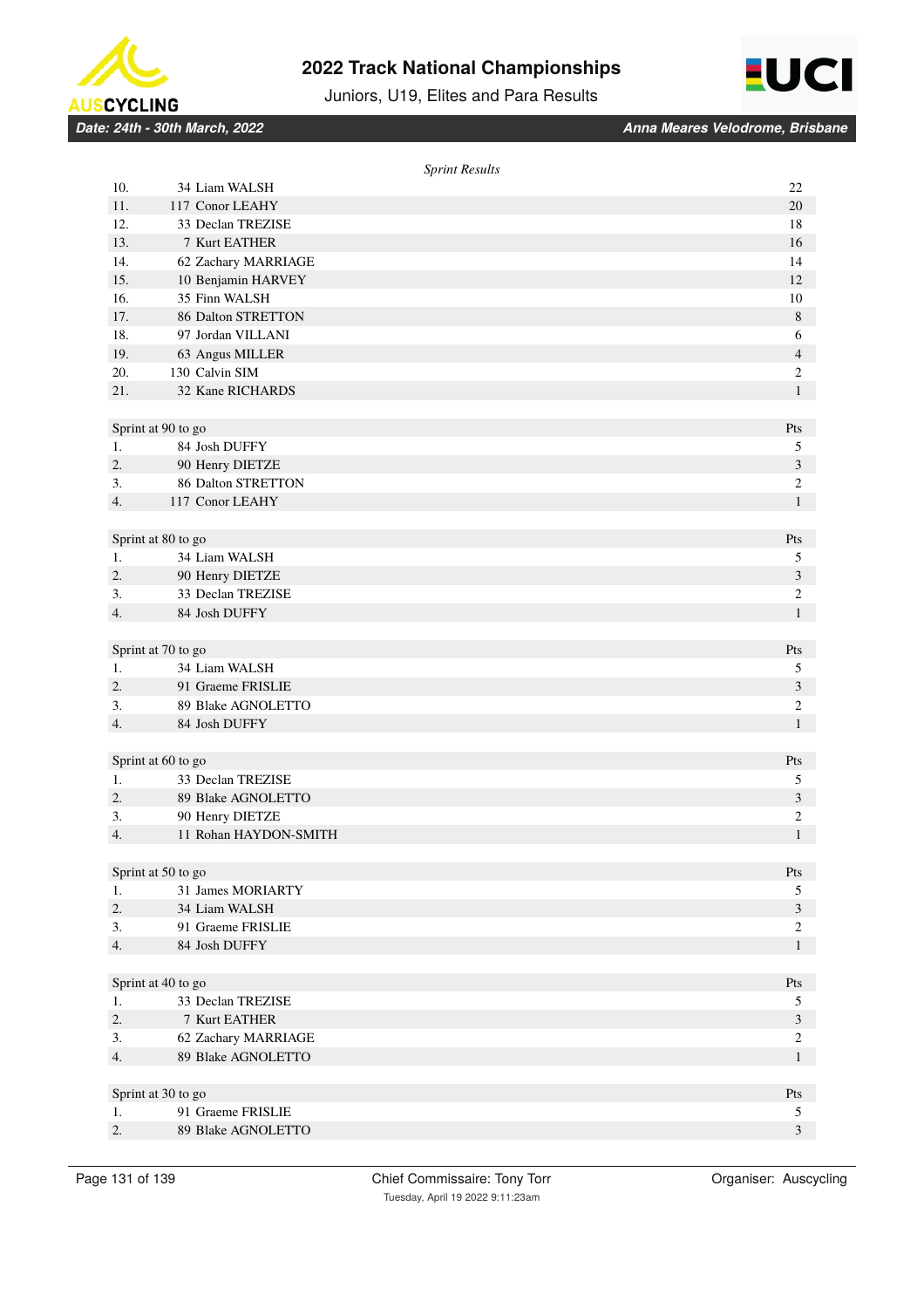*Sprint Results*

| | | |
|---|---|---|
| 10. | 34 Liam WALSH | 22 |
| 11. | 117 Conor LEAHY | 20 |
| 12. | 33 Declan TREZISE | 18 |
| 13. | 7 Kurt EATHER | 16 |
| 14. | 62 Zachary MARRIAGE | 14 |
| 15. | 10 Benjamin HARVEY | 12 |
| 16. | 35 Finn WALSH | 10 |
| 17. | 86 Dalton STRETTON | 8 |
| 18. | 97 Jordan VILLANI | 6 |
| 19. | 63 Angus MILLER | 4 |
| 20. | 130 Calvin SIM | 2 |
| 21. | 32 Kane RICHARDS | 1 |

| Sprint at 90 to go | | Pts |
|---|---|---|
| 1. | 84 Josh DUFFY | 5 |
| 2. | 90 Henry DIETZE | 3 |
| 3. | 86 Dalton STRETTON | 2 |
| 4. | 117 Conor LEAHY | 1 |

| Sprint at 80 to go | | Pts |
|---|---|---|
| 1. | 34 Liam WALSH | 5 |
| 2. | 90 Henry DIETZE | 3 |
| 3. | 33 Declan TREZISE | 2 |
| 4. | 84 Josh DUFFY | 1 |

| Sprint at 70 to go | | Pts |
|---|---|---|
| 1. | 34 Liam WALSH | 5 |
| 2. | 91 Graeme FRISLIE | 3 |
| 3. | 89 Blake AGNOLETTO | 2 |
| 4. | 84 Josh DUFFY | 1 |

| Sprint at 60 to go | | Pts |
|---|---|---|
| 1. | 33 Declan TREZISE | 5 |
| 2. | 89 Blake AGNOLETTO | 3 |
| 3. | 90 Henry DIETZE | 2 |
| 4. | 11 Rohan HAYDON-SMITH | 1 |

| Sprint at 50 to go | | Pts |
|---|---|---|
| 1. | 31 James MORIARTY | 5 |
| 2. | 34 Liam WALSH | 3 |
| 3. | 91 Graeme FRISLIE | 2 |
| 4. | 84 Josh DUFFY | 1 |

| Sprint at 40 to go | | Pts |
|---|---|---|
| 1. | 33 Declan TREZISE | 5 |
| 2. | 7 Kurt EATHER | 3 |
| 3. | 62 Zachary MARRIAGE | 2 |
| 4. | 89 Blake AGNOLETTO | 1 |

| Sprint at 30 to go | | Pts |
|---|---|---|
| 1. | 91 Graeme FRISLIE | 5 |
| 2. | 89 Blake AGNOLETTO | 3 |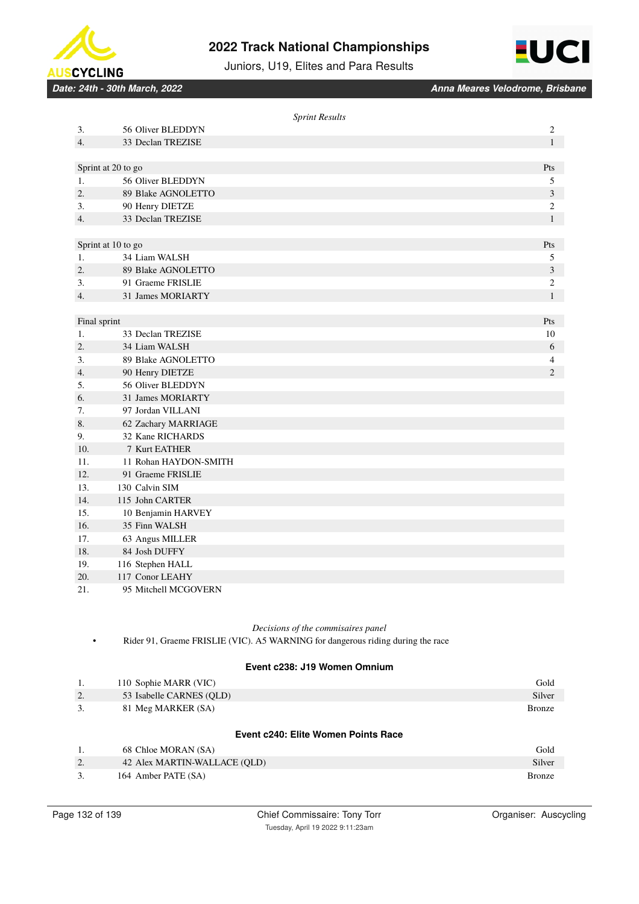*Sprint Results*

| | | |
|---|---|---|
| 3. | 56 Oliver BLEDDYN | 2 |
| 4. | 33 Declan TREZISE | 1 |

| Sprint at 20 to go | | Pts |
|---|---|---|
| 1. | 56 Oliver BLEDDYN | 5 |
| 2. | 89 Blake AGNOLETTO | 3 |
| 3. | 90 Henry DIETZE | 2 |
| 4. | 33 Declan TREZISE | 1 |

| Sprint at 10 to go | | Pts |
|---|---|---|
| 1. | 34 Liam WALSH | 5 |
| 2. | 89 Blake AGNOLETTO | 3 |
| 3. | 91 Graeme FRISLIE | 2 |
| 4. | 31 James MORIARTY | 1 |

| Final sprint | | Pts |
|---|---|---|
| 1. | 33 Declan TREZISE | 10 |
| 2. | 34 Liam WALSH | 6 |
| 3. | 89 Blake AGNOLETTO | 4 |
| 4. | 90 Henry DIETZE | 2 |
| 5. | 56 Oliver BLEDDYN | |
| 6. | 31 James MORIARTY | |
| 7. | 97 Jordan VILLANI | |
| 8. | 62 Zachary MARRIAGE | |
| 9. | 32 Kane RICHARDS | |
| 10. | 7 Kurt EATHER | |
| 11. | 11 Rohan HAYDON-SMITH | |
| 12. | 91 Graeme FRISLIE | |
| 13. | 130 Calvin SIM | |
| 14. | 115 John CARTER | |
| 15. | 10 Benjamin HARVEY | |
| 16. | 35 Finn WALSH | |
| 17. | 63 Angus MILLER | |
| 18. | 84 Josh DUFFY | |
| 19. | 116 Stephen HALL | |
| 20. | 117 Conor LEAHY | |
| 21. | 95 Mitchell MCGOVERN | |

*Decisions of the commisaires panel*

- Rider 91, Graeme FRISLIE (VIC). A5 WARNING for dangerous riding during the race

### Event c238: J19 Women Omnium

| | | |
|---|---|---|
| 1. | 110 Sophie MARR (VIC) | Gold |
| 2. | 53 Isabelle CARNES (QLD) | Silver |
| 3. | 81 Meg MARKER (SA) | Bronze |

### Event c240: Elite Women Points Race

| | | |
|---|---|---|
| 1. | 68 Chloe MORAN (SA) | Gold |
| 2. | 42 Alex MARTIN-WALLACE (QLD) | Silver |
| 3. | 164 Amber PATE (SA) | Bronze |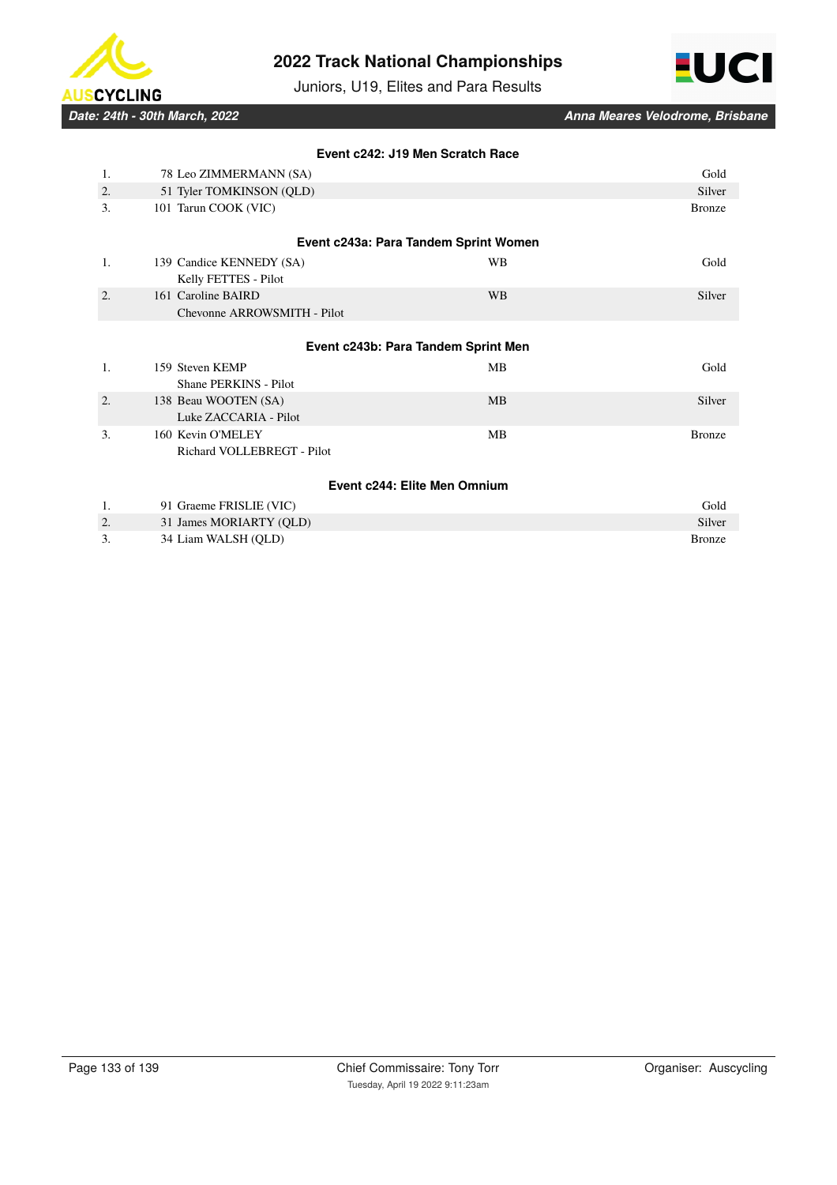### Event c242: J19 Men Scratch Race

| Pos | Rider | Medal |
|---|---|---|
| 1. | 78 Leo ZIMMERMANN (SA) | Gold |
| 2. | 51 Tyler TOMKINSON (QLD) | Silver |
| 3. | 101 Tarun COOK (VIC) | Bronze |

### Event c243a: Para Tandem Sprint Women

| Pos | Rider | Class | Medal |
|---|---|---|---|
| 1. | 139 Candice KENNEDY (SA)<br>Kelly FETTES - Pilot | WB | Gold |
| 2. | 161 Caroline BAIRD<br>Chevonne ARROWSMITH - Pilot | WB | Silver |

### Event c243b: Para Tandem Sprint Men

| Pos | Rider | Class | Medal |
|---|---|---|---|
| 1. | 159 Steven KEMP<br>Shane PERKINS - Pilot | MB | Gold |
| 2. | 138 Beau WOOTEN (SA)<br>Luke ZACCARIA - Pilot | MB | Silver |
| 3. | 160 Kevin O'MELEY<br>Richard VOLLEBREGT - Pilot | MB | Bronze |

### Event c244: Elite Men Omnium

| Pos | Rider | Medal |
|---|---|---|
| 1. | 91 Graeme FRISLIE (VIC) | Gold |
| 2. | 31 James MORIARTY (QLD) | Silver |
| 3. | 34 Liam WALSH (QLD) | Bronze |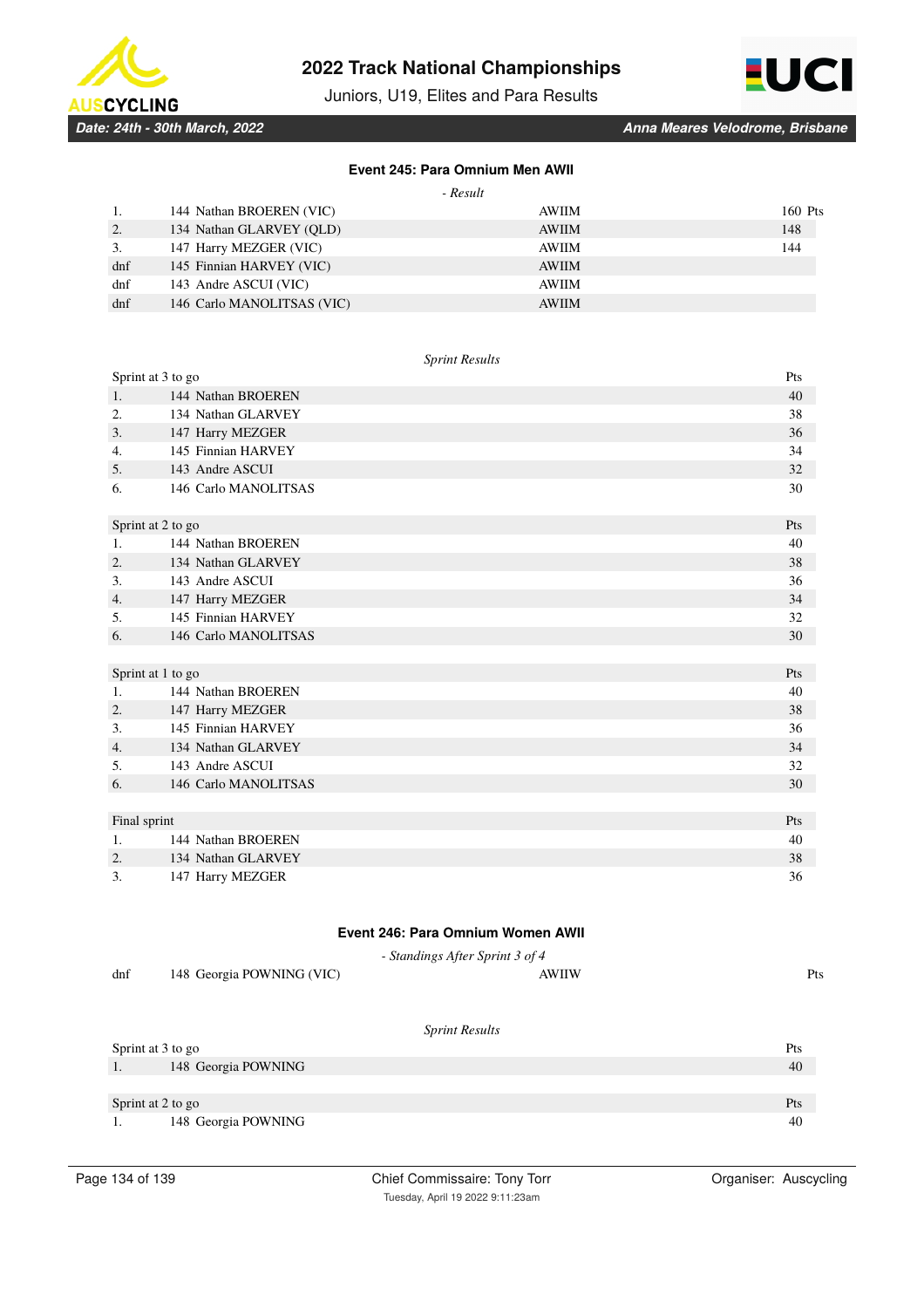### Event 245: Para Omnium Men AWII

*- Result*

| | | | |
|---|---|---|---|
| 1. | 144 Nathan BROEREN (VIC) | AWIIM | 160 Pts |
| 2. | 134 Nathan GLARVEY (QLD) | AWIIM | 148 |
| 3. | 147 Harry MEZGER (VIC) | AWIIM | 144 |
| dnf | 145 Finnian HARVEY (VIC) | AWIIM | |
| dnf | 143 Andre ASCUI (VIC) | AWIIM | |
| dnf | 146 Carlo MANOLITSAS (VIC) | AWIIM | |

*Sprint Results*

| Sprint at 3 to go | | Pts |
|---|---|---|
| 1. | 144 Nathan BROEREN | 40 |
| 2. | 134 Nathan GLARVEY | 38 |
| 3. | 147 Harry MEZGER | 36 |
| 4. | 145 Finnian HARVEY | 34 |
| 5. | 143 Andre ASCUI | 32 |
| 6. | 146 Carlo MANOLITSAS | 30 |

| Sprint at 2 to go | | Pts |
|---|---|---|
| 1. | 144 Nathan BROEREN | 40 |
| 2. | 134 Nathan GLARVEY | 38 |
| 3. | 143 Andre ASCUI | 36 |
| 4. | 147 Harry MEZGER | 34 |
| 5. | 145 Finnian HARVEY | 32 |
| 6. | 146 Carlo MANOLITSAS | 30 |

| Sprint at 1 to go | | Pts |
|---|---|---|
| 1. | 144 Nathan BROEREN | 40 |
| 2. | 147 Harry MEZGER | 38 |
| 3. | 145 Finnian HARVEY | 36 |
| 4. | 134 Nathan GLARVEY | 34 |
| 5. | 143 Andre ASCUI | 32 |
| 6. | 146 Carlo MANOLITSAS | 30 |

| Final sprint | | Pts |
|---|---|---|
| 1. | 144 Nathan BROEREN | 40 |
| 2. | 134 Nathan GLARVEY | 38 |
| 3. | 147 Harry MEZGER | 36 |

### Event 246: Para Omnium Women AWII

*- Standings After Sprint 3 of 4*

| | | | |
|---|---|---|---|
| dnf | 148 Georgia POWNING (VIC) | AWIIW | Pts |

*Sprint Results*

| Sprint at 3 to go | | Pts |
|---|---|---|
| 1. | 148 Georgia POWNING | 40 |

| Sprint at 2 to go | | Pts |
|---|---|---|
| 1. | 148 Georgia POWNING | 40 |

Chief Commissaire: Tony Torr

Tuesday, April 19 2022 9:11:23am

Organiser: Auscycling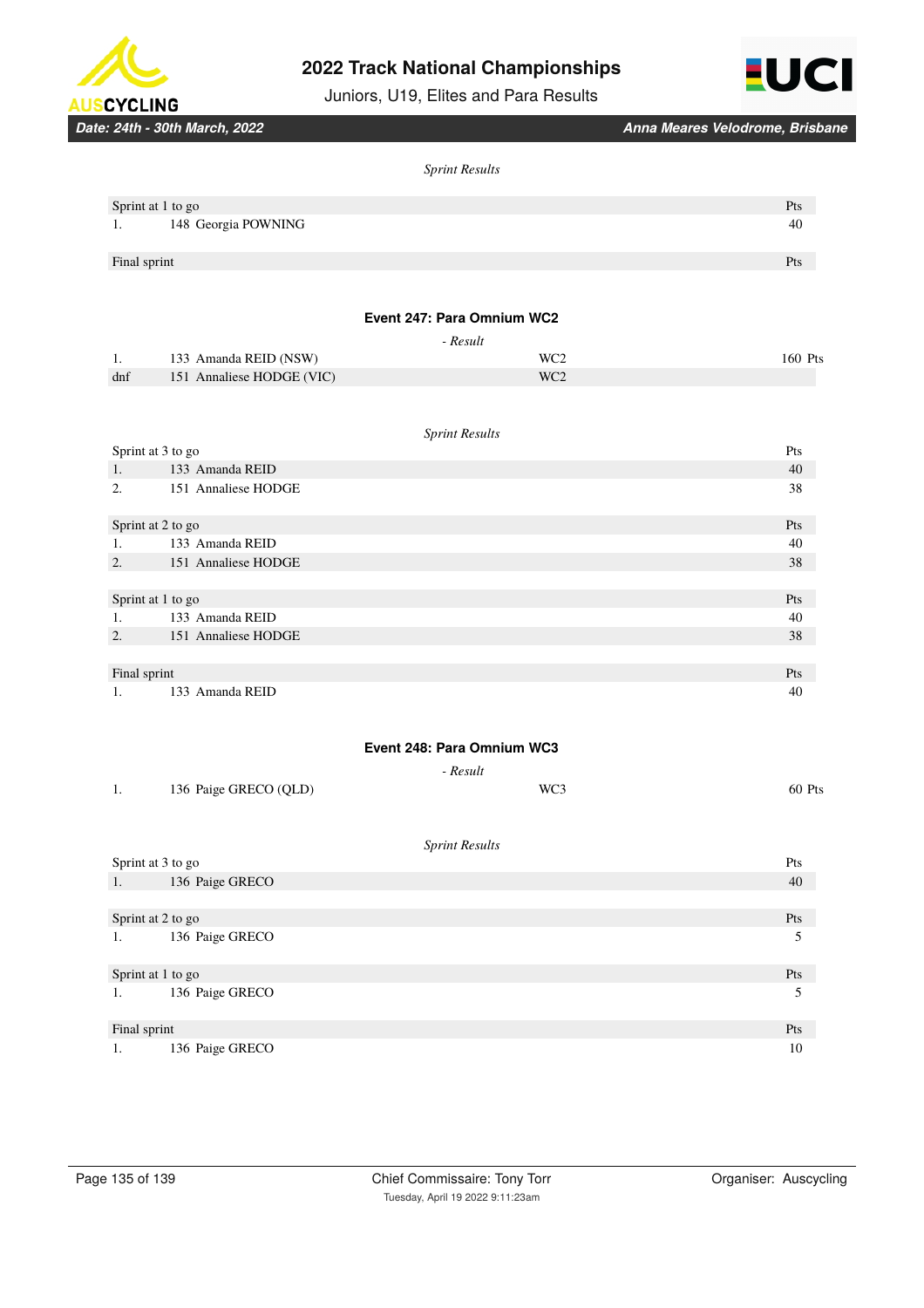*Sprint Results*

| Sprint at 1 to go | | Pts |
|---|---|---|
| 1. | 148 Georgia POWNING | 40 |

| Final sprint | | Pts |
|---|---|---|

### Event 247: Para Omnium WC2

*- Result*

| | | | |
|---|---|---|---|
| 1. | 133 Amanda REID (NSW) | WC2 | 160 Pts |
| dnf | 151 Annaliese HODGE (VIC) | WC2 | |

*Sprint Results*

| Sprint at 3 to go | | Pts |
|---|---|---|
| 1. | 133 Amanda REID | 40 |
| 2. | 151 Annaliese HODGE | 38 |

| Sprint at 2 to go | | Pts |
|---|---|---|
| 1. | 133 Amanda REID | 40 |
| 2. | 151 Annaliese HODGE | 38 |

| Sprint at 1 to go | | Pts |
|---|---|---|
| 1. | 133 Amanda REID | 40 |
| 2. | 151 Annaliese HODGE | 38 |

| Final sprint | | Pts |
|---|---|---|
| 1. | 133 Amanda REID | 40 |

### Event 248: Para Omnium WC3

*- Result*

| | | | |
|---|---|---|---|
| 1. | 136 Paige GRECO (QLD) | WC3 | 60 Pts |

*Sprint Results*

| Sprint at 3 to go | | Pts |
|---|---|---|
| 1. | 136 Paige GRECO | 40 |

| Sprint at 2 to go | | Pts |
|---|---|---|
| 1. | 136 Paige GRECO | 5 |

| Sprint at 1 to go | | Pts |
|---|---|---|
| 1. | 136 Paige GRECO | 5 |

| Final sprint | | Pts |
|---|---|---|
| 1. | 136 Paige GRECO | 10 |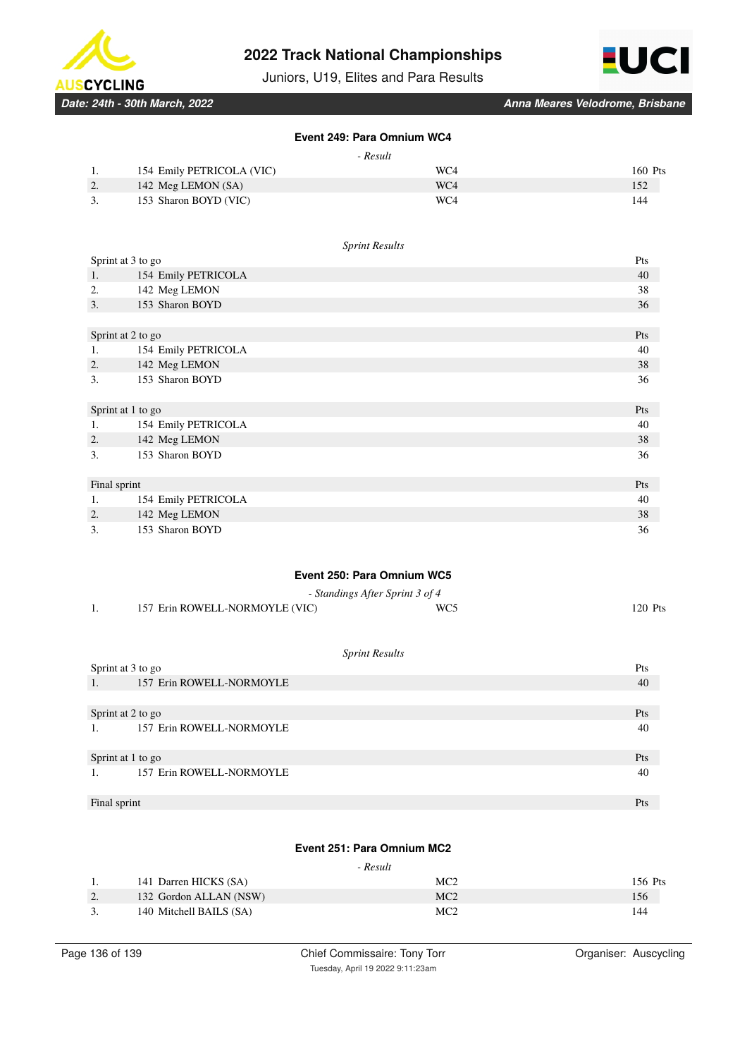## Event 249: Para Omnium WC4

*- Result*

| | | | |
|---|---|---|---|
| 1. | 154 Emily PETRICOLA (VIC) | WC4 | 160 Pts |
| 2. | 142 Meg LEMON (SA) | WC4 | 152 |
| 3. | 153 Sharon BOYD (VIC) | WC4 | 144 |

*Sprint Results*

| Sprint at 3 to go | | Pts |
|---|---|---|
| 1. | 154 Emily PETRICOLA | 40 |
| 2. | 142 Meg LEMON | 38 |
| 3. | 153 Sharon BOYD | 36 |

| Sprint at 2 to go | | Pts |
|---|---|---|
| 1. | 154 Emily PETRICOLA | 40 |
| 2. | 142 Meg LEMON | 38 |
| 3. | 153 Sharon BOYD | 36 |

| Sprint at 1 to go | | Pts |
|---|---|---|
| 1. | 154 Emily PETRICOLA | 40 |
| 2. | 142 Meg LEMON | 38 |
| 3. | 153 Sharon BOYD | 36 |

| Final sprint | | Pts |
|---|---|---|
| 1. | 154 Emily PETRICOLA | 40 |
| 2. | 142 Meg LEMON | 38 |
| 3. | 153 Sharon BOYD | 36 |

## Event 250: Para Omnium WC5

*- Standings After Sprint 3 of 4*

| | | | |
|---|---|---|---|
| 1. | 157 Erin ROWELL-NORMOYLE (VIC) | WC5 | 120 Pts |

*Sprint Results*

| Sprint at 3 to go | | Pts |
|---|---|---|
| 1. | 157 Erin ROWELL-NORMOYLE | 40 |

| Sprint at 2 to go | | Pts |
|---|---|---|
| 1. | 157 Erin ROWELL-NORMOYLE | 40 |

| Sprint at 1 to go | | Pts |
|---|---|---|
| 1. | 157 Erin ROWELL-NORMOYLE | 40 |

| Final sprint | | Pts |
|---|---|---|

## Event 251: Para Omnium MC2

*- Result*

| | | | |
|---|---|---|---|
| 1. | 141 Darren HICKS (SA) | MC2 | 156 Pts |
| 2. | 132 Gordon ALLAN (NSW) | MC2 | 156 |
| 3. | 140 Mitchell BAILS (SA) | MC2 | 144 |

Chief Commissaire: Tony Torr

Tuesday, April 19 2022 9:11:23am

Organiser: Auscycling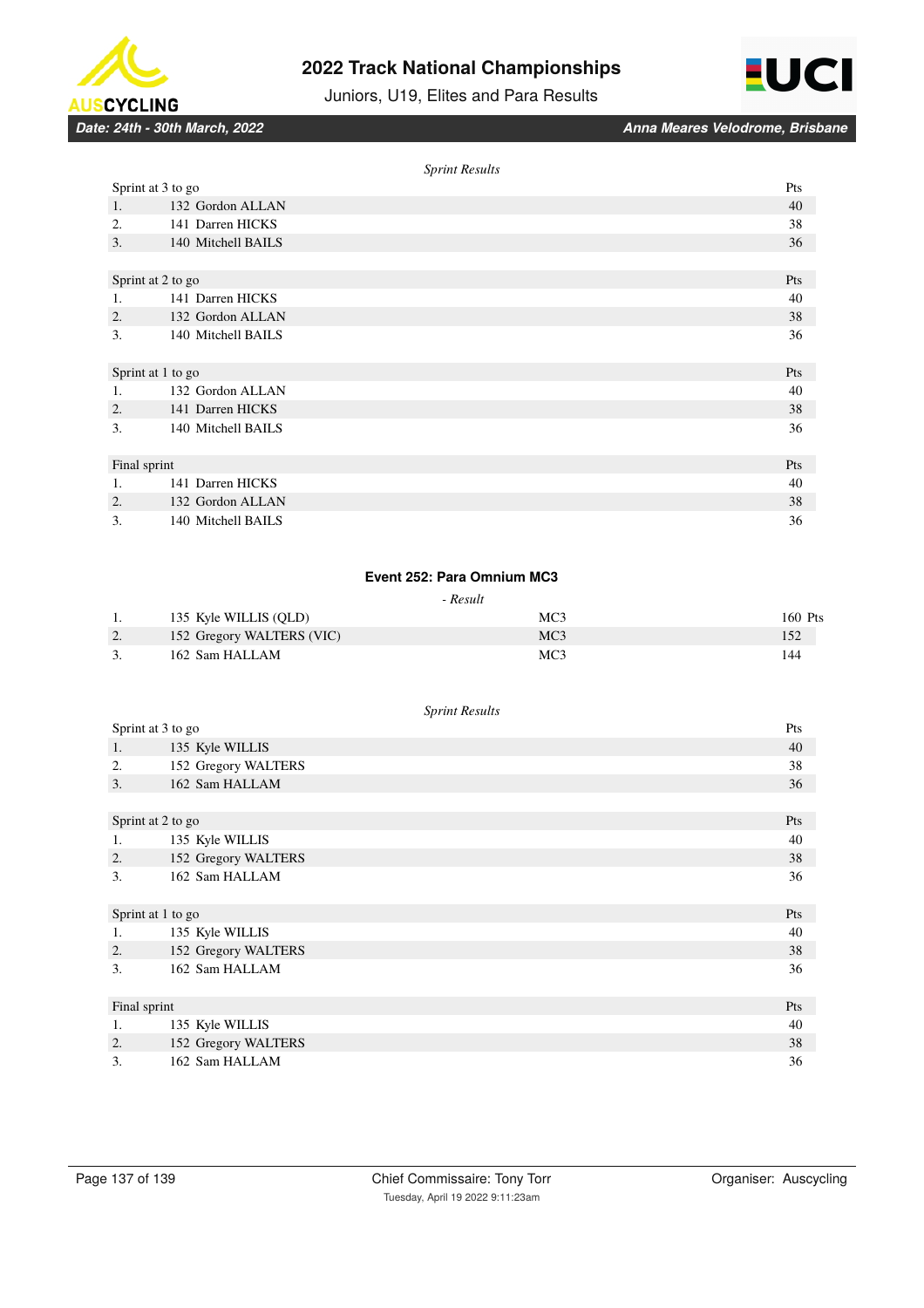*Sprint Results*

| Sprint at 3 to go | | Pts |
|---|---|---|
| 1. | 132 Gordon ALLAN | 40 |
| 2. | 141 Darren HICKS | 38 |
| 3. | 140 Mitchell BAILS | 36 |

| Sprint at 2 to go | | Pts |
|---|---|---|
| 1. | 141 Darren HICKS | 40 |
| 2. | 132 Gordon ALLAN | 38 |
| 3. | 140 Mitchell BAILS | 36 |

| Sprint at 1 to go | | Pts |
|---|---|---|
| 1. | 132 Gordon ALLAN | 40 |
| 2. | 141 Darren HICKS | 38 |
| 3. | 140 Mitchell BAILS | 36 |

| Final sprint | | Pts |
|---|---|---|
| 1. | 141 Darren HICKS | 40 |
| 2. | 132 Gordon ALLAN | 38 |
| 3. | 140 Mitchell BAILS | 36 |

### Event 252: Para Omnium MC3

*- Result*

| | | | |
|---|---|---|---|
| 1. | 135 Kyle WILLIS (QLD) | MC3 | 160 Pts |
| 2. | 152 Gregory WALTERS (VIC) | MC3 | 152 |
| 3. | 162 Sam HALLAM | MC3 | 144 |

*Sprint Results*

| Sprint at 3 to go | | Pts |
|---|---|---|
| 1. | 135 Kyle WILLIS | 40 |
| 2. | 152 Gregory WALTERS | 38 |
| 3. | 162 Sam HALLAM | 36 |

| Sprint at 2 to go | | Pts |
|---|---|---|
| 1. | 135 Kyle WILLIS | 40 |
| 2. | 152 Gregory WALTERS | 38 |
| 3. | 162 Sam HALLAM | 36 |

| Sprint at 1 to go | | Pts |
|---|---|---|
| 1. | 135 Kyle WILLIS | 40 |
| 2. | 152 Gregory WALTERS | 38 |
| 3. | 162 Sam HALLAM | 36 |

| Final sprint | | Pts |
|---|---|---|
| 1. | 135 Kyle WILLIS | 40 |
| 2. | 152 Gregory WALTERS | 38 |
| 3. | 162 Sam HALLAM | 36 |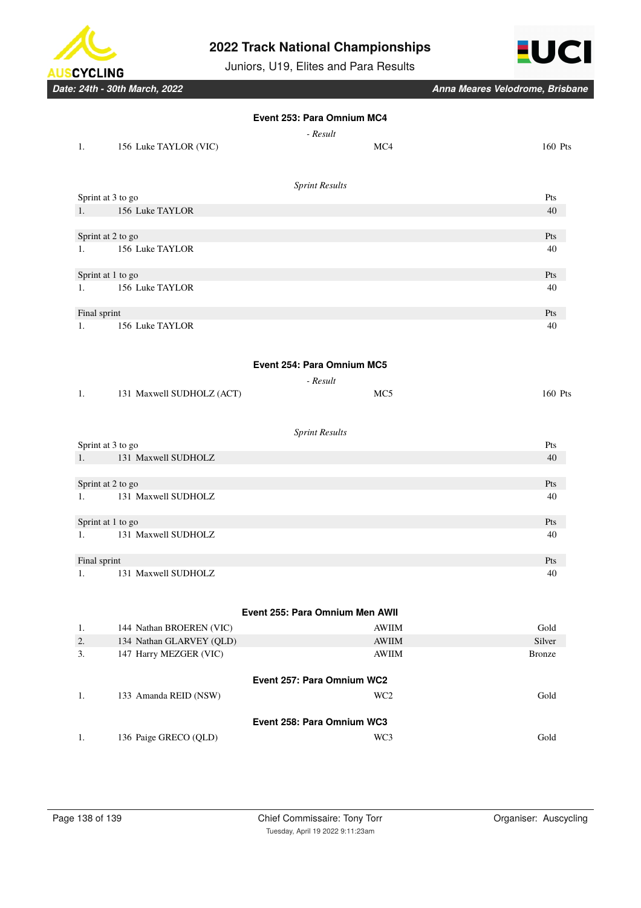### Event 253: Para Omnium MC4

*- Result*

| | | | |
|---|---|---|---|
| 1. | 156 Luke TAYLOR (VIC) | MC4 | 160 Pts |

*Sprint Results*

| Sprint at 3 to go | | Pts |
|---|---|---|
| 1. | 156 Luke TAYLOR | 40 |

| Sprint at 2 to go | | Pts |
|---|---|---|
| 1. | 156 Luke TAYLOR | 40 |

| Sprint at 1 to go | | Pts |
|---|---|---|
| 1. | 156 Luke TAYLOR | 40 |

| Final sprint | | Pts |
|---|---|---|
| 1. | 156 Luke TAYLOR | 40 |

### Event 254: Para Omnium MC5

*- Result*

| | | | |
|---|---|---|---|
| 1. | 131 Maxwell SUDHOLZ (ACT) | MC5 | 160 Pts |

*Sprint Results*

| Sprint at 3 to go | | Pts |
|---|---|---|
| 1. | 131 Maxwell SUDHOLZ | 40 |

| Sprint at 2 to go | | Pts |
|---|---|---|
| 1. | 131 Maxwell SUDHOLZ | 40 |

| Sprint at 1 to go | | Pts |
|---|---|---|
| 1. | 131 Maxwell SUDHOLZ | 40 |

| Final sprint | | Pts |
|---|---|---|
| 1. | 131 Maxwell SUDHOLZ | 40 |

### Event 255: Para Omnium Men AWII

| | | | |
|---|---|---|---|
| 1. | 144 Nathan BROEREN (VIC) | AWIIM | Gold |
| 2. | 134 Nathan GLARVEY (QLD) | AWIIM | Silver |
| 3. | 147 Harry MEZGER (VIC) | AWIIM | Bronze |

### Event 257: Para Omnium WC2

| | | | |
|---|---|---|---|
| 1. | 133 Amanda REID (NSW) | WC2 | Gold |

### Event 258: Para Omnium WC3

| | | | |
|---|---|---|---|
| 1. | 136 Paige GRECO (QLD) | WC3 | Gold |

Chief Commissaire: Tony Torr

Tuesday, April 19 2022 9:11:23am

Organiser: Auscycling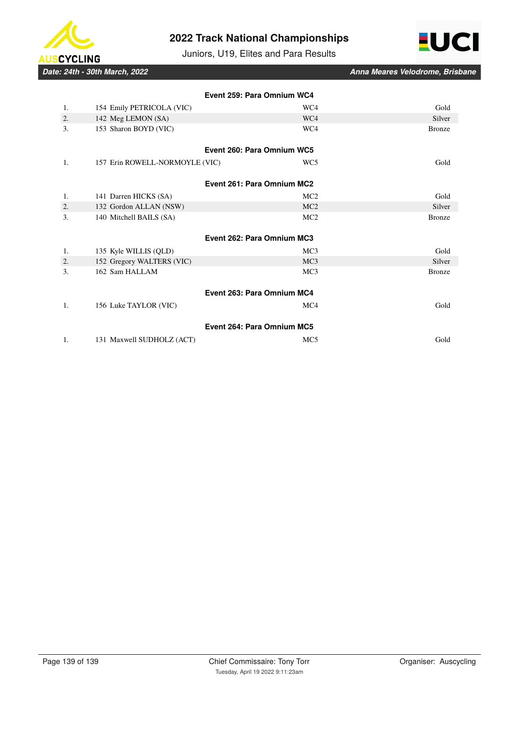### Event 259: Para Omnium WC4

| | | | |
|---|---|---|---|
| 1. | 154 Emily PETRICOLA (VIC) | WC4 | Gold |
| 2. | 142 Meg LEMON (SA) | WC4 | Silver |
| 3. | 153 Sharon BOYD (VIC) | WC4 | Bronze |

### Event 260: Para Omnium WC5

| | | | |
|---|---|---|---|
| 1. | 157 Erin ROWELL-NORMOYLE (VIC) | WC5 | Gold |

### Event 261: Para Omnium MC2

| | | | |
|---|---|---|---|
| 1. | 141 Darren HICKS (SA) | MC2 | Gold |
| 2. | 132 Gordon ALLAN (NSW) | MC2 | Silver |
| 3. | 140 Mitchell BAILS (SA) | MC2 | Bronze |

### Event 262: Para Omnium MC3

| | | | |
|---|---|---|---|
| 1. | 135 Kyle WILLIS (QLD) | MC3 | Gold |
| 2. | 152 Gregory WALTERS (VIC) | MC3 | Silver |
| 3. | 162 Sam HALLAM | MC3 | Bronze |

### Event 263: Para Omnium MC4

| | | | |
|---|---|---|---|
| 1. | 156 Luke TAYLOR (VIC) | MC4 | Gold |

### Event 264: Para Omnium MC5

| | | | |
|---|---|---|---|
| 1. | 131 Maxwell SUDHOLZ (ACT) | MC5 | Gold |

Chief Commissaire: Tony Torr
Tuesday, April 19 2022 9:11:23am

Organiser: Auscycling